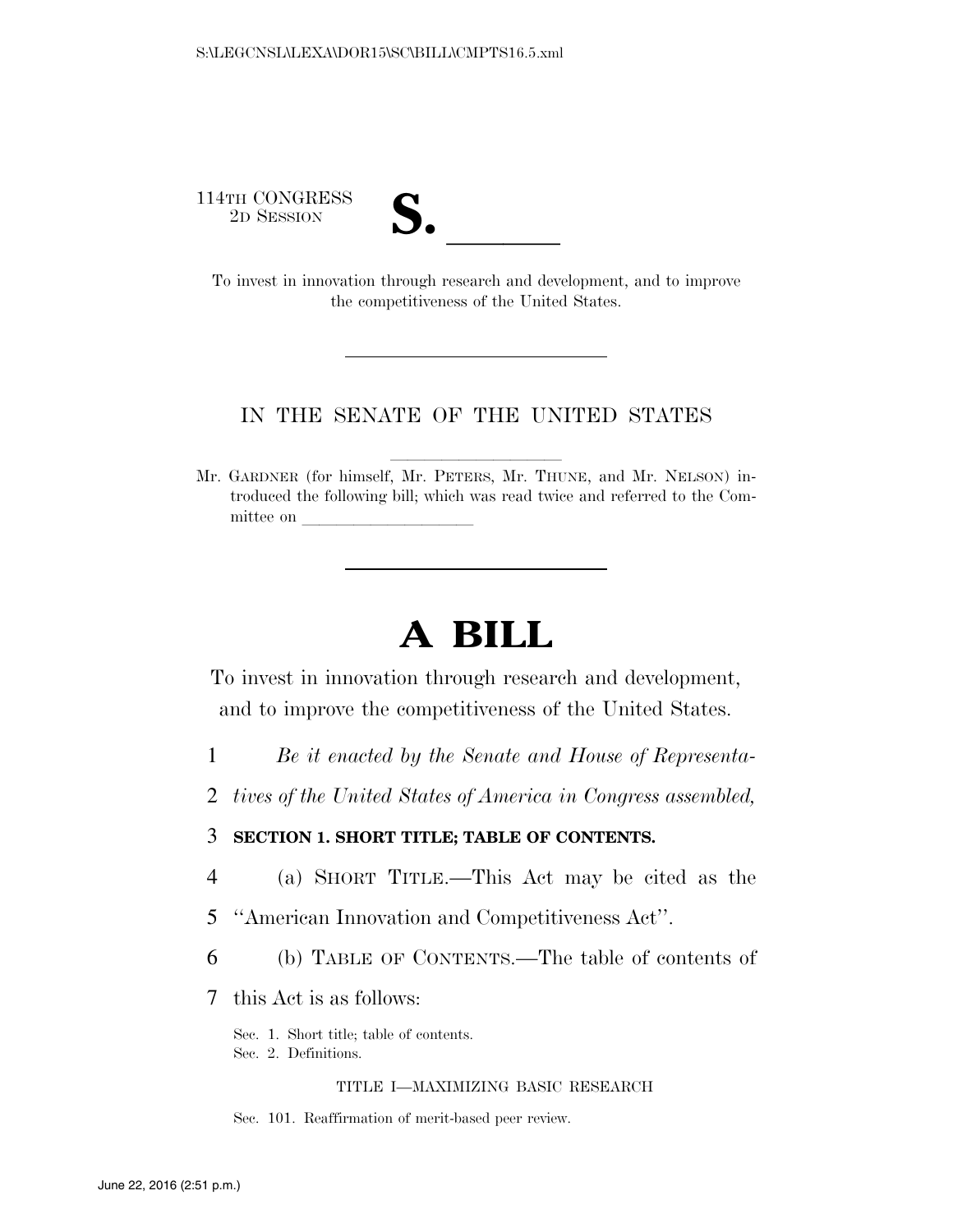114TH CONGRESS
2D SESSION

**S. \_\_\_\_\_\_**

To invest in innovation through research and development, and to improve the competitiveness of the United States.

---

IN THE SENATE OF THE UNITED STATES

Mr. GARDNER (for himself, Mr. PETERS, Mr. THUNE, and Mr. NELSON) introduced the following bill; which was read twice and referred to the Committee on \_\_\_\_\_\_\_\_\_\_\_\_\_\_\_\_\_\_\_\_

---

# A BILL

To invest in innovation through research and development, and to improve the competitiveness of the United States.

*Be it enacted by the Senate and House of Representatives of the United States of America in Congress assembled,*

**SECTION 1. SHORT TITLE; TABLE OF CONTENTS.**

(a) SHORT TITLE.—This Act may be cited as the "American Innovation and Competitiveness Act".

(b) TABLE OF CONTENTS.—The table of contents of this Act is as follows:

Sec. 1. Short title; table of contents.
Sec. 2. Definitions.

TITLE I—MAXIMIZING BASIC RESEARCH

Sec. 101. Reaffirmation of merit-based peer review.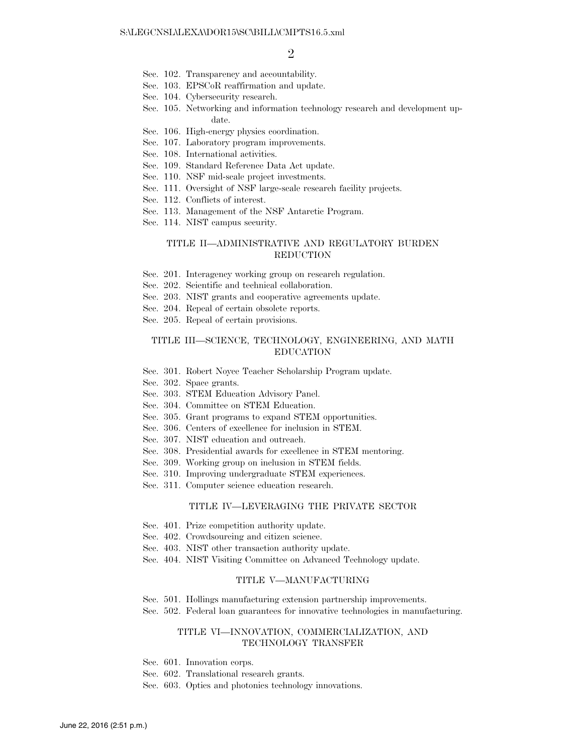Sec. 102. Transparency and accountability.
Sec. 103. EPSCoR reaffirmation and update.
Sec. 104. Cybersecurity research.
Sec. 105. Networking and information technology research and development update.
Sec. 106. High-energy physics coordination.
Sec. 107. Laboratory program improvements.
Sec. 108. International activities.
Sec. 109. Standard Reference Data Act update.
Sec. 110. NSF mid-scale project investments.
Sec. 111. Oversight of NSF large-scale research facility projects.
Sec. 112. Conflicts of interest.
Sec. 113. Management of the NSF Antarctic Program.
Sec. 114. NIST campus security.

TITLE II—ADMINISTRATIVE AND REGULATORY BURDEN REDUCTION

Sec. 201. Interagency working group on research regulation.
Sec. 202. Scientific and technical collaboration.
Sec. 203. NIST grants and cooperative agreements update.
Sec. 204. Repeal of certain obsolete reports.
Sec. 205. Repeal of certain provisions.

TITLE III—SCIENCE, TECHNOLOGY, ENGINEERING, AND MATH EDUCATION

Sec. 301. Robert Noyce Teacher Scholarship Program update.
Sec. 302. Space grants.
Sec. 303. STEM Education Advisory Panel.
Sec. 304. Committee on STEM Education.
Sec. 305. Grant programs to expand STEM opportunities.
Sec. 306. Centers of excellence for inclusion in STEM.
Sec. 307. NIST education and outreach.
Sec. 308. Presidential awards for excellence in STEM mentoring.
Sec. 309. Working group on inclusion in STEM fields.
Sec. 310. Improving undergraduate STEM experiences.
Sec. 311. Computer science education research.

TITLE IV—LEVERAGING THE PRIVATE SECTOR

Sec. 401. Prize competition authority update.
Sec. 402. Crowdsourcing and citizen science.
Sec. 403. NIST other transaction authority update.
Sec. 404. NIST Visiting Committee on Advanced Technology update.

TITLE V—MANUFACTURING

Sec. 501. Hollings manufacturing extension partnership improvements.
Sec. 502. Federal loan guarantees for innovative technologies in manufacturing.

TITLE VI—INNOVATION, COMMERCIALIZATION, AND TECHNOLOGY TRANSFER

Sec. 601. Innovation corps.
Sec. 602. Translational research grants.
Sec. 603. Optics and photonics technology innovations.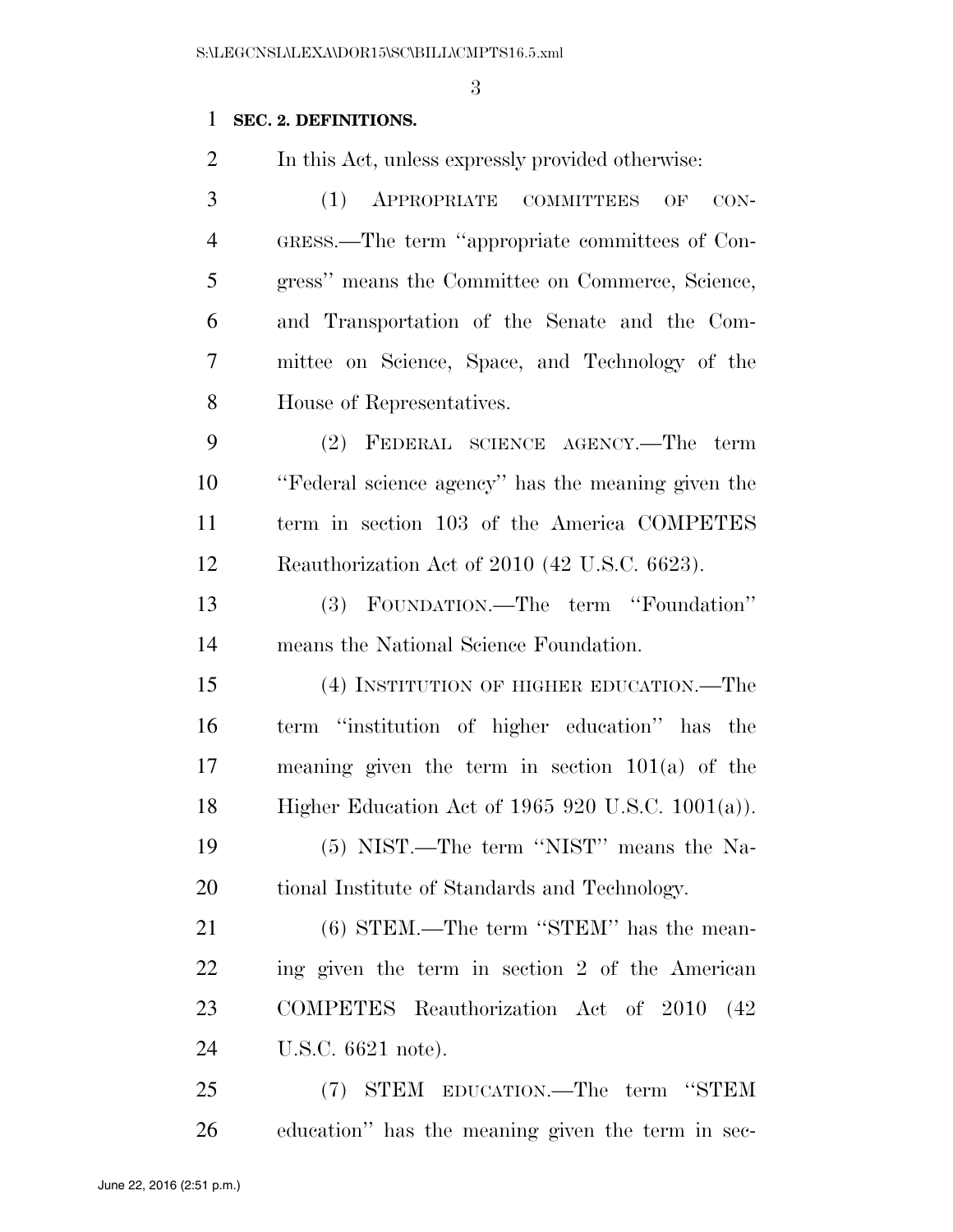**SEC. 2. DEFINITIONS.**

In this Act, unless expressly provided otherwise:

(1) APPROPRIATE COMMITTEES OF CONGRESS.—The term ''appropriate committees of Congress'' means the Committee on Commerce, Science, and Transportation of the Senate and the Committee on Science, Space, and Technology of the House of Representatives.

(2) FEDERAL SCIENCE AGENCY.—The term ''Federal science agency'' has the meaning given the term in section 103 of the America COMPETES Reauthorization Act of 2010 (42 U.S.C. 6623).

(3) FOUNDATION.—The term ''Foundation'' means the National Science Foundation.

(4) INSTITUTION OF HIGHER EDUCATION.—The term ''institution of higher education'' has the meaning given the term in section 101(a) of the Higher Education Act of 1965 920 U.S.C. 1001(a)).

(5) NIST.—The term ''NIST'' means the National Institute of Standards and Technology.

(6) STEM.—The term ''STEM'' has the meaning given the term in section 2 of the American COMPETES Reauthorization Act of 2010 (42 U.S.C. 6621 note).

(7) STEM EDUCATION.—The term ''STEM education'' has the meaning given the term in sec-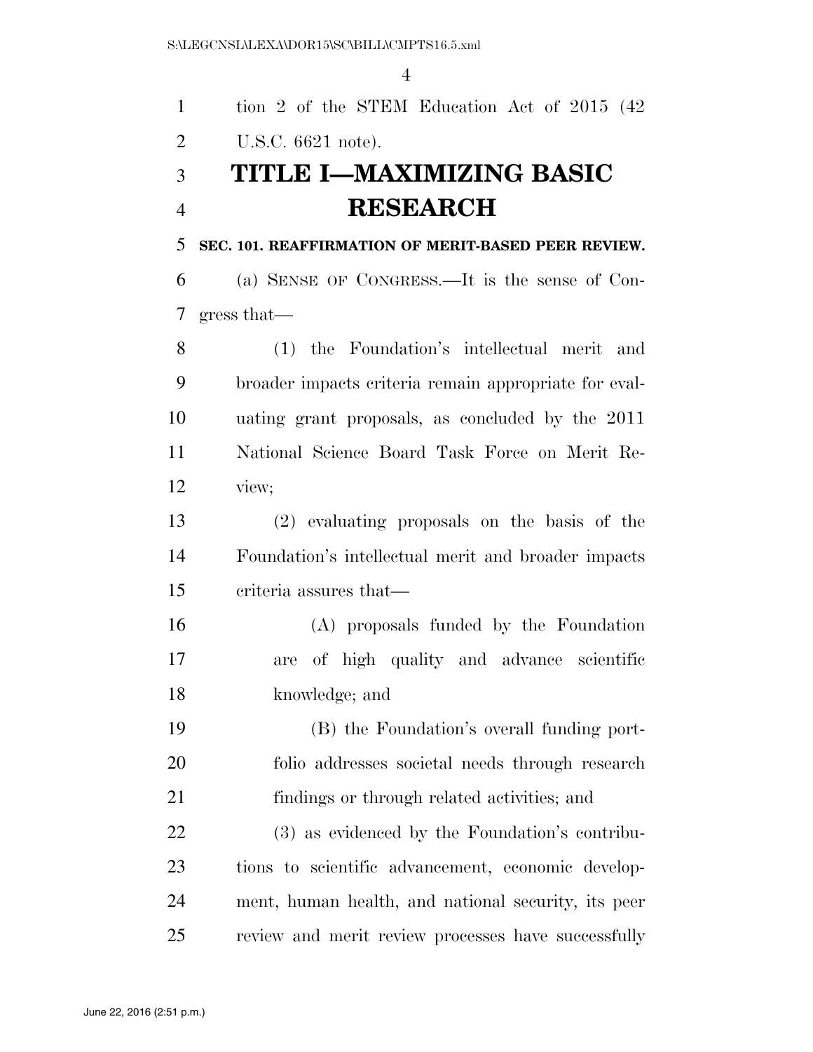tion 2 of the STEM Education Act of 2015 (42 U.S.C. 6621 note).

# TITLE I—MAXIMIZING BASIC RESEARCH

**SEC. 101. REAFFIRMATION OF MERIT-BASED PEER REVIEW.**

(a) SENSE OF CONGRESS.—It is the sense of Congress that—

(1) the Foundation's intellectual merit and broader impacts criteria remain appropriate for evaluating grant proposals, as concluded by the 2011 National Science Board Task Force on Merit Review;

(2) evaluating proposals on the basis of the Foundation's intellectual merit and broader impacts criteria assures that—

(A) proposals funded by the Foundation are of high quality and advance scientific knowledge; and

(B) the Foundation's overall funding portfolio addresses societal needs through research findings or through related activities; and

(3) as evidenced by the Foundation's contributions to scientific advancement, economic development, human health, and national security, its peer review and merit review processes have successfully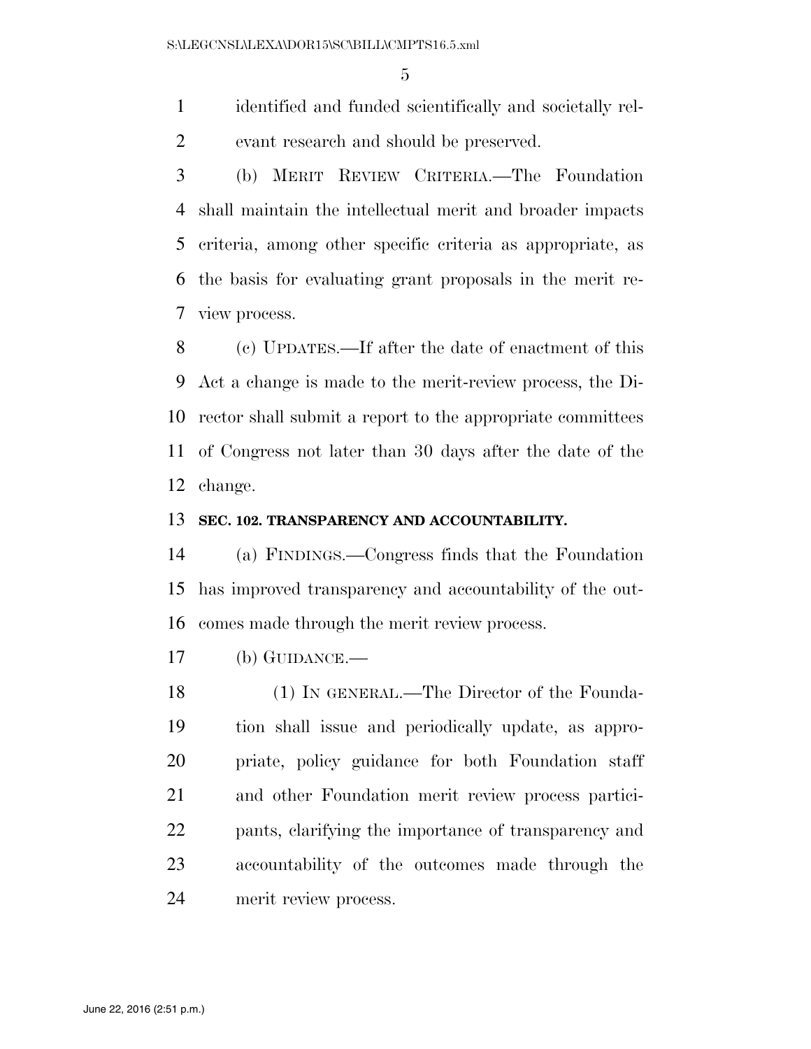identified and funded scientifically and societally relevant research and should be preserved.

(b) MERIT REVIEW CRITERIA.—The Foundation shall maintain the intellectual merit and broader impacts criteria, among other specific criteria as appropriate, as the basis for evaluating grant proposals in the merit review process.

(c) UPDATES.—If after the date of enactment of this Act a change is made to the merit-review process, the Director shall submit a report to the appropriate committees of Congress not later than 30 days after the date of the change.

**SEC. 102. TRANSPARENCY AND ACCOUNTABILITY.**

(a) FINDINGS.—Congress finds that the Foundation has improved transparency and accountability of the outcomes made through the merit review process.

(b) GUIDANCE.—

(1) IN GENERAL.—The Director of the Foundation shall issue and periodically update, as appropriate, policy guidance for both Foundation staff and other Foundation merit review process participants, clarifying the importance of transparency and accountability of the outcomes made through the merit review process.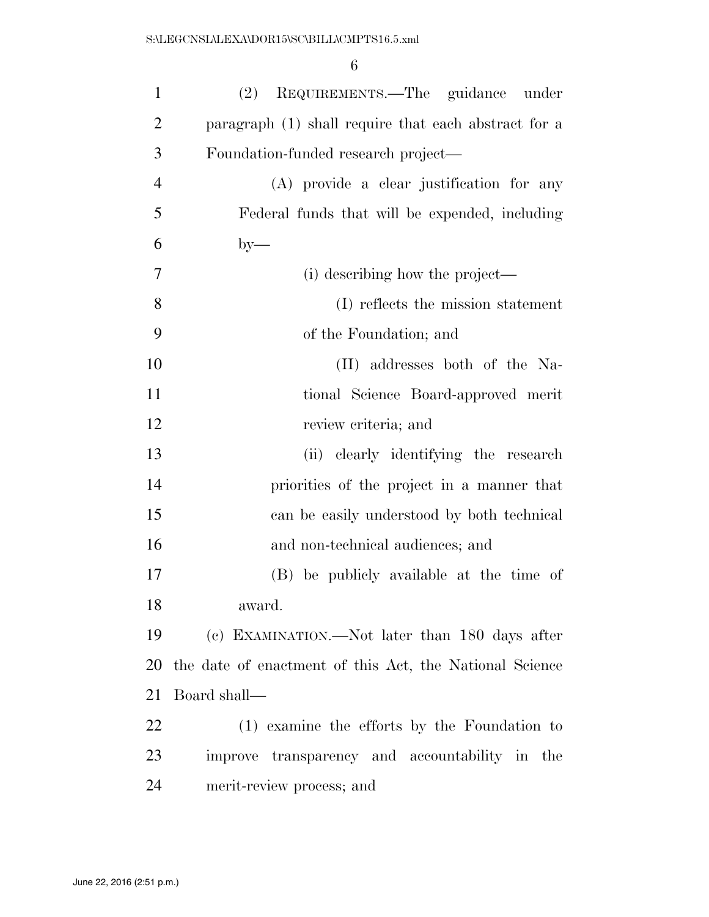(2) REQUIREMENTS.—The guidance under paragraph (1) shall require that each abstract for a Foundation-funded research project—

(A) provide a clear justification for any Federal funds that will be expended, including by—

(i) describing how the project—

(I) reflects the mission statement of the Foundation; and

(II) addresses both of the National Science Board-approved merit review criteria; and

(ii) clearly identifying the research priorities of the project in a manner that can be easily understood by both technical and non-technical audiences; and

(B) be publicly available at the time of award.

(c) EXAMINATION.—Not later than 180 days after the date of enactment of this Act, the National Science Board shall—

(1) examine the efforts by the Foundation to improve transparency and accountability in the merit-review process; and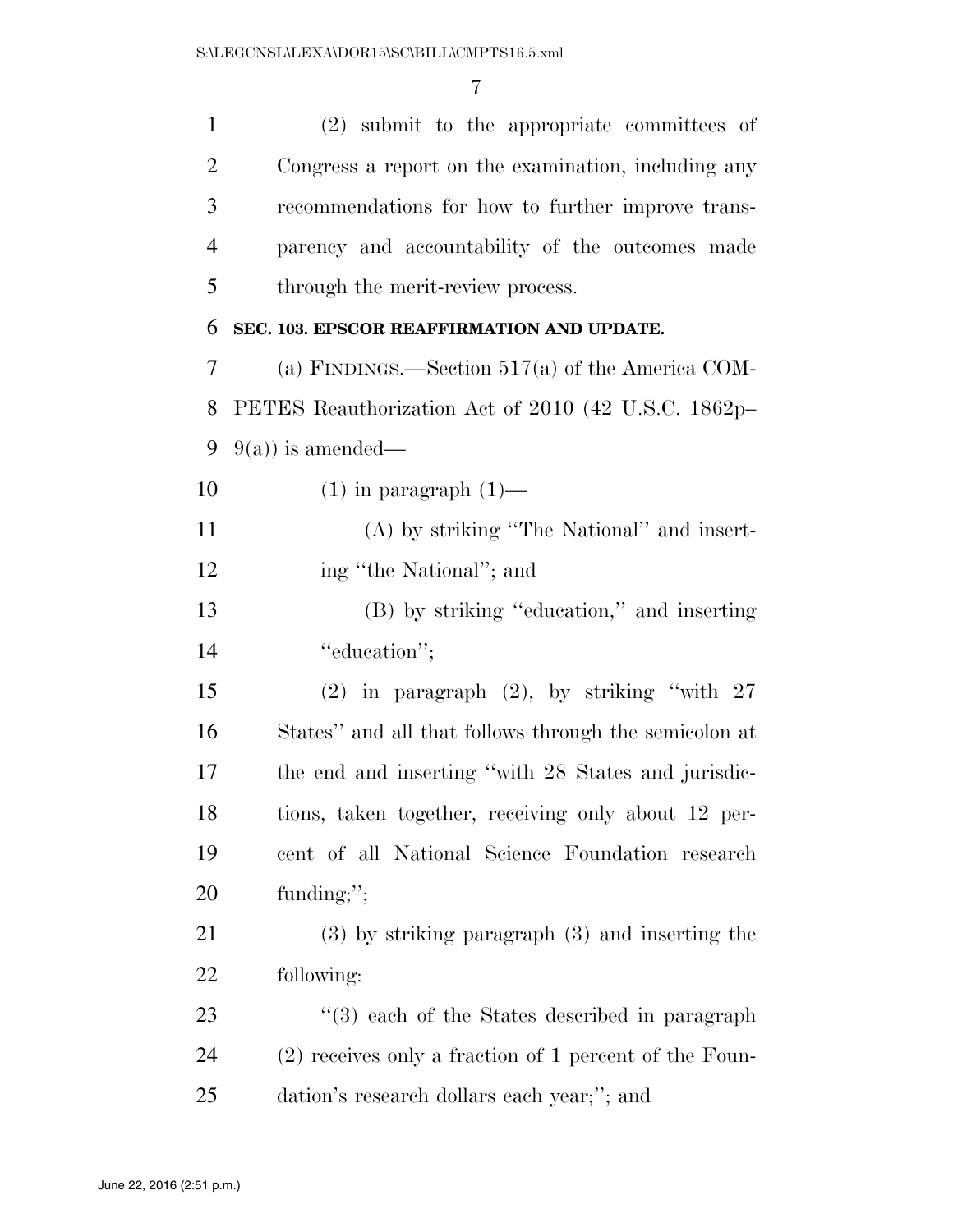(2) submit to the appropriate committees of Congress a report on the examination, including any recommendations for how to further improve transparency and accountability of the outcomes made through the merit-review process.

### SEC. 103. EPSCOR REAFFIRMATION AND UPDATE.

(a) FINDINGS.—Section 517(a) of the America COMPETES Reauthorization Act of 2010 (42 U.S.C. 1862p–9(a)) is amended—

(1) in paragraph (1)—

(A) by striking "The National" and inserting "the National"; and

(B) by striking "education," and inserting "education";

(2) in paragraph (2), by striking "with 27 States" and all that follows through the semicolon at the end and inserting "with 28 States and jurisdictions, taken together, receiving only about 12 percent of all National Science Foundation research funding;";

(3) by striking paragraph (3) and inserting the following:

"(3) each of the States described in paragraph (2) receives only a fraction of 1 percent of the Foundation's research dollars each year;"; and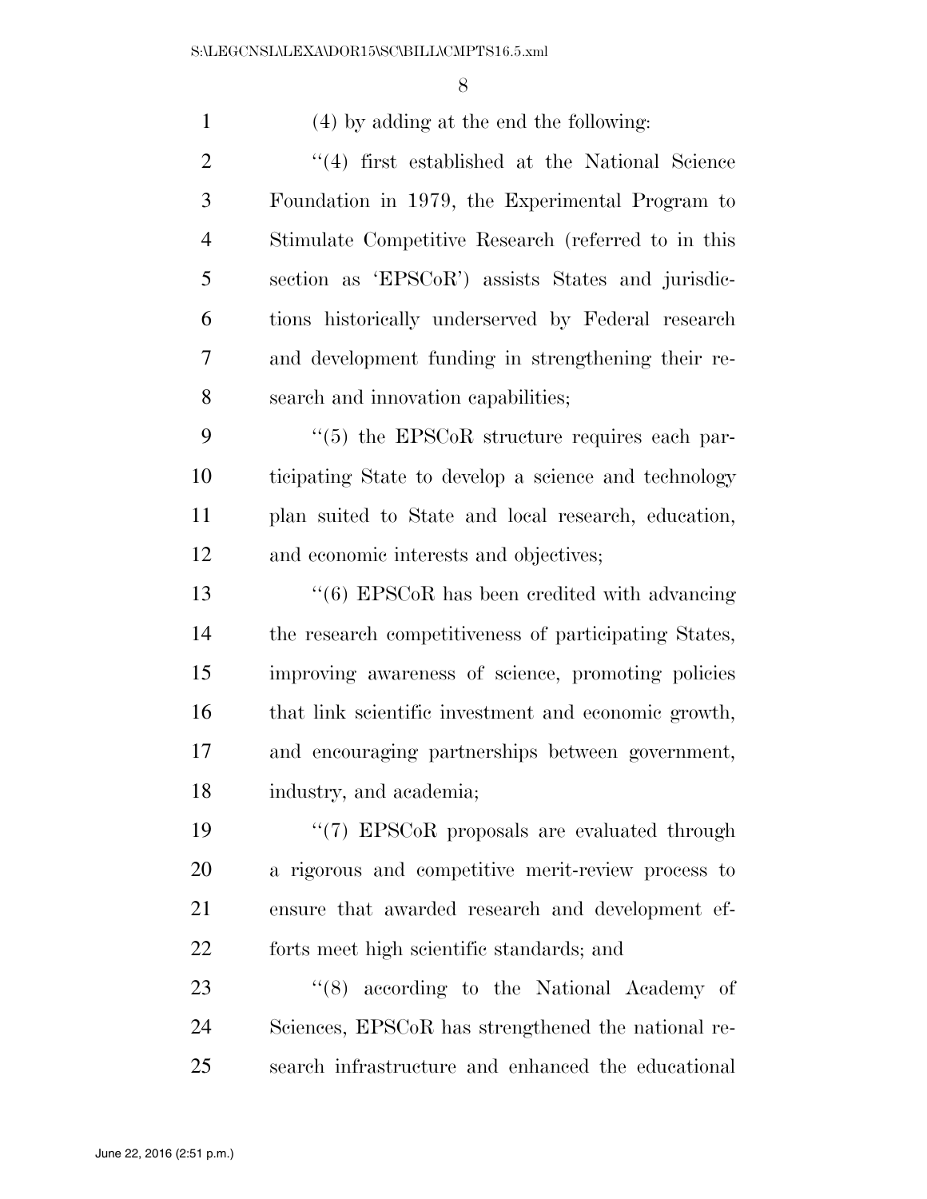(4) by adding at the end the following:

"(4) first established at the National Science Foundation in 1979, the Experimental Program to Stimulate Competitive Research (referred to in this section as 'EPSCoR') assists States and jurisdictions historically underserved by Federal research and development funding in strengthening their research and innovation capabilities;

"(5) the EPSCoR structure requires each participating State to develop a science and technology plan suited to State and local research, education, and economic interests and objectives;

"(6) EPSCoR has been credited with advancing the research competitiveness of participating States, improving awareness of science, promoting policies that link scientific investment and economic growth, and encouraging partnerships between government, industry, and academia;

"(7) EPSCoR proposals are evaluated through a rigorous and competitive merit-review process to ensure that awarded research and development efforts meet high scientific standards; and

"(8) according to the National Academy of Sciences, EPSCoR has strengthened the national research infrastructure and enhanced the educational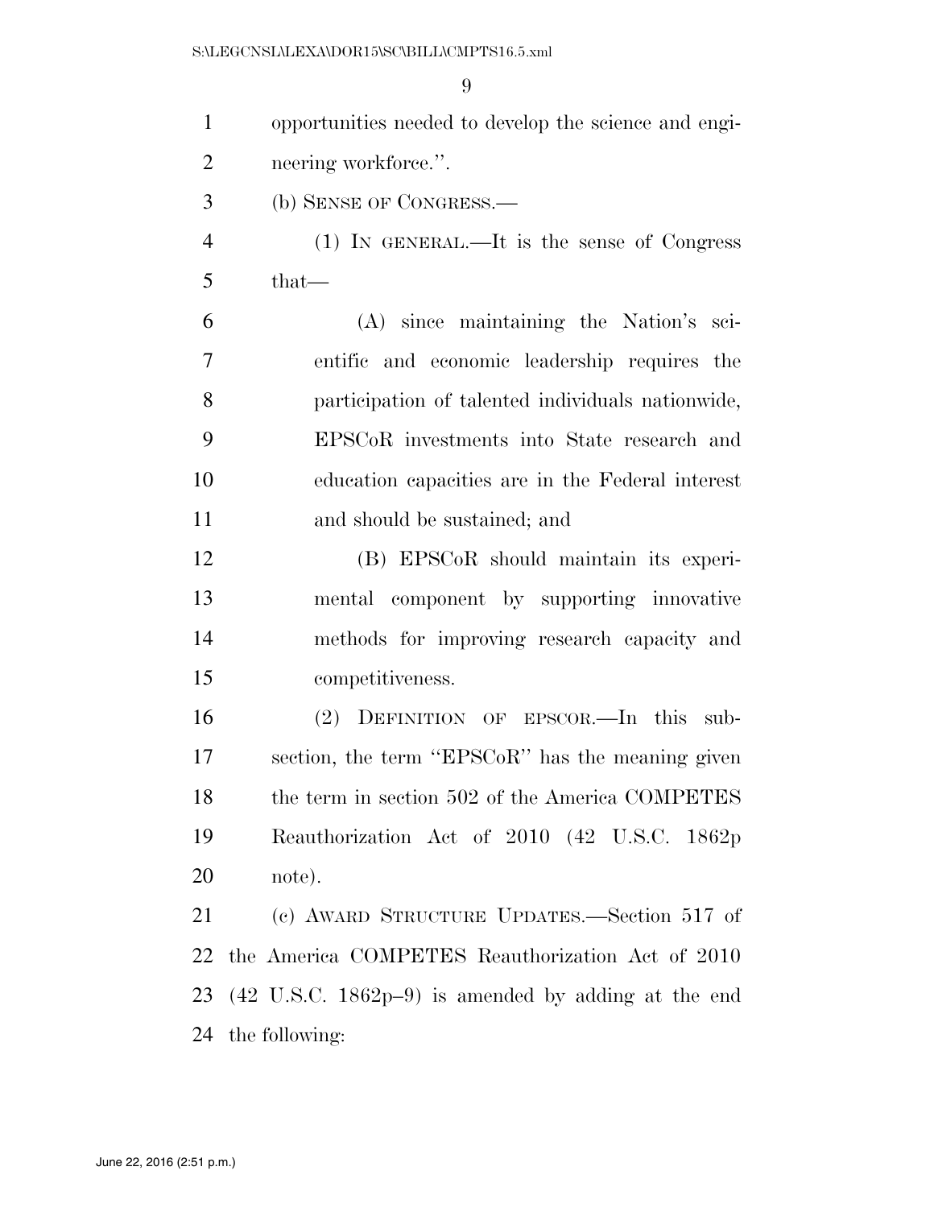opportunities needed to develop the science and engineering workforce.''.

(b) SENSE OF CONGRESS.—

(1) IN GENERAL.—It is the sense of Congress that—

(A) since maintaining the Nation's scientific and economic leadership requires the participation of talented individuals nationwide, EPSCoR investments into State research and education capacities are in the Federal interest and should be sustained; and

(B) EPSCoR should maintain its experimental component by supporting innovative methods for improving research capacity and competitiveness.

(2) DEFINITION OF EPSCOR.—In this subsection, the term ''EPSCoR'' has the meaning given the term in section 502 of the America COMPETES Reauthorization Act of 2010 (42 U.S.C. 1862p note).

(c) AWARD STRUCTURE UPDATES.—Section 517 of the America COMPETES Reauthorization Act of 2010 (42 U.S.C. 1862p–9) is amended by adding at the end the following: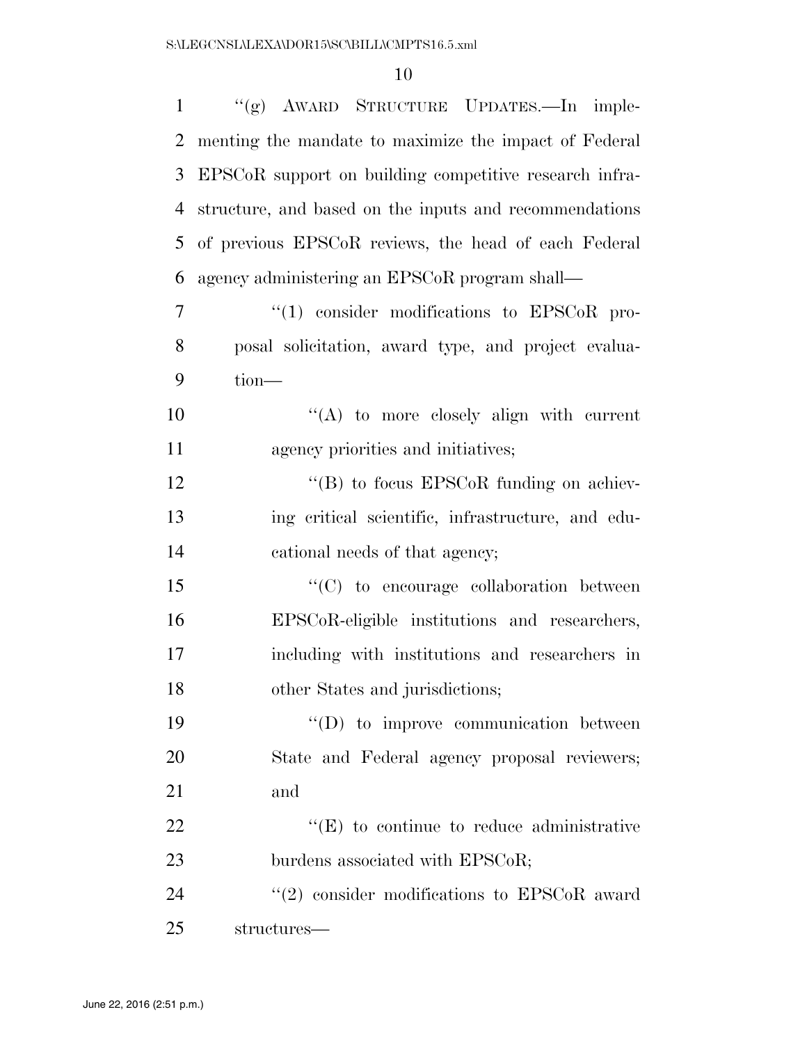''(g) AWARD STRUCTURE UPDATES.—In implementing the mandate to maximize the impact of Federal EPSCoR support on building competitive research infrastructure, and based on the inputs and recommendations of previous EPSCoR reviews, the head of each Federal agency administering an EPSCoR program shall—

''(1) consider modifications to EPSCoR proposal solicitation, award type, and project evaluation—

''(A) to more closely align with current agency priorities and initiatives;

''(B) to focus EPSCoR funding on achieving critical scientific, infrastructure, and educational needs of that agency;

''(C) to encourage collaboration between EPSCoR-eligible institutions and researchers, including with institutions and researchers in other States and jurisdictions;

''(D) to improve communication between State and Federal agency proposal reviewers; and

''(E) to continue to reduce administrative burdens associated with EPSCoR;

''(2) consider modifications to EPSCoR award structures—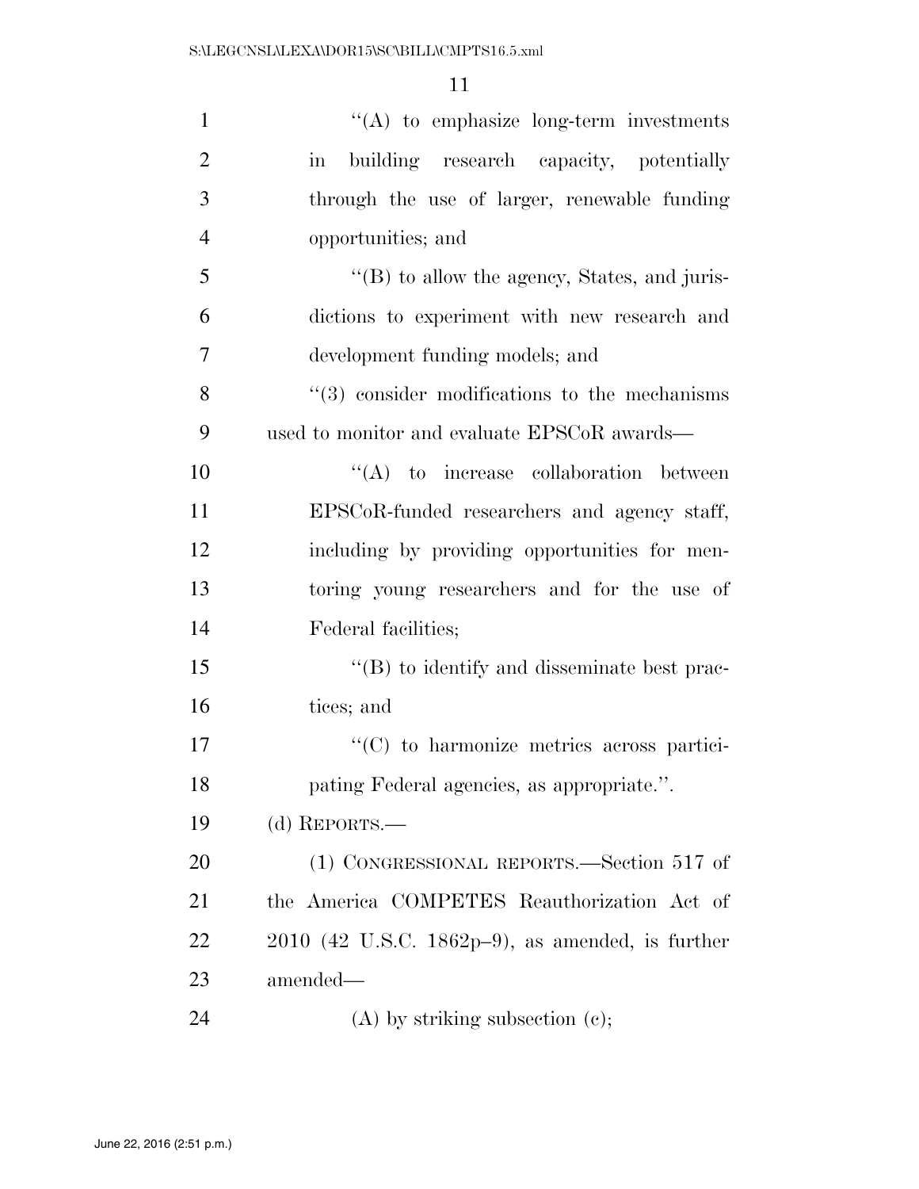''(A) to emphasize long-term investments in building research capacity, potentially through the use of larger, renewable funding opportunities; and

''(B) to allow the agency, States, and jurisdictions to experiment with new research and development funding models; and

''(3) consider modifications to the mechanisms used to monitor and evaluate EPSCoR awards—

''(A) to increase collaboration between EPSCoR-funded researchers and agency staff, including by providing opportunities for mentoring young researchers and for the use of Federal facilities;

''(B) to identify and disseminate best practices; and

''(C) to harmonize metrics across participating Federal agencies, as appropriate.''.

(d) REPORTS.—

(1) CONGRESSIONAL REPORTS.—Section 517 of the America COMPETES Reauthorization Act of 2010 (42 U.S.C. 1862p–9), as amended, is further amended—

(A) by striking subsection (c);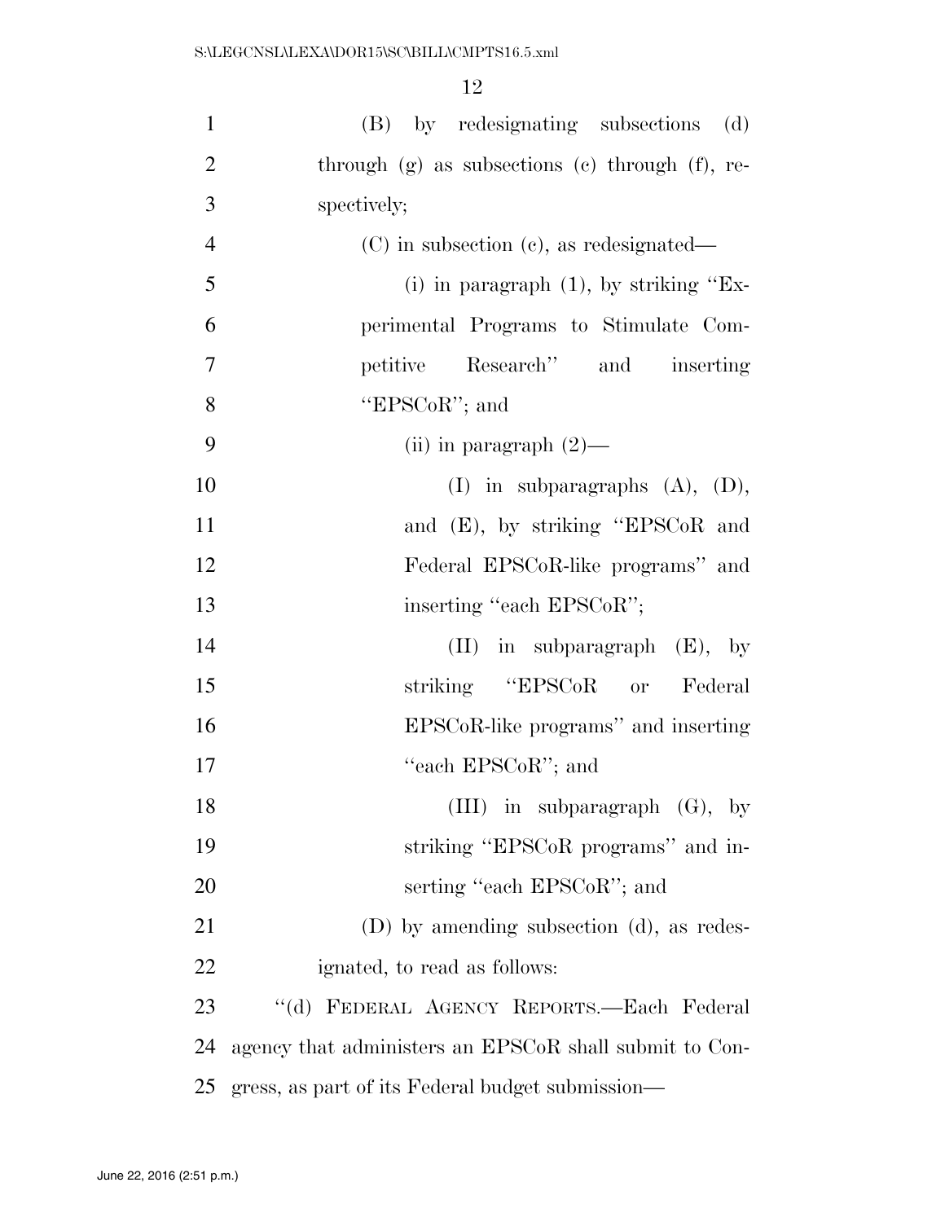(B) by redesignating subsections (d) through (g) as subsections (c) through (f), respectively;

(C) in subsection (c), as redesignated—

(i) in paragraph (1), by striking "Experimental Programs to Stimulate Competitive Research" and inserting "EPSCoR"; and

(ii) in paragraph (2)—

(I) in subparagraphs (A), (D), and (E), by striking "EPSCoR and Federal EPSCoR-like programs" and inserting "each EPSCoR";

(II) in subparagraph (E), by striking "EPSCoR or Federal EPSCoR-like programs" and inserting "each EPSCoR"; and

(III) in subparagraph (G), by striking "EPSCoR programs" and inserting "each EPSCoR"; and

(D) by amending subsection (d), as redesignated, to read as follows:

"(d) FEDERAL AGENCY REPORTS.—Each Federal agency that administers an EPSCoR shall submit to Congress, as part of its Federal budget submission—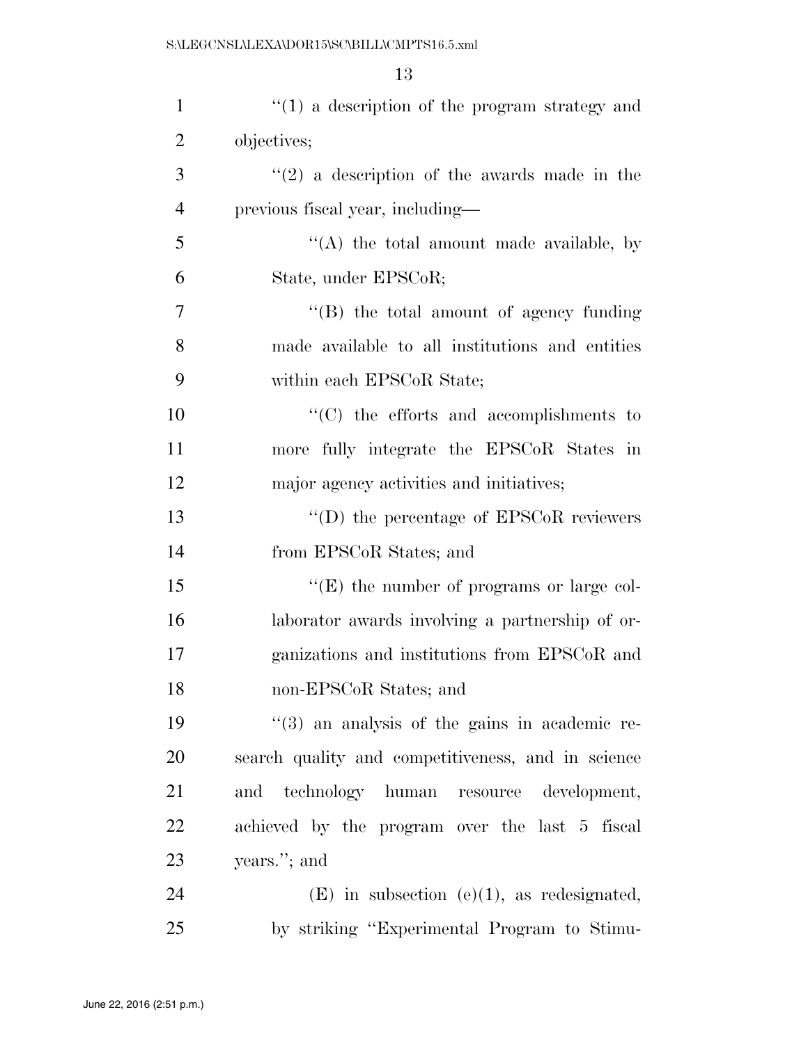''(1) a description of the program strategy and objectives;

''(2) a description of the awards made in the previous fiscal year, including—

''(A) the total amount made available, by State, under EPSCoR;

''(B) the total amount of agency funding made available to all institutions and entities within each EPSCoR State;

''(C) the efforts and accomplishments to more fully integrate the EPSCoR States in major agency activities and initiatives;

''(D) the percentage of EPSCoR reviewers from EPSCoR States; and

''(E) the number of programs or large collaborator awards involving a partnership of organizations and institutions from EPSCoR and non-EPSCoR States; and

''(3) an analysis of the gains in academic research quality and competitiveness, and in science and technology human resource development, achieved by the program over the last 5 fiscal years.''; and

(E) in subsection (e)(1), as redesignated, by striking ''Experimental Program to Stimu-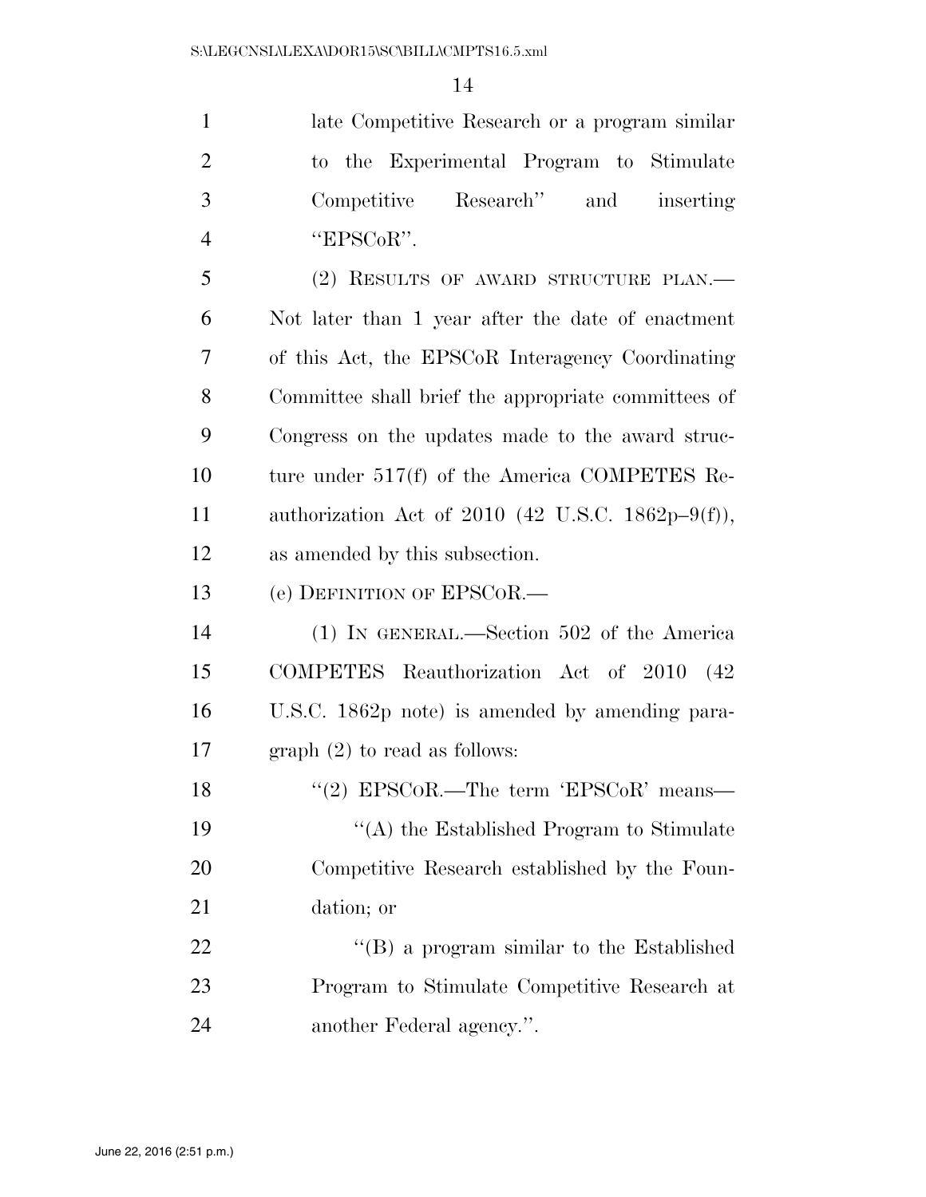late Competitive Research or a program similar to the Experimental Program to Stimulate Competitive Research'' and inserting ''EPSCoR''.

(2) RESULTS OF AWARD STRUCTURE PLAN.—Not later than 1 year after the date of enactment of this Act, the EPSCoR Interagency Coordinating Committee shall brief the appropriate committees of Congress on the updates made to the award structure under 517(f) of the America COMPETES Reauthorization Act of 2010 (42 U.S.C. 1862p–9(f)), as amended by this subsection.

(e) DEFINITION OF EPSCOR.—

(1) IN GENERAL.—Section 502 of the America COMPETES Reauthorization Act of 2010 (42 U.S.C. 1862p note) is amended by amending paragraph (2) to read as follows:

''(2) EPSCOR.—The term 'EPSCoR' means—

''(A) the Established Program to Stimulate Competitive Research established by the Foundation; or

''(B) a program similar to the Established Program to Stimulate Competitive Research at another Federal agency.''.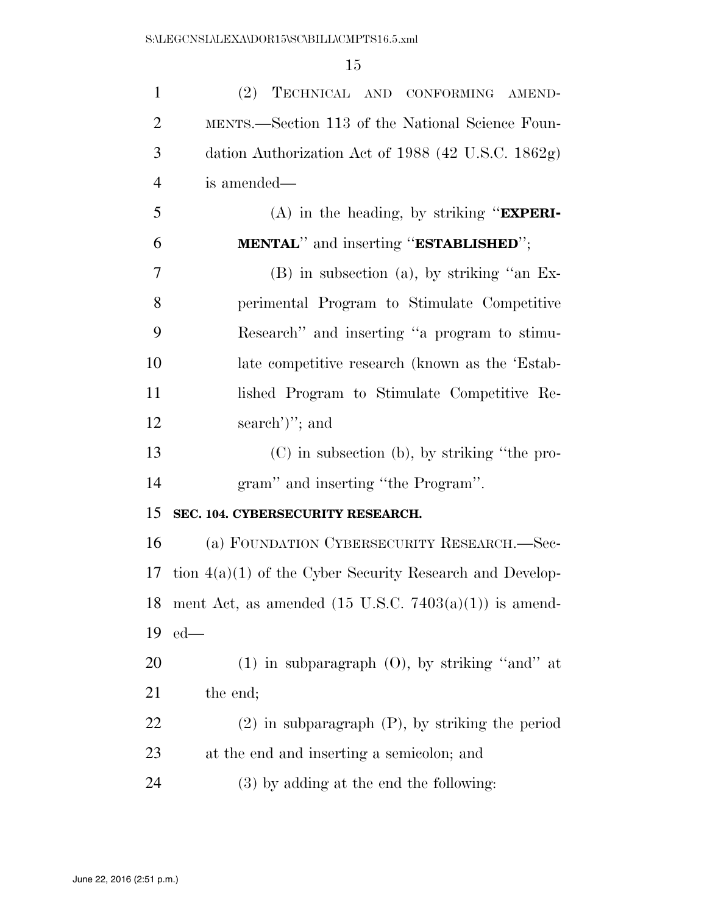(2) TECHNICAL AND CONFORMING AMENDMENTS.—Section 113 of the National Science Foundation Authorization Act of 1988 (42 U.S.C. 1862g) is amended—

(A) in the heading, by striking "**EXPERIMENTAL**" and inserting "**ESTABLISHED**";

(B) in subsection (a), by striking "an Experimental Program to Stimulate Competitive Research" and inserting "a program to stimulate competitive research (known as the 'Established Program to Stimulate Competitive Research')"; and

(C) in subsection (b), by striking "the program" and inserting "the Program".

**SEC. 104. CYBERSECURITY RESEARCH.**

(a) FOUNDATION CYBERSECURITY RESEARCH.—Section 4(a)(1) of the Cyber Security Research and Development Act, as amended (15 U.S.C. 7403(a)(1)) is amended—

(1) in subparagraph (O), by striking "and" at the end;

(2) in subparagraph (P), by striking the period at the end and inserting a semicolon; and

(3) by adding at the end the following: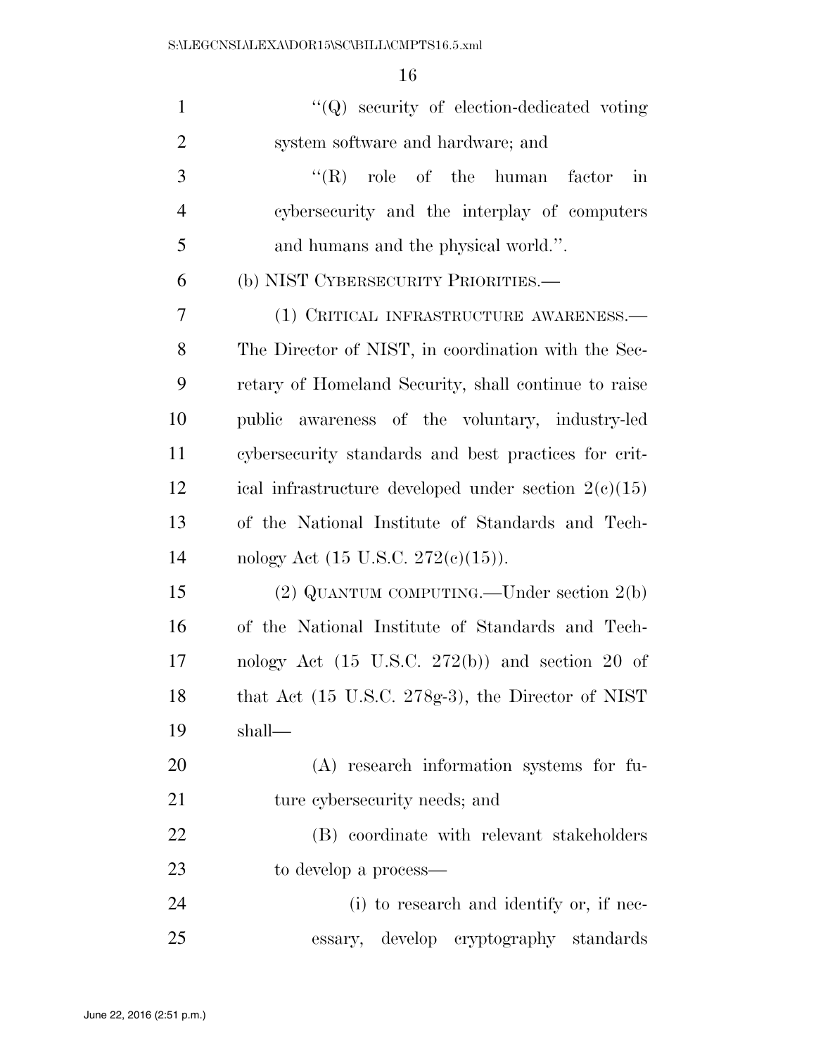"(Q) security of election-dedicated voting system software and hardware; and

"(R) role of the human factor in cybersecurity and the interplay of computers and humans and the physical world.".

(b) NIST CYBERSECURITY PRIORITIES.—

(1) CRITICAL INFRASTRUCTURE AWARENESS.—The Director of NIST, in coordination with the Secretary of Homeland Security, shall continue to raise public awareness of the voluntary, industry-led cybersecurity standards and best practices for critical infrastructure developed under section 2(c)(15) of the National Institute of Standards and Technology Act (15 U.S.C. 272(c)(15)).

(2) QUANTUM COMPUTING.—Under section 2(b) of the National Institute of Standards and Technology Act (15 U.S.C. 272(b)) and section 20 of that Act (15 U.S.C. 278g-3), the Director of NIST shall—

(A) research information systems for future cybersecurity needs; and

(B) coordinate with relevant stakeholders to develop a process—

(i) to research and identify or, if necessary, develop cryptography standards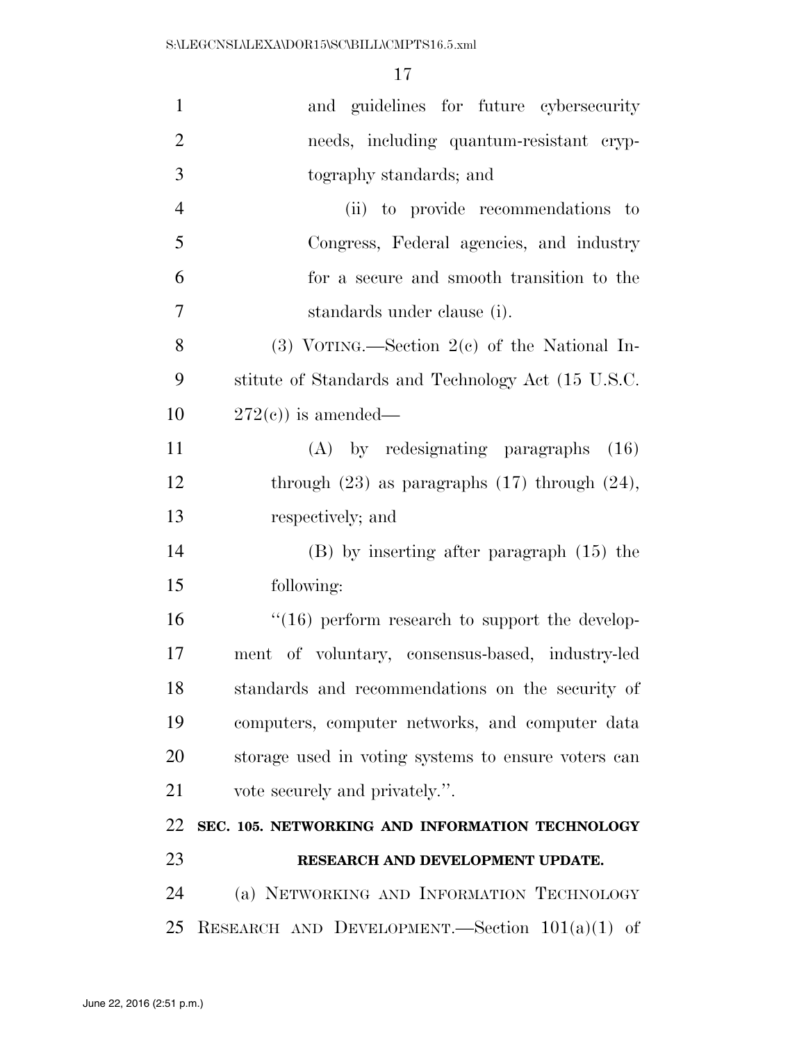and guidelines for future cybersecurity needs, including quantum-resistant cryptography standards; and

(ii) to provide recommendations to Congress, Federal agencies, and industry for a secure and smooth transition to the standards under clause (i).

(3) VOTING.—Section 2(c) of the National Institute of Standards and Technology Act (15 U.S.C. 272(c)) is amended—

(A) by redesignating paragraphs (16) through (23) as paragraphs (17) through (24), respectively; and

(B) by inserting after paragraph (15) the following:

"(16) perform research to support the development of voluntary, consensus-based, industry-led standards and recommendations on the security of computers, computer networks, and computer data storage used in voting systems to ensure voters can vote securely and privately.".

**SEC. 105. NETWORKING AND INFORMATION TECHNOLOGY RESEARCH AND DEVELOPMENT UPDATE.**

(a) NETWORKING AND INFORMATION TECHNOLOGY RESEARCH AND DEVELOPMENT.—Section 101(a)(1) of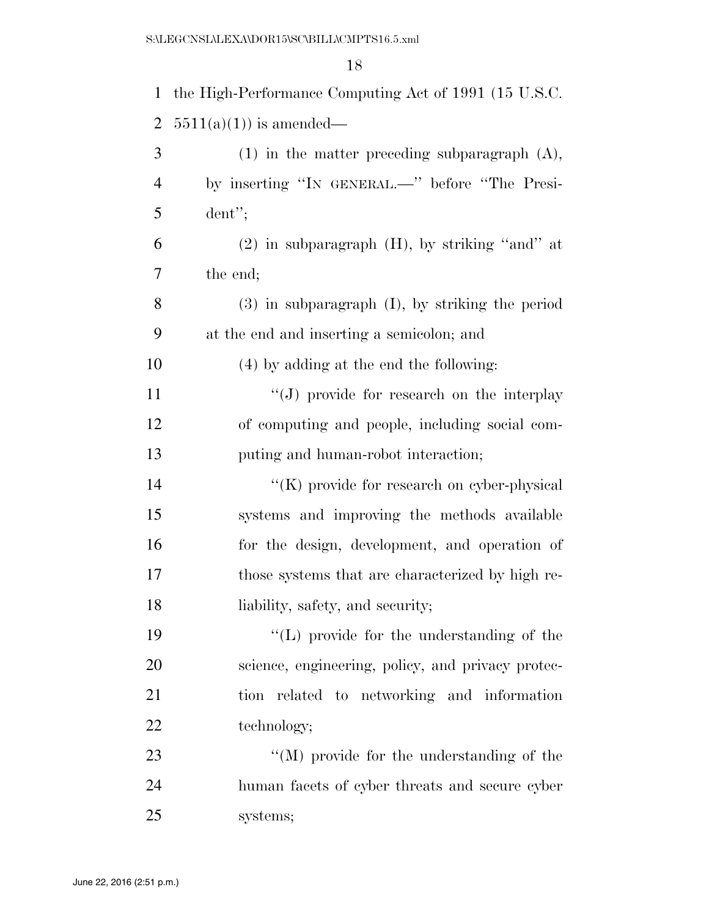the High-Performance Computing Act of 1991 (15 U.S.C. 5511(a)(1)) is amended—

(1) in the matter preceding subparagraph (A), by inserting "IN GENERAL.—" before "The President";

(2) in subparagraph (H), by striking "and" at the end;

(3) in subparagraph (I), by striking the period at the end and inserting a semicolon; and

(4) by adding at the end the following:

"(J) provide for research on the interplay of computing and people, including social computing and human-robot interaction;

"(K) provide for research on cyber-physical systems and improving the methods available for the design, development, and operation of those systems that are characterized by high reliability, safety, and security;

"(L) provide for the understanding of the science, engineering, policy, and privacy protection related to networking and information technology;

"(M) provide for the understanding of the human facets of cyber threats and secure cyber systems;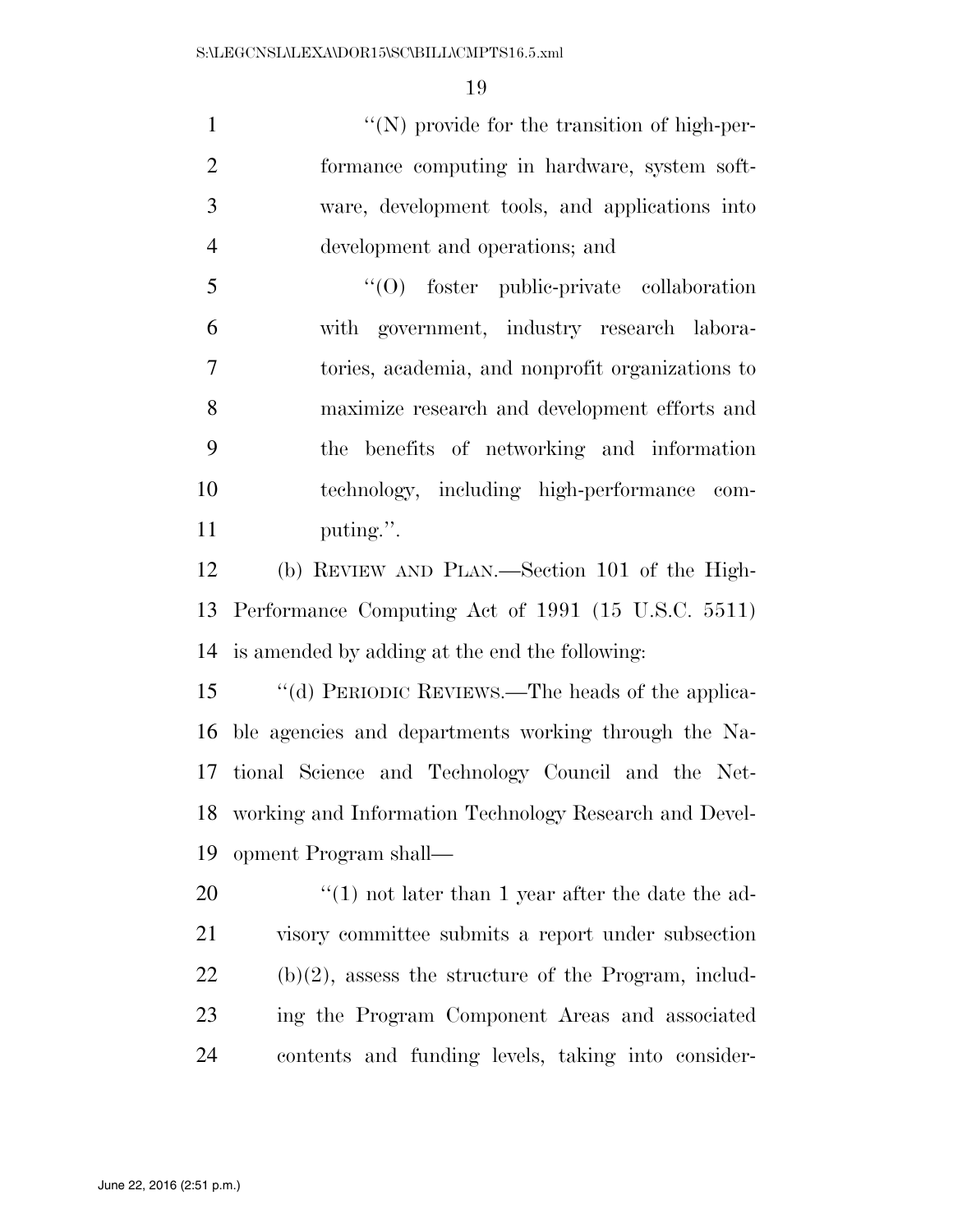"(N) provide for the transition of high-performance computing in hardware, system software, development tools, and applications into development and operations; and

"(O) foster public-private collaboration with government, industry research laboratories, academia, and nonprofit organizations to maximize research and development efforts and the benefits of networking and information technology, including high-performance computing.".

(b) REVIEW AND PLAN.—Section 101 of the High-Performance Computing Act of 1991 (15 U.S.C. 5511) is amended by adding at the end the following:

"(d) PERIODIC REVIEWS.—The heads of the applicable agencies and departments working through the National Science and Technology Council and the Networking and Information Technology Research and Development Program shall—

"(1) not later than 1 year after the date the advisory committee submits a report under subsection (b)(2), assess the structure of the Program, including the Program Component Areas and associated contents and funding levels, taking into consider-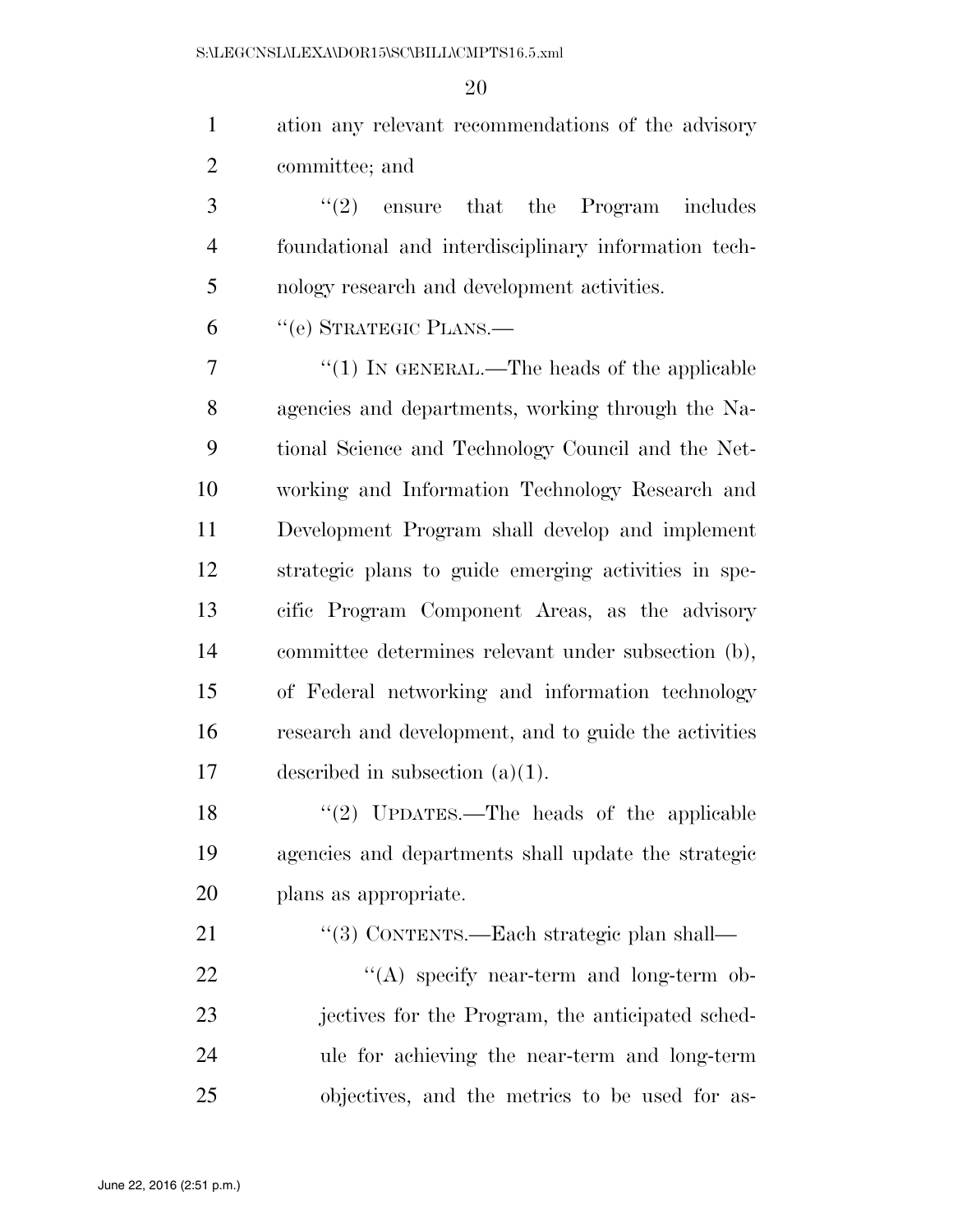ation any relevant recommendations of the advisory committee; and

"(2) ensure that the Program includes foundational and interdisciplinary information technology research and development activities.

"(e) STRATEGIC PLANS.—

"(1) IN GENERAL.—The heads of the applicable agencies and departments, working through the National Science and Technology Council and the Networking and Information Technology Research and Development Program shall develop and implement strategic plans to guide emerging activities in specific Program Component Areas, as the advisory committee determines relevant under subsection (b), of Federal networking and information technology research and development, and to guide the activities described in subsection (a)(1).

"(2) UPDATES.—The heads of the applicable agencies and departments shall update the strategic plans as appropriate.

"(3) CONTENTS.—Each strategic plan shall—

"(A) specify near-term and long-term objectives for the Program, the anticipated schedule for achieving the near-term and long-term objectives, and the metrics to be used for as-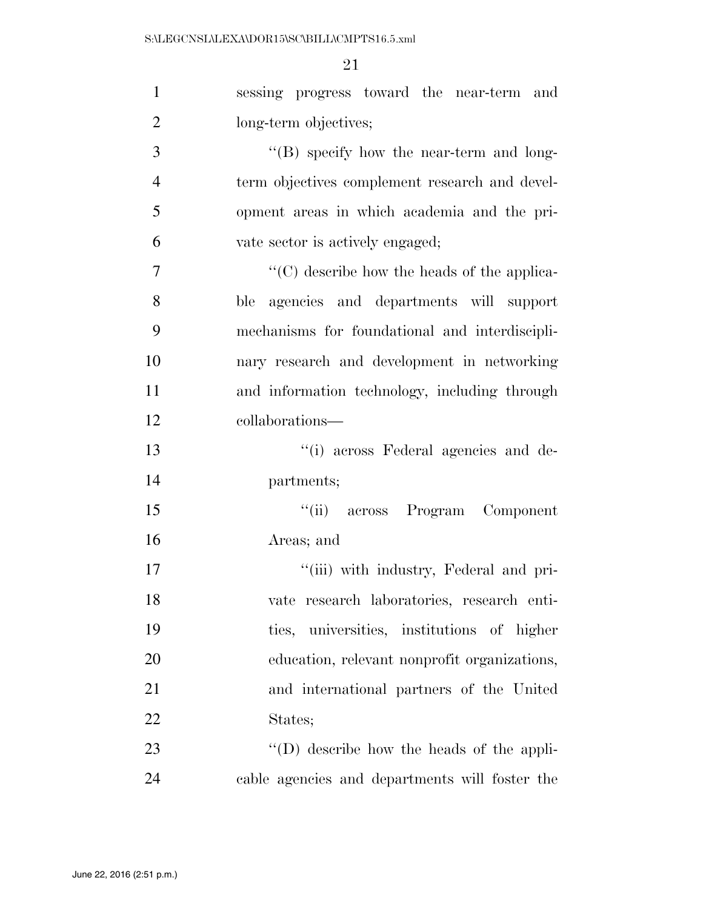sessing progress toward the near-term and long-term objectives;

"(B) specify how the near-term and long-term objectives complement research and development areas in which academia and the private sector is actively engaged;

"(C) describe how the heads of the applicable agencies and departments will support mechanisms for foundational and interdisciplinary research and development in networking and information technology, including through collaborations—

"(i) across Federal agencies and departments;

"(ii) across Program Component Areas; and

"(iii) with industry, Federal and private research laboratories, research entities, universities, institutions of higher education, relevant nonprofit organizations, and international partners of the United States;

"(D) describe how the heads of the applicable agencies and departments will foster the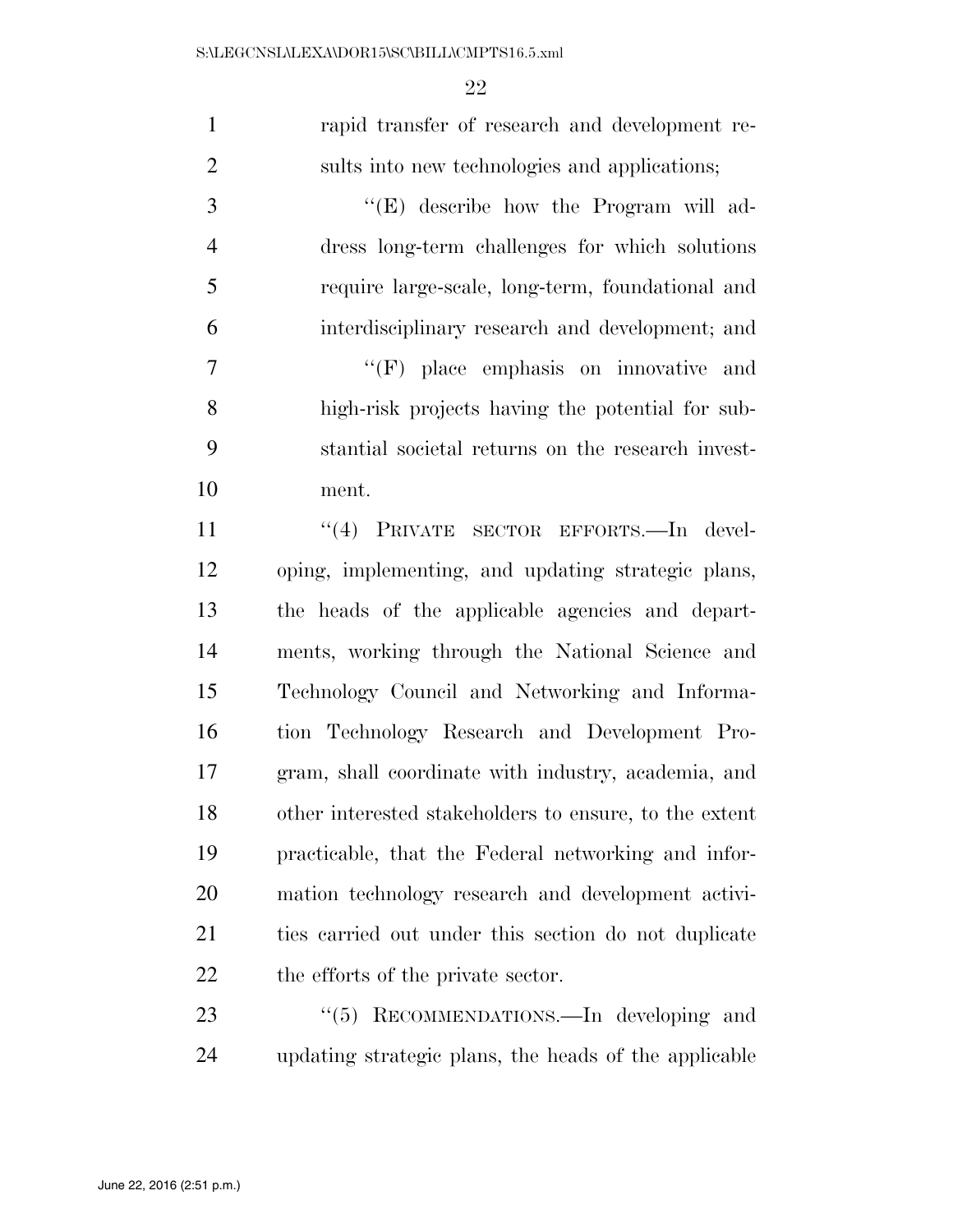rapid transfer of research and development results into new technologies and applications;

''(E) describe how the Program will address long-term challenges for which solutions require large-scale, long-term, foundational and interdisciplinary research and development; and

''(F) place emphasis on innovative and high-risk projects having the potential for substantial societal returns on the research investment.

''(4) PRIVATE SECTOR EFFORTS.—In developing, implementing, and updating strategic plans, the heads of the applicable agencies and departments, working through the National Science and Technology Council and Networking and Information Technology Research and Development Program, shall coordinate with industry, academia, and other interested stakeholders to ensure, to the extent practicable, that the Federal networking and information technology research and development activities carried out under this section do not duplicate the efforts of the private sector.

''(5) RECOMMENDATIONS.—In developing and updating strategic plans, the heads of the applicable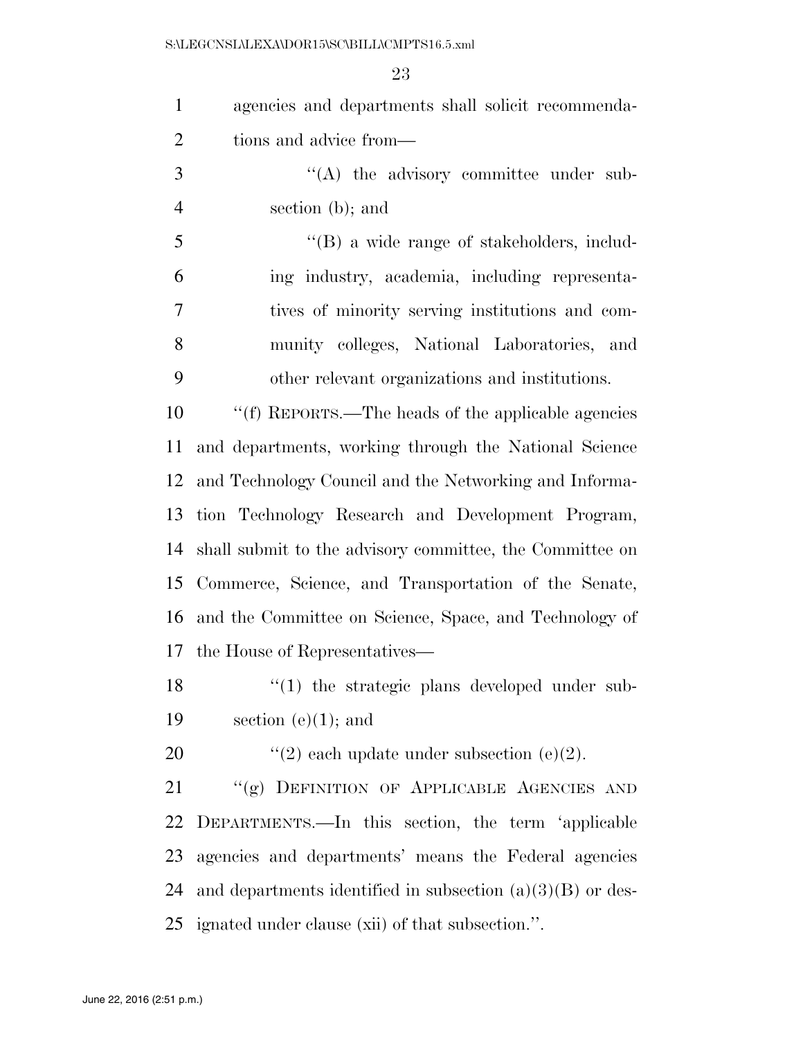agencies and departments shall solicit recommendations and advice from—

''(A) the advisory committee under subsection (b); and

''(B) a wide range of stakeholders, including industry, academia, including representatives of minority serving institutions and community colleges, National Laboratories, and other relevant organizations and institutions.

''(f) REPORTS.—The heads of the applicable agencies and departments, working through the National Science and Technology Council and the Networking and Information Technology Research and Development Program, shall submit to the advisory committee, the Committee on Commerce, Science, and Transportation of the Senate, and the Committee on Science, Space, and Technology of the House of Representatives—

''(1) the strategic plans developed under subsection (e)(1); and

''(2) each update under subsection (e)(2).

''(g) DEFINITION OF APPLICABLE AGENCIES AND DEPARTMENTS.—In this section, the term 'applicable agencies and departments' means the Federal agencies and departments identified in subsection (a)(3)(B) or designated under clause (xii) of that subsection.''.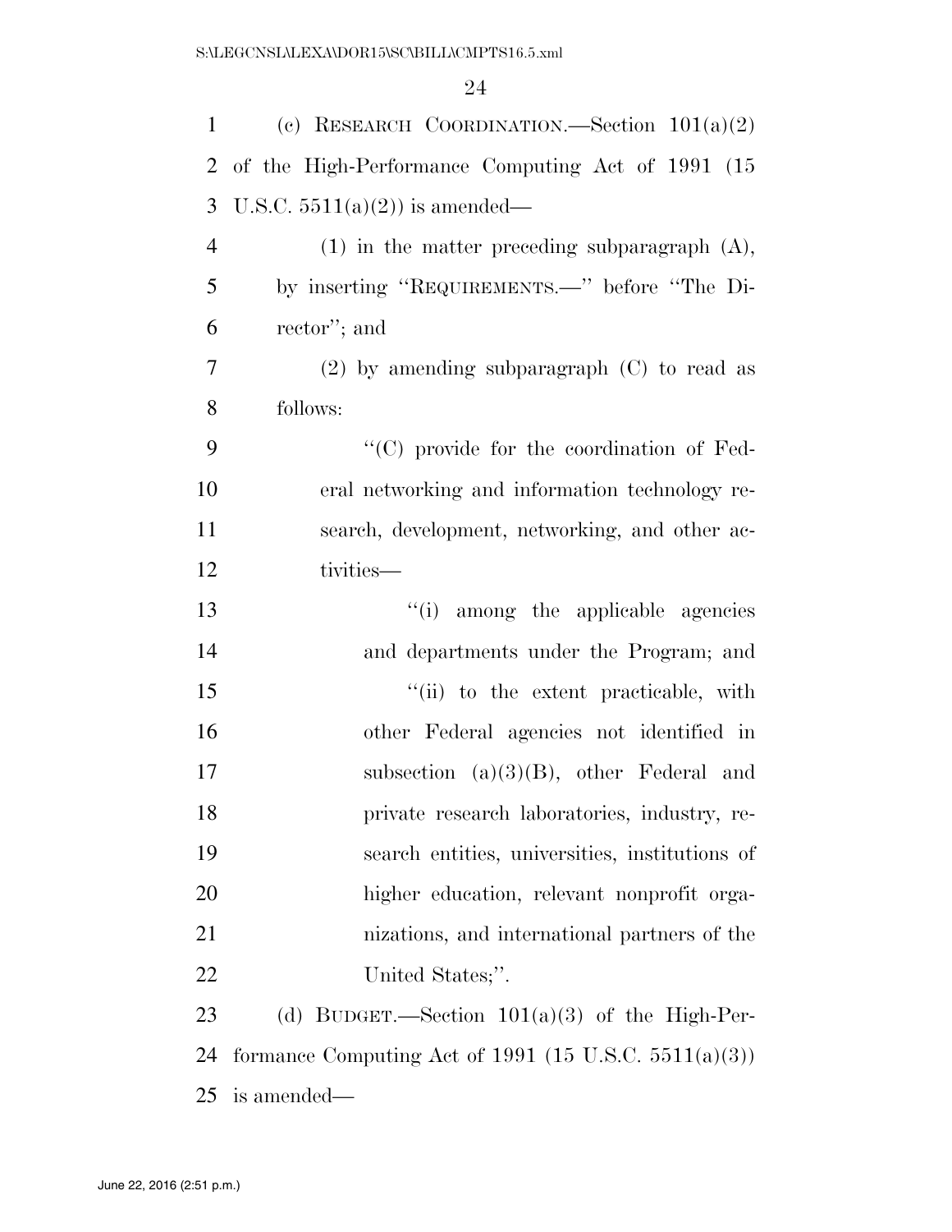(c) RESEARCH COORDINATION.—Section 101(a)(2) of the High-Performance Computing Act of 1991 (15 U.S.C. 5511(a)(2)) is amended—

(1) in the matter preceding subparagraph (A), by inserting ''REQUIREMENTS.—'' before ''The Director''; and

(2) by amending subparagraph (C) to read as follows:

''(C) provide for the coordination of Federal networking and information technology research, development, networking, and other activities—

''(i) among the applicable agencies and departments under the Program; and

''(ii) to the extent practicable, with other Federal agencies not identified in subsection (a)(3)(B), other Federal and private research laboratories, industry, research entities, universities, institutions of higher education, relevant nonprofit organizations, and international partners of the United States;''.

(d) BUDGET.—Section 101(a)(3) of the High-Performance Computing Act of 1991 (15 U.S.C. 5511(a)(3)) is amended—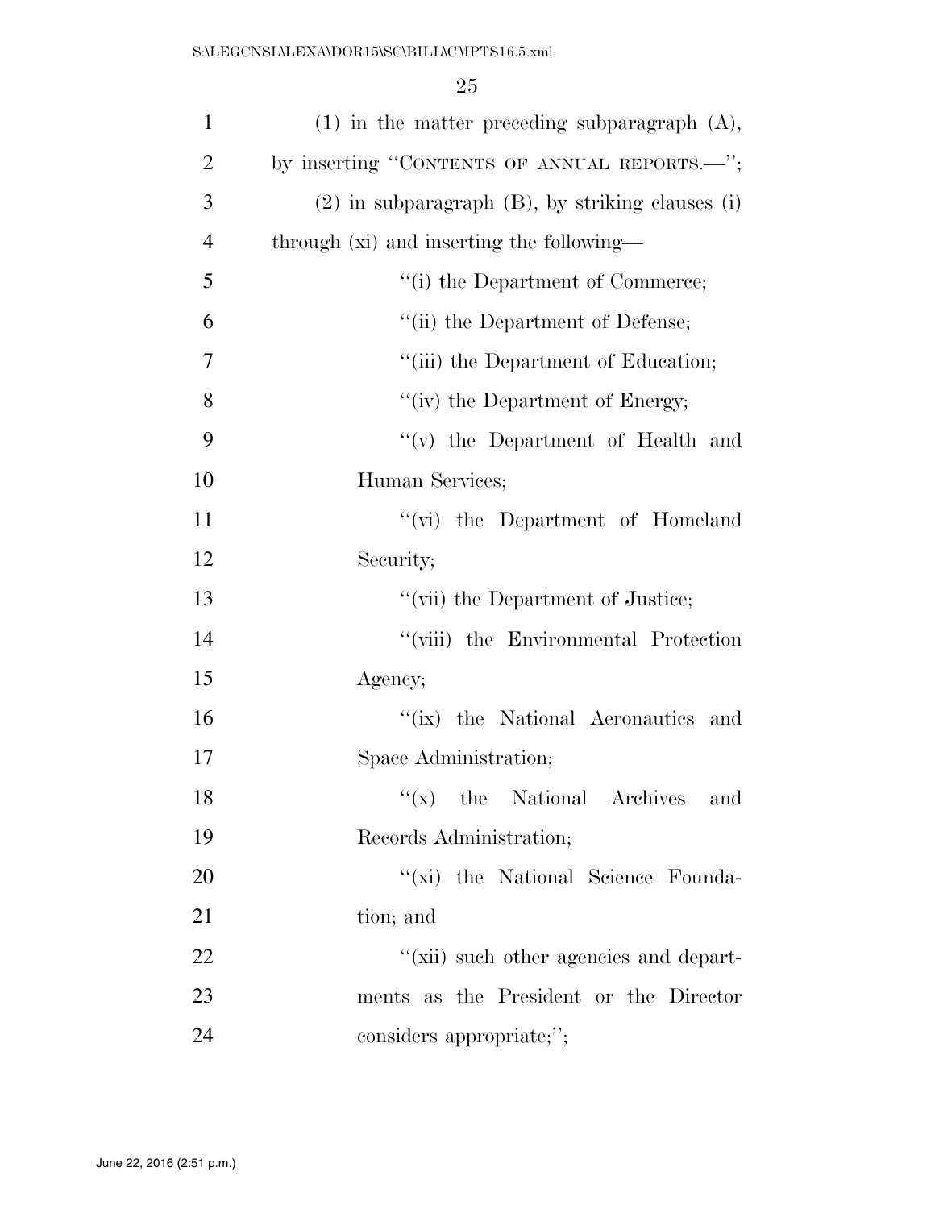(1) in the matter preceding subparagraph (A), by inserting ''CONTENTS OF ANNUAL REPORTS.—'';

(2) in subparagraph (B), by striking clauses (i) through (xi) and inserting the following—

''(i) the Department of Commerce;

''(ii) the Department of Defense;

''(iii) the Department of Education;

''(iv) the Department of Energy;

''(v) the Department of Health and Human Services;

''(vi) the Department of Homeland Security;

''(vii) the Department of Justice;

''(viii) the Environmental Protection Agency;

''(ix) the National Aeronautics and Space Administration;

''(x) the National Archives and Records Administration;

''(xi) the National Science Foundation; and

''(xii) such other agencies and departments as the President or the Director considers appropriate;'';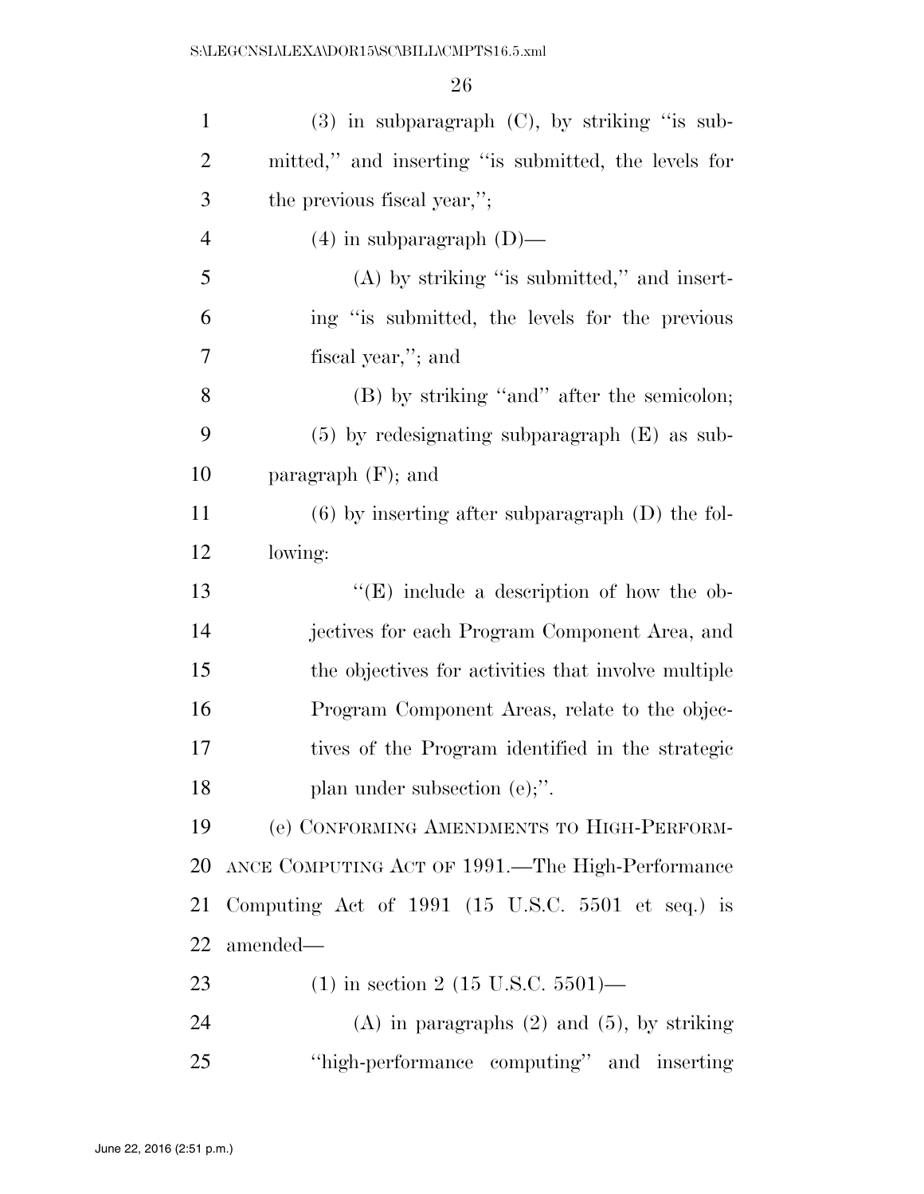(3) in subparagraph (C), by striking "is submitted," and inserting "is submitted, the levels for the previous fiscal year,";

(4) in subparagraph (D)—

(A) by striking "is submitted," and inserting "is submitted, the levels for the previous fiscal year,"; and

(B) by striking "and" after the semicolon;

(5) by redesignating subparagraph (E) as subparagraph (F); and

(6) by inserting after subparagraph (D) the following:

"(E) include a description of how the objectives for each Program Component Area, and the objectives for activities that involve multiple Program Component Areas, relate to the objectives of the Program identified in the strategic plan under subsection (e);".

(e) CONFORMING AMENDMENTS TO HIGH-PERFORMANCE COMPUTING ACT OF 1991.—The High-Performance Computing Act of 1991 (15 U.S.C. 5501 et seq.) is amended—

(1) in section 2 (15 U.S.C. 5501)—

(A) in paragraphs (2) and (5), by striking "high-performance computing" and inserting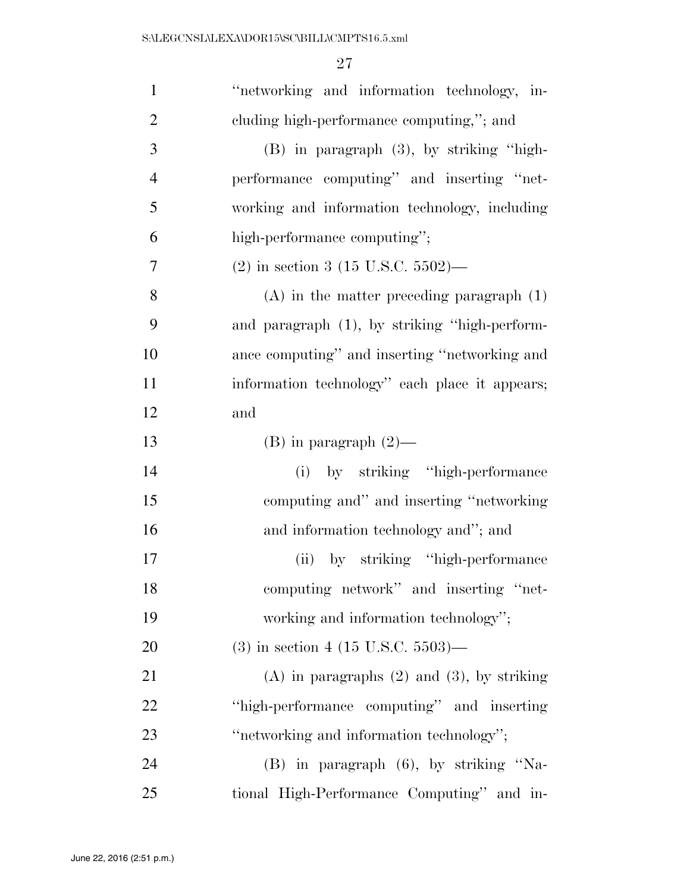"networking and information technology, including high-performance computing,"; and

(B) in paragraph (3), by striking "high-performance computing" and inserting "networking and information technology, including high-performance computing";

(2) in section 3 (15 U.S.C. 5502)—

(A) in the matter preceding paragraph (1) and paragraph (1), by striking "high-performance computing" and inserting "networking and information technology" each place it appears; and

(B) in paragraph (2)—

(i) by striking "high-performance computing and" and inserting "networking and information technology and"; and

(ii) by striking "high-performance computing network" and inserting "networking and information technology";

(3) in section 4 (15 U.S.C. 5503)—

(A) in paragraphs (2) and (3), by striking "high-performance computing" and inserting "networking and information technology";

(B) in paragraph (6), by striking "National High-Performance Computing" and in-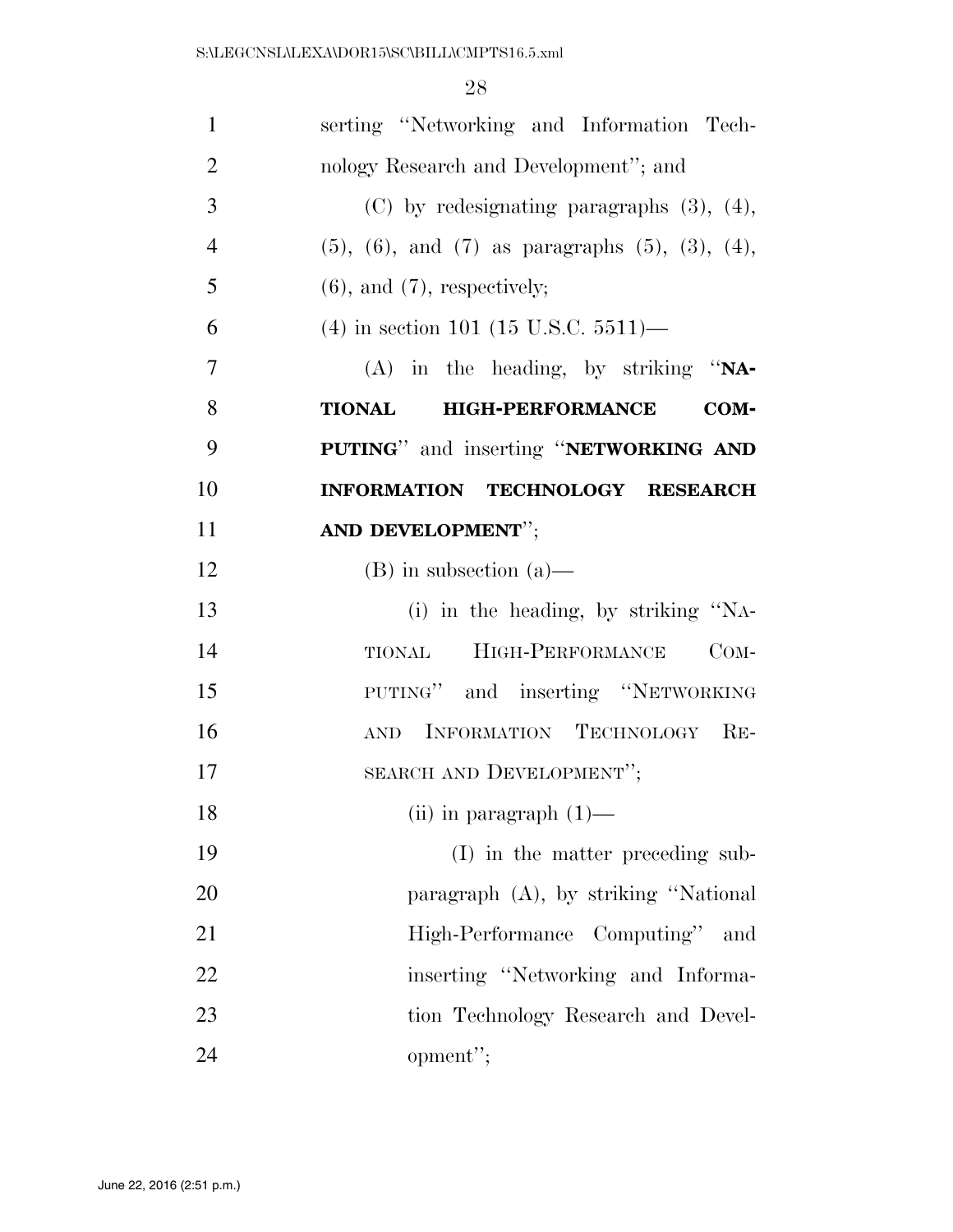serting "Networking and Information Technology Research and Development"; and

(C) by redesignating paragraphs (3), (4), (5), (6), and (7) as paragraphs (5), (3), (4), (6), and (7), respectively;

(4) in section 101 (15 U.S.C. 5511)—

(A) in the heading, by striking "**NATIONAL HIGH-PERFORMANCE COMPUTING**" and inserting "**NETWORKING AND INFORMATION TECHNOLOGY RESEARCH AND DEVELOPMENT**";

(B) in subsection (a)—

(i) in the heading, by striking "NATIONAL HIGH-PERFORMANCE COMPUTING" and inserting "NETWORKING AND INFORMATION TECHNOLOGY RESEARCH AND DEVELOPMENT";

(ii) in paragraph (1)—

(I) in the matter preceding subparagraph (A), by striking "National High-Performance Computing" and inserting "Networking and Information Technology Research and Development";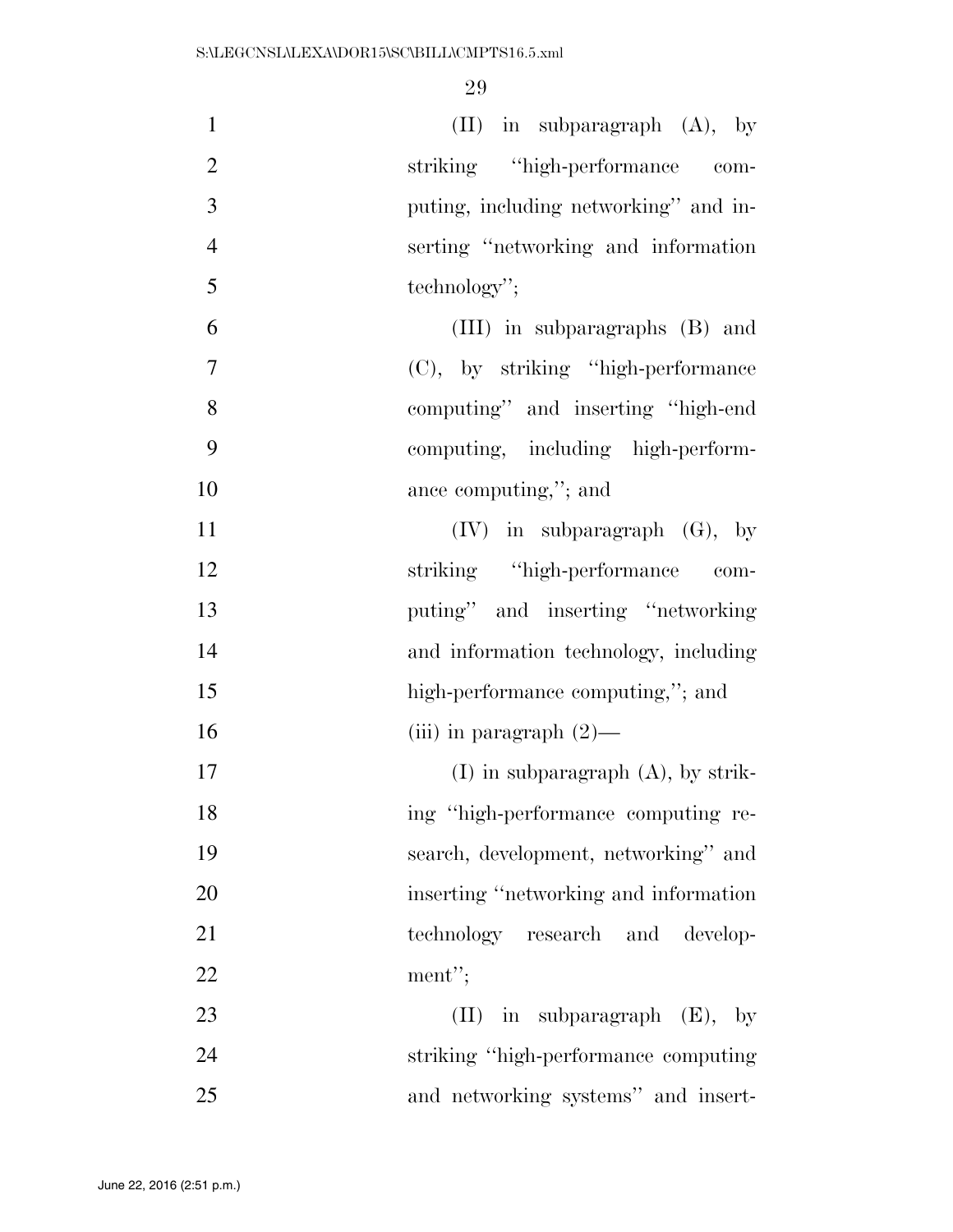(II) in subparagraph (A), by striking "high-performance computing, including networking" and inserting "networking and information technology";

(III) in subparagraphs (B) and (C), by striking "high-performance computing" and inserting "high-end computing, including high-performance computing,"; and

(IV) in subparagraph (G), by striking "high-performance computing" and inserting "networking and information technology, including high-performance computing,"; and

(iii) in paragraph (2)—

(I) in subparagraph (A), by striking "high-performance computing research, development, networking" and inserting "networking and information technology research and development";

(II) in subparagraph (E), by striking "high-performance computing and networking systems" and insert-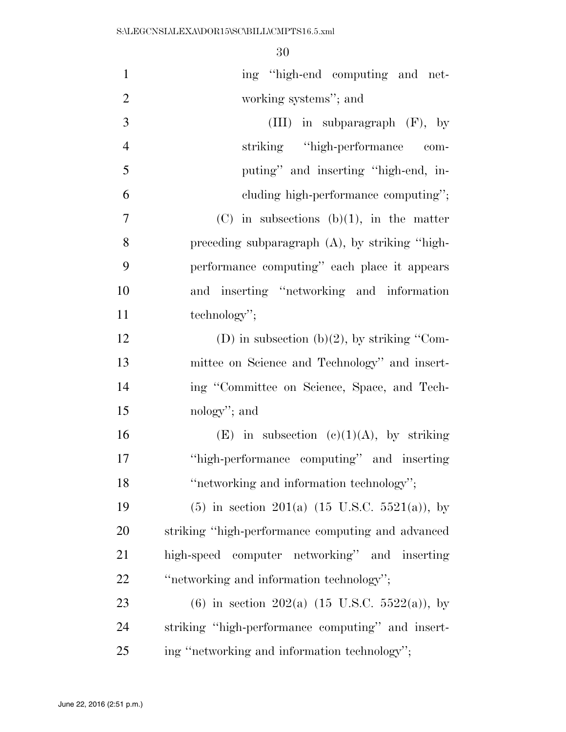ing ''high-end computing and networking systems''; and

(III) in subparagraph (F), by striking ''high-performance computing'' and inserting ''high-end, including high-performance computing'';

(C) in subsections (b)(1), in the matter preceding subparagraph (A), by striking ''high-performance computing'' each place it appears and inserting ''networking and information technology'';

(D) in subsection (b)(2), by striking ''Committee on Science and Technology'' and inserting ''Committee on Science, Space, and Technology''; and

(E) in subsection (c)(1)(A), by striking ''high-performance computing'' and inserting ''networking and information technology'';

(5) in section 201(a) (15 U.S.C. 5521(a)), by striking ''high-performance computing and advanced high-speed computer networking'' and inserting ''networking and information technology'';

(6) in section 202(a) (15 U.S.C. 5522(a)), by striking ''high-performance computing'' and inserting ''networking and information technology'';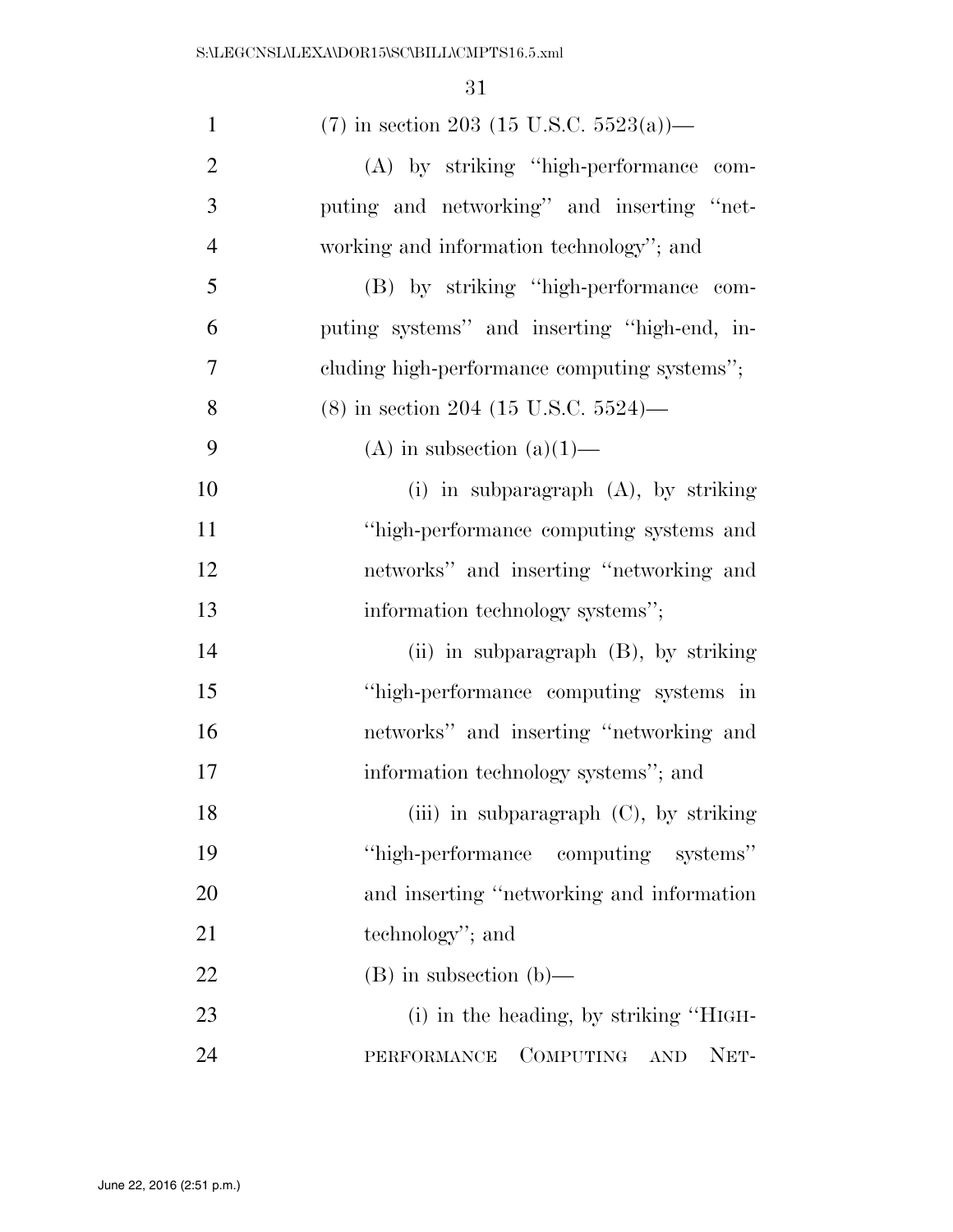(7) in section 203 (15 U.S.C. 5523(a))—

(A) by striking "high-performance computing and networking" and inserting "networking and information technology"; and

(B) by striking "high-performance computing systems" and inserting "high-end, including high-performance computing systems";

(8) in section 204 (15 U.S.C. 5524)—

(A) in subsection (a)(1)—

(i) in subparagraph (A), by striking "high-performance computing systems and networks" and inserting "networking and information technology systems";

(ii) in subparagraph (B), by striking "high-performance computing systems in networks" and inserting "networking and information technology systems"; and

(iii) in subparagraph (C), by striking "high-performance computing systems" and inserting "networking and information technology"; and

(B) in subsection (b)—

(i) in the heading, by striking "HIGH-PERFORMANCE COMPUTING AND NET-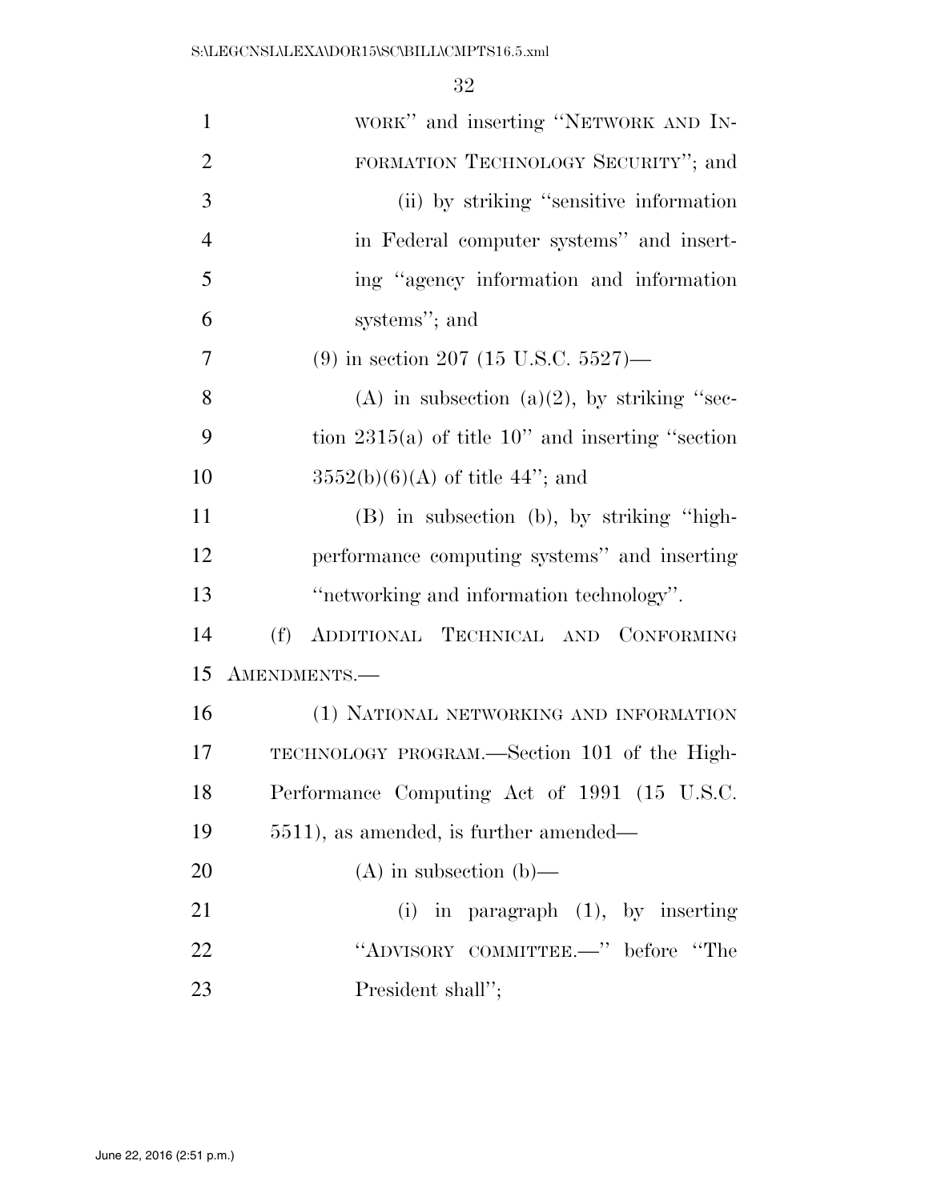WORK'' and inserting ''NETWORK AND INFORMATION TECHNOLOGY SECURITY''; and

(ii) by striking ''sensitive information in Federal computer systems'' and inserting ''agency information and information systems''; and

(9) in section 207 (15 U.S.C. 5527)—

(A) in subsection (a)(2), by striking ''section 2315(a) of title 10'' and inserting ''section 3552(b)(6)(A) of title 44''; and

(B) in subsection (b), by striking ''high-performance computing systems'' and inserting ''networking and information technology''.

(f) ADDITIONAL TECHNICAL AND CONFORMING AMENDMENTS.—

(1) NATIONAL NETWORKING AND INFORMATION TECHNOLOGY PROGRAM.—Section 101 of the High-Performance Computing Act of 1991 (15 U.S.C. 5511), as amended, is further amended—

(A) in subsection (b)—

(i) in paragraph (1), by inserting ''ADVISORY COMMITTEE.—'' before ''The President shall'';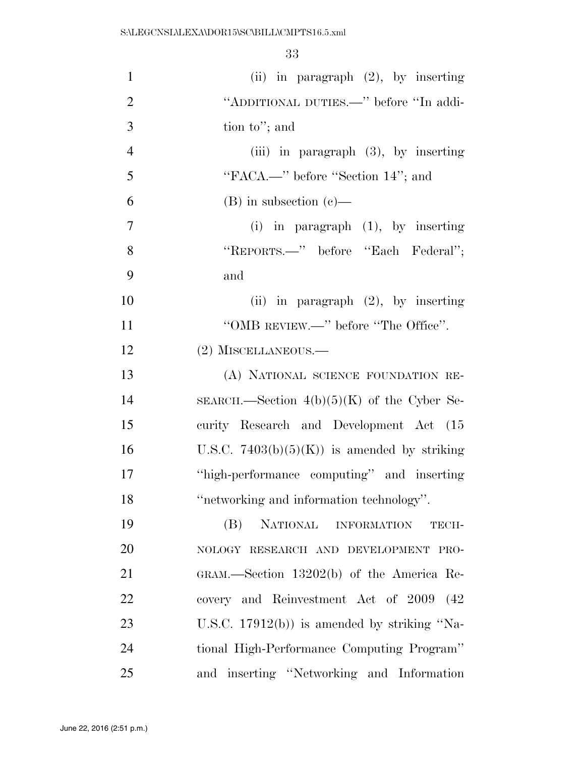(ii) in paragraph (2), by inserting "ADDITIONAL DUTIES.—" before "In addition to"; and

(iii) in paragraph (3), by inserting "FACA.—" before "Section 14"; and

(B) in subsection (c)—

(i) in paragraph (1), by inserting "REPORTS.—" before "Each Federal"; and

(ii) in paragraph (2), by inserting "OMB REVIEW.—" before "The Office".

(2) MISCELLANEOUS.—

(A) NATIONAL SCIENCE FOUNDATION RESEARCH.—Section 4(b)(5)(K) of the Cyber Security Research and Development Act (15 U.S.C. 7403(b)(5)(K)) is amended by striking "high-performance computing" and inserting "networking and information technology".

(B) NATIONAL INFORMATION TECHNOLOGY RESEARCH AND DEVELOPMENT PROGRAM.—Section 13202(b) of the America Recovery and Reinvestment Act of 2009 (42 U.S.C. 17912(b)) is amended by striking "National High-Performance Computing Program" and inserting "Networking and Information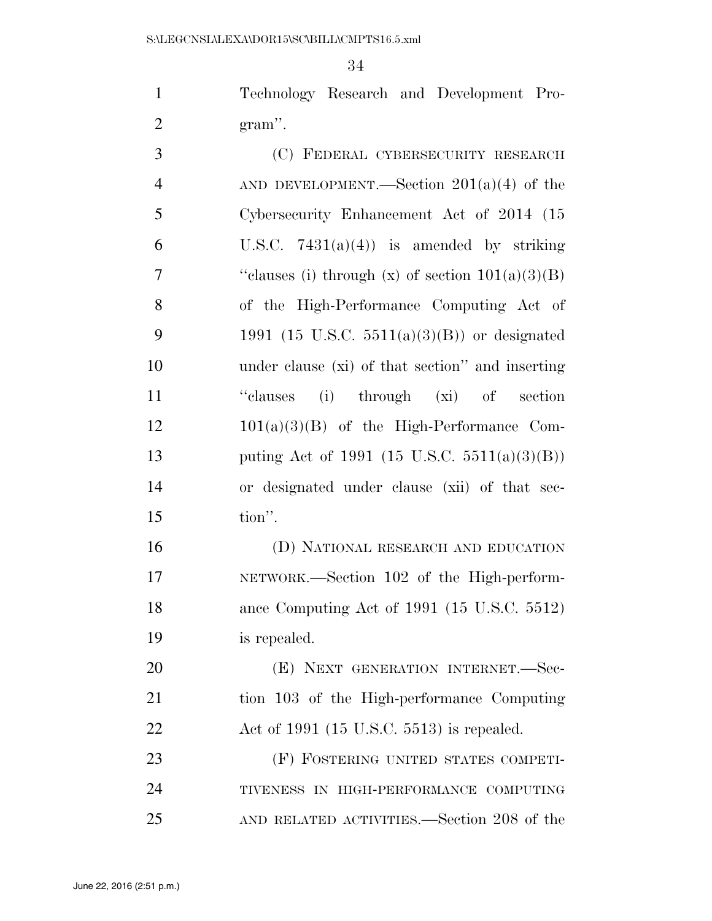Technology Research and Development Program''.

(C) FEDERAL CYBERSECURITY RESEARCH AND DEVELOPMENT.—Section 201(a)(4) of the Cybersecurity Enhancement Act of 2014 (15 U.S.C. 7431(a)(4)) is amended by striking ''clauses (i) through (x) of section 101(a)(3)(B) of the High-Performance Computing Act of 1991 (15 U.S.C. 5511(a)(3)(B)) or designated under clause (xi) of that section'' and inserting ''clauses (i) through (xi) of section 101(a)(3)(B) of the High-Performance Computing Act of 1991 (15 U.S.C. 5511(a)(3)(B)) or designated under clause (xii) of that section''.

(D) NATIONAL RESEARCH AND EDUCATION NETWORK.—Section 102 of the High-performance Computing Act of 1991 (15 U.S.C. 5512) is repealed.

(E) NEXT GENERATION INTERNET.—Section 103 of the High-performance Computing Act of 1991 (15 U.S.C. 5513) is repealed.

(F) FOSTERING UNITED STATES COMPETITIVENESS IN HIGH-PERFORMANCE COMPUTING AND RELATED ACTIVITIES.—Section 208 of the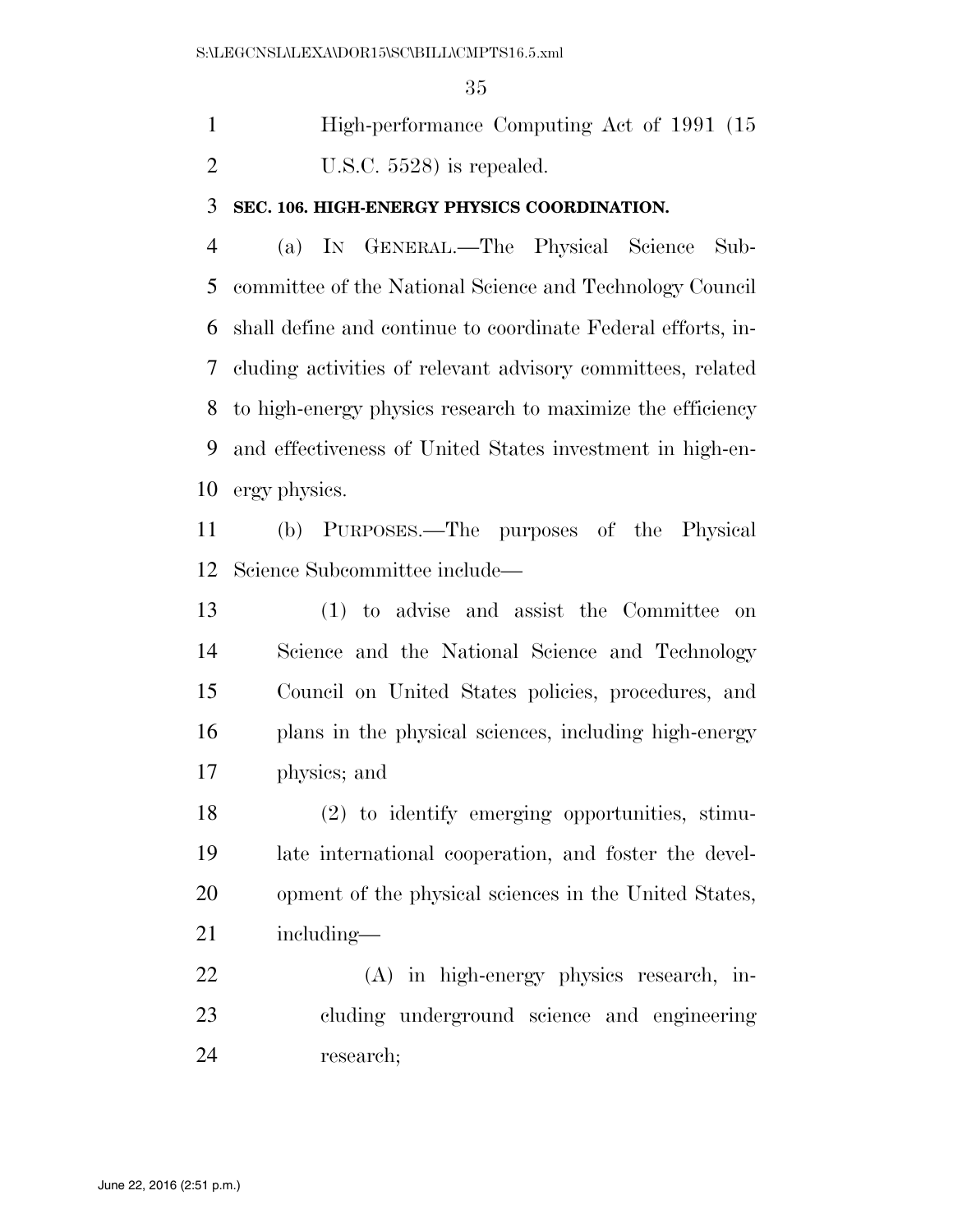High-performance Computing Act of 1991 (15 U.S.C. 5528) is repealed.

**SEC. 106. HIGH-ENERGY PHYSICS COORDINATION.**

(a) IN GENERAL.—The Physical Science Subcommittee of the National Science and Technology Council shall define and continue to coordinate Federal efforts, including activities of relevant advisory committees, related to high-energy physics research to maximize the efficiency and effectiveness of United States investment in high-energy physics.

(b) PURPOSES.—The purposes of the Physical Science Subcommittee include—

(1) to advise and assist the Committee on Science and the National Science and Technology Council on United States policies, procedures, and plans in the physical sciences, including high-energy physics; and

(2) to identify emerging opportunities, stimulate international cooperation, and foster the development of the physical sciences in the United States, including—

(A) in high-energy physics research, including underground science and engineering research;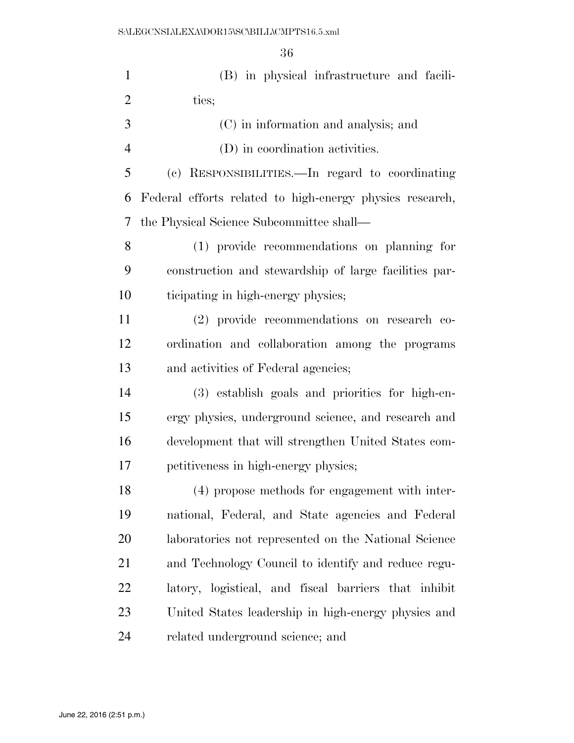(B) in physical infrastructure and facilities;

(C) in information and analysis; and

(D) in coordination activities.

(c) RESPONSIBILITIES.—In regard to coordinating Federal efforts related to high-energy physics research, the Physical Science Subcommittee shall—

(1) provide recommendations on planning for construction and stewardship of large facilities participating in high-energy physics;

(2) provide recommendations on research coordination and collaboration among the programs and activities of Federal agencies;

(3) establish goals and priorities for high-energy physics, underground science, and research and development that will strengthen United States competitiveness in high-energy physics;

(4) propose methods for engagement with international, Federal, and State agencies and Federal laboratories not represented on the National Science and Technology Council to identify and reduce regulatory, logistical, and fiscal barriers that inhibit United States leadership in high-energy physics and related underground science; and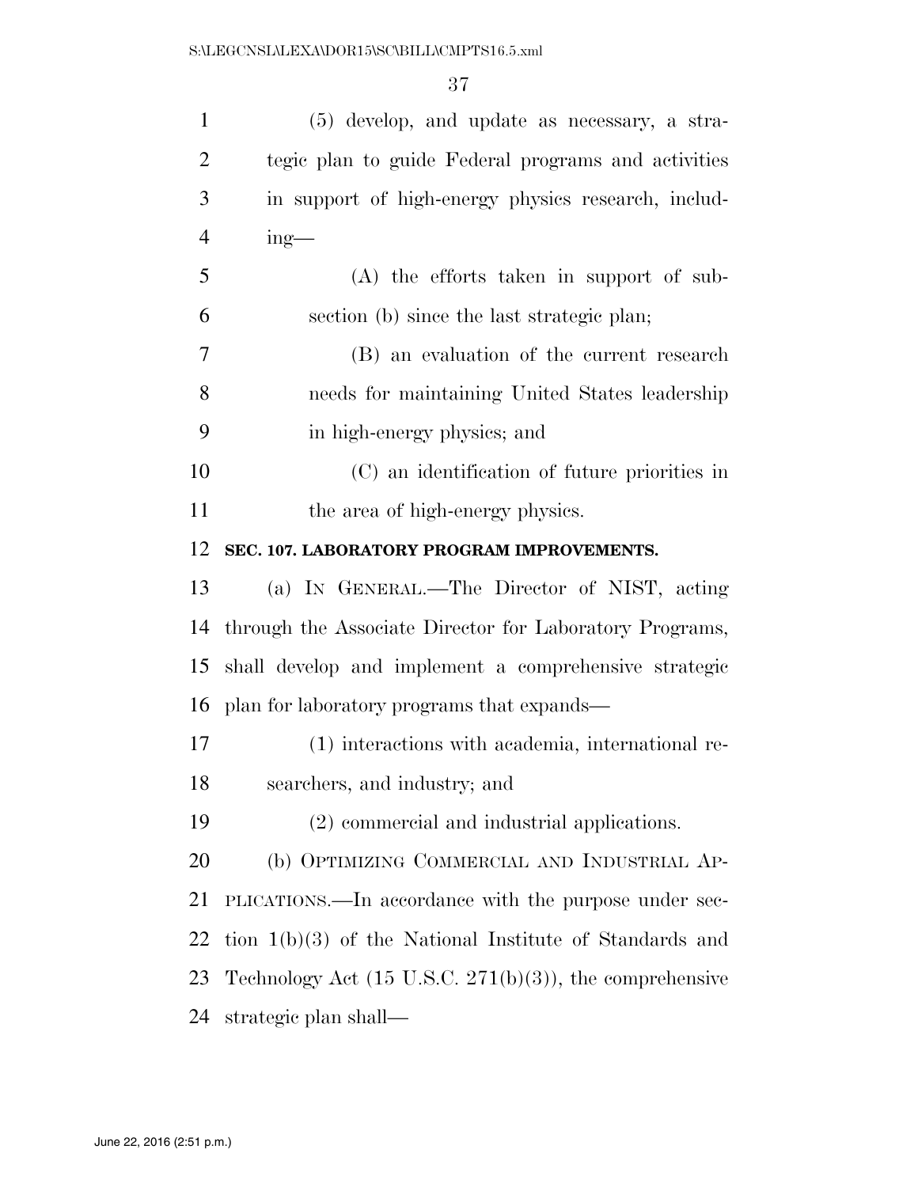(5) develop, and update as necessary, a strategic plan to guide Federal programs and activities in support of high-energy physics research, including—

(A) the efforts taken in support of subsection (b) since the last strategic plan;

(B) an evaluation of the current research needs for maintaining United States leadership in high-energy physics; and

(C) an identification of future priorities in the area of high-energy physics.

**SEC. 107. LABORATORY PROGRAM IMPROVEMENTS.**

(a) IN GENERAL.—The Director of NIST, acting through the Associate Director for Laboratory Programs, shall develop and implement a comprehensive strategic plan for laboratory programs that expands—

(1) interactions with academia, international researchers, and industry; and

(2) commercial and industrial applications.

(b) OPTIMIZING COMMERCIAL AND INDUSTRIAL APPLICATIONS.—In accordance with the purpose under section 1(b)(3) of the National Institute of Standards and Technology Act (15 U.S.C. 271(b)(3)), the comprehensive strategic plan shall—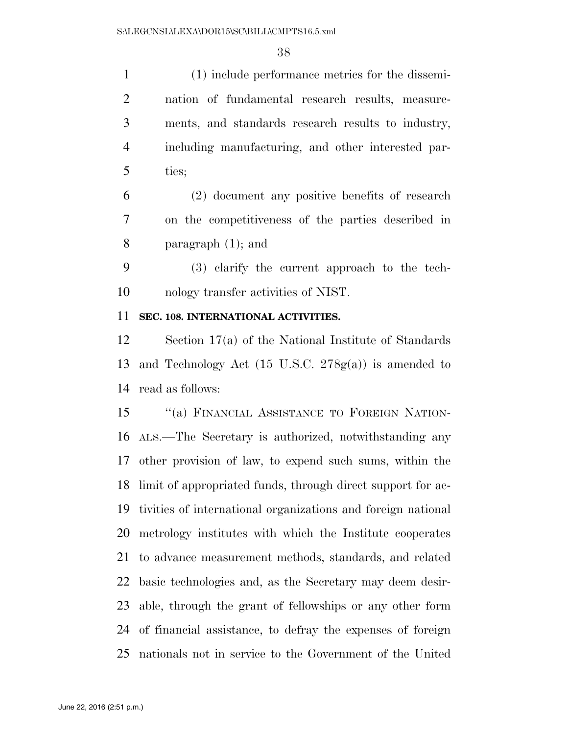(1) include performance metrics for the dissemination of fundamental research results, measurements, and standards research results to industry, including manufacturing, and other interested parties;

(2) document any positive benefits of research on the competitiveness of the parties described in paragraph (1); and

(3) clarify the current approach to the technology transfer activities of NIST.

**SEC. 108. INTERNATIONAL ACTIVITIES.**

Section 17(a) of the National Institute of Standards and Technology Act (15 U.S.C. 278g(a)) is amended to read as follows:

"(a) FINANCIAL ASSISTANCE TO FOREIGN NATIONALS.—The Secretary is authorized, notwithstanding any other provision of law, to expend such sums, within the limit of appropriated funds, through direct support for activities of international organizations and foreign national metrology institutes with which the Institute cooperates to advance measurement methods, standards, and related basic technologies and, as the Secretary may deem desirable, through the grant of fellowships or any other form of financial assistance, to defray the expenses of foreign nationals not in service to the Government of the United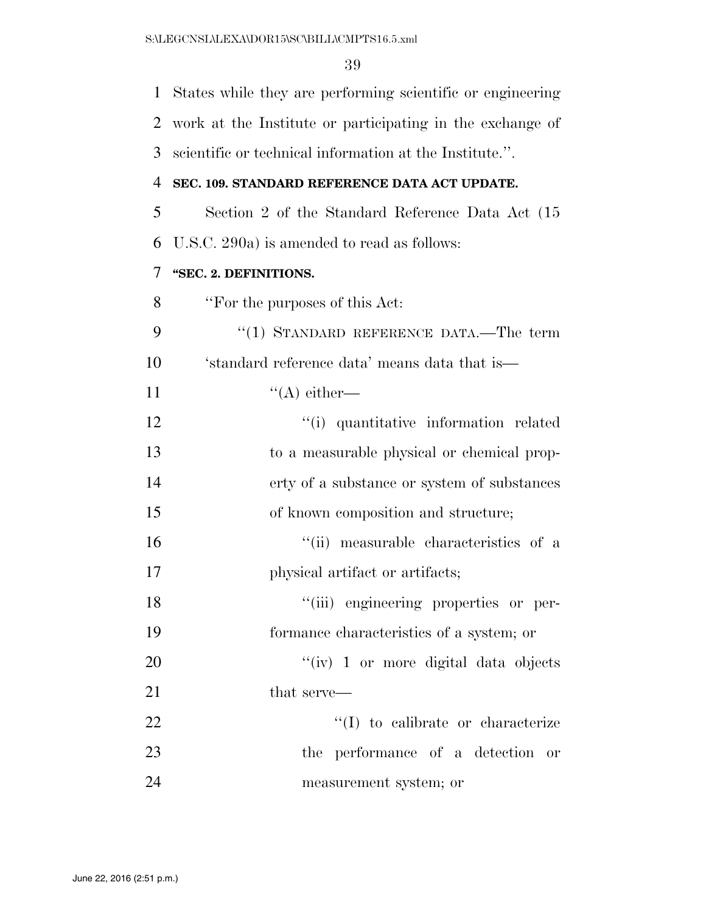States while they are performing scientific or engineering work at the Institute or participating in the exchange of scientific or technical information at the Institute.''.

**SEC. 109. STANDARD REFERENCE DATA ACT UPDATE.**

Section 2 of the Standard Reference Data Act (15 U.S.C. 290a) is amended to read as follows:

**''SEC. 2. DEFINITIONS.**

''For the purposes of this Act:

''(1) STANDARD REFERENCE DATA.—The term 'standard reference data' means data that is—

''(A) either—

''(i) quantitative information related to a measurable physical or chemical property of a substance or system of substances of known composition and structure;

''(ii) measurable characteristics of a physical artifact or artifacts;

''(iii) engineering properties or performance characteristics of a system; or

''(iv) 1 or more digital data objects that serve—

''(I) to calibrate or characterize the performance of a detection or measurement system; or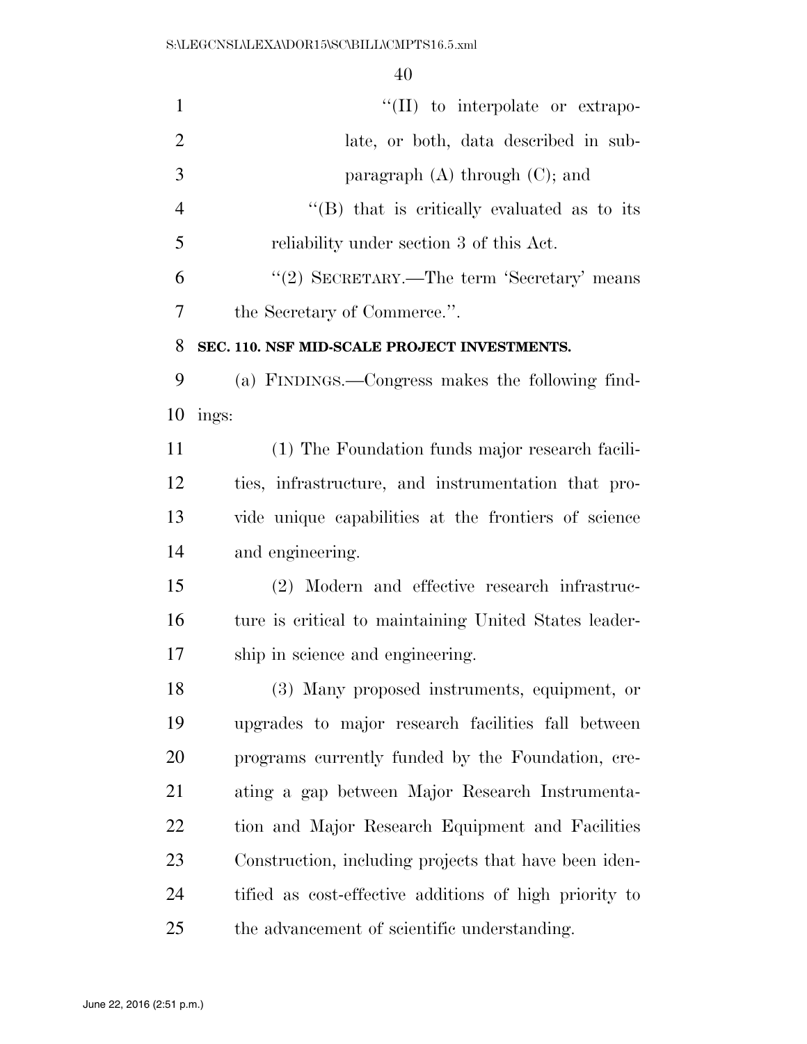"(II) to interpolate or extrapolate, or both, data described in subparagraph (A) through (C); and

"(B) that is critically evaluated as to its reliability under section 3 of this Act.

"(2) SECRETARY.—The term 'Secretary' means the Secretary of Commerce.".

**SEC. 110. NSF MID-SCALE PROJECT INVESTMENTS.**

(a) FINDINGS.—Congress makes the following findings:

(1) The Foundation funds major research facilities, infrastructure, and instrumentation that provide unique capabilities at the frontiers of science and engineering.

(2) Modern and effective research infrastructure is critical to maintaining United States leadership in science and engineering.

(3) Many proposed instruments, equipment, or upgrades to major research facilities fall between programs currently funded by the Foundation, creating a gap between Major Research Instrumentation and Major Research Equipment and Facilities Construction, including projects that have been identified as cost-effective additions of high priority to the advancement of scientific understanding.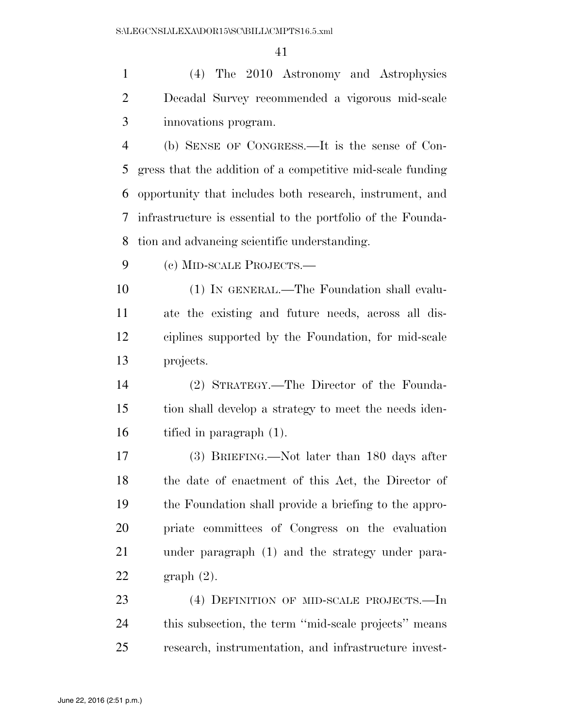(4) The 2010 Astronomy and Astrophysics Decadal Survey recommended a vigorous mid-scale innovations program.

(b) SENSE OF CONGRESS.—It is the sense of Congress that the addition of a competitive mid-scale funding opportunity that includes both research, instrument, and infrastructure is essential to the portfolio of the Foundation and advancing scientific understanding.

(c) MID-SCALE PROJECTS.—

(1) IN GENERAL.—The Foundation shall evaluate the existing and future needs, across all disciplines supported by the Foundation, for mid-scale projects.

(2) STRATEGY.—The Director of the Foundation shall develop a strategy to meet the needs identified in paragraph (1).

(3) BRIEFING.—Not later than 180 days after the date of enactment of this Act, the Director of the Foundation shall provide a briefing to the appropriate committees of Congress on the evaluation under paragraph (1) and the strategy under paragraph (2).

(4) DEFINITION OF MID-SCALE PROJECTS.—In this subsection, the term ''mid-scale projects'' means research, instrumentation, and infrastructure invest-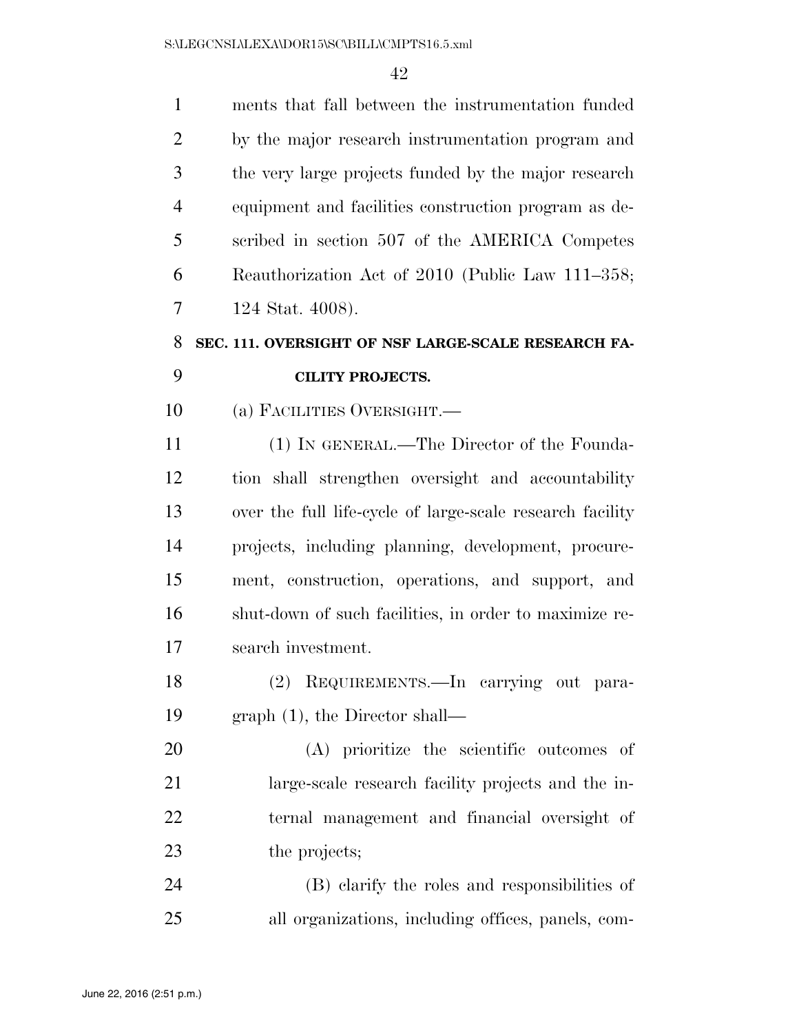ments that fall between the instrumentation funded by the major research instrumentation program and the very large projects funded by the major research equipment and facilities construction program as described in section 507 of the AMERICA Competes Reauthorization Act of 2010 (Public Law 111–358; 124 Stat. 4008).

## SEC. 111. OVERSIGHT OF NSF LARGE-SCALE RESEARCH FACILITY PROJECTS.

(a) FACILITIES OVERSIGHT.—

(1) IN GENERAL.—The Director of the Foundation shall strengthen oversight and accountability over the full life-cycle of large-scale research facility projects, including planning, development, procurement, construction, operations, and support, and shut-down of such facilities, in order to maximize research investment.

(2) REQUIREMENTS.—In carrying out paragraph (1), the Director shall—

(A) prioritize the scientific outcomes of large-scale research facility projects and the internal management and financial oversight of the projects;

(B) clarify the roles and responsibilities of all organizations, including offices, panels, com-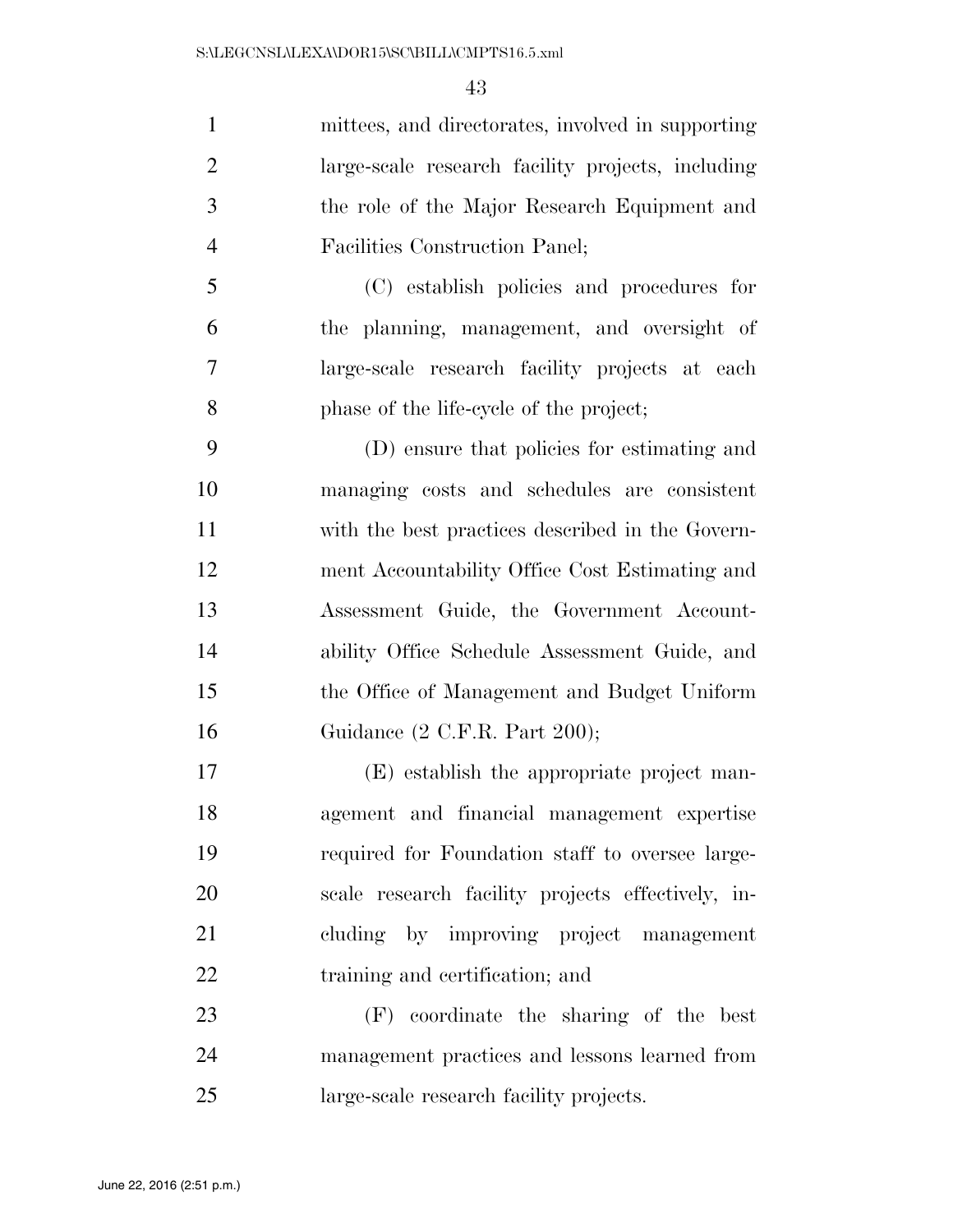mittees, and directorates, involved in supporting large-scale research facility projects, including the role of the Major Research Equipment and Facilities Construction Panel;

(C) establish policies and procedures for the planning, management, and oversight of large-scale research facility projects at each phase of the life-cycle of the project;

(D) ensure that policies for estimating and managing costs and schedules are consistent with the best practices described in the Government Accountability Office Cost Estimating and Assessment Guide, the Government Accountability Office Schedule Assessment Guide, and the Office of Management and Budget Uniform Guidance (2 C.F.R. Part 200);

(E) establish the appropriate project management and financial management expertise required for Foundation staff to oversee large-scale research facility projects effectively, including by improving project management training and certification; and

(F) coordinate the sharing of the best management practices and lessons learned from large-scale research facility projects.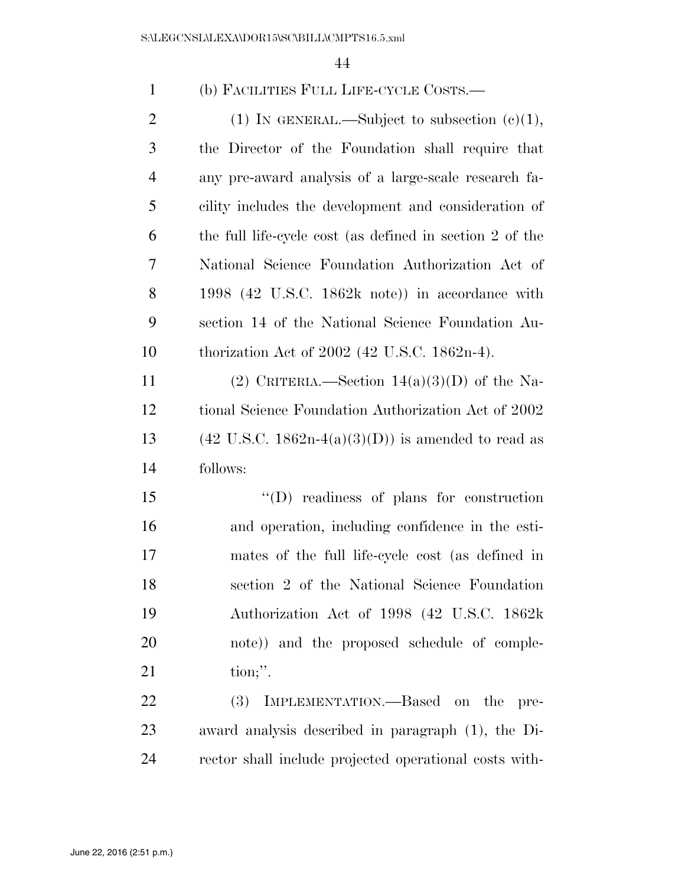(b) FACILITIES FULL LIFE-CYCLE COSTS.—

(1) IN GENERAL.—Subject to subsection (c)(1), the Director of the Foundation shall require that any pre-award analysis of a large-scale research facility includes the development and consideration of the full life-cycle cost (as defined in section 2 of the National Science Foundation Authorization Act of 1998 (42 U.S.C. 1862k note)) in accordance with section 14 of the National Science Foundation Authorization Act of 2002 (42 U.S.C. 1862n-4).

(2) CRITERIA.—Section 14(a)(3)(D) of the National Science Foundation Authorization Act of 2002 (42 U.S.C. 1862n-4(a)(3)(D)) is amended to read as follows:

"(D) readiness of plans for construction and operation, including confidence in the estimates of the full life-cycle cost (as defined in section 2 of the National Science Foundation Authorization Act of 1998 (42 U.S.C. 1862k note)) and the proposed schedule of completion;".

(3) IMPLEMENTATION.—Based on the pre-award analysis described in paragraph (1), the Director shall include projected operational costs with-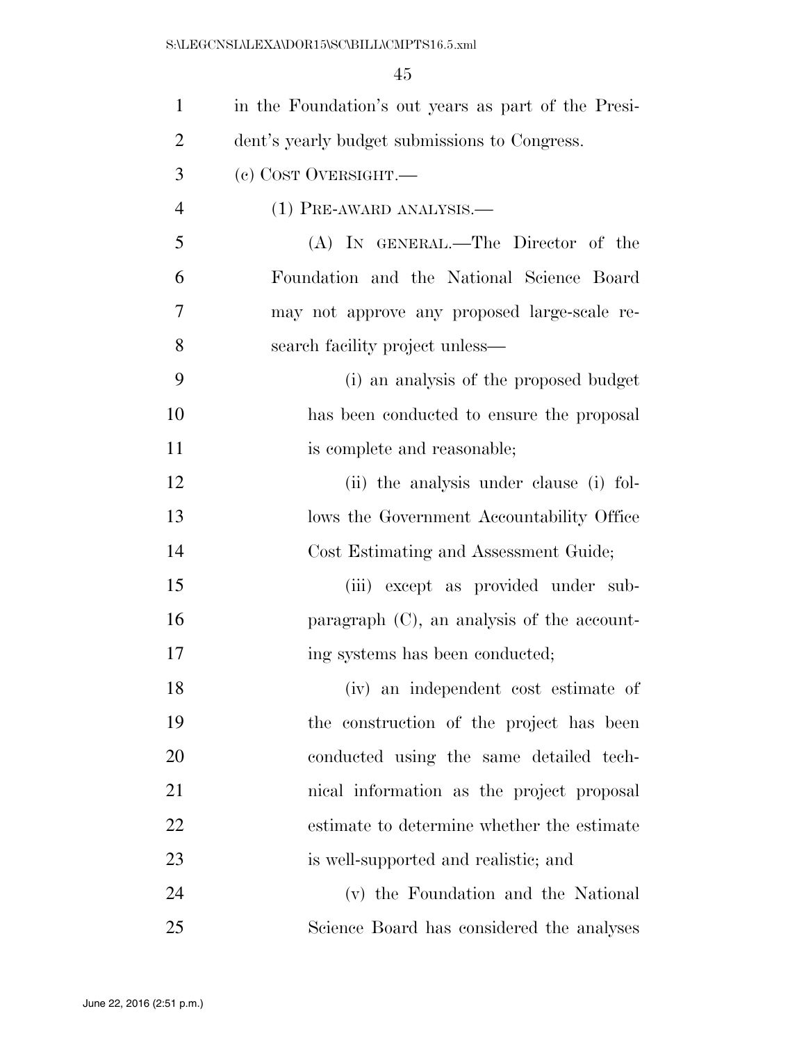in the Foundation's out years as part of the President's yearly budget submissions to Congress.

(c) COST OVERSIGHT.—

(1) PRE-AWARD ANALYSIS.—

(A) IN GENERAL.—The Director of the Foundation and the National Science Board may not approve any proposed large-scale research facility project unless—

(i) an analysis of the proposed budget has been conducted to ensure the proposal is complete and reasonable;

(ii) the analysis under clause (i) follows the Government Accountability Office Cost Estimating and Assessment Guide;

(iii) except as provided under subparagraph (C), an analysis of the accounting systems has been conducted;

(iv) an independent cost estimate of the construction of the project has been conducted using the same detailed technical information as the project proposal estimate to determine whether the estimate is well-supported and realistic; and

(v) the Foundation and the National Science Board has considered the analyses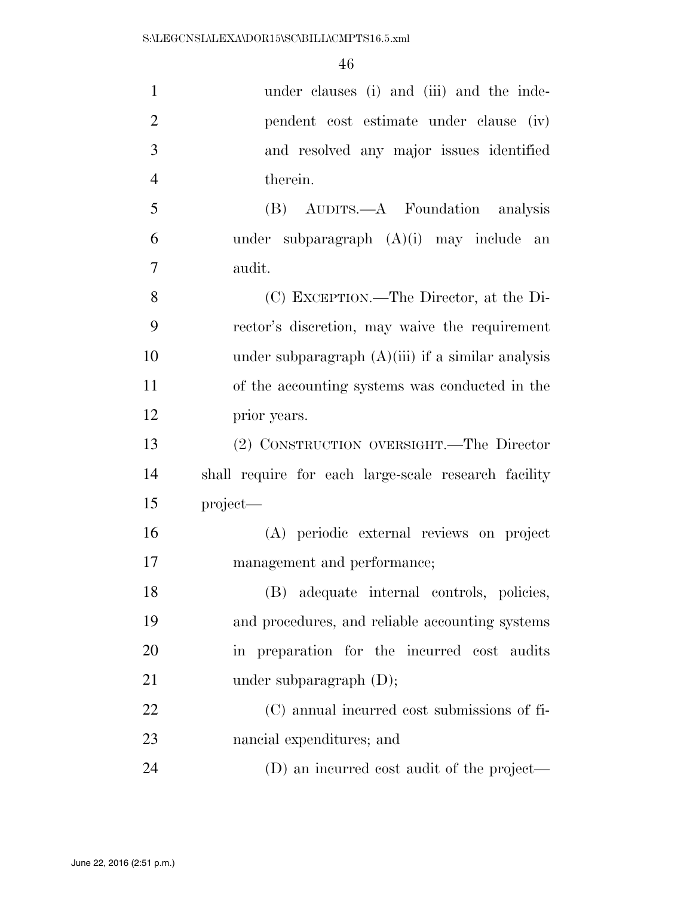under clauses (i) and (iii) and the independent cost estimate under clause (iv) and resolved any major issues identified therein.

(B) AUDITS.—A Foundation analysis under subparagraph (A)(i) may include an audit.

(C) EXCEPTION.—The Director, at the Director's discretion, may waive the requirement under subparagraph (A)(iii) if a similar analysis of the accounting systems was conducted in the prior years.

(2) CONSTRUCTION OVERSIGHT.—The Director shall require for each large-scale research facility project—

(A) periodic external reviews on project management and performance;

(B) adequate internal controls, policies, and procedures, and reliable accounting systems in preparation for the incurred cost audits under subparagraph (D);

(C) annual incurred cost submissions of financial expenditures; and

(D) an incurred cost audit of the project—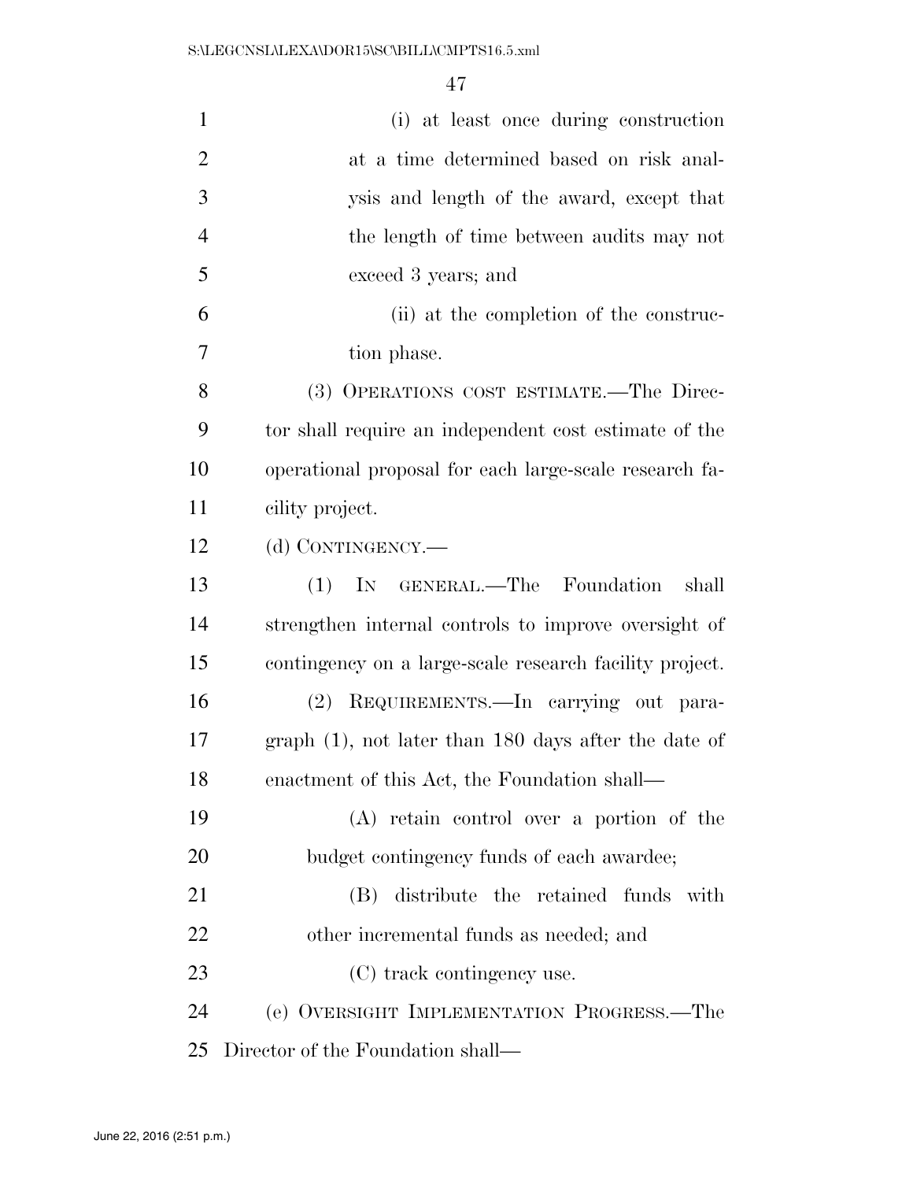(i) at least once during construction at a time determined based on risk analysis and length of the award, except that the length of time between audits may not exceed 3 years; and

(ii) at the completion of the construction phase.

(3) OPERATIONS COST ESTIMATE.—The Director shall require an independent cost estimate of the operational proposal for each large-scale research facility project.

(d) CONTINGENCY.—

(1) IN GENERAL.—The Foundation shall strengthen internal controls to improve oversight of contingency on a large-scale research facility project.

(2) REQUIREMENTS.—In carrying out paragraph (1), not later than 180 days after the date of enactment of this Act, the Foundation shall—

(A) retain control over a portion of the budget contingency funds of each awardee;

(B) distribute the retained funds with other incremental funds as needed; and

(C) track contingency use.

(e) OVERSIGHT IMPLEMENTATION PROGRESS.—The Director of the Foundation shall—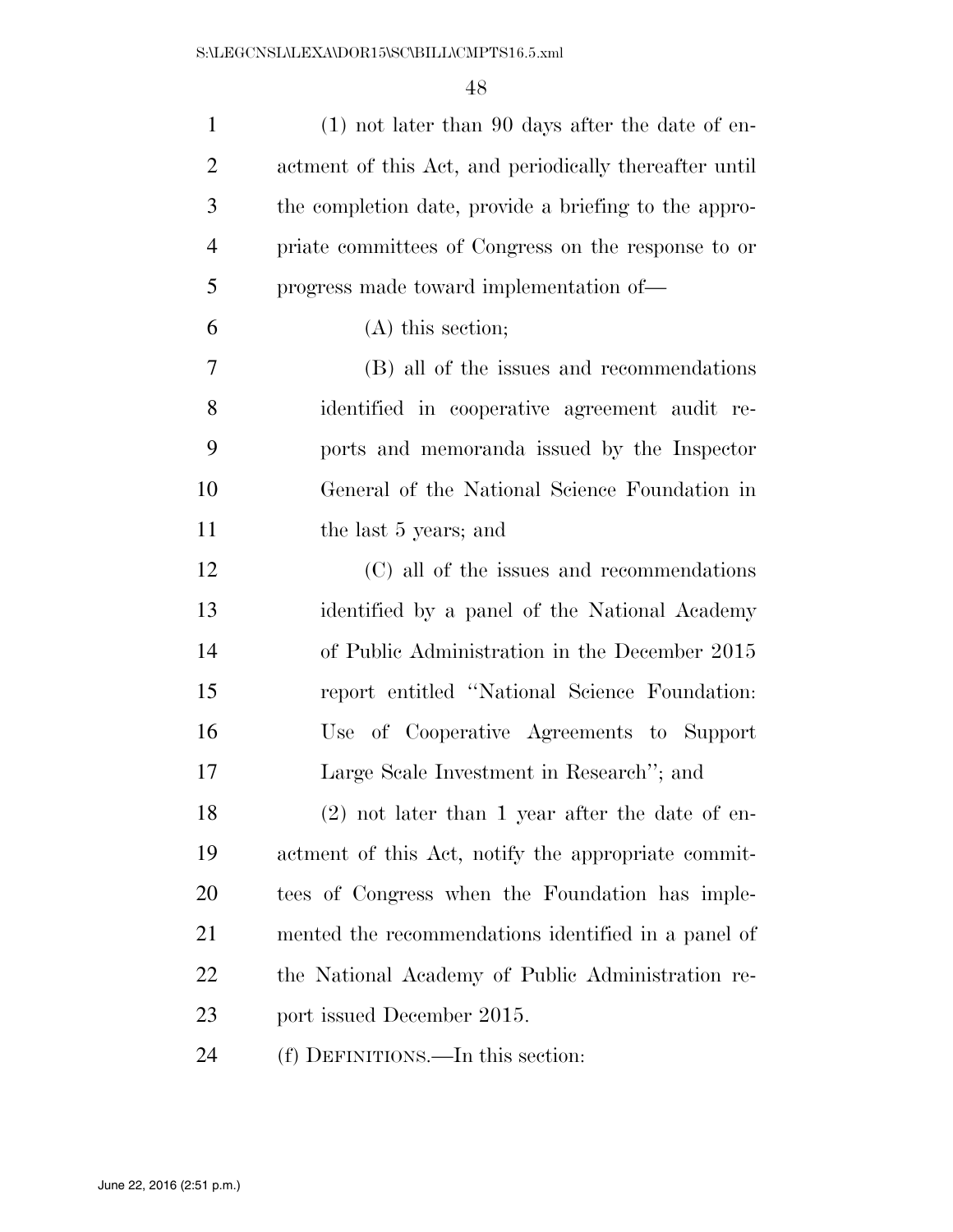(1) not later than 90 days after the date of enactment of this Act, and periodically thereafter until the completion date, provide a briefing to the appropriate committees of Congress on the response to or progress made toward implementation of—

(A) this section;

(B) all of the issues and recommendations identified in cooperative agreement audit reports and memoranda issued by the Inspector General of the National Science Foundation in the last 5 years; and

(C) all of the issues and recommendations identified by a panel of the National Academy of Public Administration in the December 2015 report entitled ''National Science Foundation: Use of Cooperative Agreements to Support Large Scale Investment in Research''; and

(2) not later than 1 year after the date of enactment of this Act, notify the appropriate committees of Congress when the Foundation has implemented the recommendations identified in a panel of the National Academy of Public Administration report issued December 2015.

(f) DEFINITIONS.—In this section: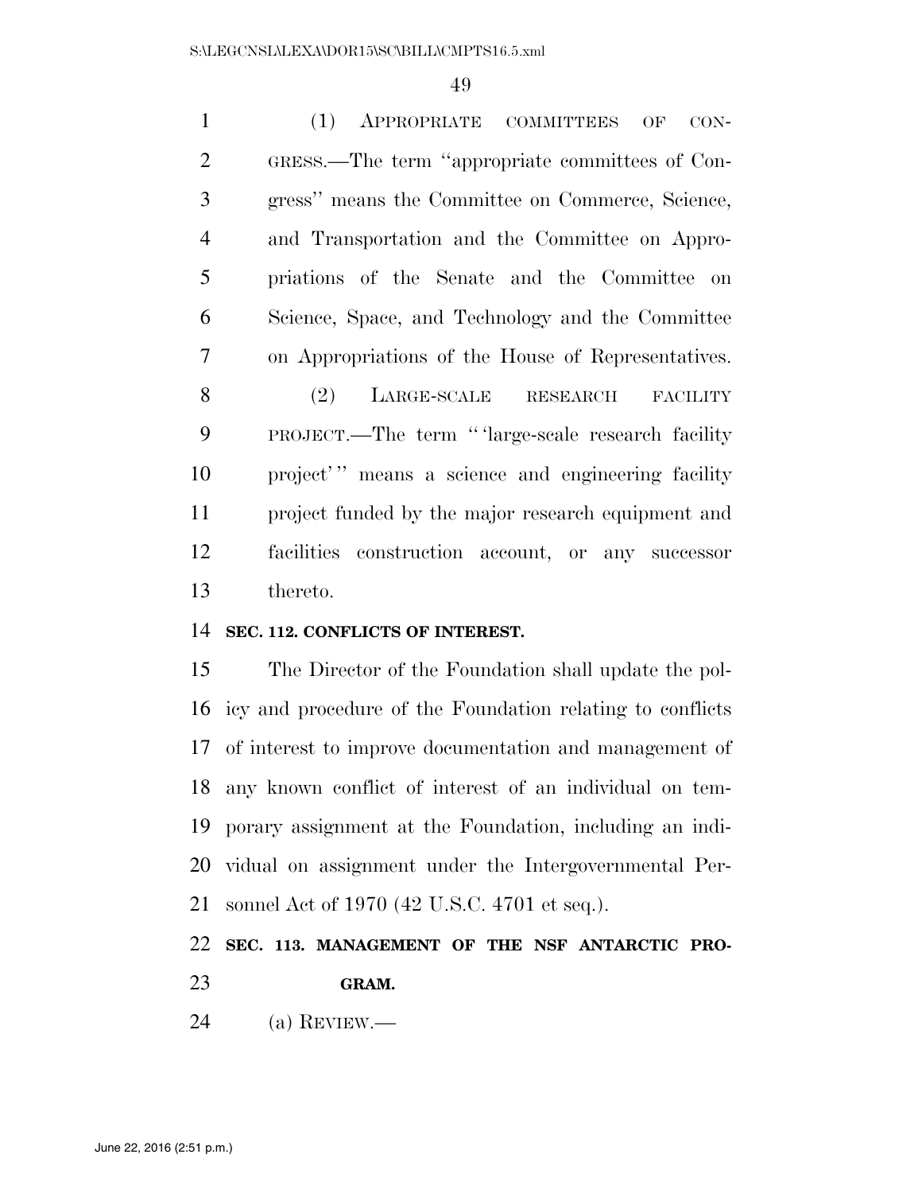(1) APPROPRIATE COMMITTEES OF CONGRESS.—The term ''appropriate committees of Congress'' means the Committee on Commerce, Science, and Transportation and the Committee on Appropriations of the Senate and the Committee on Science, Space, and Technology and the Committee on Appropriations of the House of Representatives.

(2) LARGE-SCALE RESEARCH FACILITY PROJECT.—The term '' 'large-scale research facility project' '' means a science and engineering facility project funded by the major research equipment and facilities construction account, or any successor thereto.

**SEC. 112. CONFLICTS OF INTEREST.**

The Director of the Foundation shall update the policy and procedure of the Foundation relating to conflicts of interest to improve documentation and management of any known conflict of interest of an individual on temporary assignment at the Foundation, including an individual on assignment under the Intergovernmental Personnel Act of 1970 (42 U.S.C. 4701 et seq.).

**SEC. 113. MANAGEMENT OF THE NSF ANTARCTIC PROGRAM.**

(a) REVIEW.—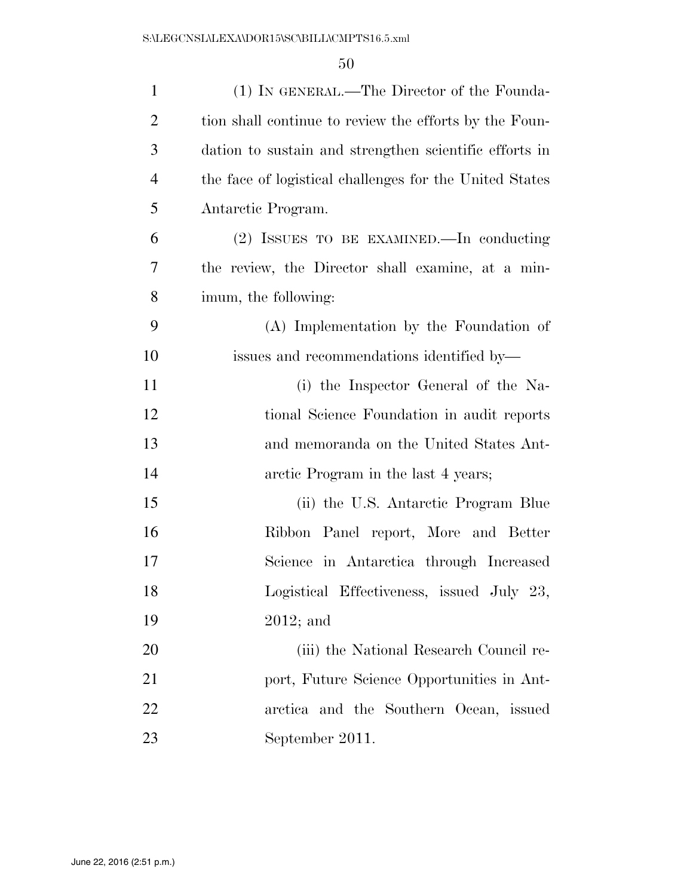(1) IN GENERAL.—The Director of the Foundation shall continue to review the efforts by the Foundation to sustain and strengthen scientific efforts in the face of logistical challenges for the United States Antarctic Program.

(2) ISSUES TO BE EXAMINED.—In conducting the review, the Director shall examine, at a minimum, the following:

(A) Implementation by the Foundation of issues and recommendations identified by—

(i) the Inspector General of the National Science Foundation in audit reports and memoranda on the United States Antarctic Program in the last 4 years;

(ii) the U.S. Antarctic Program Blue Ribbon Panel report, More and Better Science in Antarctica through Increased Logistical Effectiveness, issued July 23, 2012; and

(iii) the National Research Council report, Future Science Opportunities in Antarctica and the Southern Ocean, issued September 2011.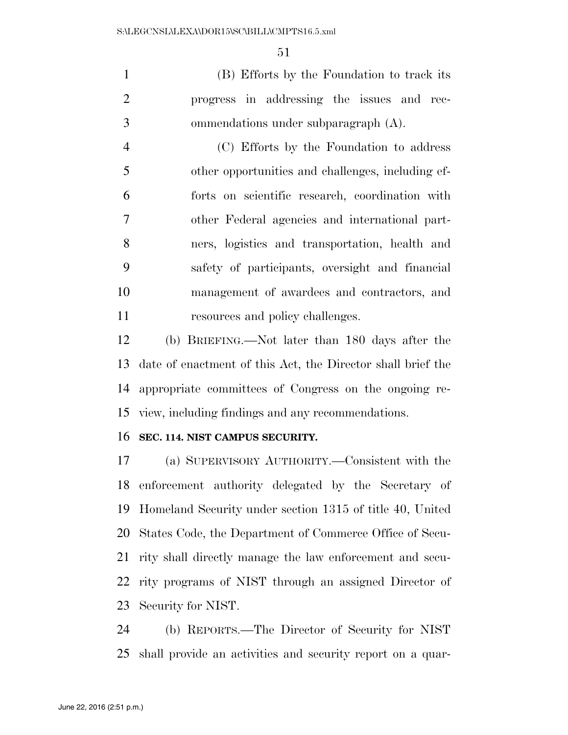(B) Efforts by the Foundation to track its progress in addressing the issues and recommendations under subparagraph (A).

(C) Efforts by the Foundation to address other opportunities and challenges, including efforts on scientific research, coordination with other Federal agencies and international partners, logistics and transportation, health and safety of participants, oversight and financial management of awardees and contractors, and resources and policy challenges.

(b) BRIEFING.—Not later than 180 days after the date of enactment of this Act, the Director shall brief the appropriate committees of Congress on the ongoing review, including findings and any recommendations.

**SEC. 114. NIST CAMPUS SECURITY.**

(a) SUPERVISORY AUTHORITY.—Consistent with the enforcement authority delegated by the Secretary of Homeland Security under section 1315 of title 40, United States Code, the Department of Commerce Office of Security shall directly manage the law enforcement and security programs of NIST through an assigned Director of Security for NIST.

(b) REPORTS.—The Director of Security for NIST shall provide an activities and security report on a quar-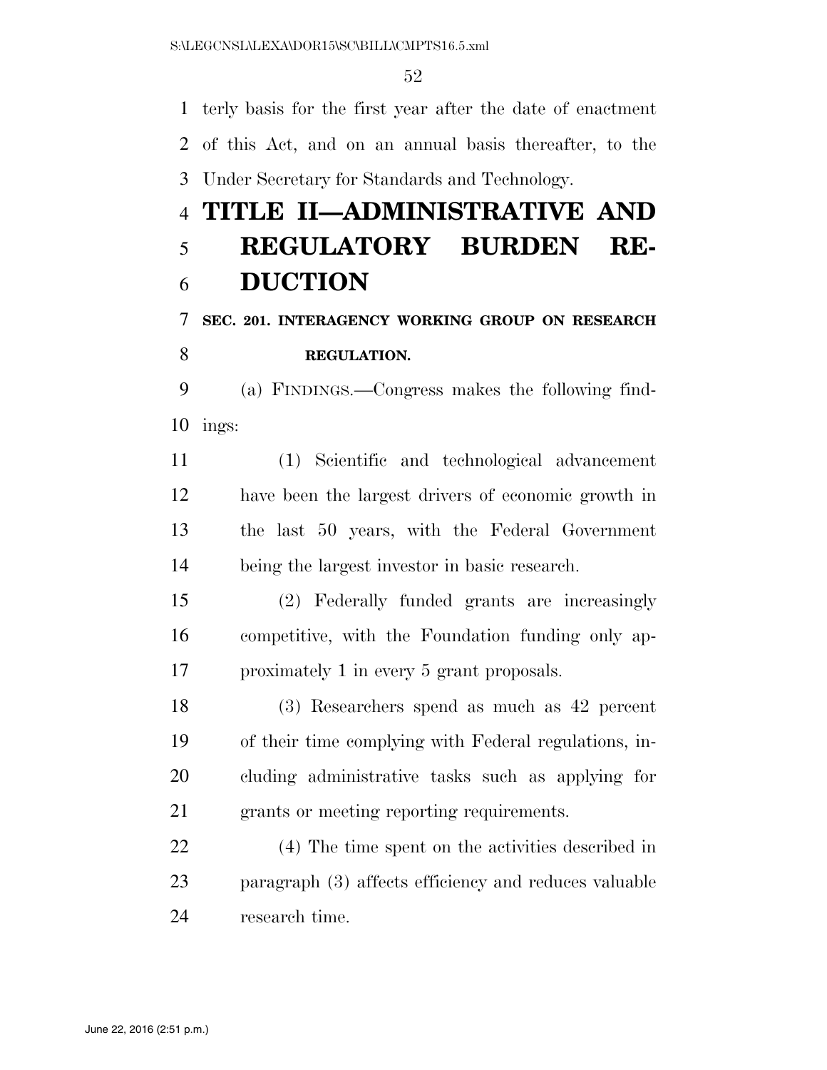terly basis for the first year after the date of enactment of this Act, and on an annual basis thereafter, to the Under Secretary for Standards and Technology.

# TITLE II—ADMINISTRATIVE AND REGULATORY BURDEN REDUCTION

### SEC. 201. INTERAGENCY WORKING GROUP ON RESEARCH REGULATION.

(a) FINDINGS.—Congress makes the following findings:

(1) Scientific and technological advancement have been the largest drivers of economic growth in the last 50 years, with the Federal Government being the largest investor in basic research.

(2) Federally funded grants are increasingly competitive, with the Foundation funding only approximately 1 in every 5 grant proposals.

(3) Researchers spend as much as 42 percent of their time complying with Federal regulations, including administrative tasks such as applying for grants or meeting reporting requirements.

(4) The time spent on the activities described in paragraph (3) affects efficiency and reduces valuable research time.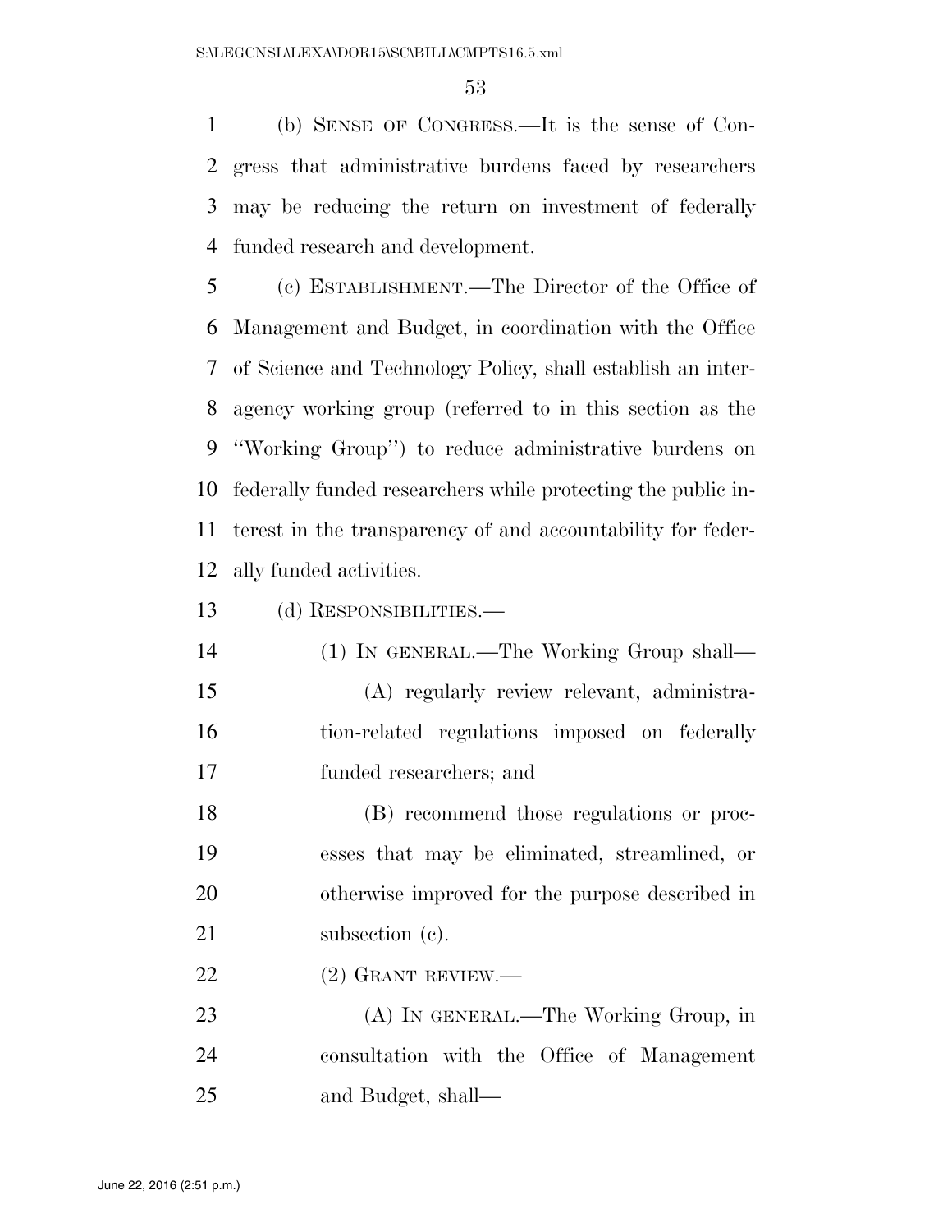(b) SENSE OF CONGRESS.—It is the sense of Congress that administrative burdens faced by researchers may be reducing the return on investment of federally funded research and development.

(c) ESTABLISHMENT.—The Director of the Office of Management and Budget, in coordination with the Office of Science and Technology Policy, shall establish an interagency working group (referred to in this section as the ''Working Group'') to reduce administrative burdens on federally funded researchers while protecting the public interest in the transparency of and accountability for federally funded activities.

(d) RESPONSIBILITIES.—

(1) IN GENERAL.—The Working Group shall—

(A) regularly review relevant, administration-related regulations imposed on federally funded researchers; and

(B) recommend those regulations or processes that may be eliminated, streamlined, or otherwise improved for the purpose described in subsection (c).

(2) GRANT REVIEW.—

(A) IN GENERAL.—The Working Group, in consultation with the Office of Management and Budget, shall—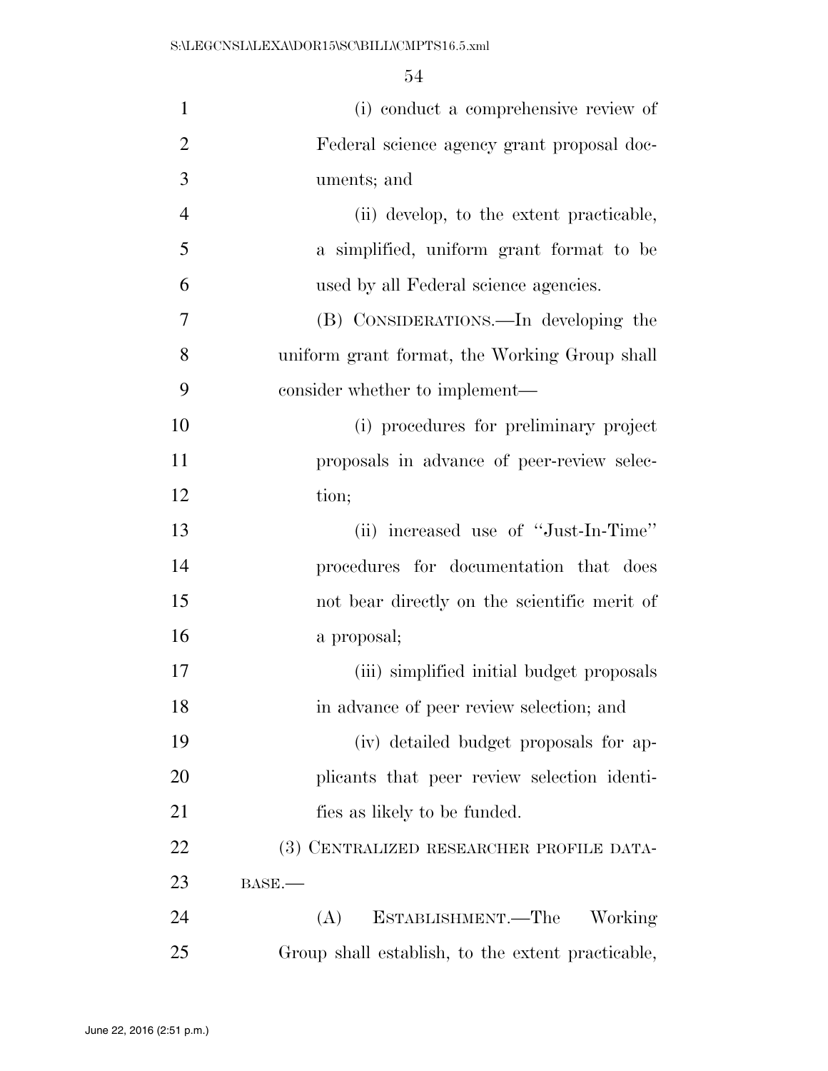(i) conduct a comprehensive review of Federal science agency grant proposal documents; and

(ii) develop, to the extent practicable, a simplified, uniform grant format to be used by all Federal science agencies.

(B) CONSIDERATIONS.—In developing the uniform grant format, the Working Group shall consider whether to implement—

(i) procedures for preliminary project proposals in advance of peer-review selection;

(ii) increased use of "Just-In-Time" procedures for documentation that does not bear directly on the scientific merit of a proposal;

(iii) simplified initial budget proposals in advance of peer review selection; and

(iv) detailed budget proposals for applicants that peer review selection identifies as likely to be funded.

(3) CENTRALIZED RESEARCHER PROFILE DATABASE.—

(A) ESTABLISHMENT.—The Working Group shall establish, to the extent practicable,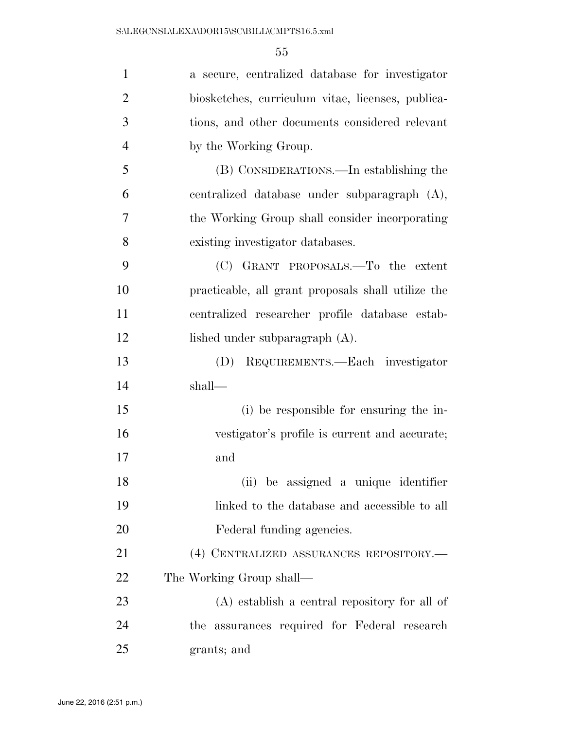a secure, centralized database for investigator biosketches, curriculum vitae, licenses, publications, and other documents considered relevant by the Working Group.

(B) CONSIDERATIONS.—In establishing the centralized database under subparagraph (A), the Working Group shall consider incorporating existing investigator databases.

(C) GRANT PROPOSALS.—To the extent practicable, all grant proposals shall utilize the centralized researcher profile database established under subparagraph (A).

(D) REQUIREMENTS.—Each investigator shall—

(i) be responsible for ensuring the investigator's profile is current and accurate; and

(ii) be assigned a unique identifier linked to the database and accessible to all Federal funding agencies.

(4) CENTRALIZED ASSURANCES REPOSITORY.—The Working Group shall—

(A) establish a central repository for all of the assurances required for Federal research grants; and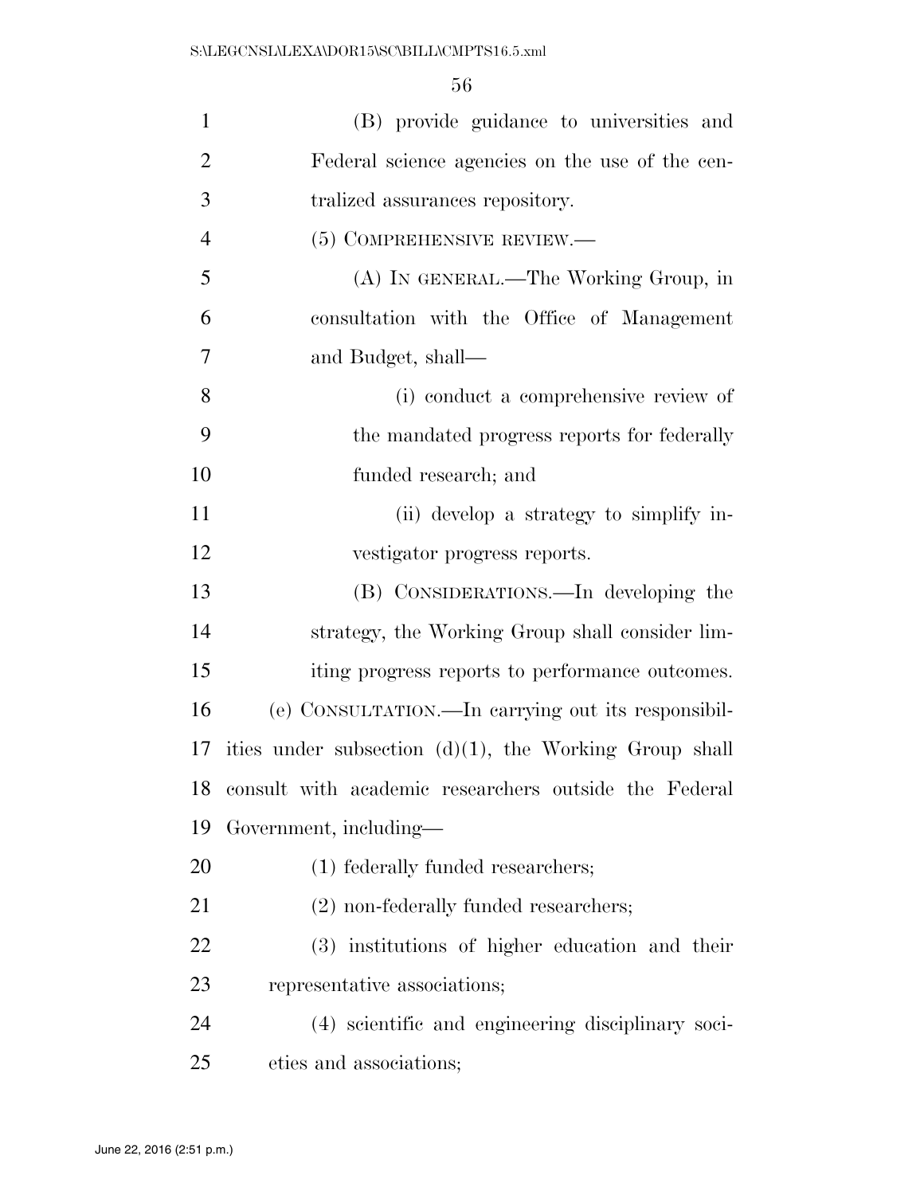(B) provide guidance to universities and Federal science agencies on the use of the centralized assurances repository.

(5) COMPREHENSIVE REVIEW.—

(A) IN GENERAL.—The Working Group, in consultation with the Office of Management and Budget, shall—

(i) conduct a comprehensive review of the mandated progress reports for federally funded research; and

(ii) develop a strategy to simplify investigator progress reports.

(B) CONSIDERATIONS.—In developing the strategy, the Working Group shall consider limiting progress reports to performance outcomes.

(e) CONSULTATION.—In carrying out its responsibilities under subsection (d)(1), the Working Group shall consult with academic researchers outside the Federal Government, including—

(1) federally funded researchers;

(2) non-federally funded researchers;

(3) institutions of higher education and their representative associations;

(4) scientific and engineering disciplinary societies and associations;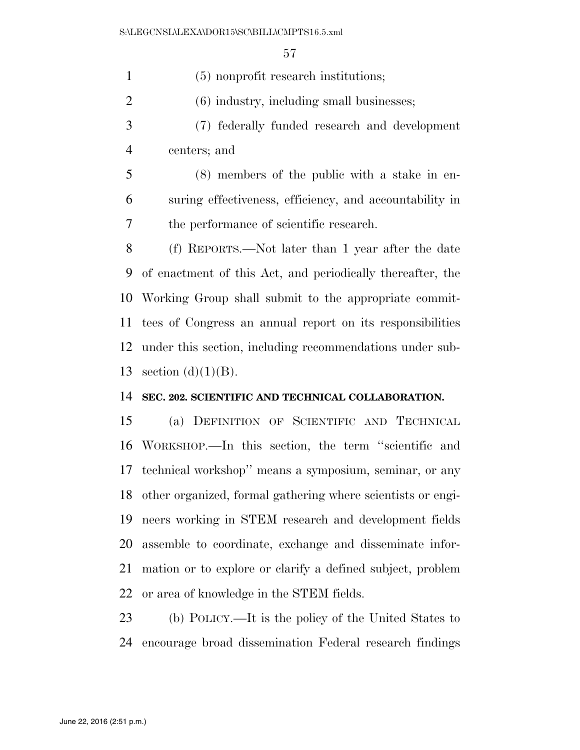(5) nonprofit research institutions;

(6) industry, including small businesses;

(7) federally funded research and development centers; and

(8) members of the public with a stake in ensuring effectiveness, efficiency, and accountability in the performance of scientific research.

(f) REPORTS.—Not later than 1 year after the date of enactment of this Act, and periodically thereafter, the Working Group shall submit to the appropriate committees of Congress an annual report on its responsibilities under this section, including recommendations under subsection (d)(1)(B).

**SEC. 202. SCIENTIFIC AND TECHNICAL COLLABORATION.**

(a) DEFINITION OF SCIENTIFIC AND TECHNICAL WORKSHOP.—In this section, the term ''scientific and technical workshop'' means a symposium, seminar, or any other organized, formal gathering where scientists or engineers working in STEM research and development fields assemble to coordinate, exchange and disseminate information or to explore or clarify a defined subject, problem or area of knowledge in the STEM fields.

(b) POLICY.—It is the policy of the United States to encourage broad dissemination Federal research findings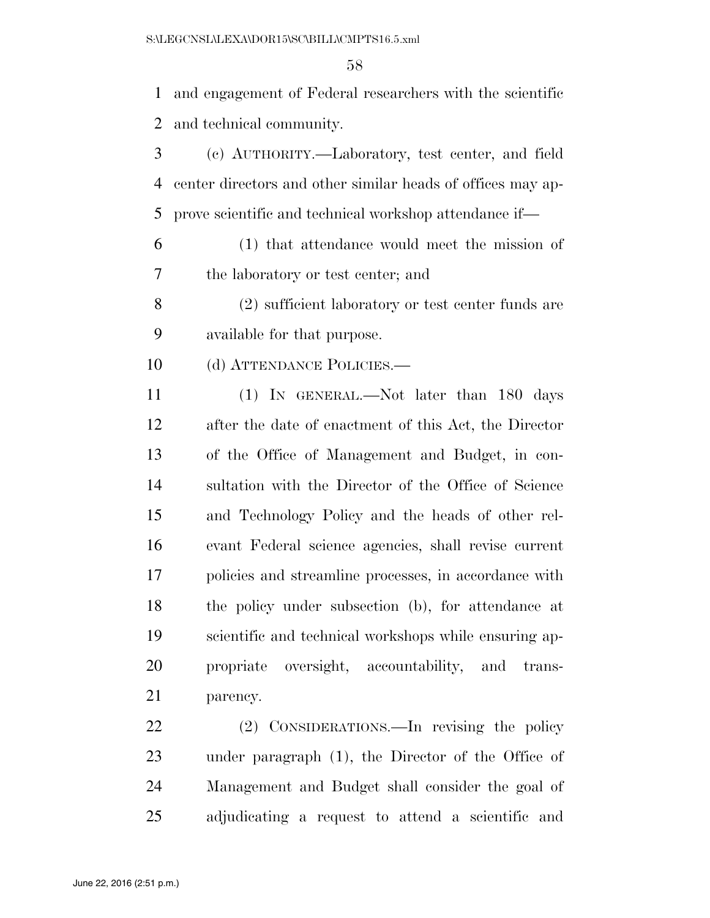and engagement of Federal researchers with the scientific and technical community.

(c) AUTHORITY.—Laboratory, test center, and field center directors and other similar heads of offices may approve scientific and technical workshop attendance if—

(1) that attendance would meet the mission of the laboratory or test center; and

(2) sufficient laboratory or test center funds are available for that purpose.

(d) ATTENDANCE POLICIES.—

(1) IN GENERAL.—Not later than 180 days after the date of enactment of this Act, the Director of the Office of Management and Budget, in consultation with the Director of the Office of Science and Technology Policy and the heads of other relevant Federal science agencies, shall revise current policies and streamline processes, in accordance with the policy under subsection (b), for attendance at scientific and technical workshops while ensuring appropriate oversight, accountability, and transparency.

(2) CONSIDERATIONS.—In revising the policy under paragraph (1), the Director of the Office of Management and Budget shall consider the goal of adjudicating a request to attend a scientific and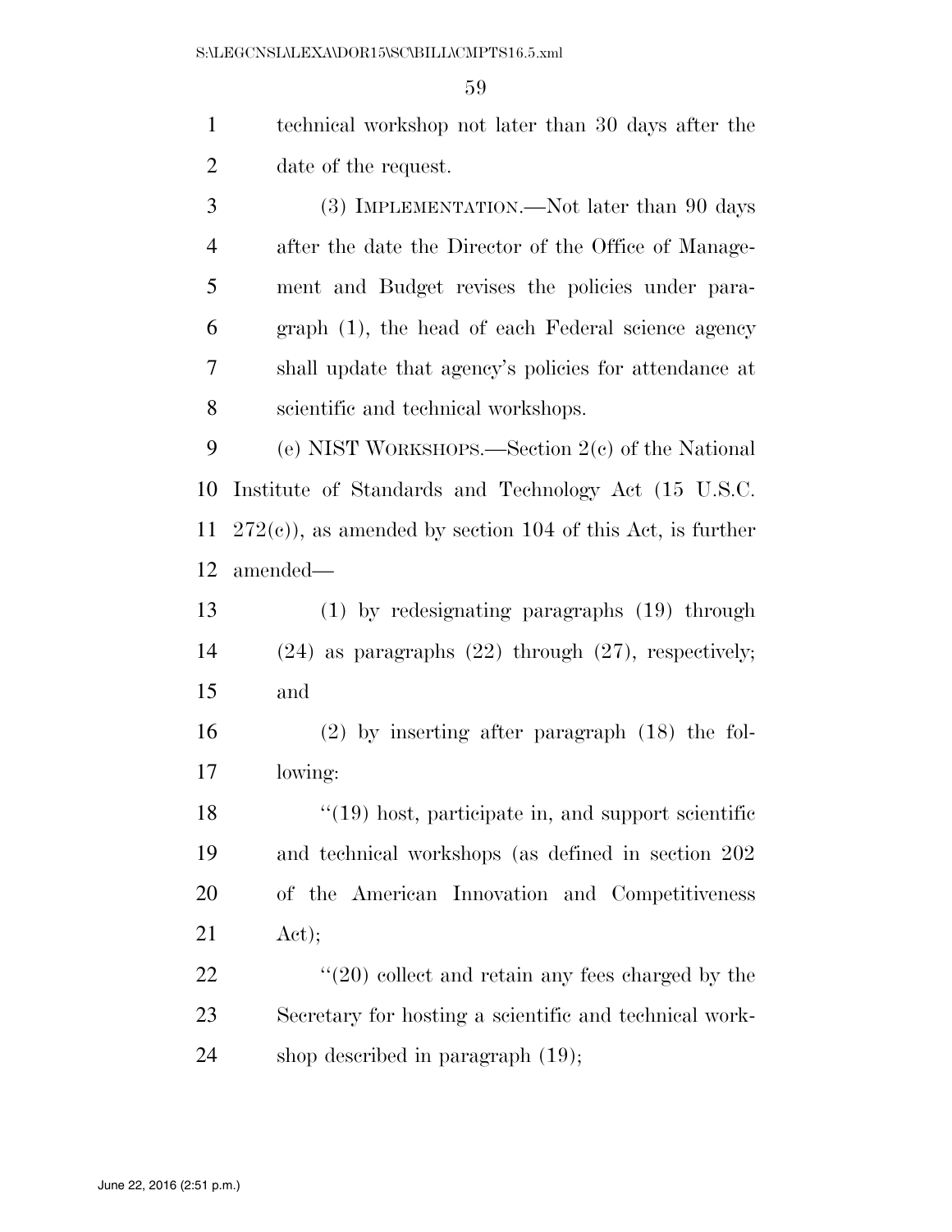technical workshop not later than 30 days after the date of the request.

(3) IMPLEMENTATION.—Not later than 90 days after the date the Director of the Office of Management and Budget revises the policies under paragraph (1), the head of each Federal science agency shall update that agency's policies for attendance at scientific and technical workshops.

(e) NIST WORKSHOPS.—Section 2(c) of the National Institute of Standards and Technology Act (15 U.S.C. 272(c)), as amended by section 104 of this Act, is further amended—

(1) by redesignating paragraphs (19) through (24) as paragraphs (22) through (27), respectively; and

(2) by inserting after paragraph (18) the following:

"(19) host, participate in, and support scientific and technical workshops (as defined in section 202 of the American Innovation and Competitiveness Act);

"(20) collect and retain any fees charged by the Secretary for hosting a scientific and technical workshop described in paragraph (19);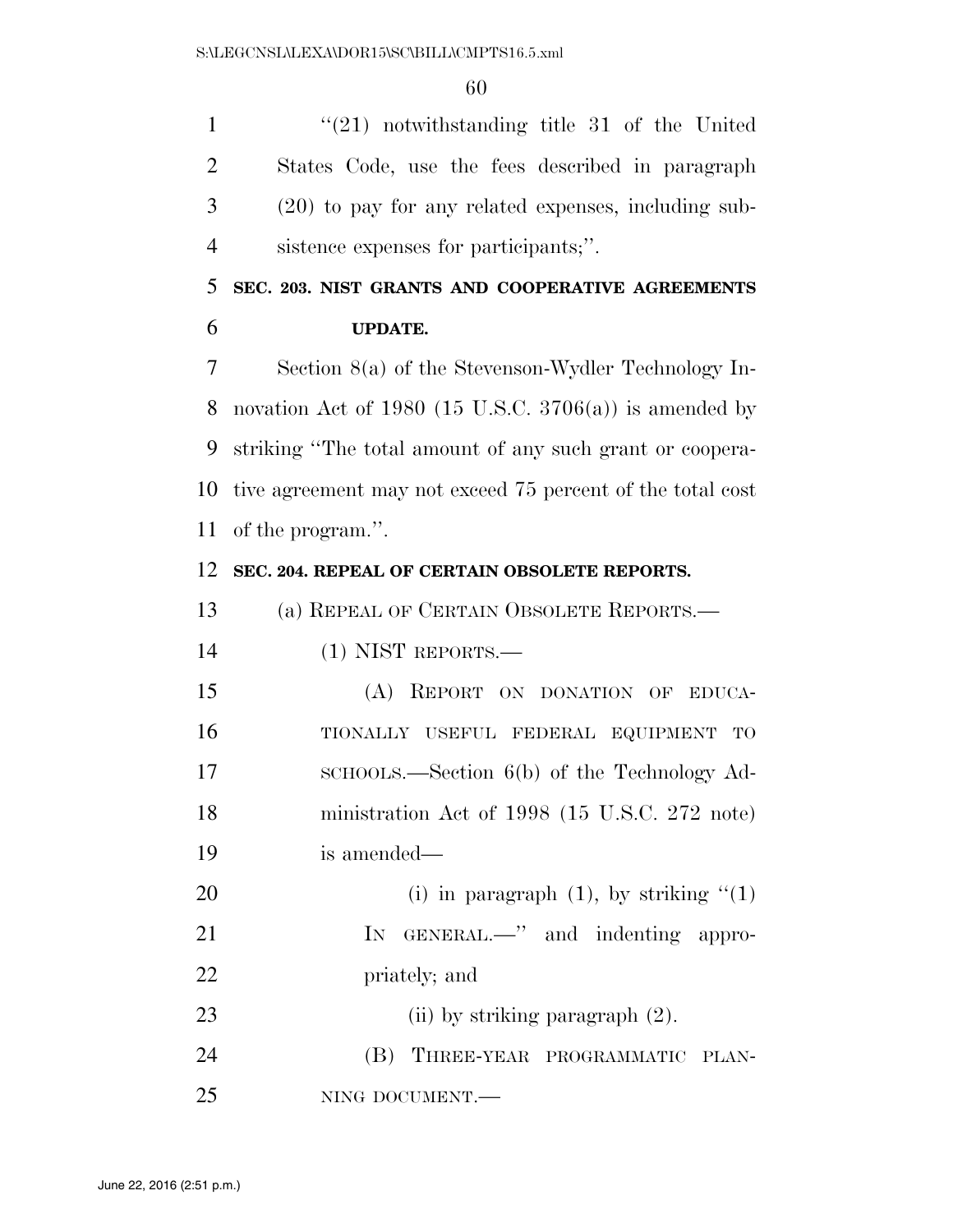"(21) notwithstanding title 31 of the United States Code, use the fees described in paragraph (20) to pay for any related expenses, including subsistence expenses for participants;".

**SEC. 203. NIST GRANTS AND COOPERATIVE AGREEMENTS UPDATE.**

Section 8(a) of the Stevenson-Wydler Technology Innovation Act of 1980 (15 U.S.C. 3706(a)) is amended by striking "The total amount of any such grant or cooperative agreement may not exceed 75 percent of the total cost of the program.".

**SEC. 204. REPEAL OF CERTAIN OBSOLETE REPORTS.**

(a) REPEAL OF CERTAIN OBSOLETE REPORTS.—

(1) NIST REPORTS.—

(A) REPORT ON DONATION OF EDUCATIONALLY USEFUL FEDERAL EQUIPMENT TO SCHOOLS.—Section 6(b) of the Technology Administration Act of 1998 (15 U.S.C. 272 note) is amended—

(i) in paragraph (1), by striking "(1) IN GENERAL.—" and indenting appropriately; and

(ii) by striking paragraph (2).

(B) THREE-YEAR PROGRAMMATIC PLANNING DOCUMENT.—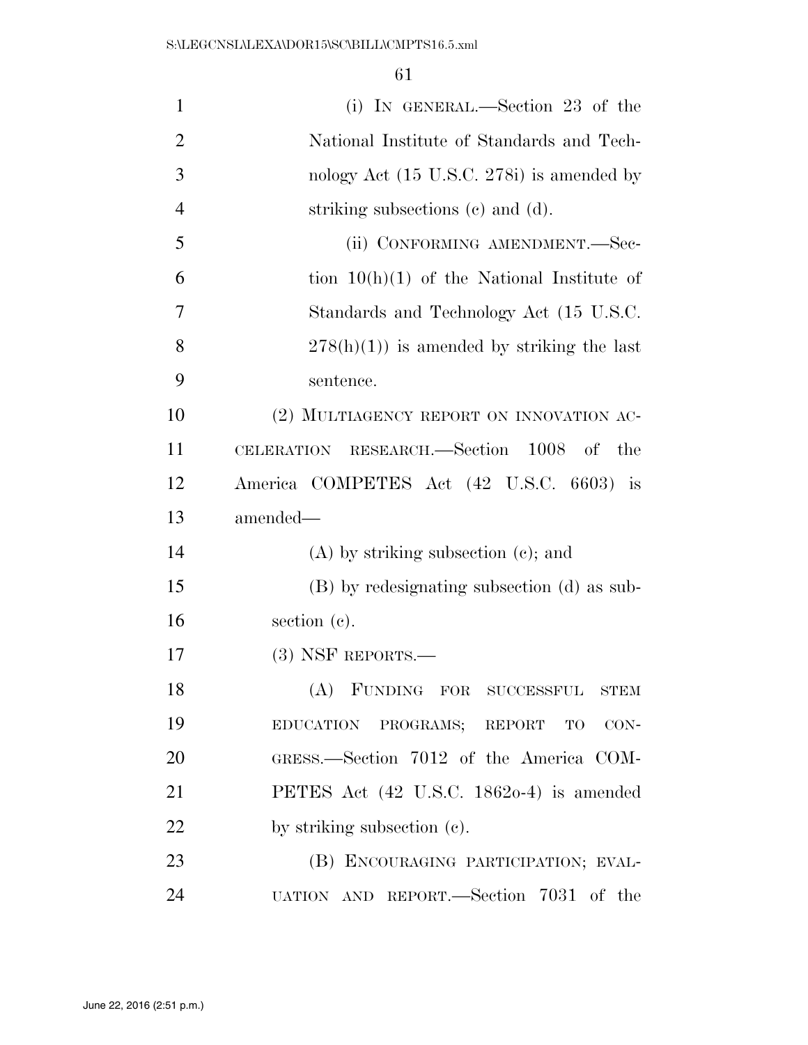(i) IN GENERAL.—Section 23 of the National Institute of Standards and Technology Act (15 U.S.C. 278i) is amended by striking subsections (c) and (d).

(ii) CONFORMING AMENDMENT.—Section 10(h)(1) of the National Institute of Standards and Technology Act (15 U.S.C. 278(h)(1)) is amended by striking the last sentence.

(2) MULTIAGENCY REPORT ON INNOVATION ACCELERATION RESEARCH.—Section 1008 of the America COMPETES Act (42 U.S.C. 6603) is amended—

(A) by striking subsection (c); and

(B) by redesignating subsection (d) as subsection (c).

(3) NSF REPORTS.—

(A) FUNDING FOR SUCCESSFUL STEM EDUCATION PROGRAMS; REPORT TO CONGRESS.—Section 7012 of the America COMPETES Act (42 U.S.C. 1862o-4) is amended by striking subsection (c).

(B) ENCOURAGING PARTICIPATION; EVALUATION AND REPORT.—Section 7031 of the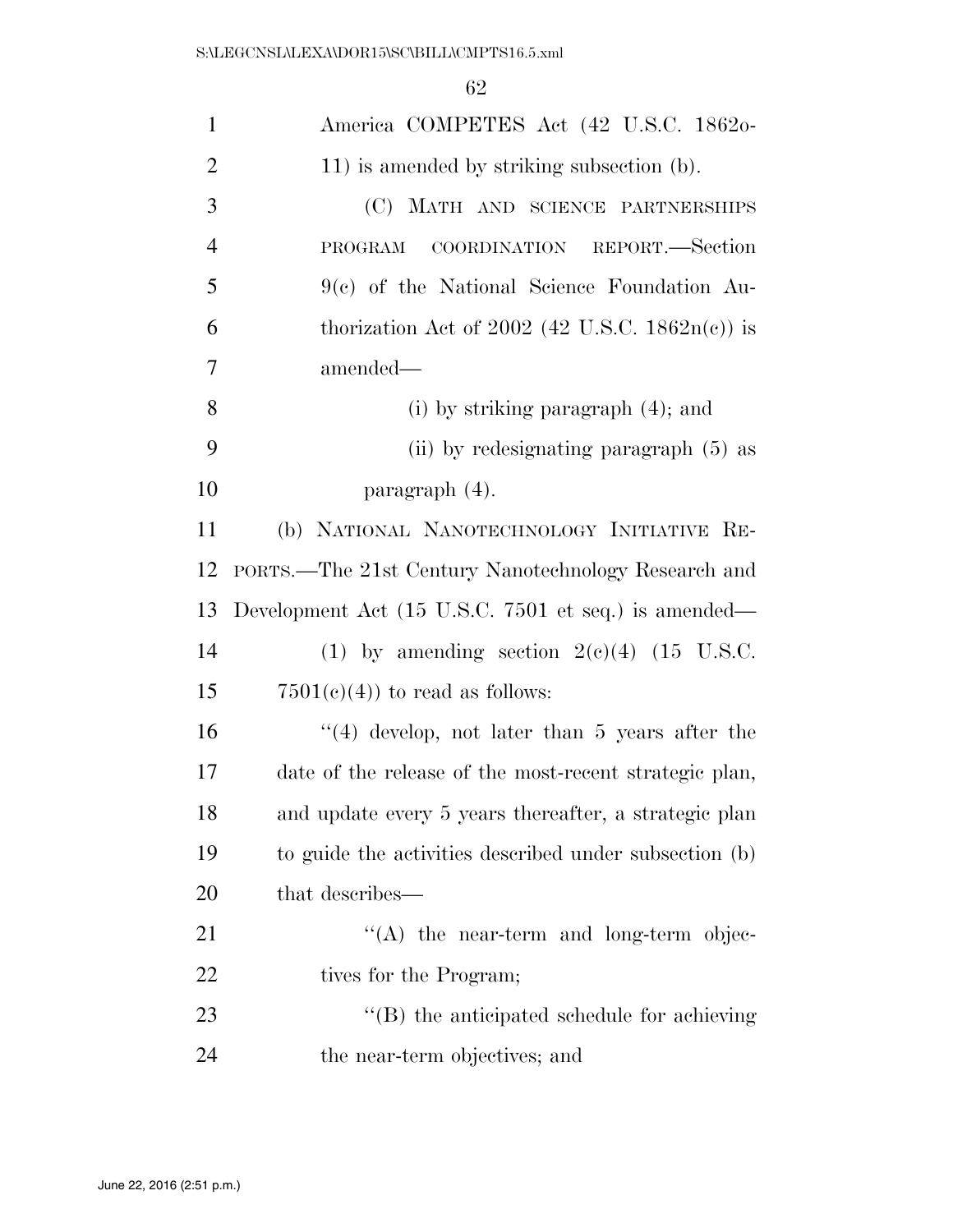America COMPETES Act (42 U.S.C. 1862o-11) is amended by striking subsection (b).

(C) MATH AND SCIENCE PARTNERSHIPS PROGRAM COORDINATION REPORT.—Section 9(c) of the National Science Foundation Authorization Act of 2002 (42 U.S.C. 1862n(c)) is amended—

(i) by striking paragraph (4); and

(ii) by redesignating paragraph (5) as paragraph (4).

(b) NATIONAL NANOTECHNOLOGY INITIATIVE REPORTS.—The 21st Century Nanotechnology Research and Development Act (15 U.S.C. 7501 et seq.) is amended—

(1) by amending section 2(c)(4) (15 U.S.C. 7501(c)(4)) to read as follows:

"(4) develop, not later than 5 years after the date of the release of the most-recent strategic plan, and update every 5 years thereafter, a strategic plan to guide the activities described under subsection (b) that describes—

"(A) the near-term and long-term objectives for the Program;

"(B) the anticipated schedule for achieving the near-term objectives; and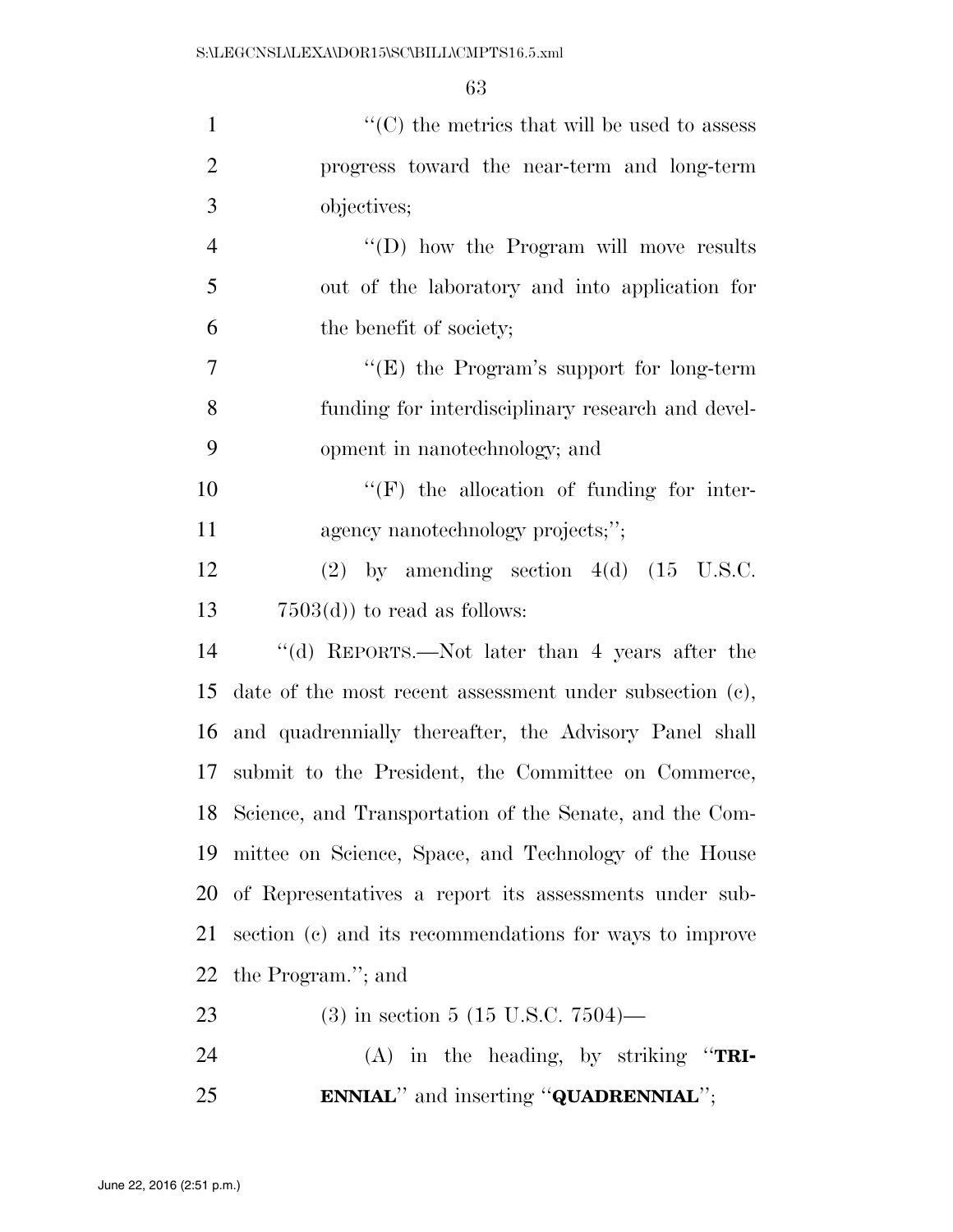''(C) the metrics that will be used to assess progress toward the near-term and long-term objectives;

''(D) how the Program will move results out of the laboratory and into application for the benefit of society;

''(E) the Program's support for long-term funding for interdisciplinary research and development in nanotechnology; and

''(F) the allocation of funding for interagency nanotechnology projects;'';

(2) by amending section 4(d) (15 U.S.C. 7503(d)) to read as follows:

''(d) REPORTS.—Not later than 4 years after the date of the most recent assessment under subsection (c), and quadrennially thereafter, the Advisory Panel shall submit to the President, the Committee on Commerce, Science, and Transportation of the Senate, and the Committee on Science, Space, and Technology of the House of Representatives a report its assessments under subsection (c) and its recommendations for ways to improve the Program.''; and

(3) in section 5 (15 U.S.C. 7504)—

(A) in the heading, by striking ''**TRIENNIAL**'' and inserting ''**QUADRENNIAL**'';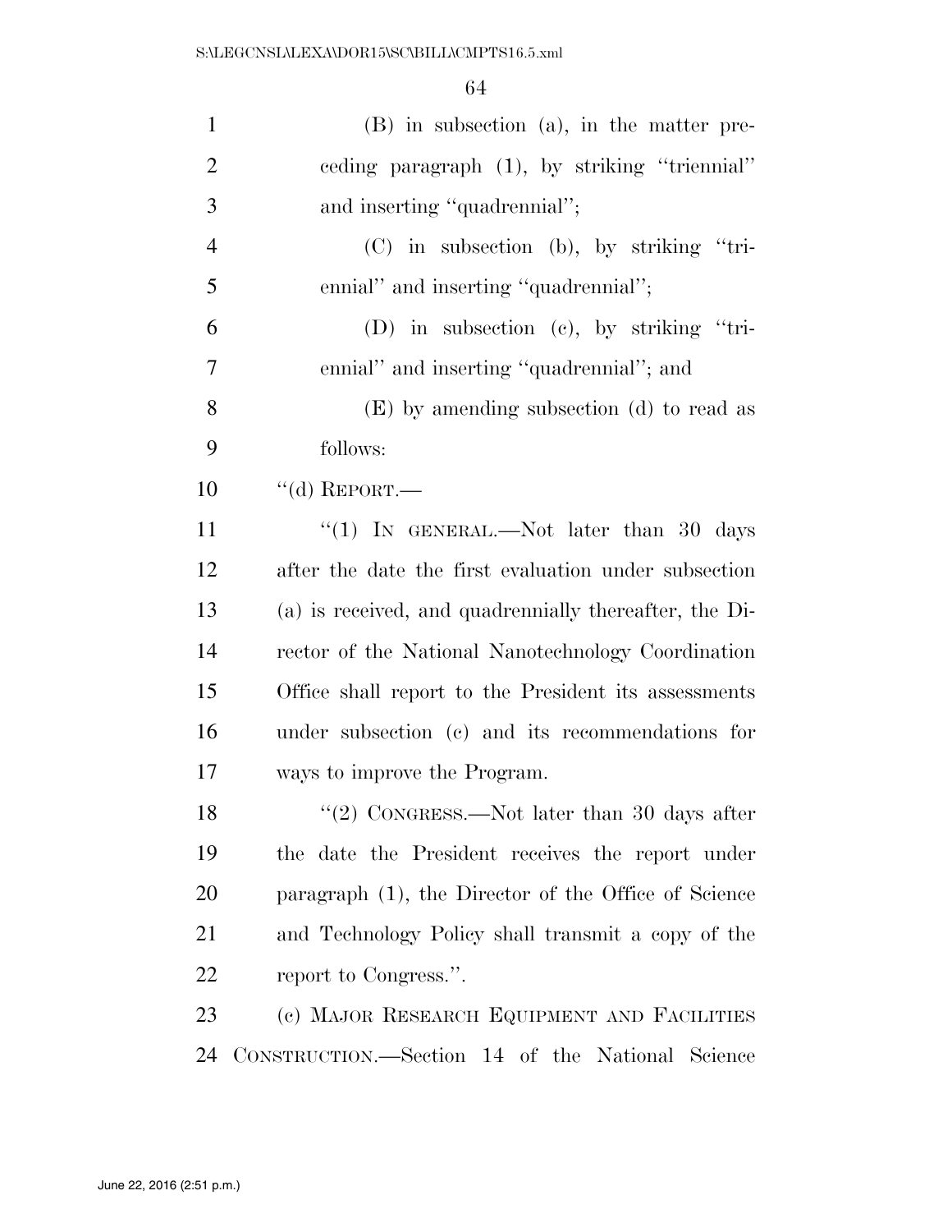(B) in subsection (a), in the matter preceding paragraph (1), by striking "triennial" and inserting "quadrennial";

(C) in subsection (b), by striking "triennial" and inserting "quadrennial";

(D) in subsection (c), by striking "triennial" and inserting "quadrennial"; and

(E) by amending subsection (d) to read as follows:

"(d) REPORT.—

"(1) IN GENERAL.—Not later than 30 days after the date the first evaluation under subsection (a) is received, and quadrennially thereafter, the Director of the National Nanotechnology Coordination Office shall report to the President its assessments under subsection (c) and its recommendations for ways to improve the Program.

"(2) CONGRESS.—Not later than 30 days after the date the President receives the report under paragraph (1), the Director of the Office of Science and Technology Policy shall transmit a copy of the report to Congress.".

(c) MAJOR RESEARCH EQUIPMENT AND FACILITIES CONSTRUCTION.—Section 14 of the National Science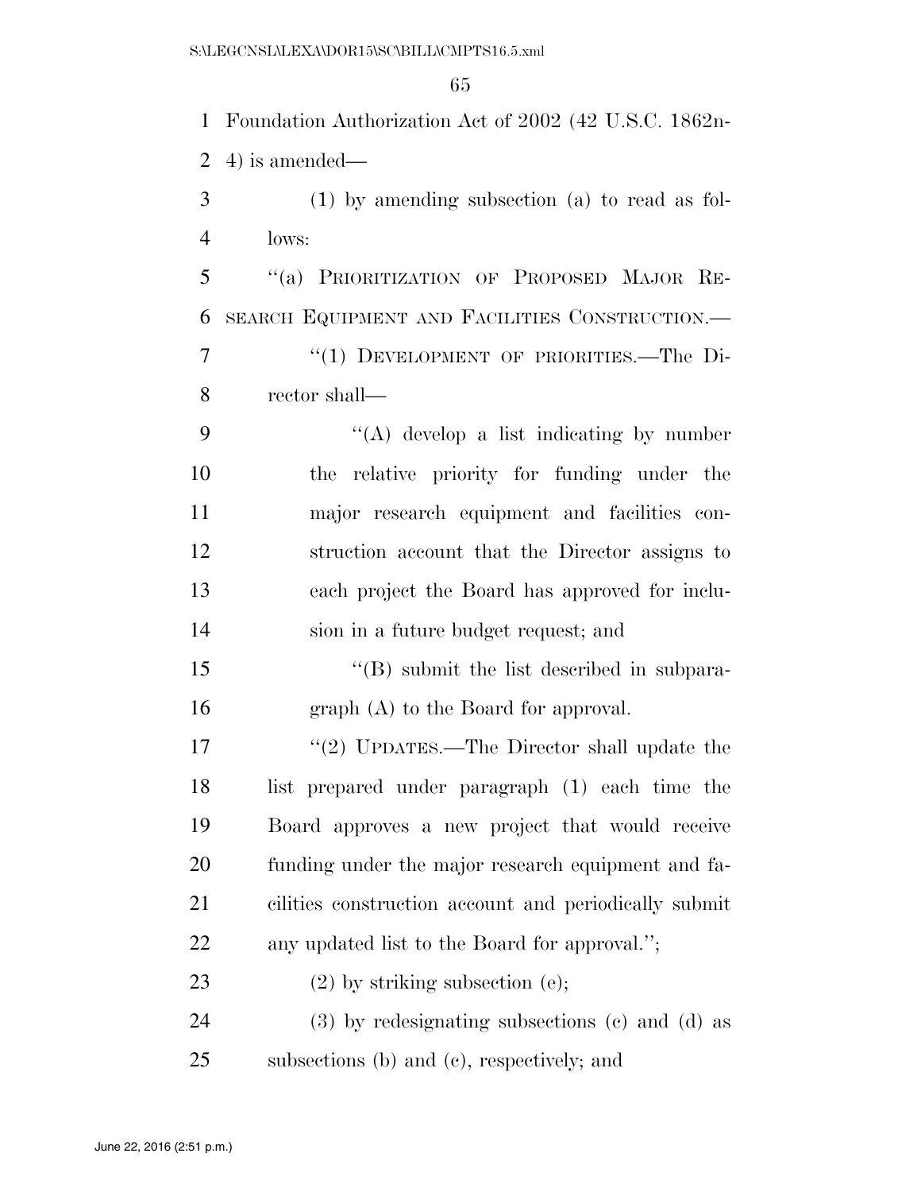Foundation Authorization Act of 2002 (42 U.S.C. 1862n-4) is amended—

(1) by amending subsection (a) to read as follows:

"(a) PRIORITIZATION OF PROPOSED MAJOR RESEARCH EQUIPMENT AND FACILITIES CONSTRUCTION.—

"(1) DEVELOPMENT OF PRIORITIES.—The Director shall—

"(A) develop a list indicating by number the relative priority for funding under the major research equipment and facilities construction account that the Director assigns to each project the Board has approved for inclusion in a future budget request; and

"(B) submit the list described in subparagraph (A) to the Board for approval.

"(2) UPDATES.—The Director shall update the list prepared under paragraph (1) each time the Board approves a new project that would receive funding under the major research equipment and facilities construction account and periodically submit any updated list to the Board for approval.";

(2) by striking subsection (e);

(3) by redesignating subsections (c) and (d) as subsections (b) and (c), respectively; and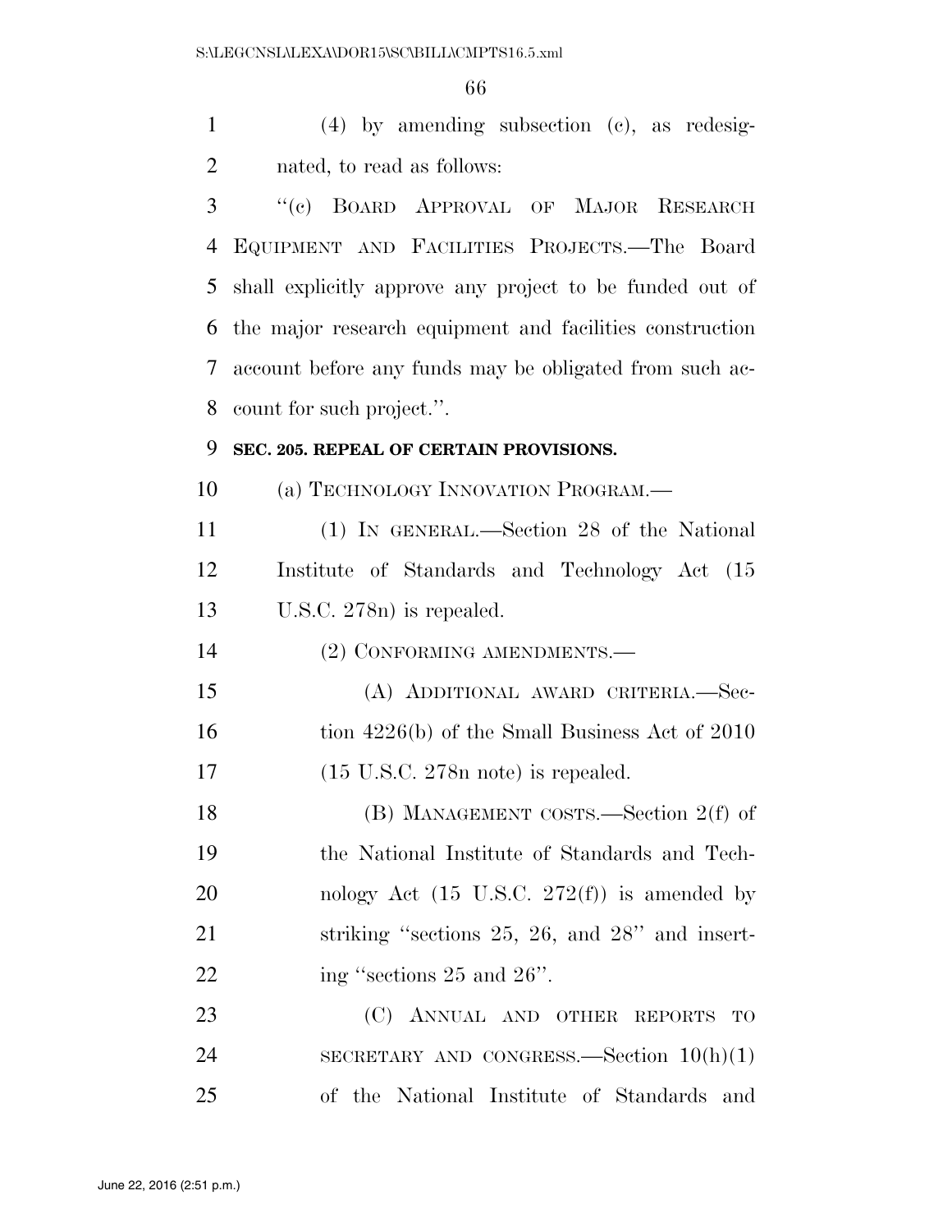(4) by amending subsection (c), as redesignated, to read as follows:

"(c) BOARD APPROVAL OF MAJOR RESEARCH EQUIPMENT AND FACILITIES PROJECTS.—The Board shall explicitly approve any project to be funded out of the major research equipment and facilities construction account before any funds may be obligated from such account for such project.".

**SEC. 205. REPEAL OF CERTAIN PROVISIONS.**

(a) TECHNOLOGY INNOVATION PROGRAM.—

(1) IN GENERAL.—Section 28 of the National Institute of Standards and Technology Act (15 U.S.C. 278n) is repealed.

(2) CONFORMING AMENDMENTS.—

(A) ADDITIONAL AWARD CRITERIA.—Section 4226(b) of the Small Business Act of 2010 (15 U.S.C. 278n note) is repealed.

(B) MANAGEMENT COSTS.—Section 2(f) of the National Institute of Standards and Technology Act (15 U.S.C. 272(f)) is amended by striking "sections 25, 26, and 28" and inserting "sections 25 and 26".

(C) ANNUAL AND OTHER REPORTS TO SECRETARY AND CONGRESS.—Section 10(h)(1) of the National Institute of Standards and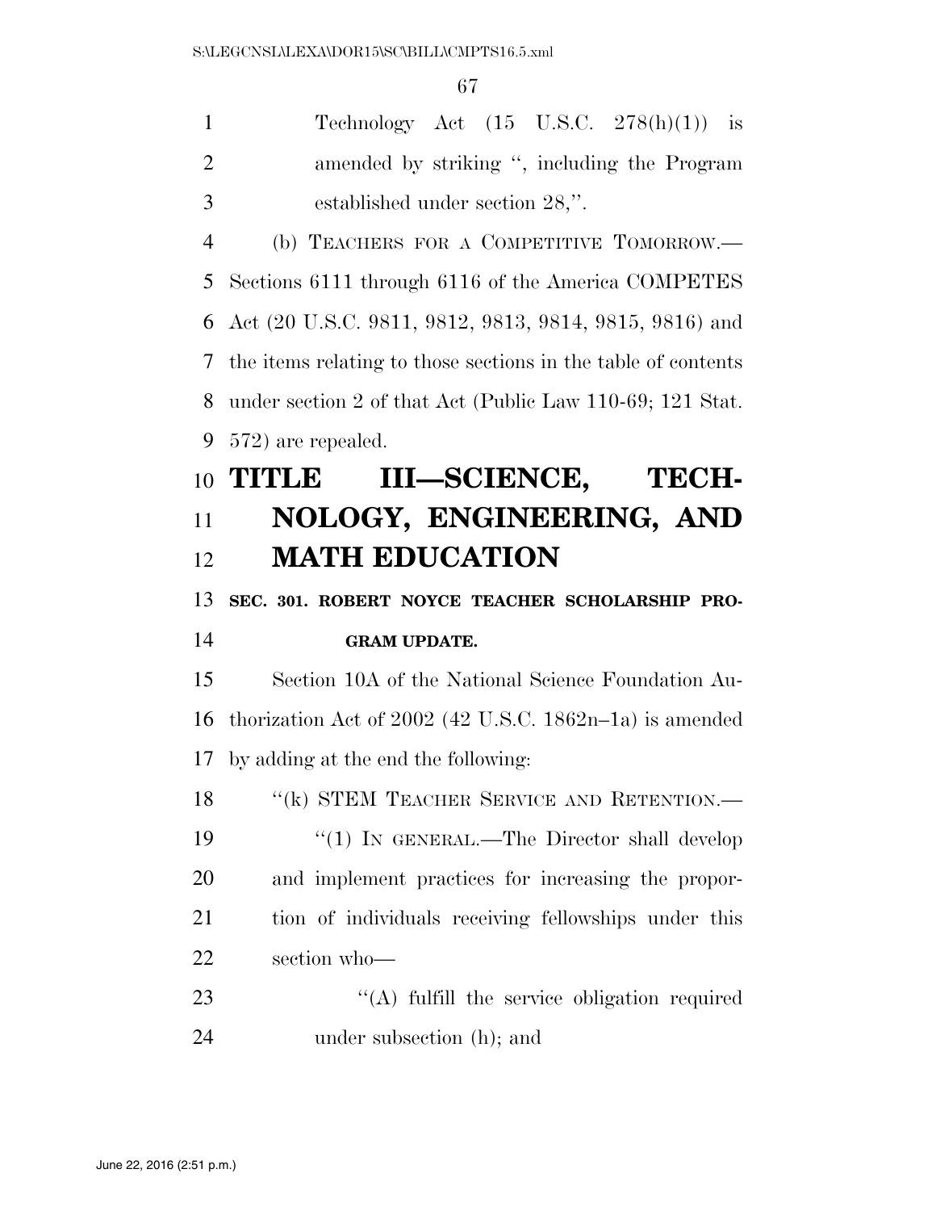Technology Act (15 U.S.C. 278(h)(1)) is amended by striking ", including the Program established under section 28,".

(b) TEACHERS FOR A COMPETITIVE TOMORROW.—Sections 6111 through 6116 of the America COMPETES Act (20 U.S.C. 9811, 9812, 9813, 9814, 9815, 9816) and the items relating to those sections in the table of contents under section 2 of that Act (Public Law 110-69; 121 Stat. 572) are repealed.

# TITLE III—SCIENCE, TECHNOLOGY, ENGINEERING, AND MATH EDUCATION

## SEC. 301. ROBERT NOYCE TEACHER SCHOLARSHIP PROGRAM UPDATE.

Section 10A of the National Science Foundation Authorization Act of 2002 (42 U.S.C. 1862n–1a) is amended by adding at the end the following:

"(k) STEM TEACHER SERVICE AND RETENTION.—

"(1) IN GENERAL.—The Director shall develop and implement practices for increasing the proportion of individuals receiving fellowships under this section who—

"(A) fulfill the service obligation required under subsection (h); and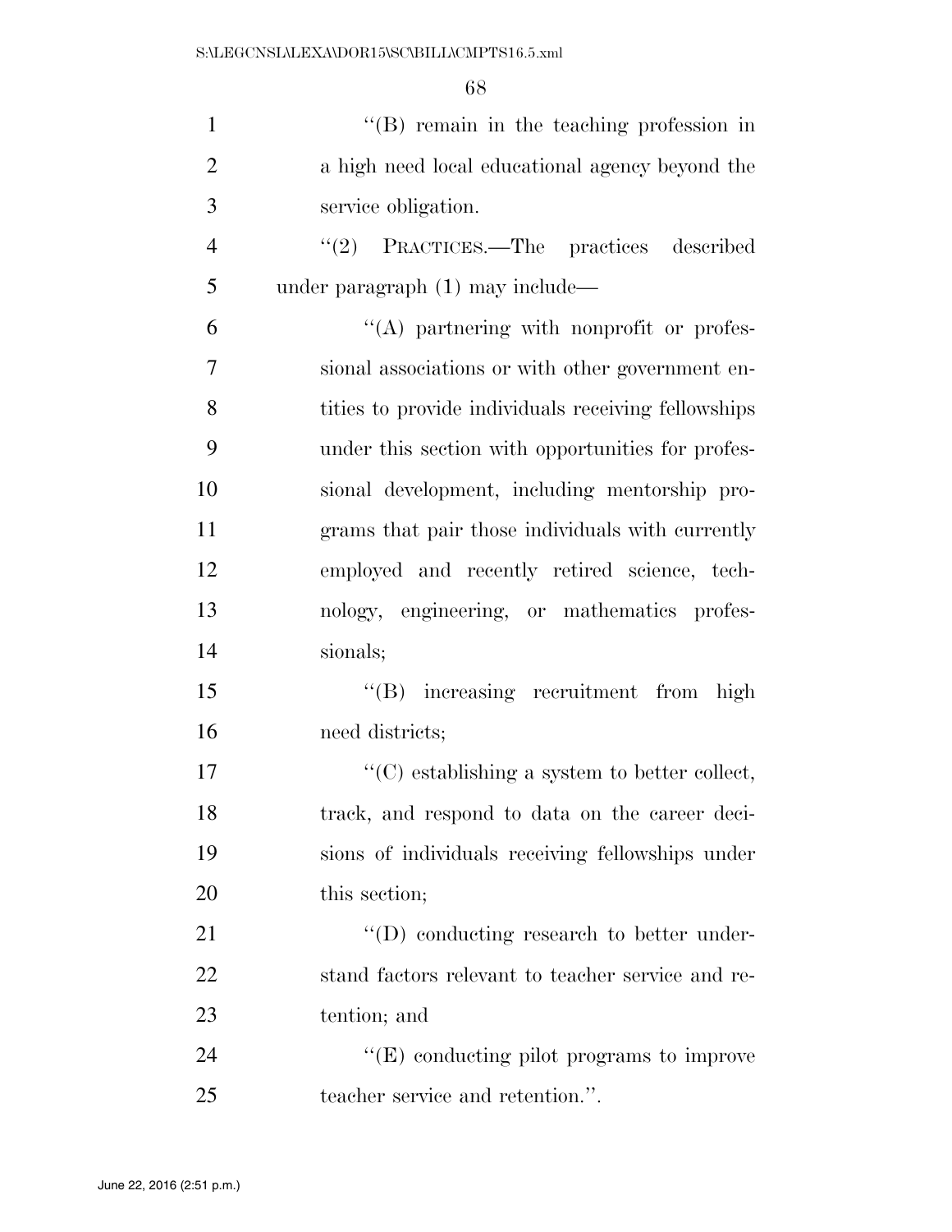''(B) remain in the teaching profession in a high need local educational agency beyond the service obligation.

''(2) PRACTICES.—The practices described under paragraph (1) may include—

''(A) partnering with nonprofit or professional associations or with other government entities to provide individuals receiving fellowships under this section with opportunities for professional development, including mentorship programs that pair those individuals with currently employed and recently retired science, technology, engineering, or mathematics professionals;

''(B) increasing recruitment from high need districts;

''(C) establishing a system to better collect, track, and respond to data on the career decisions of individuals receiving fellowships under this section;

''(D) conducting research to better understand factors relevant to teacher service and retention; and

''(E) conducting pilot programs to improve teacher service and retention.''.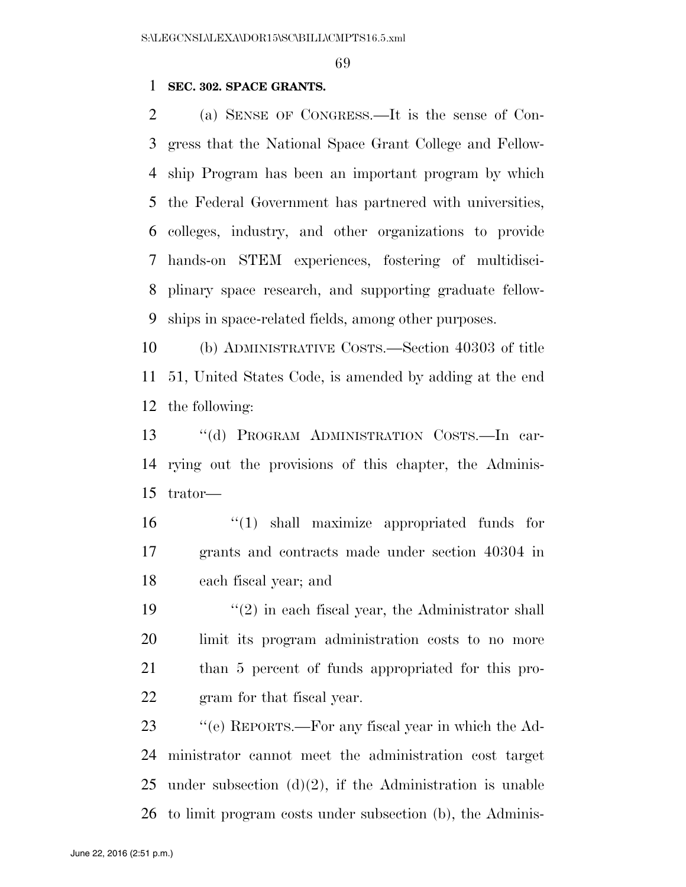**SEC. 302. SPACE GRANTS.**

(a) SENSE OF CONGRESS.—It is the sense of Congress that the National Space Grant College and Fellowship Program has been an important program by which the Federal Government has partnered with universities, colleges, industry, and other organizations to provide hands-on STEM experiences, fostering of multidisciplinary space research, and supporting graduate fellowships in space-related fields, among other purposes.

(b) ADMINISTRATIVE COSTS.—Section 40303 of title 51, United States Code, is amended by adding at the end the following:

"(d) PROGRAM ADMINISTRATION COSTS.—In carrying out the provisions of this chapter, the Administrator—

"(1) shall maximize appropriated funds for grants and contracts made under section 40304 in each fiscal year; and

"(2) in each fiscal year, the Administrator shall limit its program administration costs to no more than 5 percent of funds appropriated for this program for that fiscal year.

"(e) REPORTS.—For any fiscal year in which the Administrator cannot meet the administration cost target under subsection (d)(2), if the Administration is unable to limit program costs under subsection (b), the Adminis-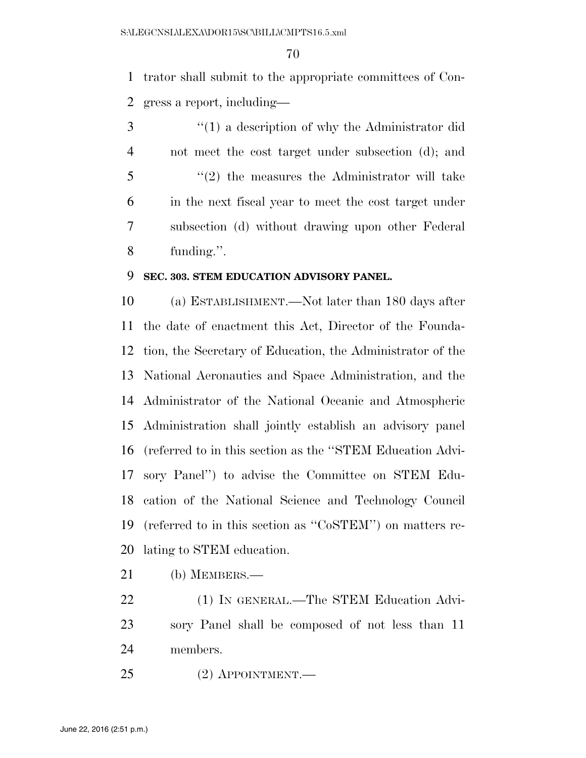trator shall submit to the appropriate committees of Congress a report, including—

"(1) a description of why the Administrator did not meet the cost target under subsection (d); and

"(2) the measures the Administrator will take in the next fiscal year to meet the cost target under subsection (d) without drawing upon other Federal funding.".

**SEC. 303. STEM EDUCATION ADVISORY PANEL.**

(a) ESTABLISHMENT.—Not later than 180 days after the date of enactment this Act, Director of the Foundation, the Secretary of Education, the Administrator of the National Aeronautics and Space Administration, and the Administrator of the National Oceanic and Atmospheric Administration shall jointly establish an advisory panel (referred to in this section as the "STEM Education Advisory Panel") to advise the Committee on STEM Education of the National Science and Technology Council (referred to in this section as "CoSTEM") on matters relating to STEM education.

(b) MEMBERS.—

(1) IN GENERAL.—The STEM Education Advisory Panel shall be composed of not less than 11 members.

(2) APPOINTMENT.—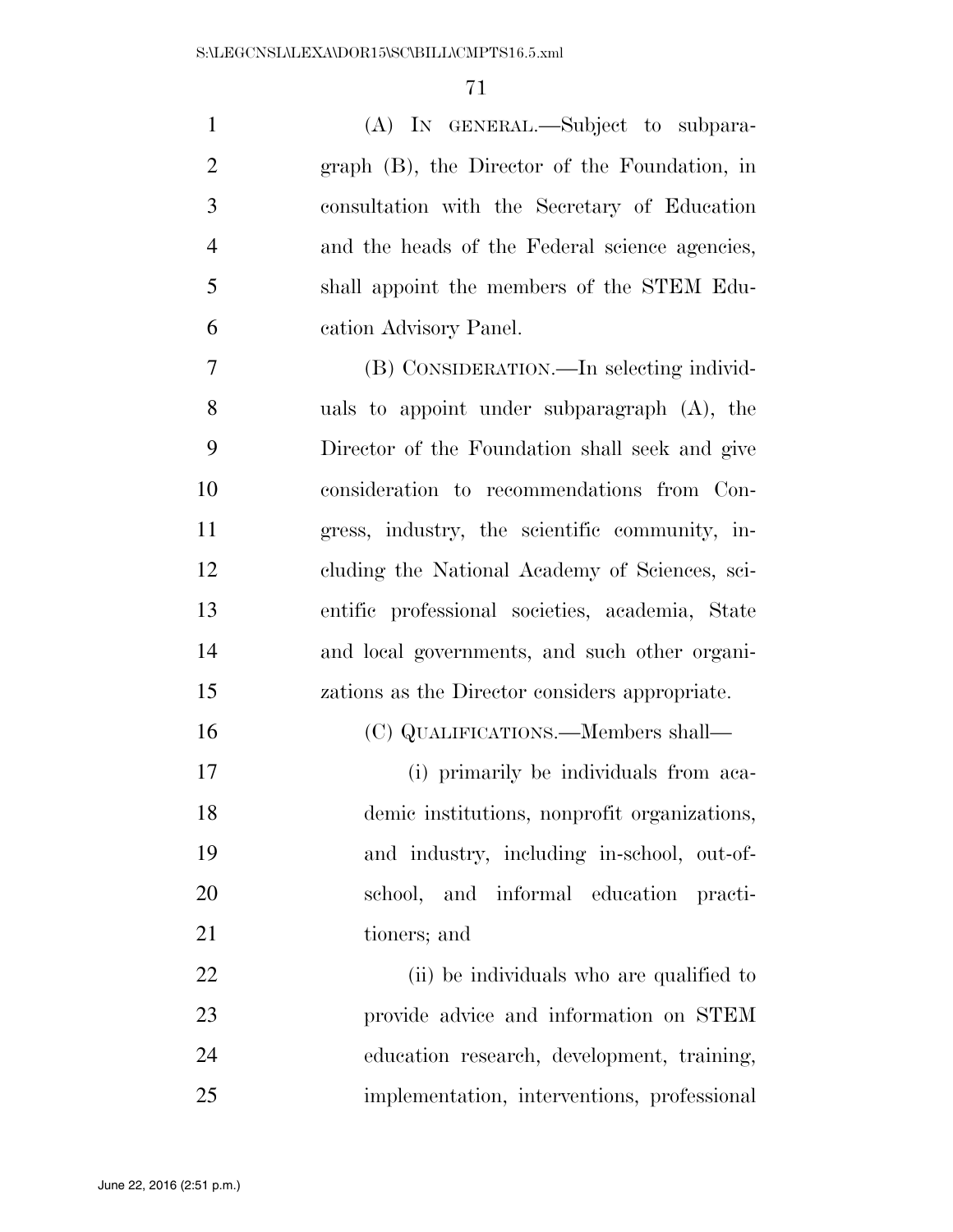(A) IN GENERAL.—Subject to subparagraph (B), the Director of the Foundation, in consultation with the Secretary of Education and the heads of the Federal science agencies, shall appoint the members of the STEM Education Advisory Panel.

(B) CONSIDERATION.—In selecting individuals to appoint under subparagraph (A), the Director of the Foundation shall seek and give consideration to recommendations from Congress, industry, the scientific community, including the National Academy of Sciences, scientific professional societies, academia, State and local governments, and such other organizations as the Director considers appropriate.

(C) QUALIFICATIONS.—Members shall—

(i) primarily be individuals from academic institutions, nonprofit organizations, and industry, including in-school, out-of-school, and informal education practitioners; and

(ii) be individuals who are qualified to provide advice and information on STEM education research, development, training, implementation, interventions, professional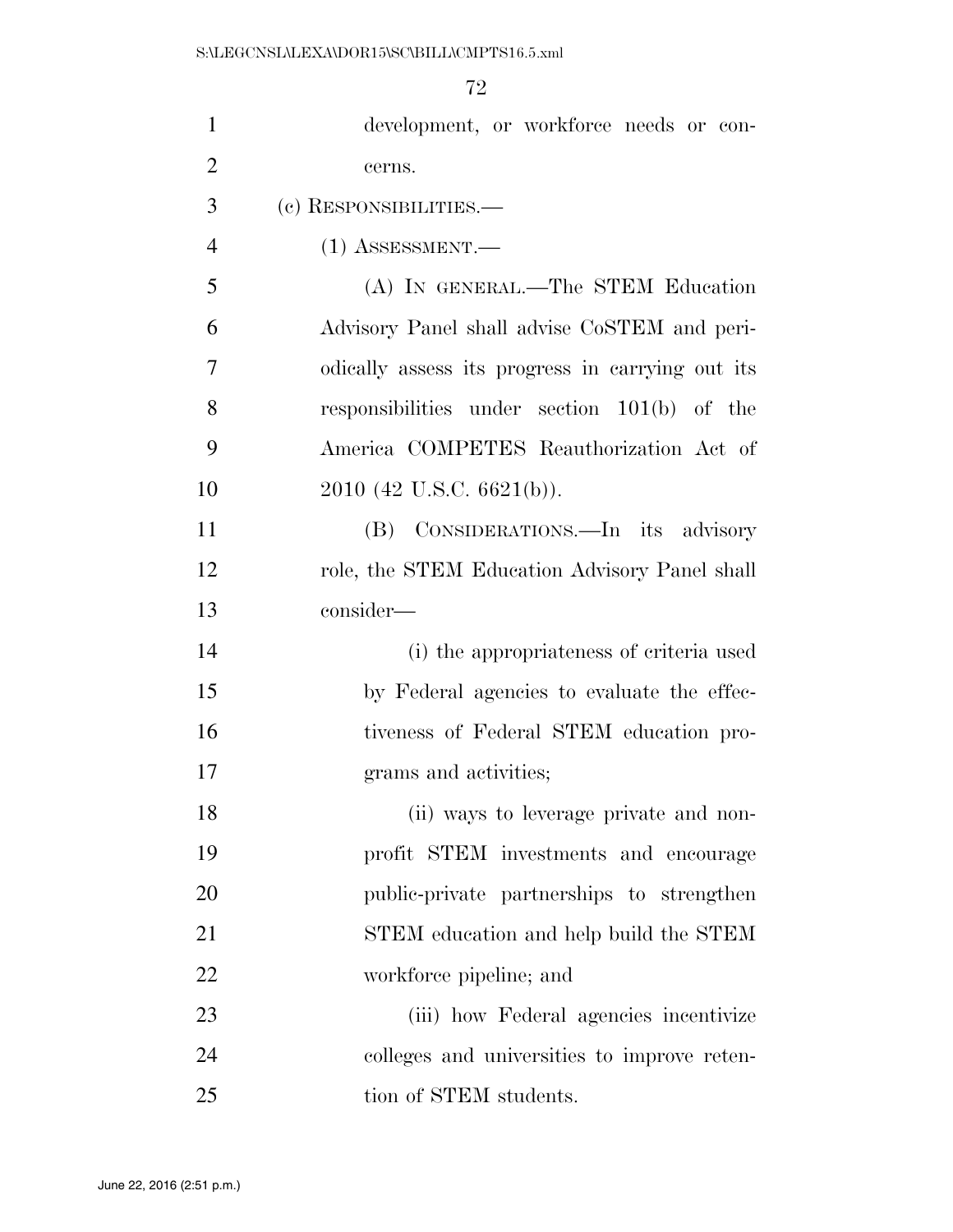development, or workforce needs or concerns.

(c) RESPONSIBILITIES.—

(1) ASSESSMENT.—

(A) IN GENERAL.—The STEM Education Advisory Panel shall advise CoSTEM and periodically assess its progress in carrying out its responsibilities under section 101(b) of the America COMPETES Reauthorization Act of 2010 (42 U.S.C. 6621(b)).

(B) CONSIDERATIONS.—In its advisory role, the STEM Education Advisory Panel shall consider—

(i) the appropriateness of criteria used by Federal agencies to evaluate the effectiveness of Federal STEM education programs and activities;

(ii) ways to leverage private and nonprofit STEM investments and encourage public-private partnerships to strengthen STEM education and help build the STEM workforce pipeline; and

(iii) how Federal agencies incentivize colleges and universities to improve retention of STEM students.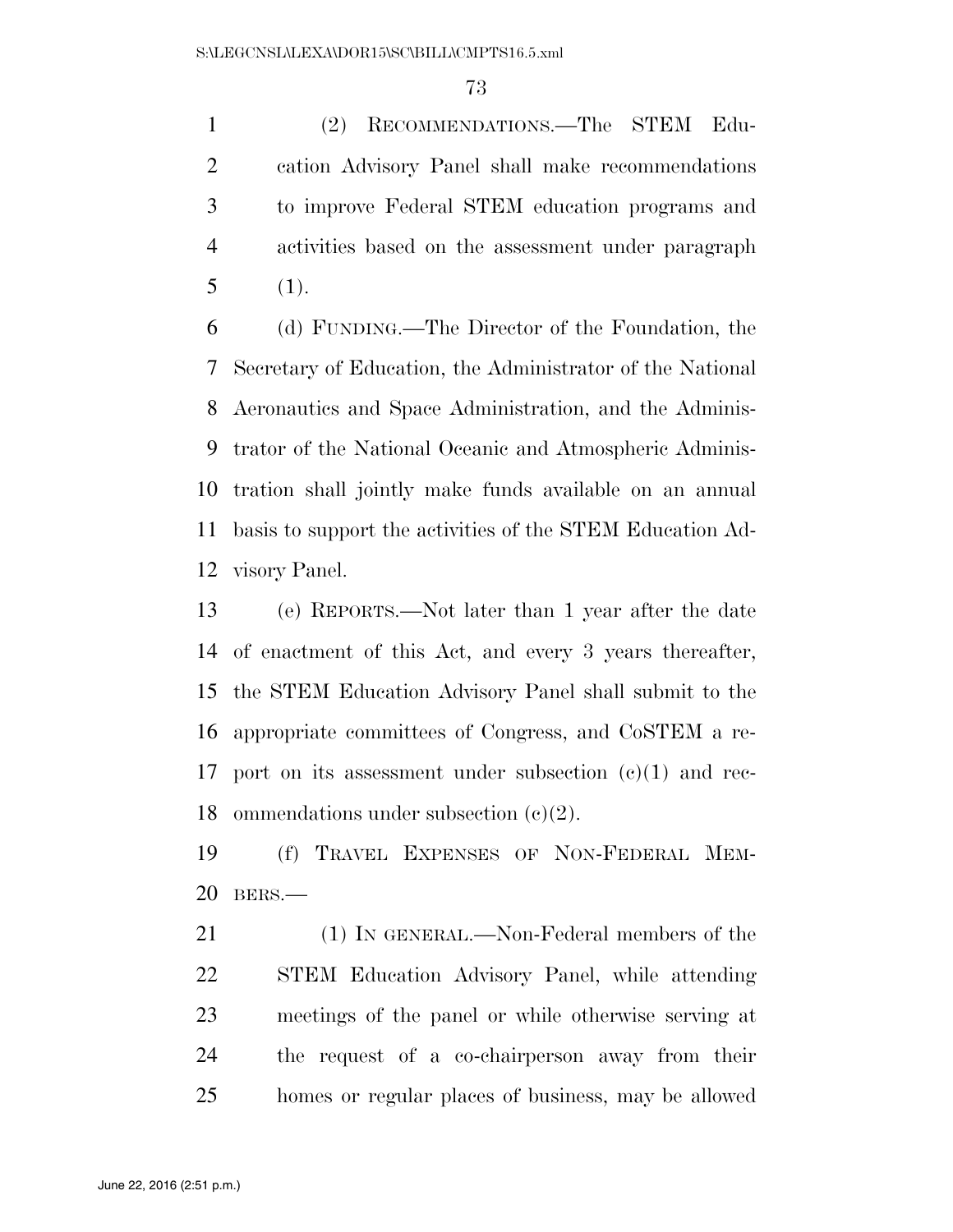(2) RECOMMENDATIONS.—The STEM Education Advisory Panel shall make recommendations to improve Federal STEM education programs and activities based on the assessment under paragraph (1).

(d) FUNDING.—The Director of the Foundation, the Secretary of Education, the Administrator of the National Aeronautics and Space Administration, and the Administrator of the National Oceanic and Atmospheric Administration shall jointly make funds available on an annual basis to support the activities of the STEM Education Advisory Panel.

(e) REPORTS.—Not later than 1 year after the date of enactment of this Act, and every 3 years thereafter, the STEM Education Advisory Panel shall submit to the appropriate committees of Congress, and CoSTEM a report on its assessment under subsection (c)(1) and recommendations under subsection (c)(2).

(f) TRAVEL EXPENSES OF NON-FEDERAL MEMBERS.—

(1) IN GENERAL.—Non-Federal members of the STEM Education Advisory Panel, while attending meetings of the panel or while otherwise serving at the request of a co-chairperson away from their homes or regular places of business, may be allowed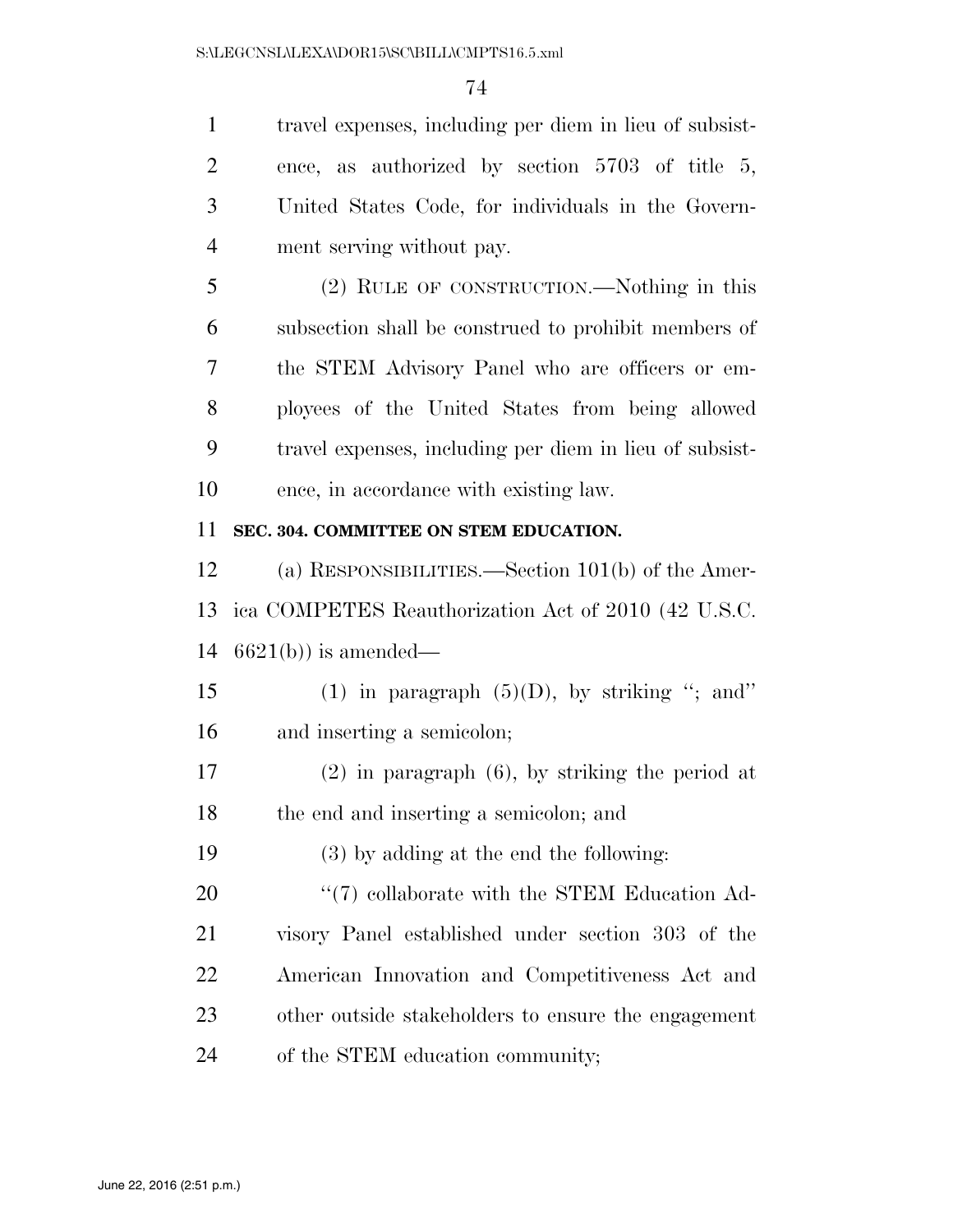travel expenses, including per diem in lieu of subsistence, as authorized by section 5703 of title 5, United States Code, for individuals in the Government serving without pay.

(2) RULE OF CONSTRUCTION.—Nothing in this subsection shall be construed to prohibit members of the STEM Advisory Panel who are officers or employees of the United States from being allowed travel expenses, including per diem in lieu of subsistence, in accordance with existing law.

**SEC. 304. COMMITTEE ON STEM EDUCATION.**

(a) RESPONSIBILITIES.—Section 101(b) of the America COMPETES Reauthorization Act of 2010 (42 U.S.C. 6621(b)) is amended—

(1) in paragraph (5)(D), by striking "; and" and inserting a semicolon;

(2) in paragraph (6), by striking the period at the end and inserting a semicolon; and

(3) by adding at the end the following:

"(7) collaborate with the STEM Education Advisory Panel established under section 303 of the American Innovation and Competitiveness Act and other outside stakeholders to ensure the engagement of the STEM education community;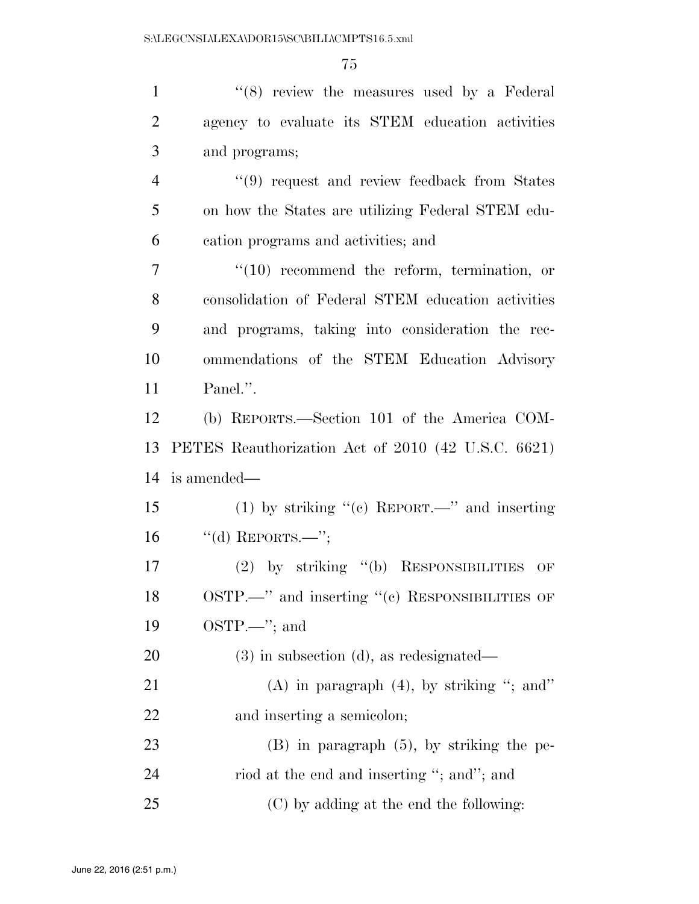''(8) review the measures used by a Federal agency to evaluate its STEM education activities and programs;

''(9) request and review feedback from States on how the States are utilizing Federal STEM education programs and activities; and

''(10) recommend the reform, termination, or consolidation of Federal STEM education activities and programs, taking into consideration the recommendations of the STEM Education Advisory Panel.''.

(b) REPORTS.—Section 101 of the America COMPETES Reauthorization Act of 2010 (42 U.S.C. 6621) is amended—

(1) by striking ''(c) REPORT.—'' and inserting ''(d) REPORTS.—'';

(2) by striking ''(b) RESPONSIBILITIES OF OSTP.—'' and inserting ''(c) RESPONSIBILITIES OF OSTP.—''; and

(3) in subsection (d), as redesignated—

(A) in paragraph (4), by striking ''; and'' and inserting a semicolon;

(B) in paragraph (5), by striking the period at the end and inserting ''; and''; and

(C) by adding at the end the following: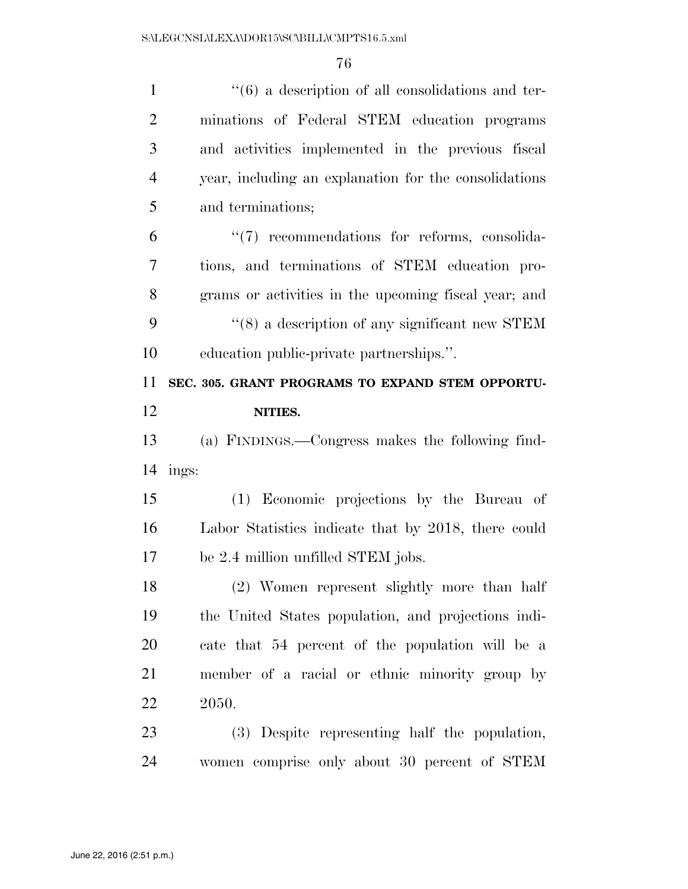"(6) a description of all consolidations and terminations of Federal STEM education programs and activities implemented in the previous fiscal year, including an explanation for the consolidations and terminations;

"(7) recommendations for reforms, consolidations, and terminations of STEM education programs or activities in the upcoming fiscal year; and

"(8) a description of any significant new STEM education public-private partnerships.".

**SEC. 305. GRANT PROGRAMS TO EXPAND STEM OPPORTUNITIES.**

(a) FINDINGS.—Congress makes the following findings:

(1) Economic projections by the Bureau of Labor Statistics indicate that by 2018, there could be 2.4 million unfilled STEM jobs.

(2) Women represent slightly more than half the United States population, and projections indicate that 54 percent of the population will be a member of a racial or ethnic minority group by 2050.

(3) Despite representing half the population, women comprise only about 30 percent of STEM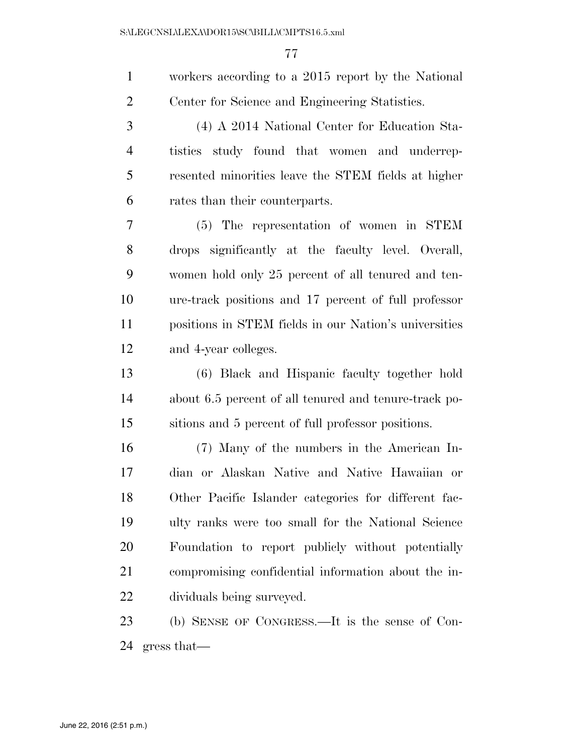workers according to a 2015 report by the National Center for Science and Engineering Statistics.

(4) A 2014 National Center for Education Statistics study found that women and underrepresented minorities leave the STEM fields at higher rates than their counterparts.

(5) The representation of women in STEM drops significantly at the faculty level. Overall, women hold only 25 percent of all tenured and tenure-track positions and 17 percent of full professor positions in STEM fields in our Nation's universities and 4-year colleges.

(6) Black and Hispanic faculty together hold about 6.5 percent of all tenured and tenure-track positions and 5 percent of full professor positions.

(7) Many of the numbers in the American Indian or Alaskan Native and Native Hawaiian or Other Pacific Islander categories for different faculty ranks were too small for the National Science Foundation to report publicly without potentially compromising confidential information about the individuals being surveyed.

(b) SENSE OF CONGRESS.—It is the sense of Congress that—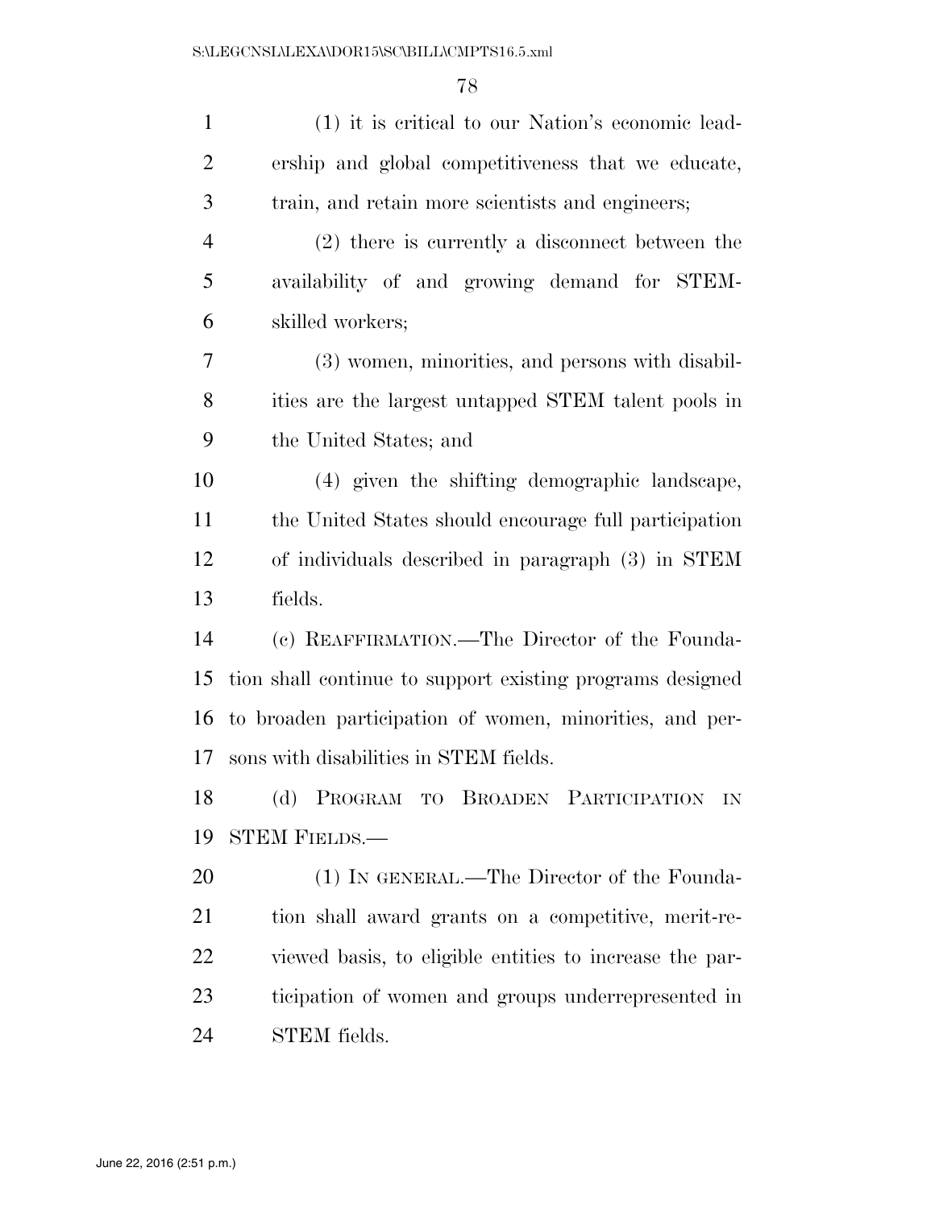(1) it is critical to our Nation's economic leadership and global competitiveness that we educate, train, and retain more scientists and engineers;

(2) there is currently a disconnect between the availability of and growing demand for STEM-skilled workers;

(3) women, minorities, and persons with disabilities are the largest untapped STEM talent pools in the United States; and

(4) given the shifting demographic landscape, the United States should encourage full participation of individuals described in paragraph (3) in STEM fields.

(c) REAFFIRMATION.—The Director of the Foundation shall continue to support existing programs designed to broaden participation of women, minorities, and persons with disabilities in STEM fields.

(d) PROGRAM TO BROADEN PARTICIPATION IN STEM FIELDS.—

(1) IN GENERAL.—The Director of the Foundation shall award grants on a competitive, merit-reviewed basis, to eligible entities to increase the participation of women and groups underrepresented in STEM fields.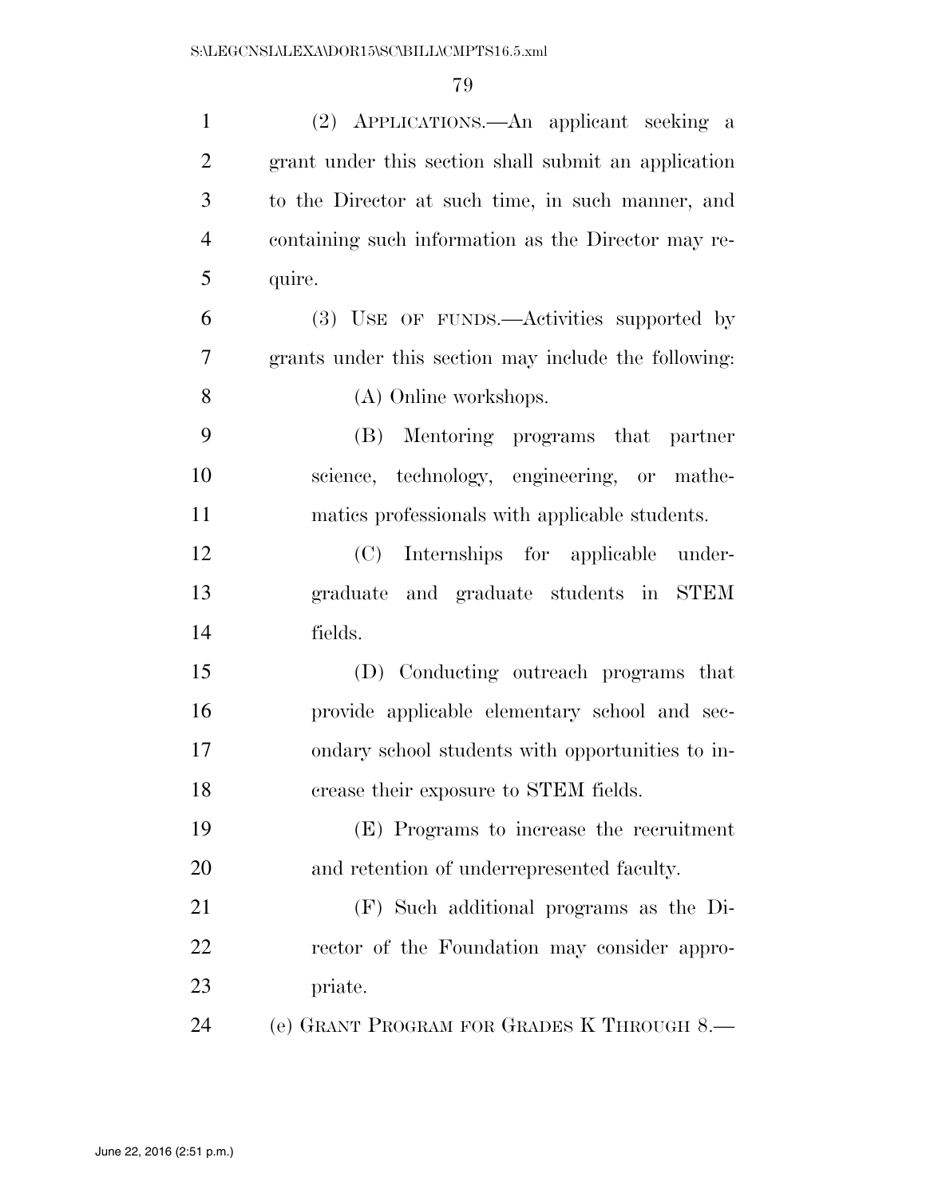(2) APPLICATIONS.—An applicant seeking a grant under this section shall submit an application to the Director at such time, in such manner, and containing such information as the Director may require.

(3) USE OF FUNDS.—Activities supported by grants under this section may include the following:

(A) Online workshops.

(B) Mentoring programs that partner science, technology, engineering, or mathematics professionals with applicable students.

(C) Internships for applicable undergraduate and graduate students in STEM fields.

(D) Conducting outreach programs that provide applicable elementary school and secondary school students with opportunities to increase their exposure to STEM fields.

(E) Programs to increase the recruitment and retention of underrepresented faculty.

(F) Such additional programs as the Director of the Foundation may consider appropriate.

(e) GRANT PROGRAM FOR GRADES K THROUGH 8.—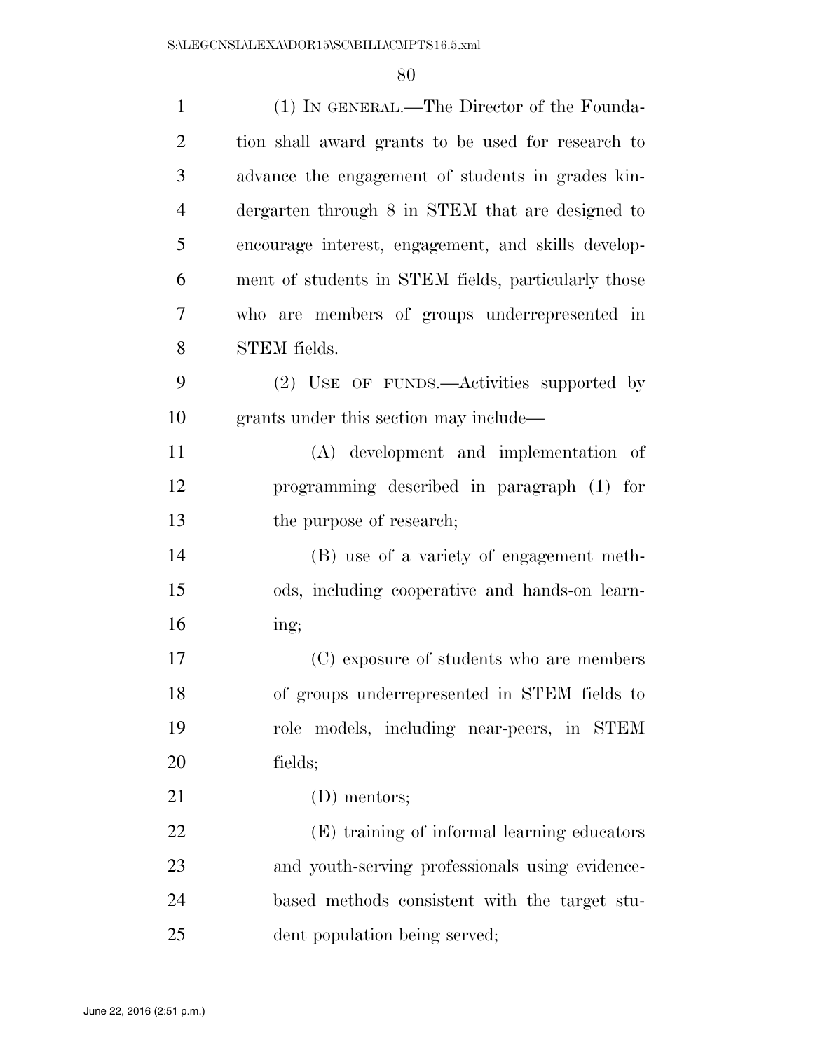(1) IN GENERAL.—The Director of the Foundation shall award grants to be used for research to advance the engagement of students in grades kindergarten through 8 in STEM that are designed to encourage interest, engagement, and skills development of students in STEM fields, particularly those who are members of groups underrepresented in STEM fields.

(2) USE OF FUNDS.—Activities supported by grants under this section may include—

(A) development and implementation of programming described in paragraph (1) for the purpose of research;

(B) use of a variety of engagement methods, including cooperative and hands-on learning;

(C) exposure of students who are members of groups underrepresented in STEM fields to role models, including near-peers, in STEM fields;

(D) mentors;

(E) training of informal learning educators and youth-serving professionals using evidence-based methods consistent with the target student population being served;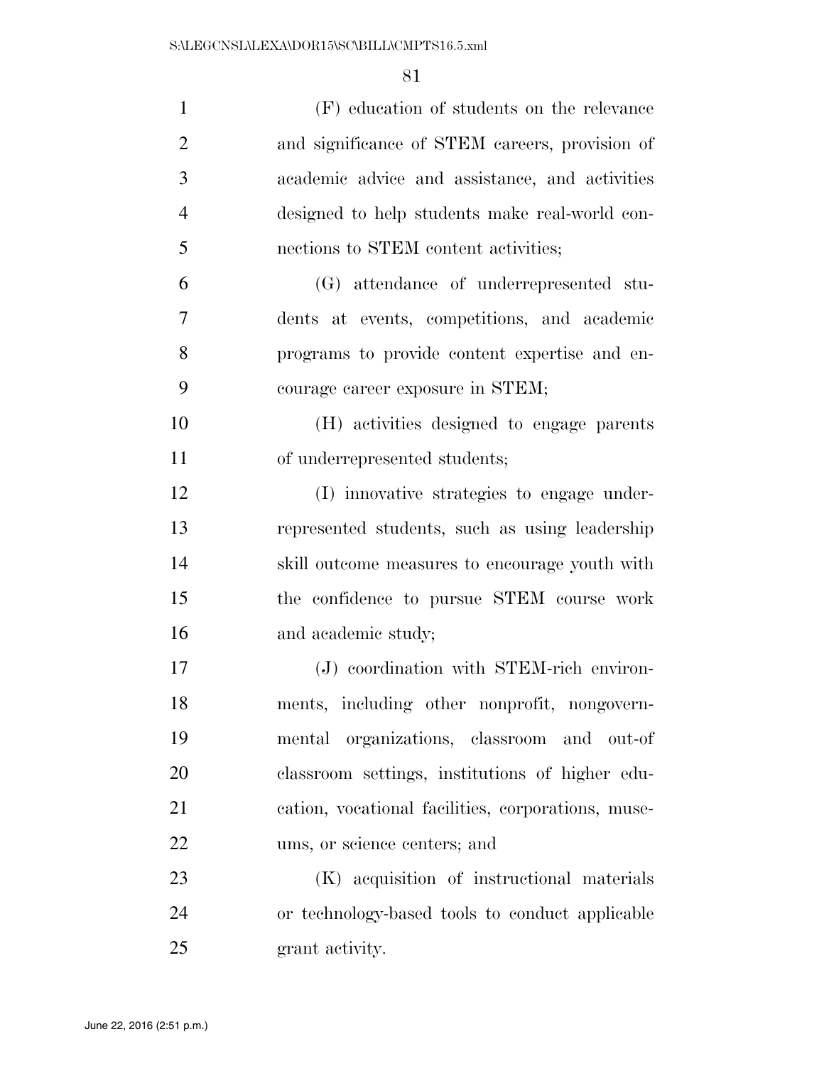(F) education of students on the relevance and significance of STEM careers, provision of academic advice and assistance, and activities designed to help students make real-world connections to STEM content activities;

(G) attendance of underrepresented students at events, competitions, and academic programs to provide content expertise and encourage career exposure in STEM;

(H) activities designed to engage parents of underrepresented students;

(I) innovative strategies to engage underrepresented students, such as using leadership skill outcome measures to encourage youth with the confidence to pursue STEM course work and academic study;

(J) coordination with STEM-rich environments, including other nonprofit, nongovernmental organizations, classroom and out-of classroom settings, institutions of higher education, vocational facilities, corporations, museums, or science centers; and

(K) acquisition of instructional materials or technology-based tools to conduct applicable grant activity.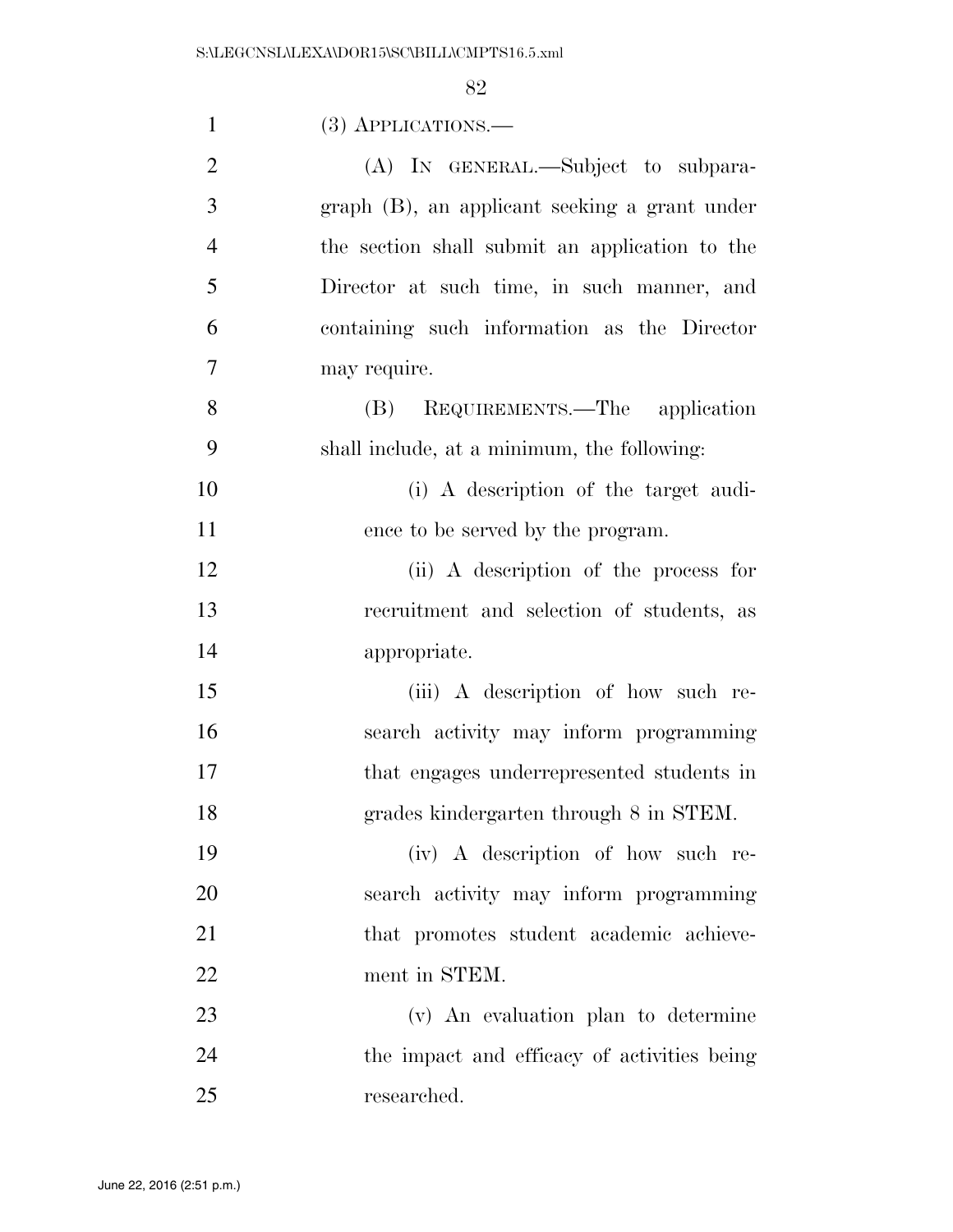(3) APPLICATIONS.—

(A) IN GENERAL.—Subject to subparagraph (B), an applicant seeking a grant under the section shall submit an application to the Director at such time, in such manner, and containing such information as the Director may require.

(B) REQUIREMENTS.—The application shall include, at a minimum, the following:

(i) A description of the target audience to be served by the program.

(ii) A description of the process for recruitment and selection of students, as appropriate.

(iii) A description of how such research activity may inform programming that engages underrepresented students in grades kindergarten through 8 in STEM.

(iv) A description of how such research activity may inform programming that promotes student academic achievement in STEM.

(v) An evaluation plan to determine the impact and efficacy of activities being researched.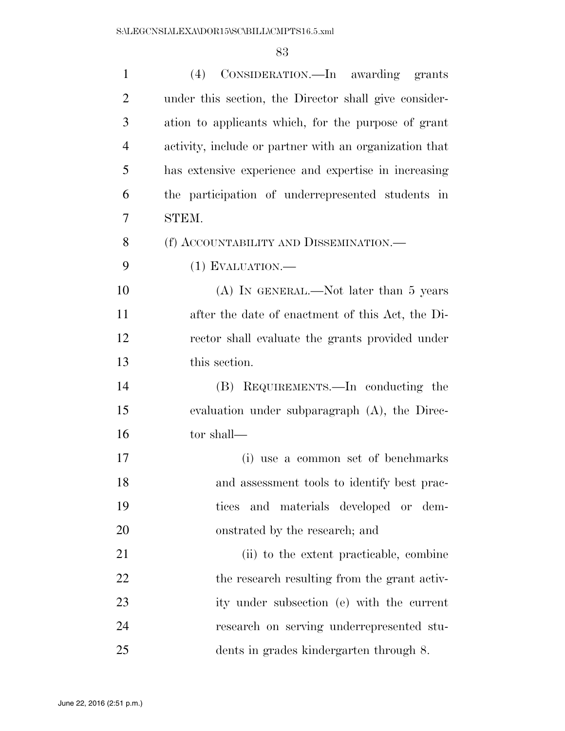(4) CONSIDERATION.—In awarding grants under this section, the Director shall give consideration to applicants which, for the purpose of grant activity, include or partner with an organization that has extensive experience and expertise in increasing the participation of underrepresented students in STEM.

(f) ACCOUNTABILITY AND DISSEMINATION.—

(1) EVALUATION.—

(A) IN GENERAL.—Not later than 5 years after the date of enactment of this Act, the Director shall evaluate the grants provided under this section.

(B) REQUIREMENTS.—In conducting the evaluation under subparagraph (A), the Director shall—

(i) use a common set of benchmarks and assessment tools to identify best practices and materials developed or demonstrated by the research; and

(ii) to the extent practicable, combine the research resulting from the grant activity under subsection (e) with the current research on serving underrepresented students in grades kindergarten through 8.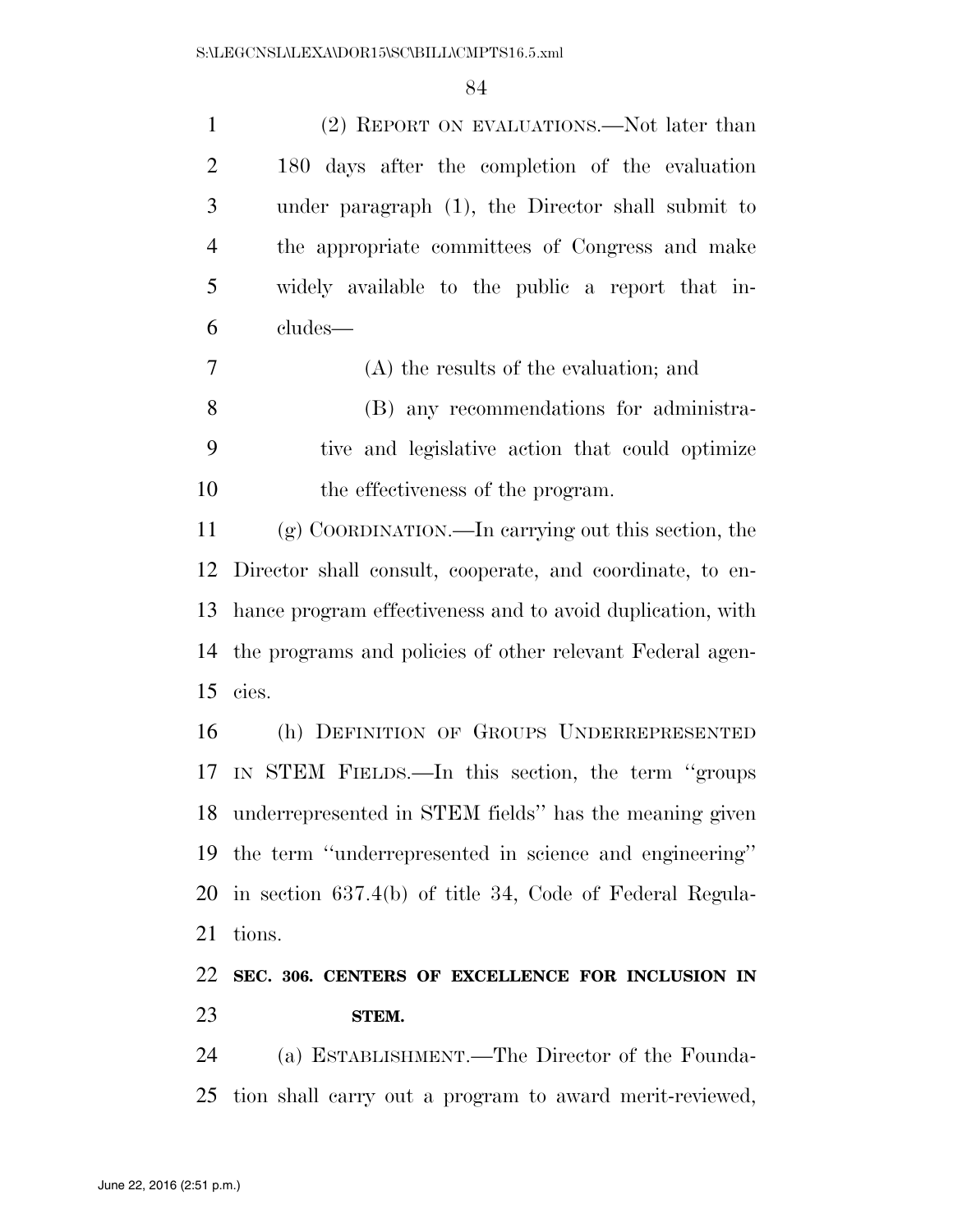(2) REPORT ON EVALUATIONS.—Not later than 180 days after the completion of the evaluation under paragraph (1), the Director shall submit to the appropriate committees of Congress and make widely available to the public a report that includes—

(A) the results of the evaluation; and

(B) any recommendations for administrative and legislative action that could optimize the effectiveness of the program.

(g) COORDINATION.—In carrying out this section, the Director shall consult, cooperate, and coordinate, to enhance program effectiveness and to avoid duplication, with the programs and policies of other relevant Federal agencies.

(h) DEFINITION OF GROUPS UNDERREPRESENTED IN STEM FIELDS.—In this section, the term ''groups underrepresented in STEM fields'' has the meaning given the term ''underrepresented in science and engineering'' in section 637.4(b) of title 34, Code of Federal Regulations.

**SEC. 306. CENTERS OF EXCELLENCE FOR INCLUSION IN STEM.**

(a) ESTABLISHMENT.—The Director of the Foundation shall carry out a program to award merit-reviewed,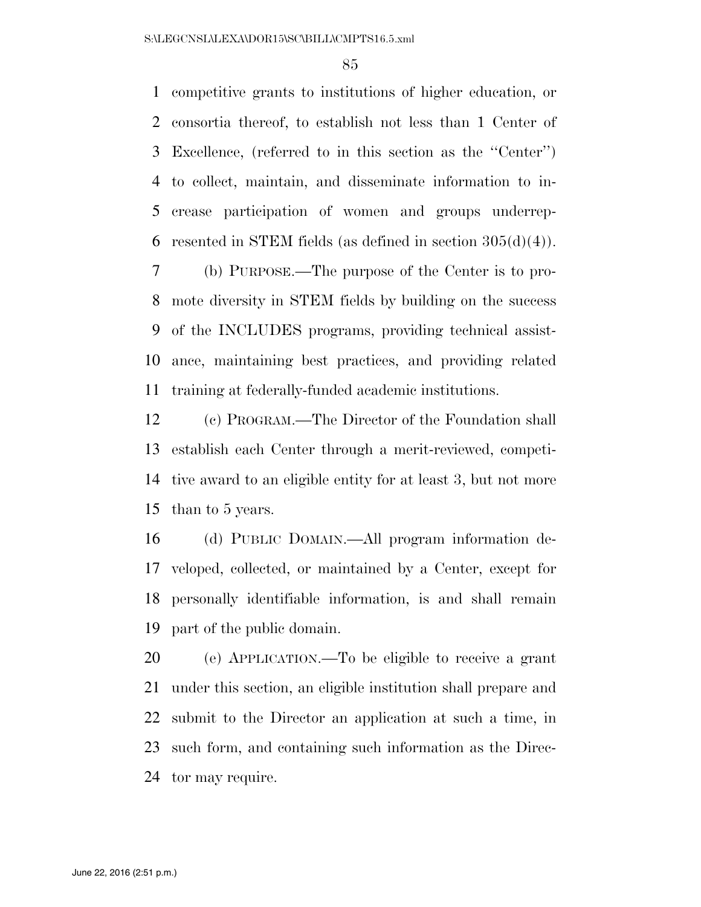competitive grants to institutions of higher education, or consortia thereof, to establish not less than 1 Center of Excellence, (referred to in this section as the ''Center'') to collect, maintain, and disseminate information to increase participation of women and groups underrepresented in STEM fields (as defined in section 305(d)(4)).

(b) PURPOSE.—The purpose of the Center is to promote diversity in STEM fields by building on the success of the INCLUDES programs, providing technical assistance, maintaining best practices, and providing related training at federally-funded academic institutions.

(c) PROGRAM.—The Director of the Foundation shall establish each Center through a merit-reviewed, competitive award to an eligible entity for at least 3, but not more than to 5 years.

(d) PUBLIC DOMAIN.—All program information developed, collected, or maintained by a Center, except for personally identifiable information, is and shall remain part of the public domain.

(e) APPLICATION.—To be eligible to receive a grant under this section, an eligible institution shall prepare and submit to the Director an application at such a time, in such form, and containing such information as the Director may require.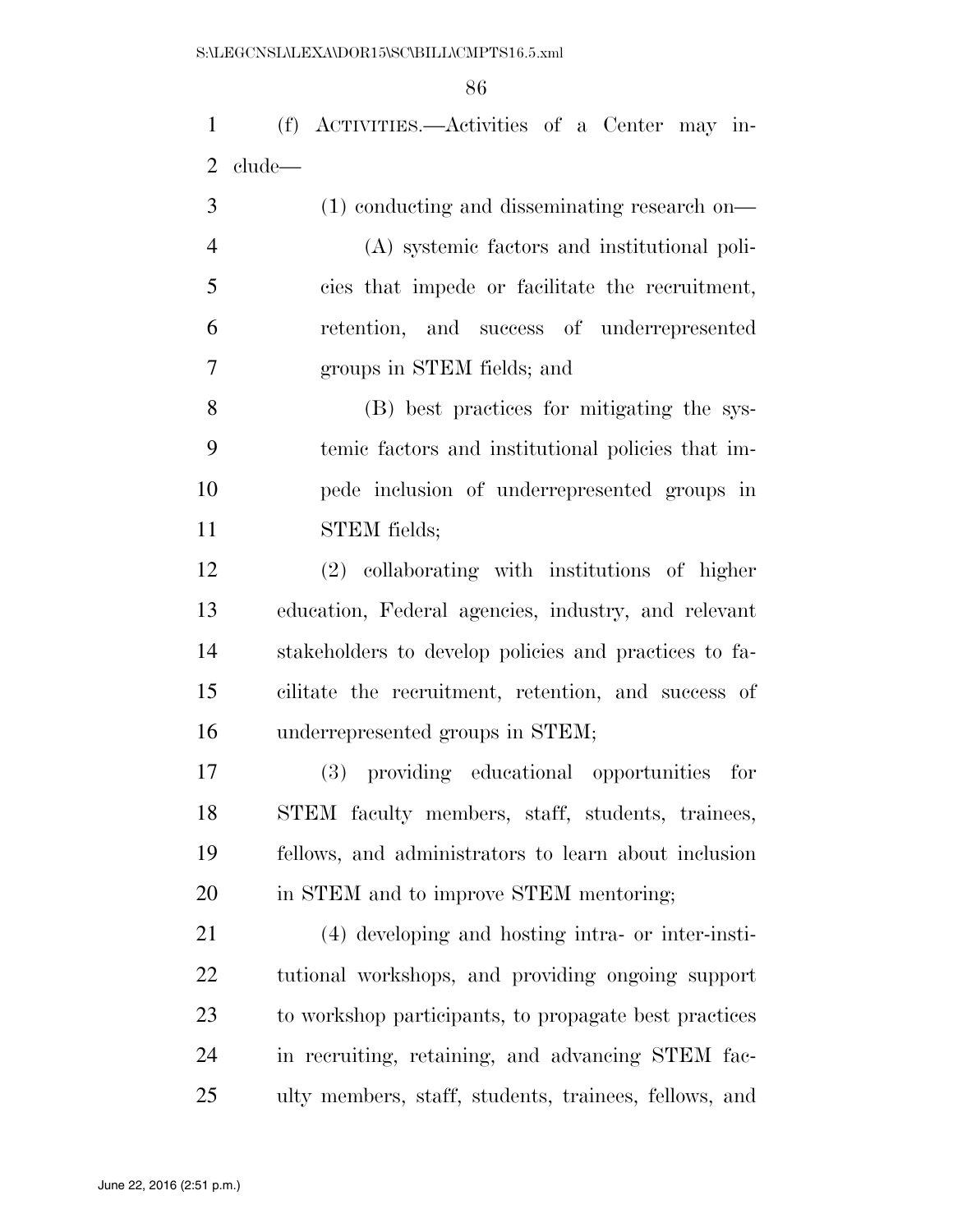(f) ACTIVITIES.—Activities of a Center may include—

(1) conducting and disseminating research on—

(A) systemic factors and institutional policies that impede or facilitate the recruitment, retention, and success of underrepresented groups in STEM fields; and

(B) best practices for mitigating the systemic factors and institutional policies that impede inclusion of underrepresented groups in STEM fields;

(2) collaborating with institutions of higher education, Federal agencies, industry, and relevant stakeholders to develop policies and practices to facilitate the recruitment, retention, and success of underrepresented groups in STEM;

(3) providing educational opportunities for STEM faculty members, staff, students, trainees, fellows, and administrators to learn about inclusion in STEM and to improve STEM mentoring;

(4) developing and hosting intra- or inter-institutional workshops, and providing ongoing support to workshop participants, to propagate best practices in recruiting, retaining, and advancing STEM faculty members, staff, students, trainees, fellows, and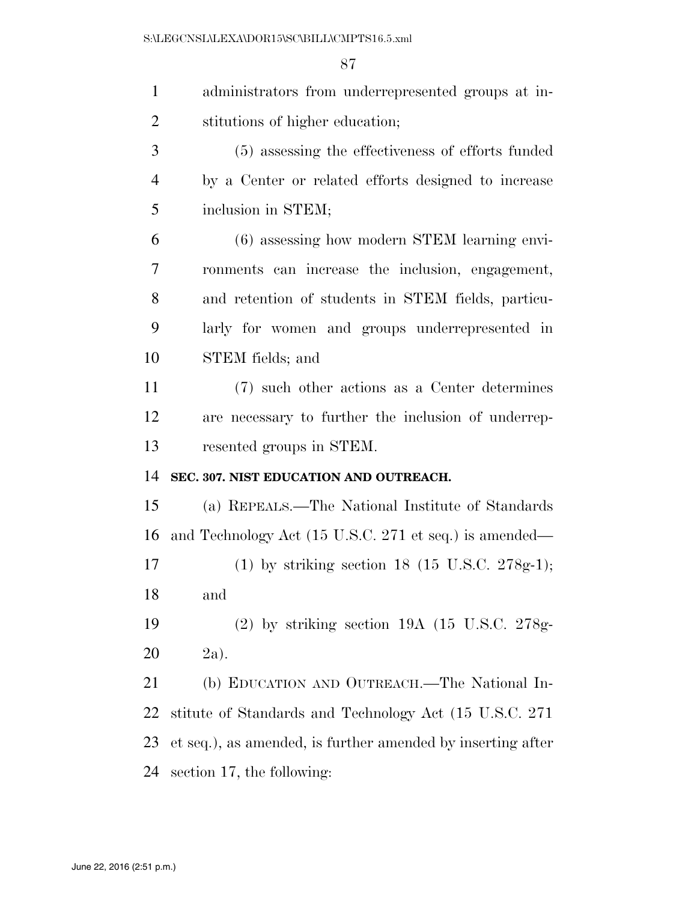administrators from underrepresented groups at institutions of higher education;

(5) assessing the effectiveness of efforts funded by a Center or related efforts designed to increase inclusion in STEM;

(6) assessing how modern STEM learning environments can increase the inclusion, engagement, and retention of students in STEM fields, particularly for women and groups underrepresented in STEM fields; and

(7) such other actions as a Center determines are necessary to further the inclusion of underrepresented groups in STEM.

**SEC. 307. NIST EDUCATION AND OUTREACH.**

(a) REPEALS.—The National Institute of Standards and Technology Act (15 U.S.C. 271 et seq.) is amended—

(1) by striking section 18 (15 U.S.C. 278g-1); and

(2) by striking section 19A (15 U.S.C. 278g-2a).

(b) EDUCATION AND OUTREACH.—The National Institute of Standards and Technology Act (15 U.S.C. 271 et seq.), as amended, is further amended by inserting after section 17, the following: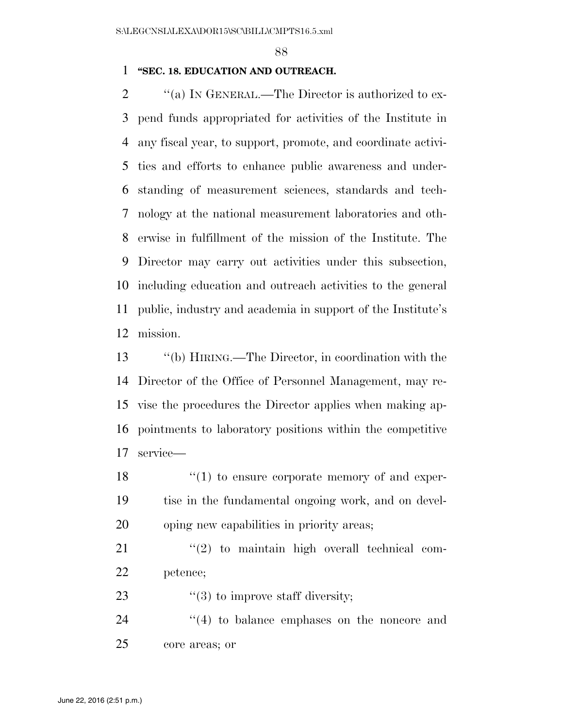**"SEC. 18. EDUCATION AND OUTREACH.**

"(a) IN GENERAL.—The Director is authorized to expend funds appropriated for activities of the Institute in any fiscal year, to support, promote, and coordinate activities and efforts to enhance public awareness and understanding of measurement sciences, standards and technology at the national measurement laboratories and otherwise in fulfillment of the mission of the Institute. The Director may carry out activities under this subsection, including education and outreach activities to the general public, industry and academia in support of the Institute's mission.

"(b) HIRING.—The Director, in coordination with the Director of the Office of Personnel Management, may revise the procedures the Director applies when making appointments to laboratory positions within the competitive service—

"(1) to ensure corporate memory of and expertise in the fundamental ongoing work, and on developing new capabilities in priority areas;

"(2) to maintain high overall technical competence;

"(3) to improve staff diversity;

"(4) to balance emphases on the noncore and core areas; or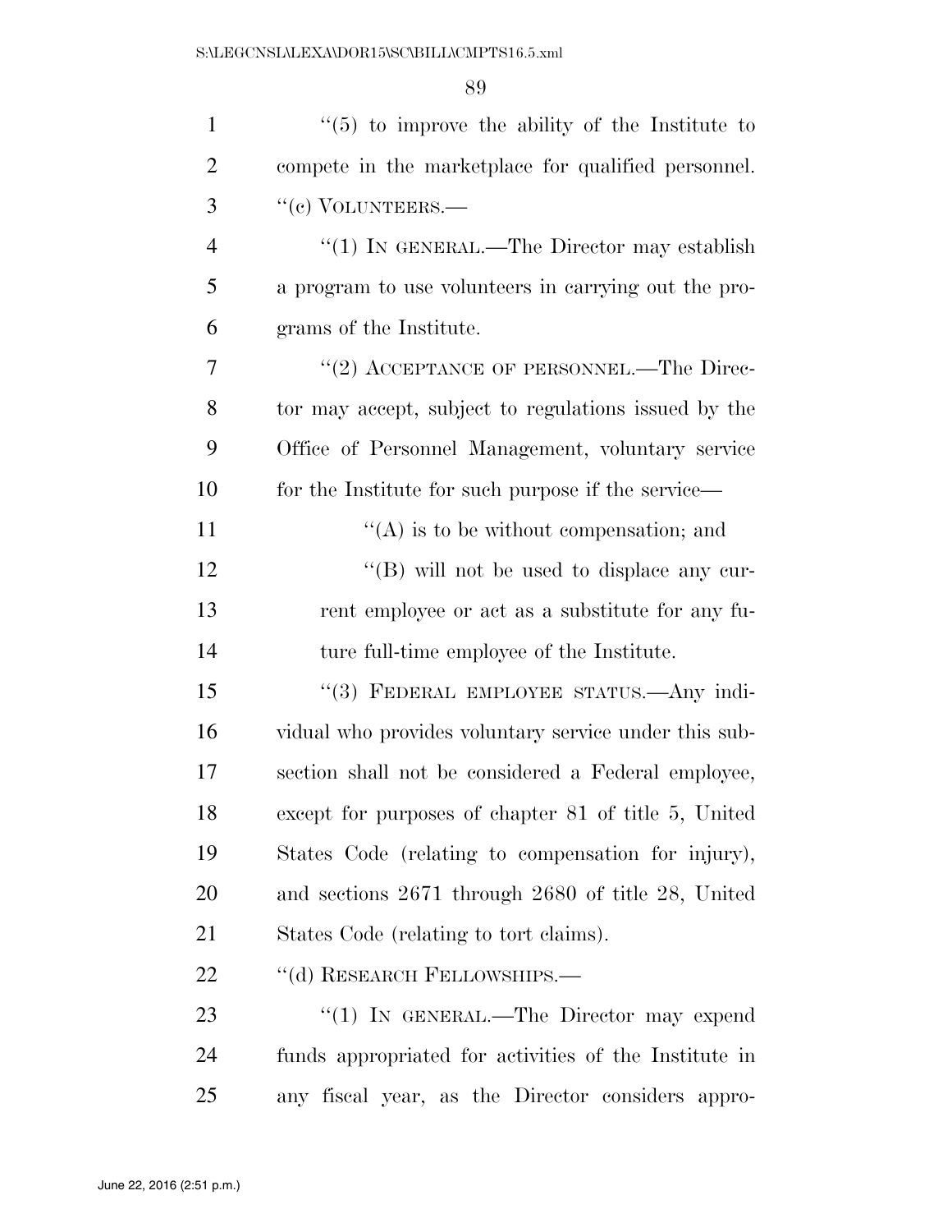"(5) to improve the ability of the Institute to compete in the marketplace for qualified personnel.

"(c) VOLUNTEERS.—

"(1) IN GENERAL.—The Director may establish a program to use volunteers in carrying out the programs of the Institute.

"(2) ACCEPTANCE OF PERSONNEL.—The Director may accept, subject to regulations issued by the Office of Personnel Management, voluntary service for the Institute for such purpose if the service—

"(A) is to be without compensation; and

"(B) will not be used to displace any current employee or act as a substitute for any future full-time employee of the Institute.

"(3) FEDERAL EMPLOYEE STATUS.—Any individual who provides voluntary service under this subsection shall not be considered a Federal employee, except for purposes of chapter 81 of title 5, United States Code (relating to compensation for injury), and sections 2671 through 2680 of title 28, United States Code (relating to tort claims).

"(d) RESEARCH FELLOWSHIPS.—

"(1) IN GENERAL.—The Director may expend funds appropriated for activities of the Institute in any fiscal year, as the Director considers appro-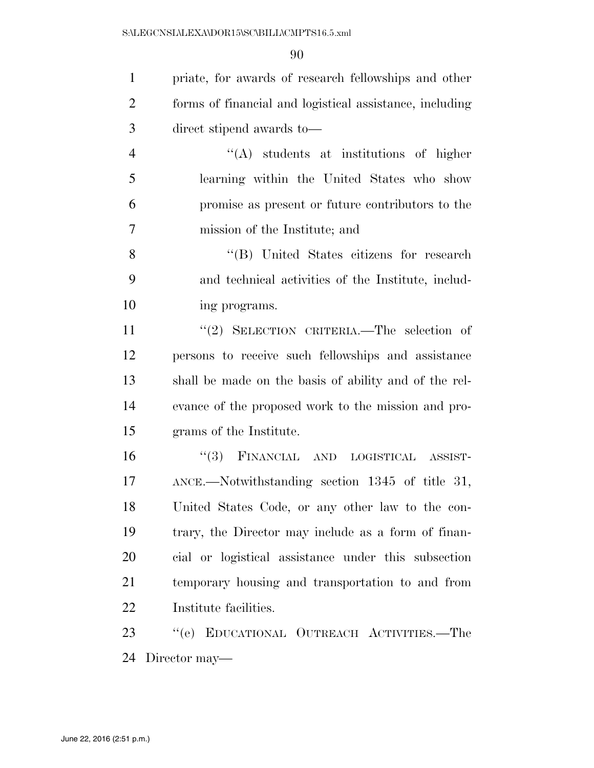priate, for awards of research fellowships and other forms of financial and logistical assistance, including direct stipend awards to—

"(A) students at institutions of higher learning within the United States who show promise as present or future contributors to the mission of the Institute; and

"(B) United States citizens for research and technical activities of the Institute, including programs.

"(2) SELECTION CRITERIA.—The selection of persons to receive such fellowships and assistance shall be made on the basis of ability and of the relevance of the proposed work to the mission and programs of the Institute.

"(3) FINANCIAL AND LOGISTICAL ASSISTANCE.—Notwithstanding section 1345 of title 31, United States Code, or any other law to the contrary, the Director may include as a form of financial or logistical assistance under this subsection temporary housing and transportation to and from Institute facilities.

"(e) EDUCATIONAL OUTREACH ACTIVITIES.—The Director may—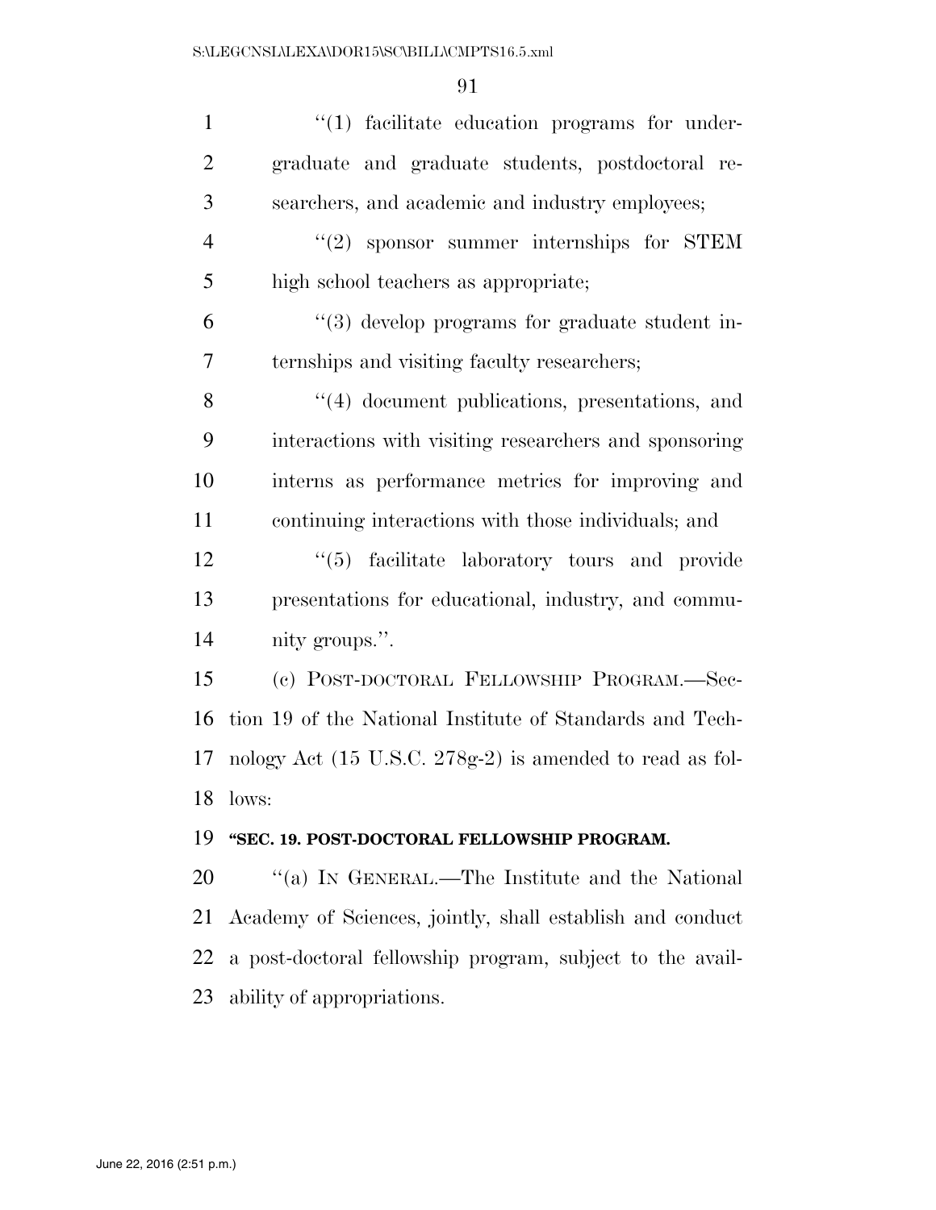''(1) facilitate education programs for undergraduate and graduate students, postdoctoral researchers, and academic and industry employees;

''(2) sponsor summer internships for STEM high school teachers as appropriate;

''(3) develop programs for graduate student internships and visiting faculty researchers;

''(4) document publications, presentations, and interactions with visiting researchers and sponsoring interns as performance metrics for improving and continuing interactions with those individuals; and

''(5) facilitate laboratory tours and provide presentations for educational, industry, and community groups.''.

(c) POST-DOCTORAL FELLOWSHIP PROGRAM.—Section 19 of the National Institute of Standards and Technology Act (15 U.S.C. 278g-2) is amended to read as follows:

**''SEC. 19. POST-DOCTORAL FELLOWSHIP PROGRAM.**

''(a) IN GENERAL.—The Institute and the National Academy of Sciences, jointly, shall establish and conduct a post-doctoral fellowship program, subject to the availability of appropriations.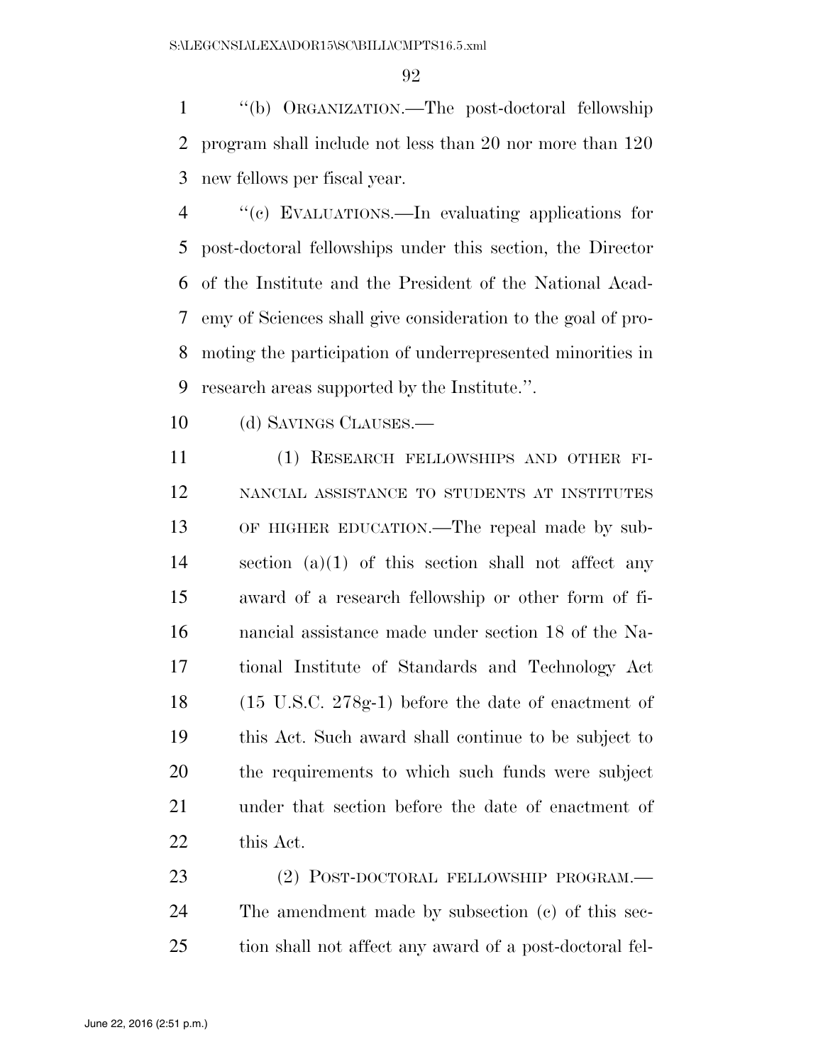"(b) ORGANIZATION.—The post-doctoral fellowship program shall include not less than 20 nor more than 120 new fellows per fiscal year.

"(c) EVALUATIONS.—In evaluating applications for post-doctoral fellowships under this section, the Director of the Institute and the President of the National Academy of Sciences shall give consideration to the goal of promoting the participation of underrepresented minorities in research areas supported by the Institute.".

(d) SAVINGS CLAUSES.—

(1) RESEARCH FELLOWSHIPS AND OTHER FINANCIAL ASSISTANCE TO STUDENTS AT INSTITUTES OF HIGHER EDUCATION.—The repeal made by subsection (a)(1) of this section shall not affect any award of a research fellowship or other form of financial assistance made under section 18 of the National Institute of Standards and Technology Act (15 U.S.C. 278g-1) before the date of enactment of this Act. Such award shall continue to be subject to the requirements to which such funds were subject under that section before the date of enactment of this Act.

(2) POST-DOCTORAL FELLOWSHIP PROGRAM.—The amendment made by subsection (c) of this section shall not affect any award of a post-doctoral fel-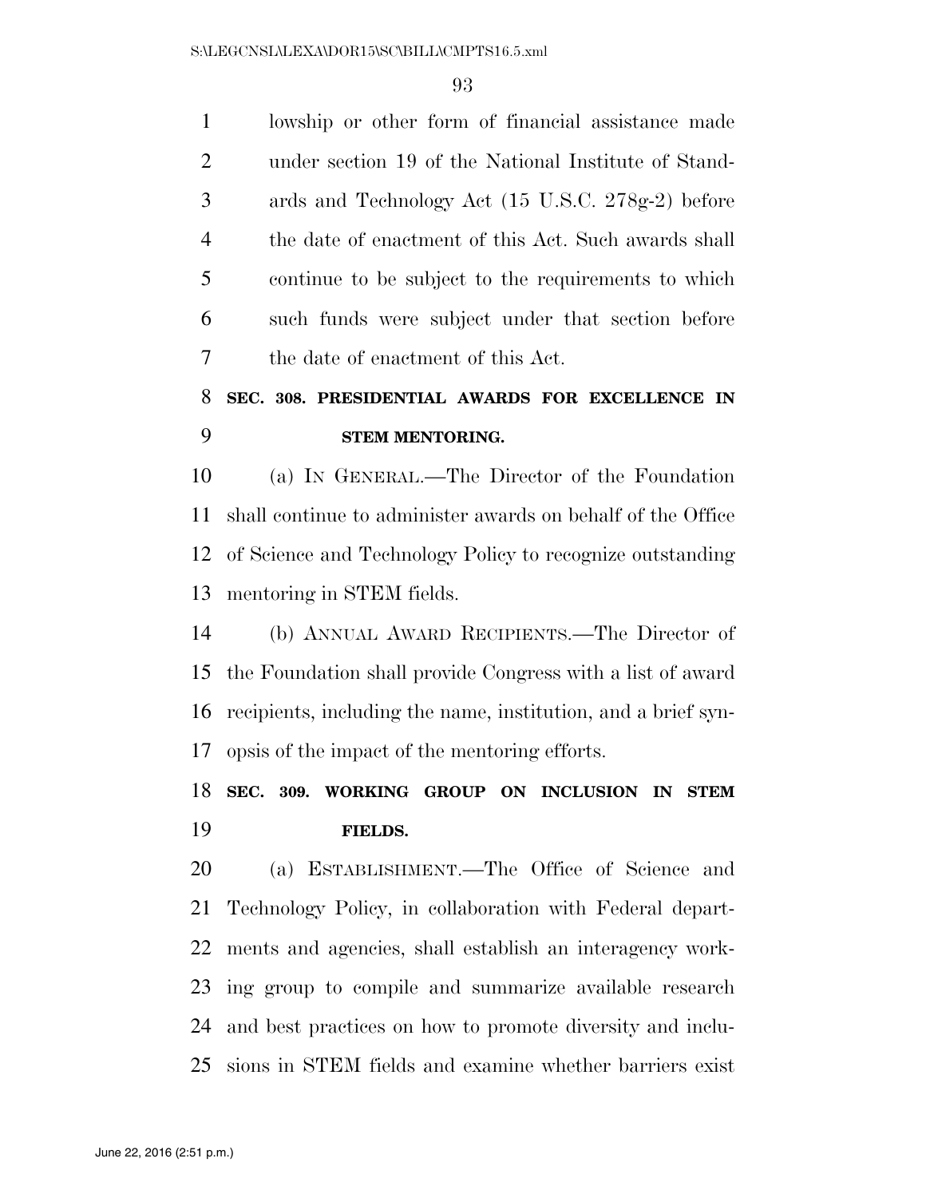lowship or other form of financial assistance made under section 19 of the National Institute of Standards and Technology Act (15 U.S.C. 278g-2) before the date of enactment of this Act. Such awards shall continue to be subject to the requirements to which such funds were subject under that section before the date of enactment of this Act.

**SEC. 308. PRESIDENTIAL AWARDS FOR EXCELLENCE IN STEM MENTORING.**

(a) IN GENERAL.—The Director of the Foundation shall continue to administer awards on behalf of the Office of Science and Technology Policy to recognize outstanding mentoring in STEM fields.

(b) ANNUAL AWARD RECIPIENTS.—The Director of the Foundation shall provide Congress with a list of award recipients, including the name, institution, and a brief synopsis of the impact of the mentoring efforts.

**SEC. 309. WORKING GROUP ON INCLUSION IN STEM FIELDS.**

(a) ESTABLISHMENT.—The Office of Science and Technology Policy, in collaboration with Federal departments and agencies, shall establish an interagency working group to compile and summarize available research and best practices on how to promote diversity and inclusions in STEM fields and examine whether barriers exist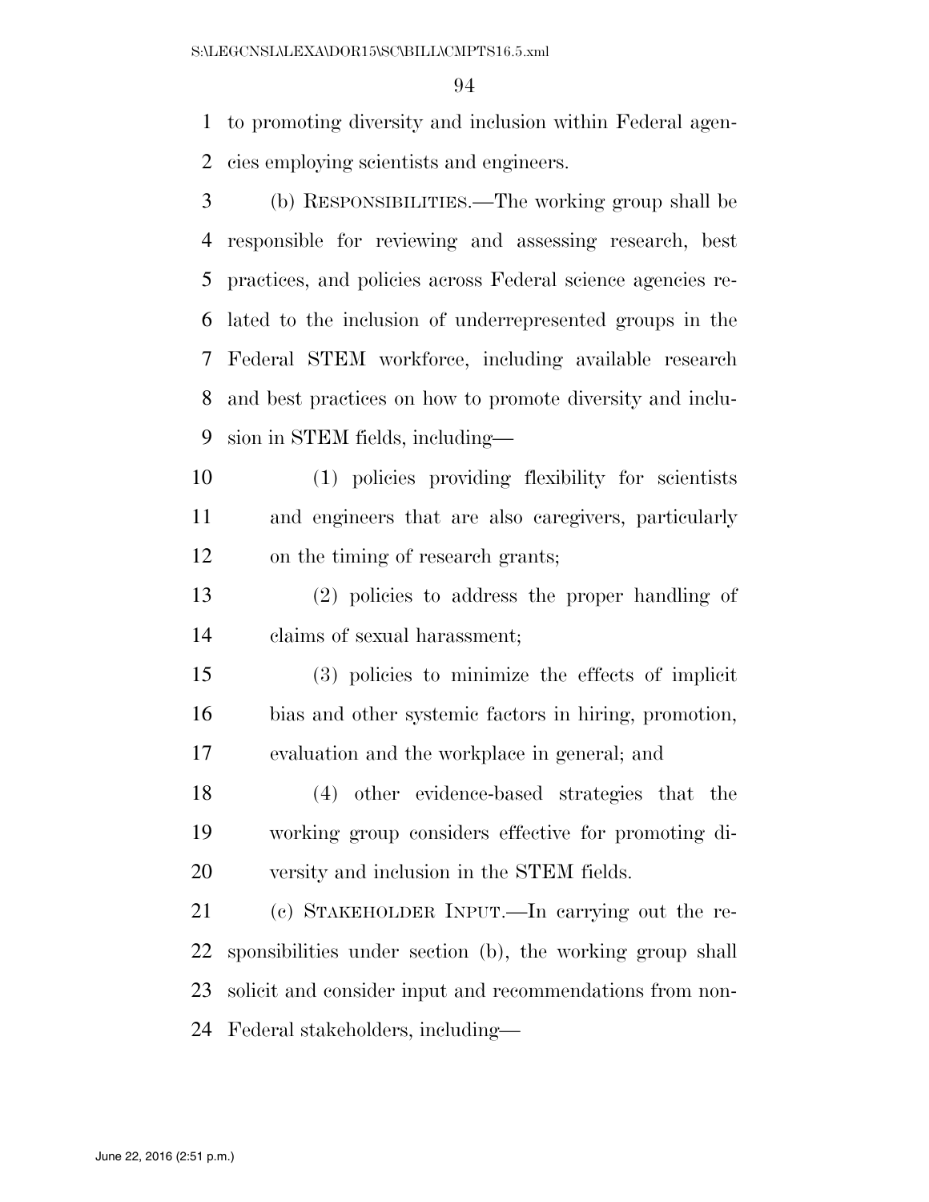to promoting diversity and inclusion within Federal agencies employing scientists and engineers.

(b) RESPONSIBILITIES.—The working group shall be responsible for reviewing and assessing research, best practices, and policies across Federal science agencies related to the inclusion of underrepresented groups in the Federal STEM workforce, including available research and best practices on how to promote diversity and inclusion in STEM fields, including—

(1) policies providing flexibility for scientists and engineers that are also caregivers, particularly on the timing of research grants;

(2) policies to address the proper handling of claims of sexual harassment;

(3) policies to minimize the effects of implicit bias and other systemic factors in hiring, promotion, evaluation and the workplace in general; and

(4) other evidence-based strategies that the working group considers effective for promoting diversity and inclusion in the STEM fields.

(c) STAKEHOLDER INPUT.—In carrying out the responsibilities under section (b), the working group shall solicit and consider input and recommendations from non-Federal stakeholders, including—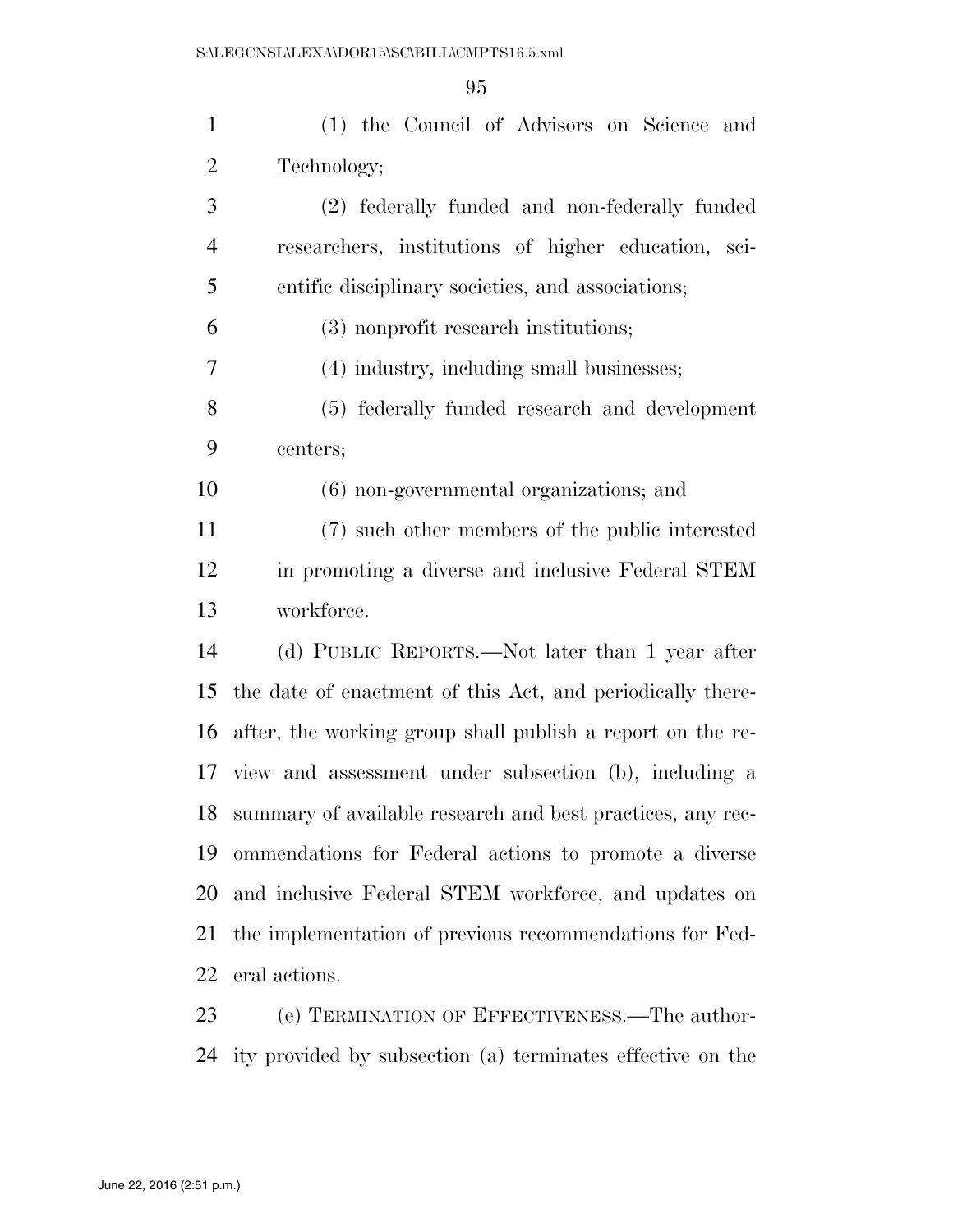(1) the Council of Advisors on Science and Technology;

(2) federally funded and non-federally funded researchers, institutions of higher education, scientific disciplinary societies, and associations;

(3) nonprofit research institutions;

(4) industry, including small businesses;

(5) federally funded research and development centers;

(6) non-governmental organizations; and

(7) such other members of the public interested in promoting a diverse and inclusive Federal STEM workforce.

(d) PUBLIC REPORTS.—Not later than 1 year after the date of enactment of this Act, and periodically thereafter, the working group shall publish a report on the review and assessment under subsection (b), including a summary of available research and best practices, any recommendations for Federal actions to promote a diverse and inclusive Federal STEM workforce, and updates on the implementation of previous recommendations for Federal actions.

(e) TERMINATION OF EFFECTIVENESS.—The authority provided by subsection (a) terminates effective on the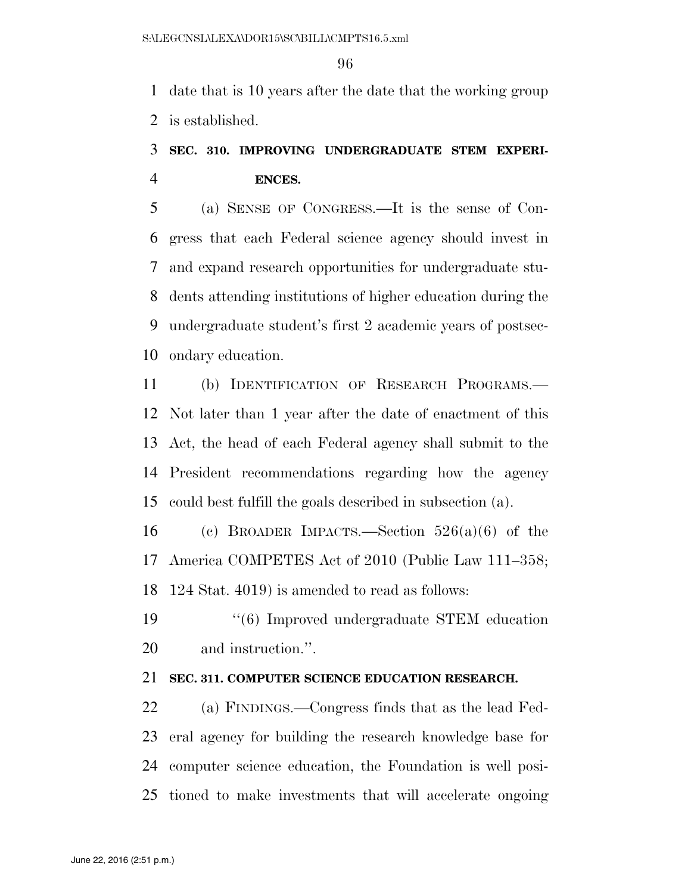date that is 10 years after the date that the working group is established.

### SEC. 310. IMPROVING UNDERGRADUATE STEM EXPERIENCES.

(a) SENSE OF CONGRESS.—It is the sense of Congress that each Federal science agency should invest in and expand research opportunities for undergraduate students attending institutions of higher education during the undergraduate student's first 2 academic years of postsecondary education.

(b) IDENTIFICATION OF RESEARCH PROGRAMS.—Not later than 1 year after the date of enactment of this Act, the head of each Federal agency shall submit to the President recommendations regarding how the agency could best fulfill the goals described in subsection (a).

(c) BROADER IMPACTS.—Section 526(a)(6) of the America COMPETES Act of 2010 (Public Law 111–358; 124 Stat. 4019) is amended to read as follows:

"(6) Improved undergraduate STEM education and instruction.".

### SEC. 311. COMPUTER SCIENCE EDUCATION RESEARCH.

(a) FINDINGS.—Congress finds that as the lead Federal agency for building the research knowledge base for computer science education, the Foundation is well positioned to make investments that will accelerate ongoing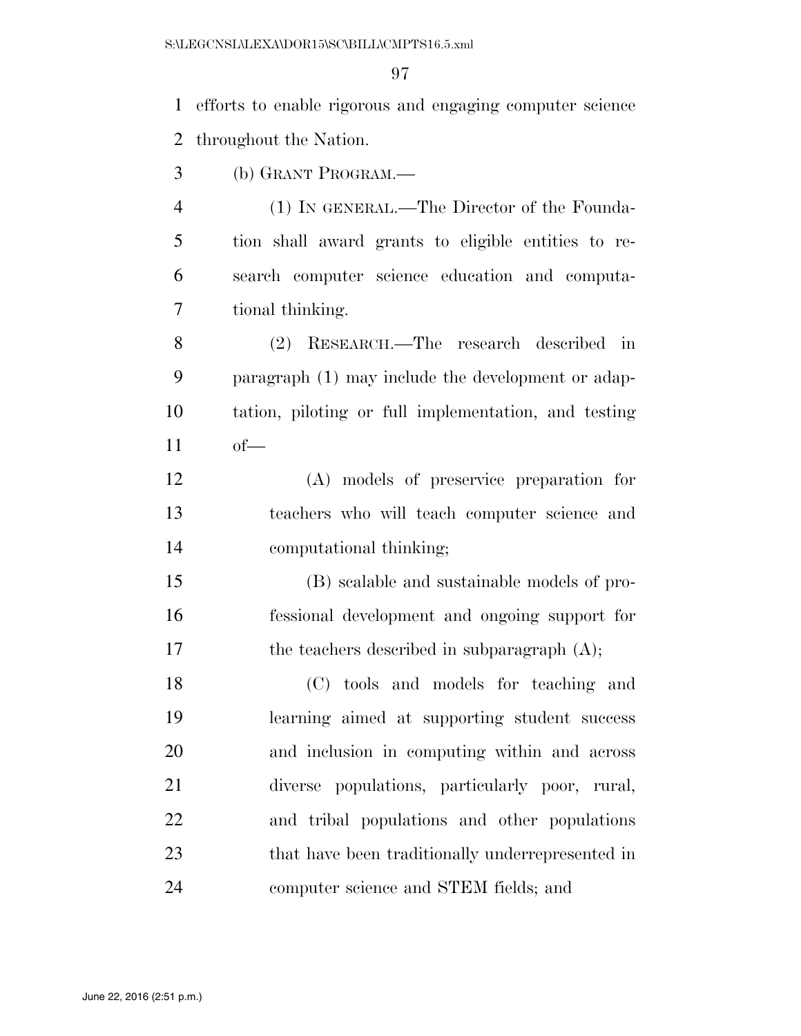efforts to enable rigorous and engaging computer science throughout the Nation.

(b) GRANT PROGRAM.—

(1) IN GENERAL.—The Director of the Foundation shall award grants to eligible entities to research computer science education and computational thinking.

(2) RESEARCH.—The research described in paragraph (1) may include the development or adaptation, piloting or full implementation, and testing of—

(A) models of preservice preparation for teachers who will teach computer science and computational thinking;

(B) scalable and sustainable models of professional development and ongoing support for the teachers described in subparagraph (A);

(C) tools and models for teaching and learning aimed at supporting student success and inclusion in computing within and across diverse populations, particularly poor, rural, and tribal populations and other populations that have been traditionally underrepresented in computer science and STEM fields; and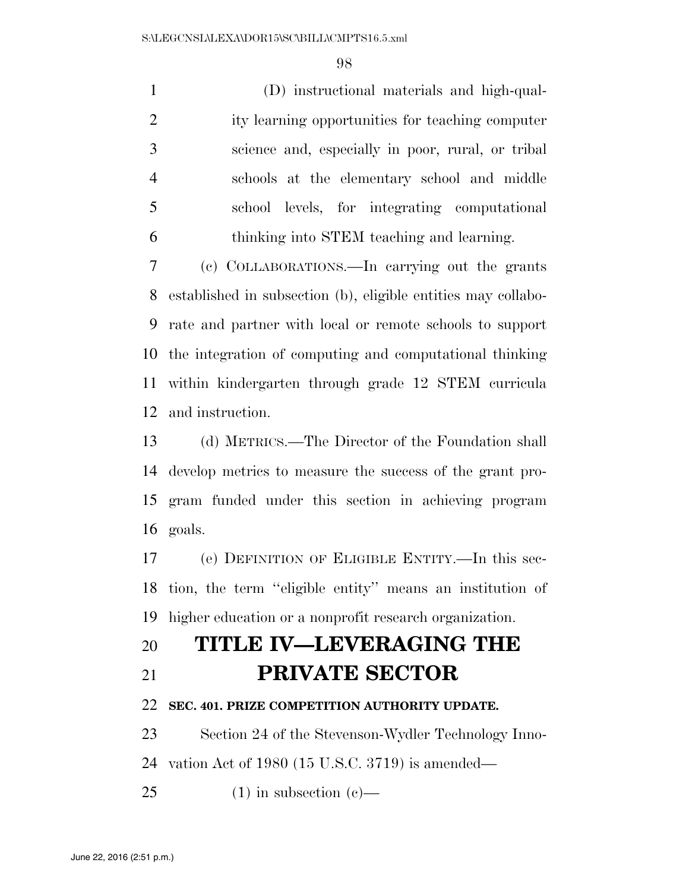(D) instructional materials and high-quality learning opportunities for teaching computer science and, especially in poor, rural, or tribal schools at the elementary school and middle school levels, for integrating computational thinking into STEM teaching and learning.

(c) COLLABORATIONS.—In carrying out the grants established in subsection (b), eligible entities may collaborate and partner with local or remote schools to support the integration of computing and computational thinking within kindergarten through grade 12 STEM curricula and instruction.

(d) METRICS.—The Director of the Foundation shall develop metrics to measure the success of the grant program funded under this section in achieving program goals.

(e) DEFINITION OF ELIGIBLE ENTITY.—In this section, the term ''eligible entity'' means an institution of higher education or a nonprofit research organization.

# TITLE IV—LEVERAGING THE PRIVATE SECTOR

### SEC. 401. PRIZE COMPETITION AUTHORITY UPDATE.

Section 24 of the Stevenson-Wydler Technology Innovation Act of 1980 (15 U.S.C. 3719) is amended—

(1) in subsection (c)—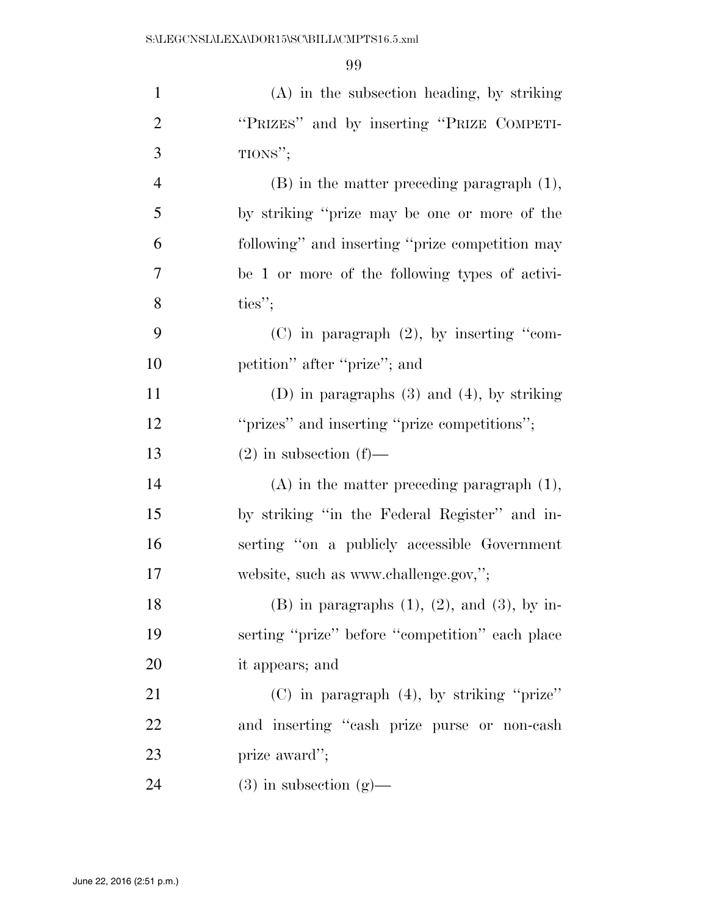(A) in the subsection heading, by striking "PRIZES" and by inserting "PRIZE COMPETITIONS";

(B) in the matter preceding paragraph (1), by striking "prize may be one or more of the following" and inserting "prize competition may be 1 or more of the following types of activities";

(C) in paragraph (2), by inserting "competition" after "prize"; and

(D) in paragraphs (3) and (4), by striking "prizes" and inserting "prize competitions";

(2) in subsection (f)—

(A) in the matter preceding paragraph (1), by striking "in the Federal Register" and inserting "on a publicly accessible Government website, such as www.challenge.gov,";

(B) in paragraphs (1), (2), and (3), by inserting "prize" before "competition" each place it appears; and

(C) in paragraph (4), by striking "prize" and inserting "cash prize purse or non-cash prize award";

(3) in subsection (g)—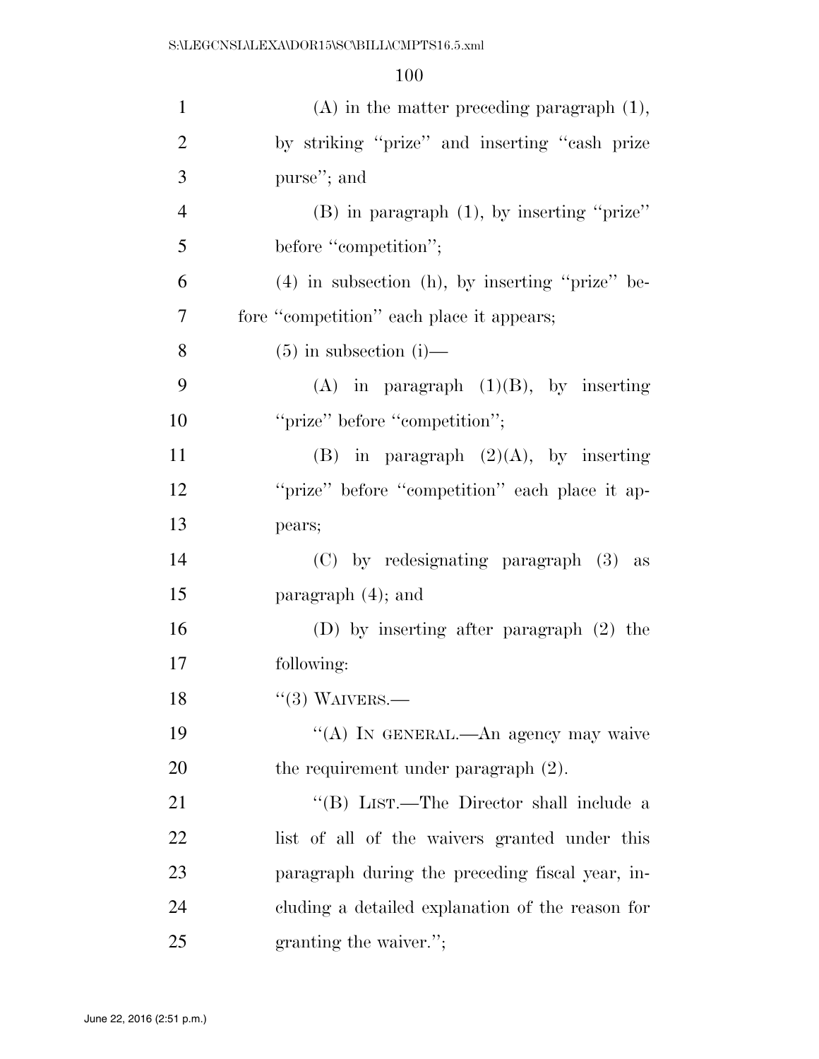(A) in the matter preceding paragraph (1), by striking ''prize'' and inserting ''cash prize purse''; and

(B) in paragraph (1), by inserting ''prize'' before ''competition'';

(4) in subsection (h), by inserting ''prize'' before ''competition'' each place it appears;

(5) in subsection (i)—

(A) in paragraph (1)(B), by inserting ''prize'' before ''competition'';

(B) in paragraph (2)(A), by inserting ''prize'' before ''competition'' each place it appears;

(C) by redesignating paragraph (3) as paragraph (4); and

(D) by inserting after paragraph (2) the following:

''(3) WAIVERS.—

''(A) IN GENERAL.—An agency may waive the requirement under paragraph (2).

''(B) LIST.—The Director shall include a list of all of the waivers granted under this paragraph during the preceding fiscal year, including a detailed explanation of the reason for granting the waiver.'';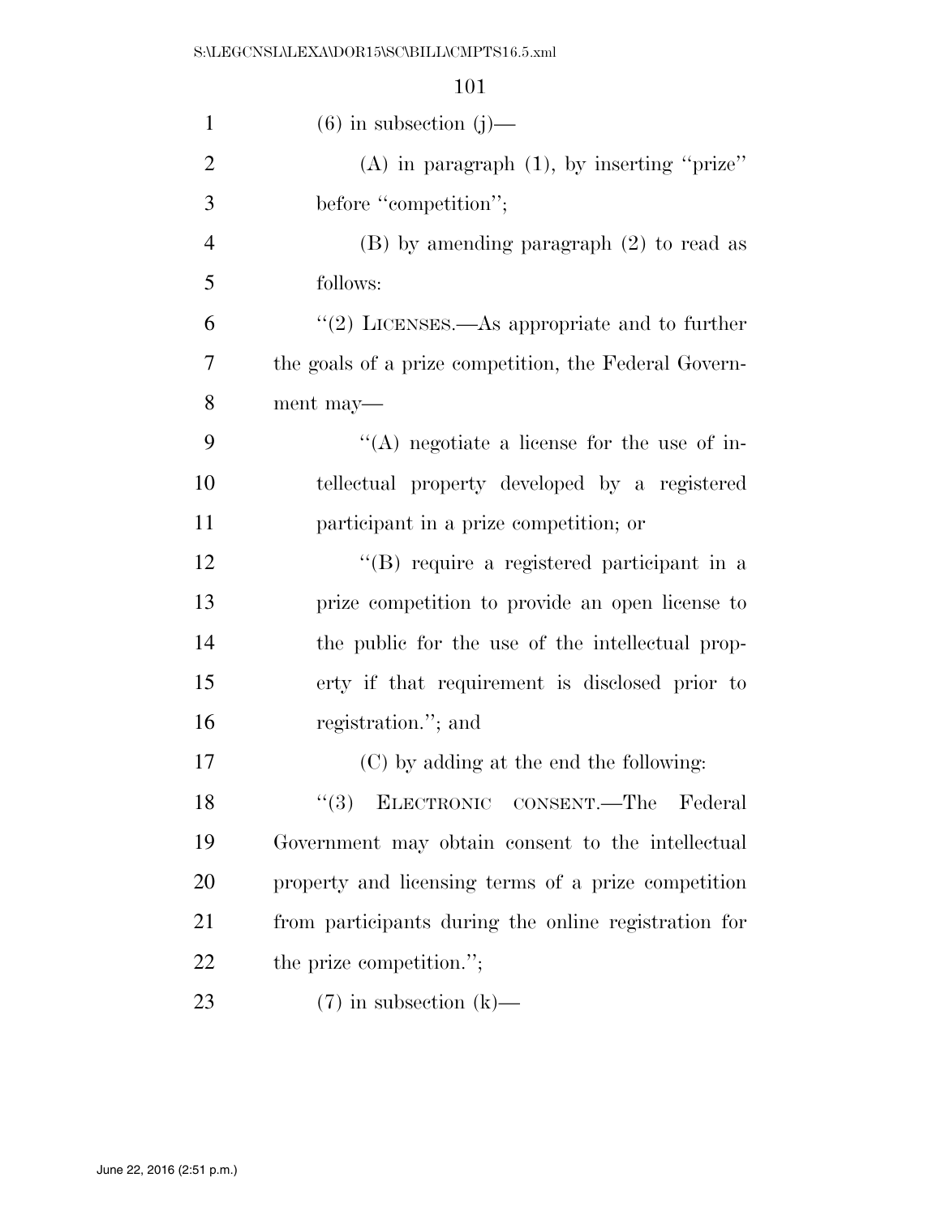(6) in subsection (j)—

(A) in paragraph (1), by inserting "prize" before "competition";

(B) by amending paragraph (2) to read as follows:

"(2) LICENSES.—As appropriate and to further the goals of a prize competition, the Federal Government may—

"(A) negotiate a license for the use of intellectual property developed by a registered participant in a prize competition; or

"(B) require a registered participant in a prize competition to provide an open license to the public for the use of the intellectual property if that requirement is disclosed prior to registration."; and

(C) by adding at the end the following:

"(3) ELECTRONIC CONSENT.—The Federal Government may obtain consent to the intellectual property and licensing terms of a prize competition from participants during the online registration for the prize competition.";

(7) in subsection (k)—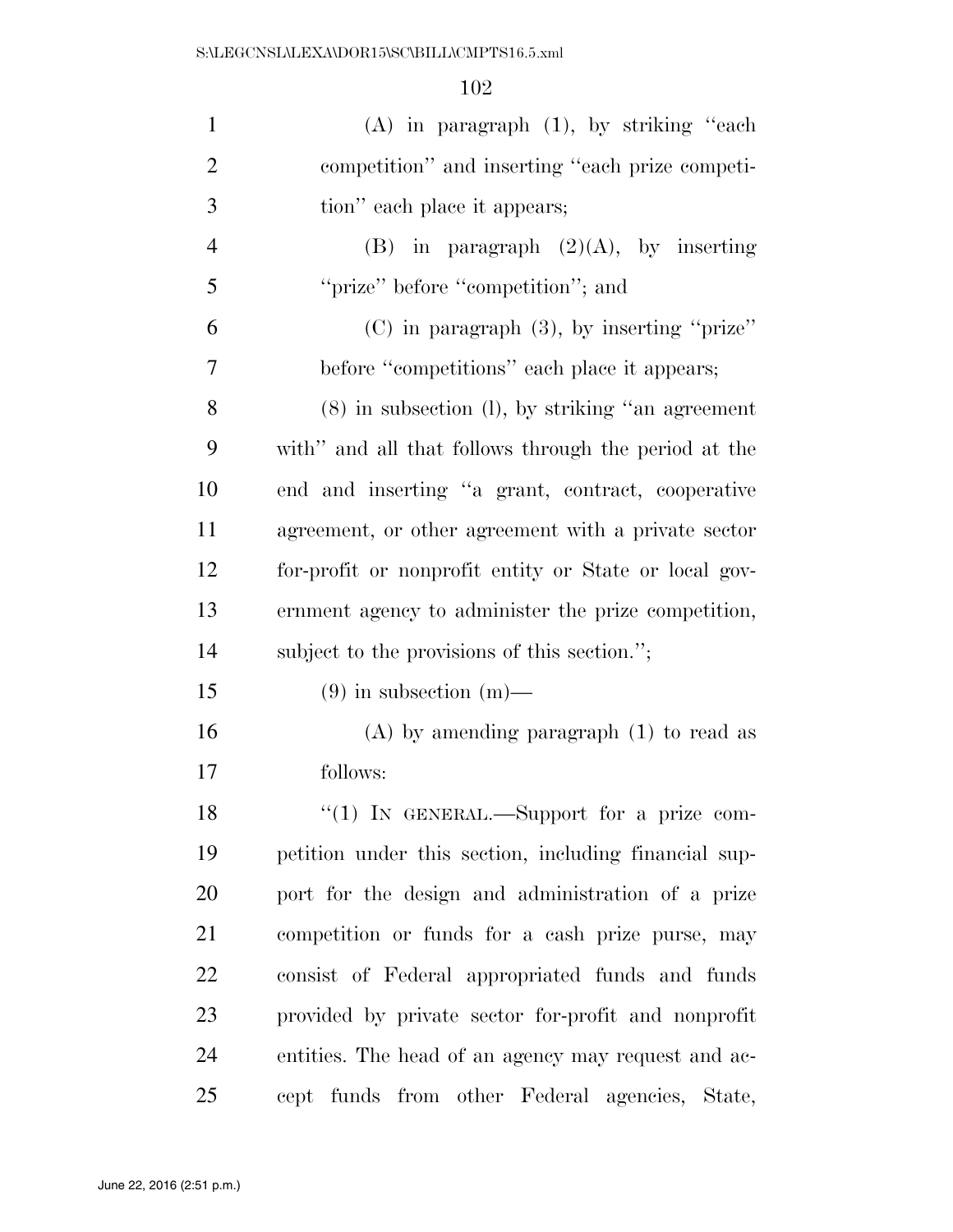(A) in paragraph (1), by striking "each competition" and inserting "each prize competition" each place it appears;

(B) in paragraph (2)(A), by inserting "prize" before "competition"; and

(C) in paragraph (3), by inserting "prize" before "competitions" each place it appears;

(8) in subsection (l), by striking "an agreement with" and all that follows through the period at the end and inserting "a grant, contract, cooperative agreement, or other agreement with a private sector for-profit or nonprofit entity or State or local government agency to administer the prize competition, subject to the provisions of this section.";

(9) in subsection (m)—

(A) by amending paragraph (1) to read as follows:

"(1) IN GENERAL.—Support for a prize competition under this section, including financial support for the design and administration of a prize competition or funds for a cash prize purse, may consist of Federal appropriated funds and funds provided by private sector for-profit and nonprofit entities. The head of an agency may request and accept funds from other Federal agencies, State,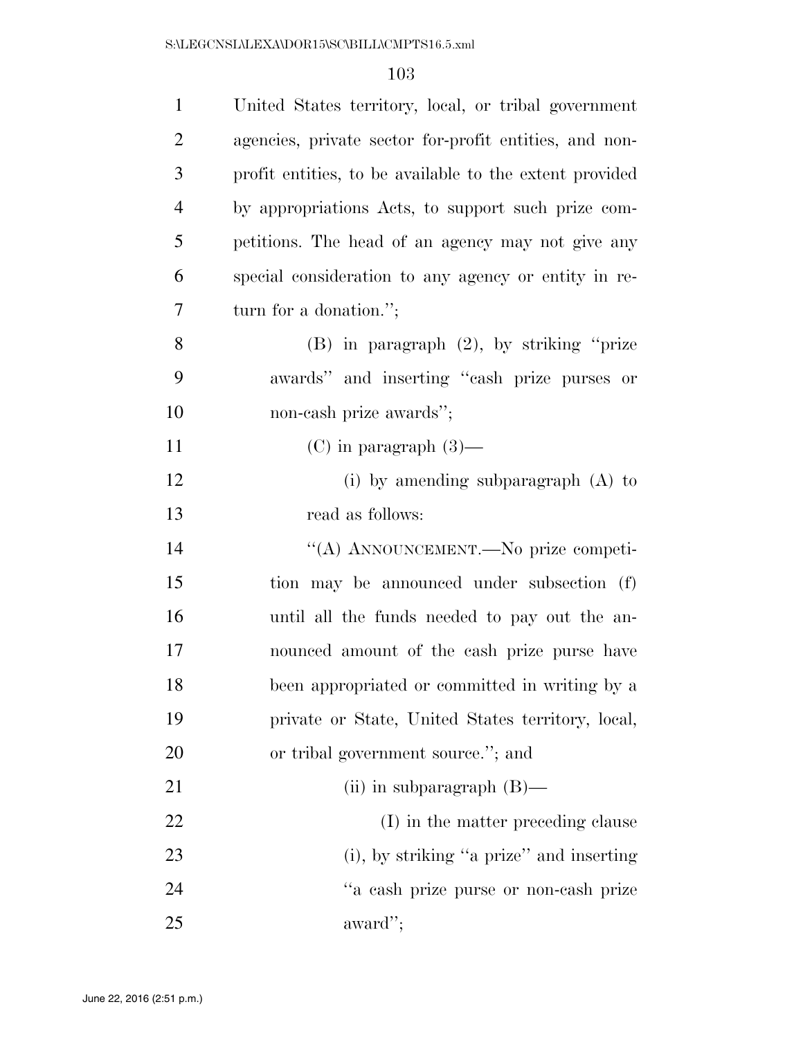United States territory, local, or tribal government agencies, private sector for-profit entities, and non-profit entities, to be available to the extent provided by appropriations Acts, to support such prize competitions. The head of an agency may not give any special consideration to any agency or entity in return for a donation.'';

(B) in paragraph (2), by striking ''prize awards'' and inserting ''cash prize purses or non-cash prize awards'';

(C) in paragraph (3)—

(i) by amending subparagraph (A) to read as follows:

''(A) ANNOUNCEMENT.—No prize competition may be announced under subsection (f) until all the funds needed to pay out the announced amount of the cash prize purse have been appropriated or committed in writing by a private or State, United States territory, local, or tribal government source.''; and

(ii) in subparagraph (B)—

(I) in the matter preceding clause (i), by striking ''a prize'' and inserting ''a cash prize purse or non-cash prize award'';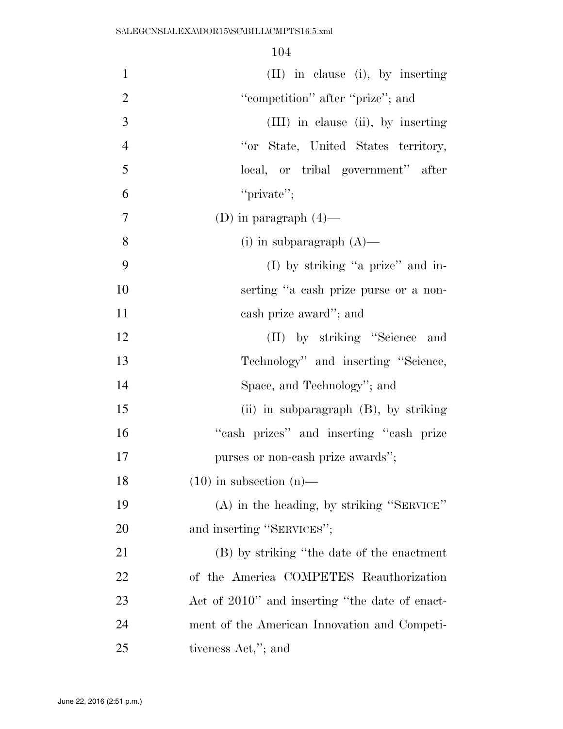(II) in clause (i), by inserting "competition" after "prize"; and

(III) in clause (ii), by inserting "or State, United States territory, local, or tribal government" after "private";

(D) in paragraph (4)—

(i) in subparagraph (A)—

(I) by striking "a prize" and inserting "a cash prize purse or a non-cash prize award"; and

(II) by striking "Science and Technology" and inserting "Science, Space, and Technology"; and

(ii) in subparagraph (B), by striking "cash prizes" and inserting "cash prize purses or non-cash prize awards";

(10) in subsection (n)—

(A) in the heading, by striking "SERVICE" and inserting "SERVICES";

(B) by striking "the date of the enactment of the America COMPETES Reauthorization Act of 2010" and inserting "the date of enactment of the American Innovation and Competitiveness Act,"; and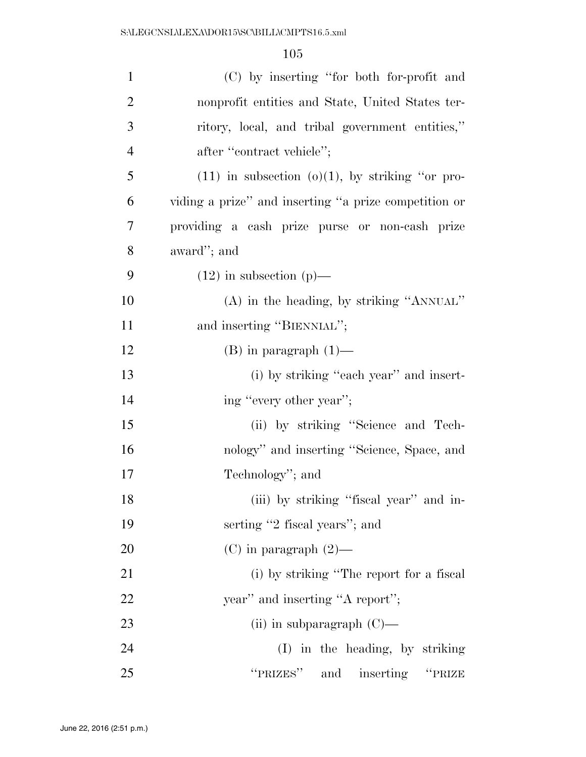(C) by inserting "for both for-profit and nonprofit entities and State, United States territory, local, and tribal government entities," after "contract vehicle";

(11) in subsection (o)(1), by striking "or providing a prize" and inserting "a prize competition or providing a cash prize purse or non-cash prize award"; and

(12) in subsection (p)—

(A) in the heading, by striking "ANNUAL" and inserting "BIENNIAL";

(B) in paragraph (1)—

(i) by striking "each year" and inserting "every other year";

(ii) by striking "Science and Technology" and inserting "Science, Space, and Technology"; and

(iii) by striking "fiscal year" and inserting "2 fiscal years"; and

(C) in paragraph (2)—

(i) by striking "The report for a fiscal year" and inserting "A report";

(ii) in subparagraph (C)—

(I) in the heading, by striking "PRIZES" and inserting "PRIZE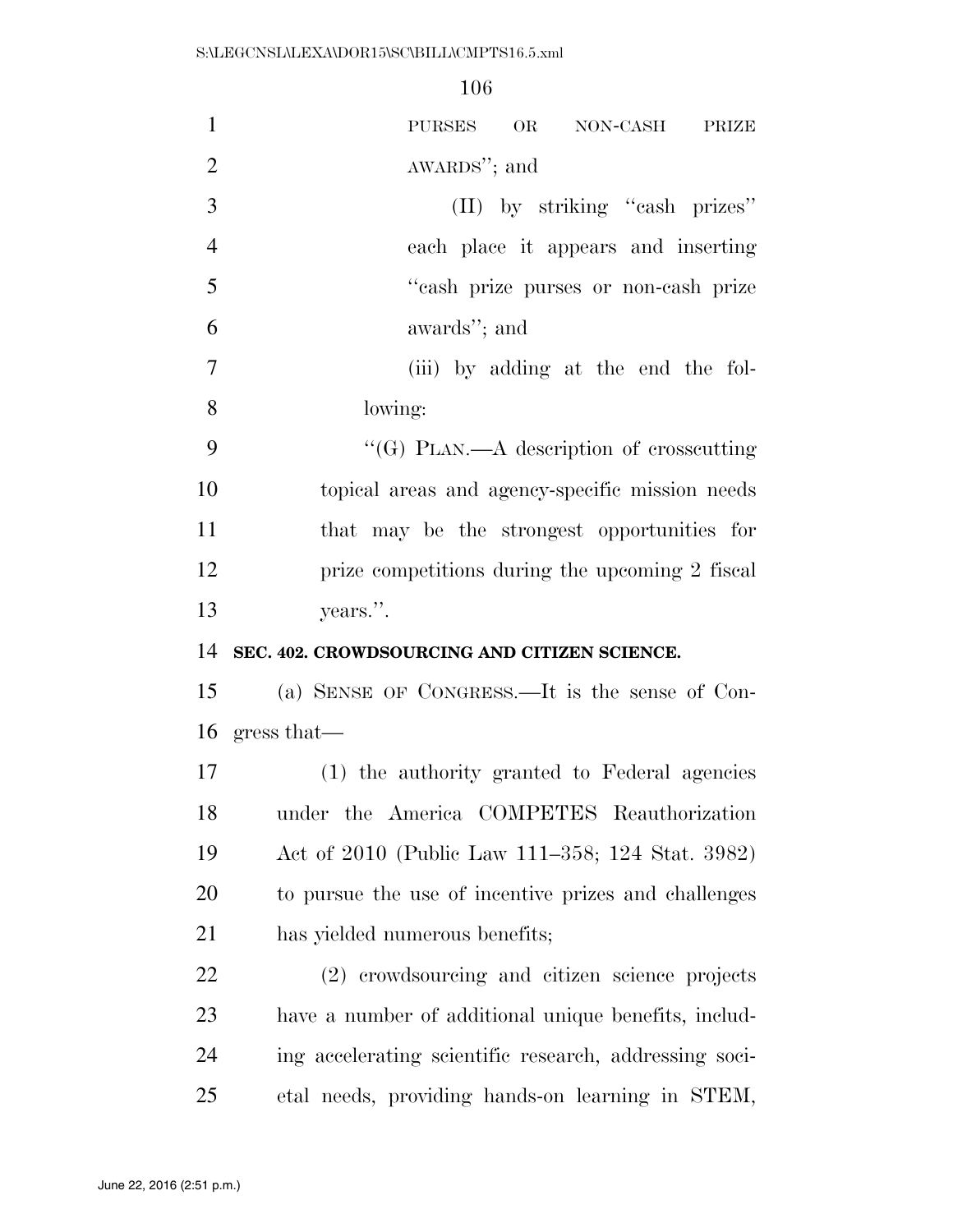PURSES OR NON-CASH PRIZE AWARDS''; and

(II) by striking ''cash prizes'' each place it appears and inserting ''cash prize purses or non-cash prize awards''; and

(iii) by adding at the end the following:

''(G) PLAN.—A description of crosscutting topical areas and agency-specific mission needs that may be the strongest opportunities for prize competitions during the upcoming 2 fiscal years.''.

**SEC. 402. CROWDSOURCING AND CITIZEN SCIENCE.**

(a) SENSE OF CONGRESS.—It is the sense of Congress that—

(1) the authority granted to Federal agencies under the America COMPETES Reauthorization Act of 2010 (Public Law 111–358; 124 Stat. 3982) to pursue the use of incentive prizes and challenges has yielded numerous benefits;

(2) crowdsourcing and citizen science projects have a number of additional unique benefits, including accelerating scientific research, addressing societal needs, providing hands-on learning in STEM,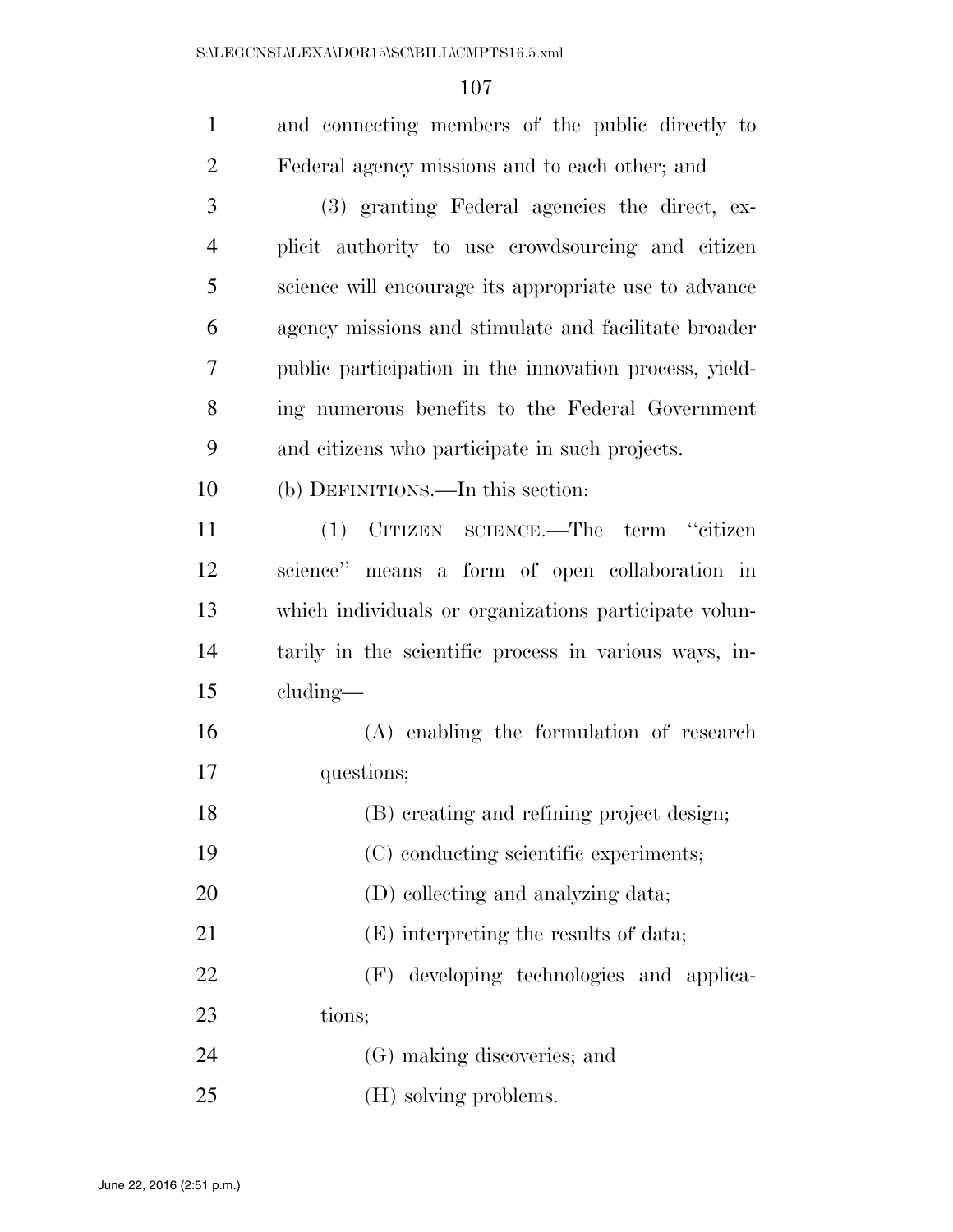and connecting members of the public directly to Federal agency missions and to each other; and

(3) granting Federal agencies the direct, explicit authority to use crowdsourcing and citizen science will encourage its appropriate use to advance agency missions and stimulate and facilitate broader public participation in the innovation process, yielding numerous benefits to the Federal Government and citizens who participate in such projects.

(b) DEFINITIONS.—In this section:

(1) CITIZEN SCIENCE.—The term ''citizen science'' means a form of open collaboration in which individuals or organizations participate voluntarily in the scientific process in various ways, including—

(A) enabling the formulation of research questions;

(B) creating and refining project design;

(C) conducting scientific experiments;

(D) collecting and analyzing data;

(E) interpreting the results of data;

(F) developing technologies and applications;

(G) making discoveries; and

(H) solving problems.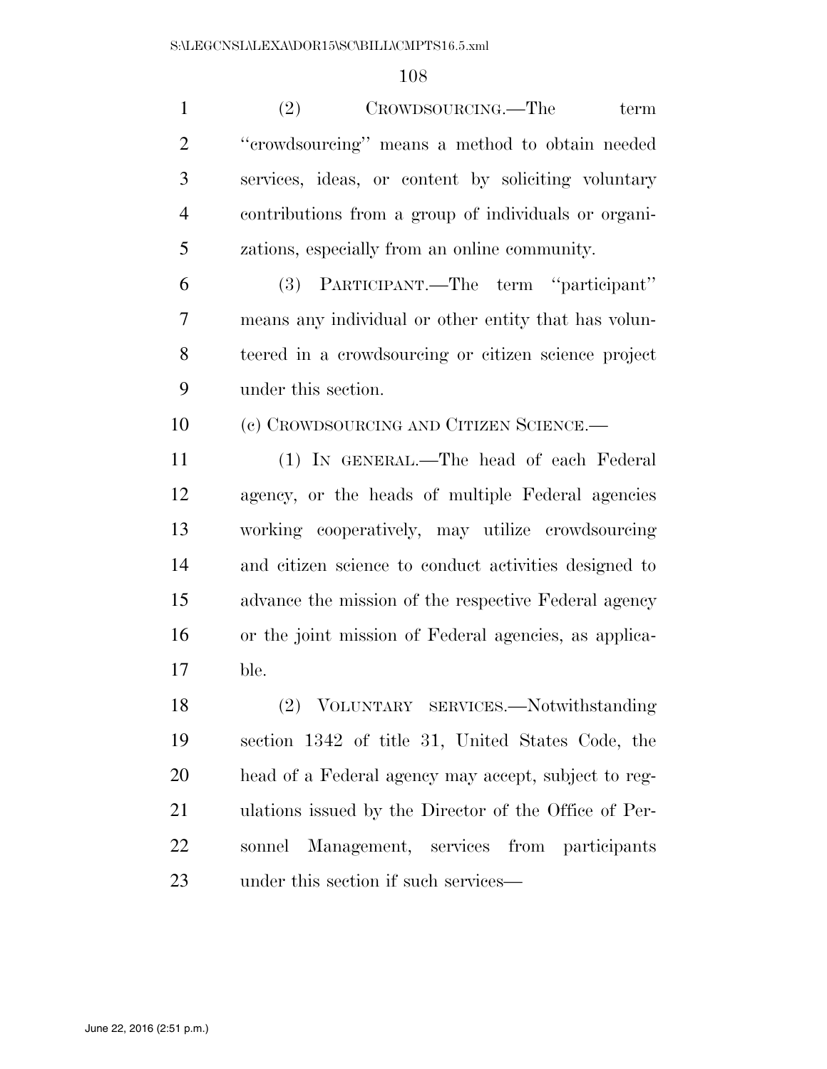(2) CROWDSOURCING.—The term "crowdsourcing" means a method to obtain needed services, ideas, or content by soliciting voluntary contributions from a group of individuals or organizations, especially from an online community.

(3) PARTICIPANT.—The term "participant" means any individual or other entity that has volunteered in a crowdsourcing or citizen science project under this section.

(c) CROWDSOURCING AND CITIZEN SCIENCE.—

(1) IN GENERAL.—The head of each Federal agency, or the heads of multiple Federal agencies working cooperatively, may utilize crowdsourcing and citizen science to conduct activities designed to advance the mission of the respective Federal agency or the joint mission of Federal agencies, as applicable.

(2) VOLUNTARY SERVICES.—Notwithstanding section 1342 of title 31, United States Code, the head of a Federal agency may accept, subject to regulations issued by the Director of the Office of Personnel Management, services from participants under this section if such services—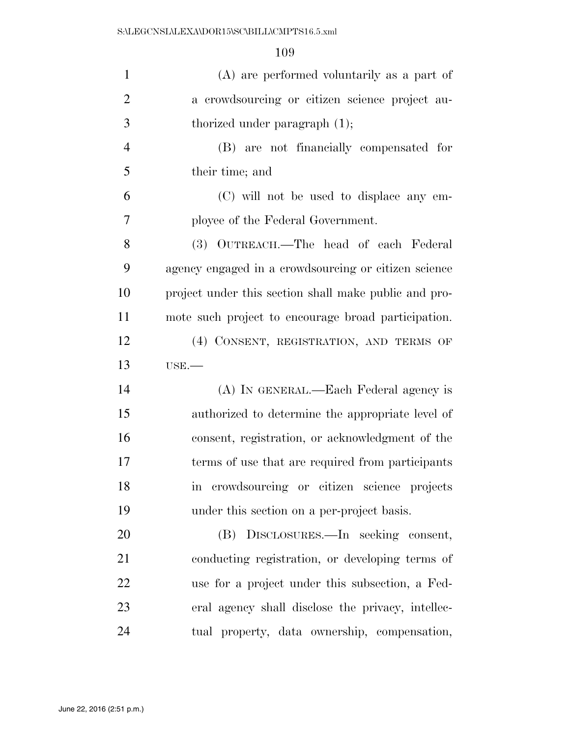(A) are performed voluntarily as a part of a crowdsourcing or citizen science project authorized under paragraph (1);

(B) are not financially compensated for their time; and

(C) will not be used to displace any employee of the Federal Government.

(3) OUTREACH.—The head of each Federal agency engaged in a crowdsourcing or citizen science project under this section shall make public and promote such project to encourage broad participation.

(4) CONSENT, REGISTRATION, AND TERMS OF USE.—

(A) IN GENERAL.—Each Federal agency is authorized to determine the appropriate level of consent, registration, or acknowledgment of the terms of use that are required from participants in crowdsourcing or citizen science projects under this section on a per-project basis.

(B) DISCLOSURES.—In seeking consent, conducting registration, or developing terms of use for a project under this subsection, a Federal agency shall disclose the privacy, intellectual property, data ownership, compensation,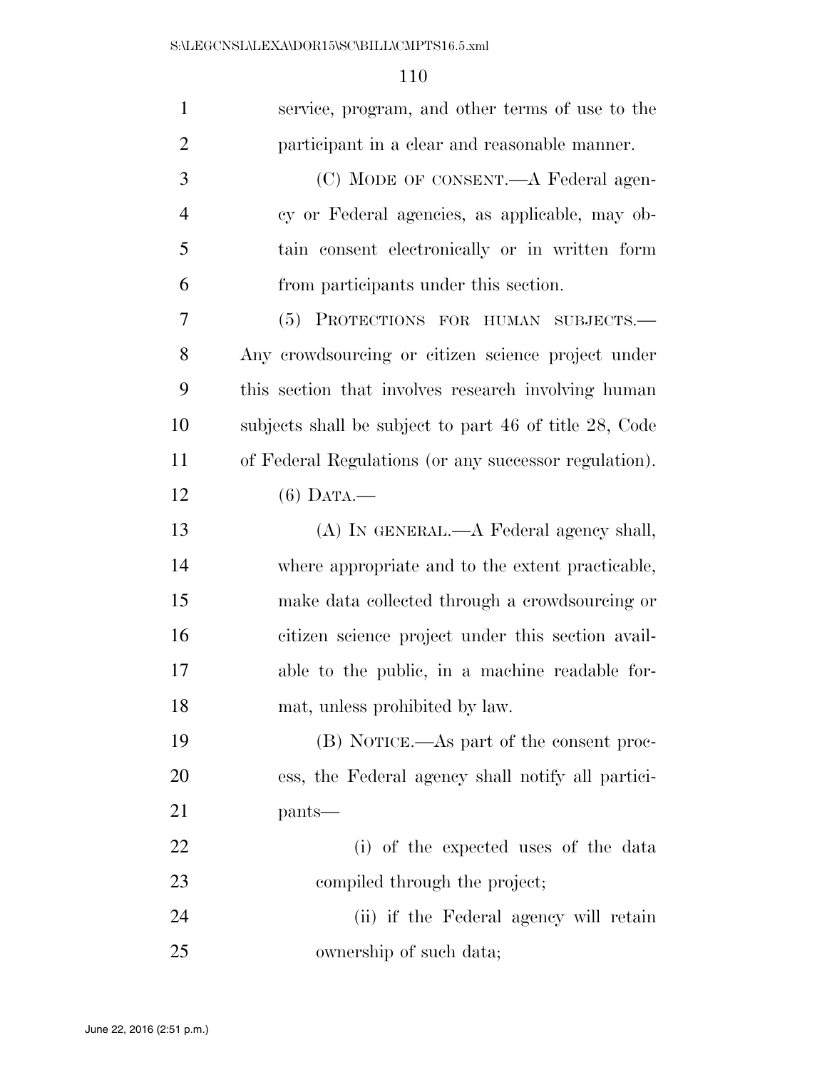service, program, and other terms of use to the participant in a clear and reasonable manner.

(C) MODE OF CONSENT.—A Federal agency or Federal agencies, as applicable, may obtain consent electronically or in written form from participants under this section.

(5) PROTECTIONS FOR HUMAN SUBJECTS.—Any crowdsourcing or citizen science project under this section that involves research involving human subjects shall be subject to part 46 of title 28, Code of Federal Regulations (or any successor regulation).

(6) DATA.—

(A) IN GENERAL.—A Federal agency shall, where appropriate and to the extent practicable, make data collected through a crowdsourcing or citizen science project under this section available to the public, in a machine readable format, unless prohibited by law.

(B) NOTICE.—As part of the consent process, the Federal agency shall notify all participants—

(i) of the expected uses of the data compiled through the project;

(ii) if the Federal agency will retain ownership of such data;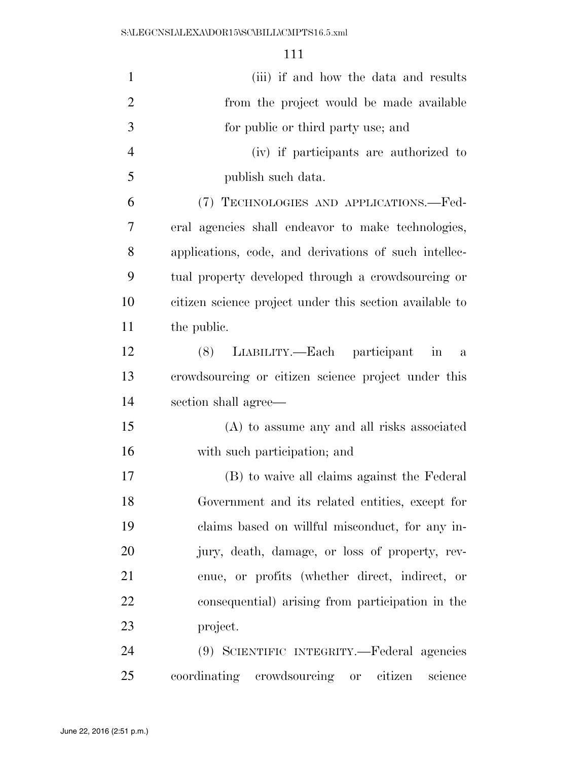(iii) if and how the data and results from the project would be made available for public or third party use; and

(iv) if participants are authorized to publish such data.

(7) TECHNOLOGIES AND APPLICATIONS.—Federal agencies shall endeavor to make technologies, applications, code, and derivations of such intellectual property developed through a crowdsourcing or citizen science project under this section available to the public.

(8) LIABILITY.—Each participant in a crowdsourcing or citizen science project under this section shall agree—

(A) to assume any and all risks associated with such participation; and

(B) to waive all claims against the Federal Government and its related entities, except for claims based on willful misconduct, for any injury, death, damage, or loss of property, revenue, or profits (whether direct, indirect, or consequential) arising from participation in the project.

(9) SCIENTIFIC INTEGRITY.—Federal agencies coordinating crowdsourcing or citizen science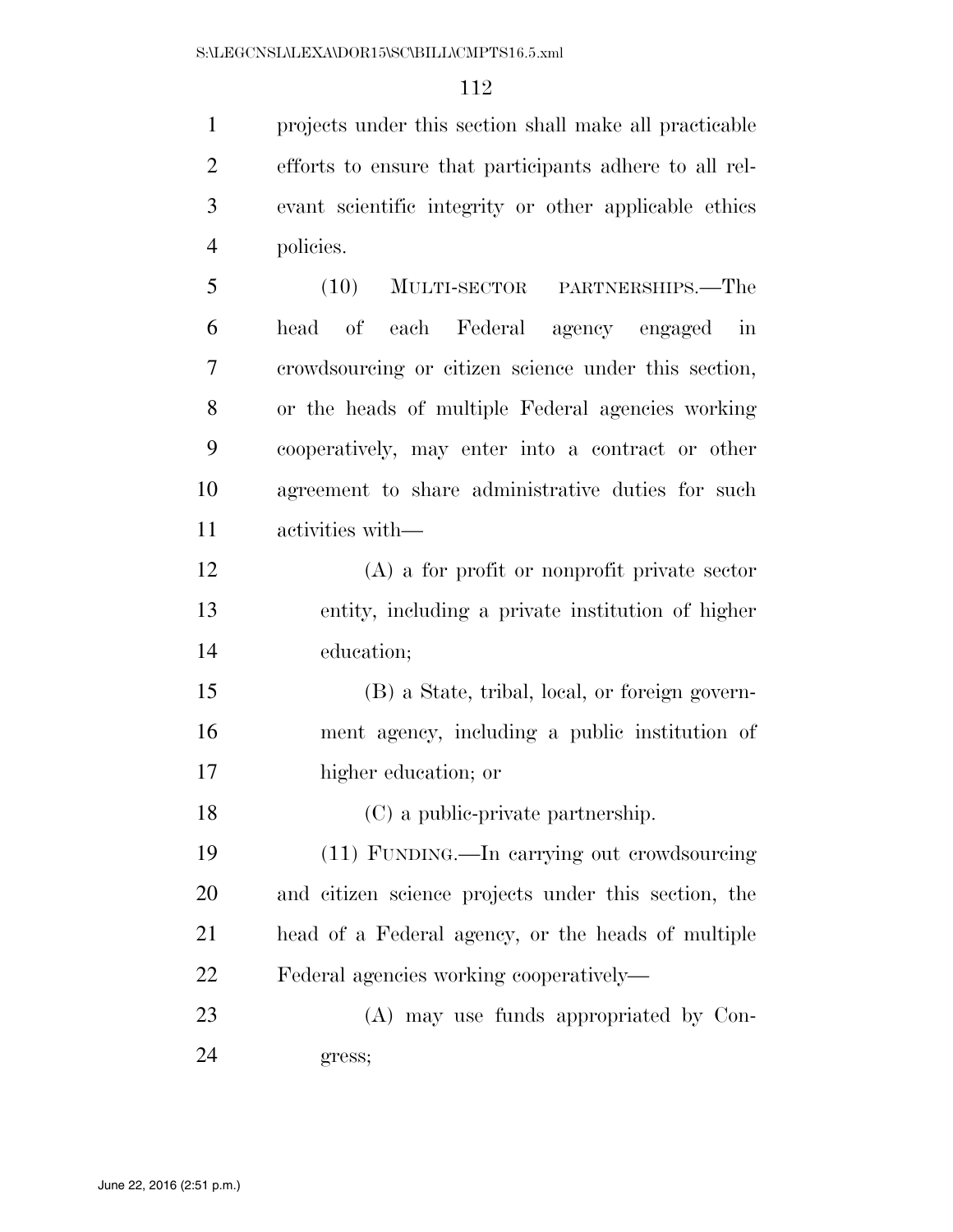projects under this section shall make all practicable efforts to ensure that participants adhere to all relevant scientific integrity or other applicable ethics policies.

(10) MULTI-SECTOR PARTNERSHIPS.—The head of each Federal agency engaged in crowdsourcing or citizen science under this section, or the heads of multiple Federal agencies working cooperatively, may enter into a contract or other agreement to share administrative duties for such activities with—

(A) a for profit or nonprofit private sector entity, including a private institution of higher education;

(B) a State, tribal, local, or foreign government agency, including a public institution of higher education; or

(C) a public-private partnership.

(11) FUNDING.—In carrying out crowdsourcing and citizen science projects under this section, the head of a Federal agency, or the heads of multiple Federal agencies working cooperatively—

(A) may use funds appropriated by Congress;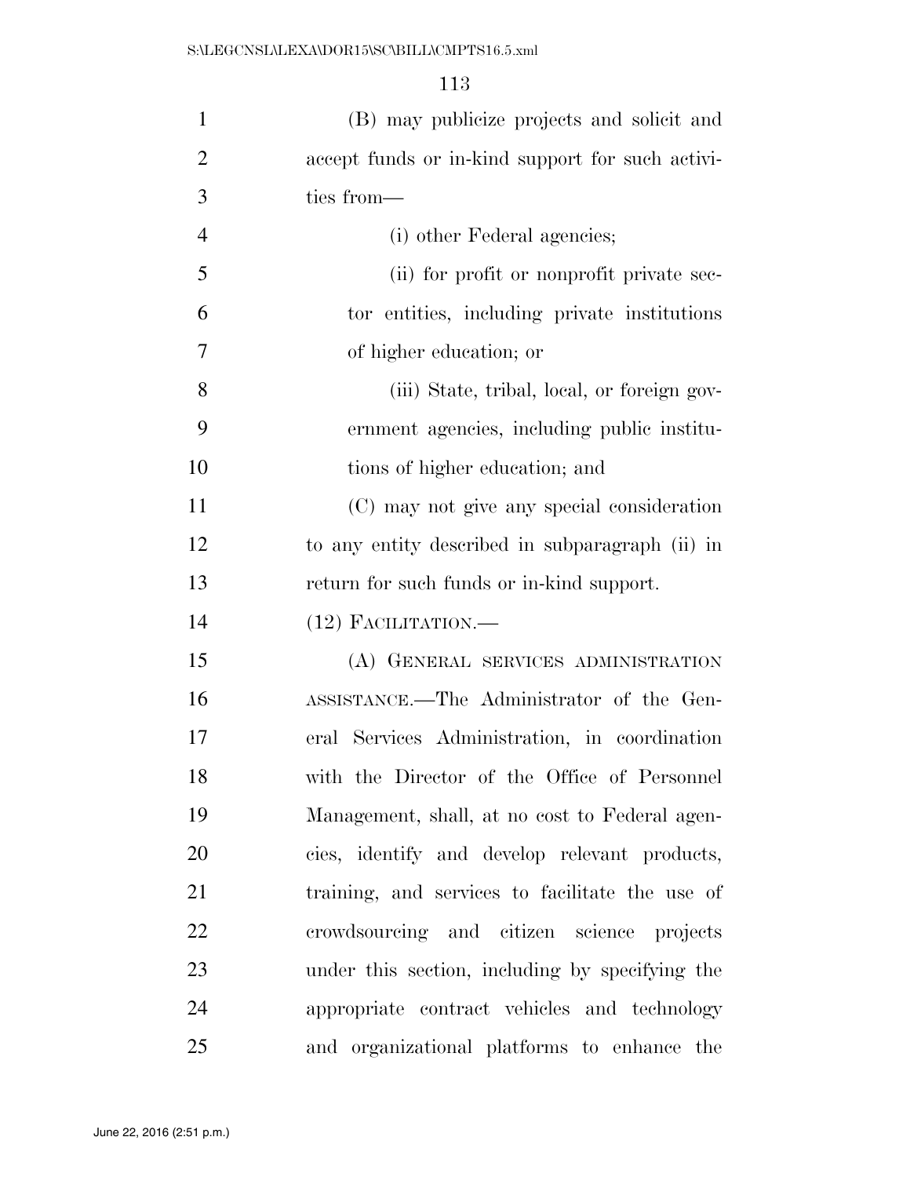(B) may publicize projects and solicit and accept funds or in-kind support for such activities from—

(i) other Federal agencies;

(ii) for profit or nonprofit private sector entities, including private institutions of higher education; or

(iii) State, tribal, local, or foreign government agencies, including public institutions of higher education; and

(C) may not give any special consideration to any entity described in subparagraph (ii) in return for such funds or in-kind support.

(12) FACILITATION.—

(A) GENERAL SERVICES ADMINISTRATION ASSISTANCE.—The Administrator of the General Services Administration, in coordination with the Director of the Office of Personnel Management, shall, at no cost to Federal agencies, identify and develop relevant products, training, and services to facilitate the use of crowdsourcing and citizen science projects under this section, including by specifying the appropriate contract vehicles and technology and organizational platforms to enhance the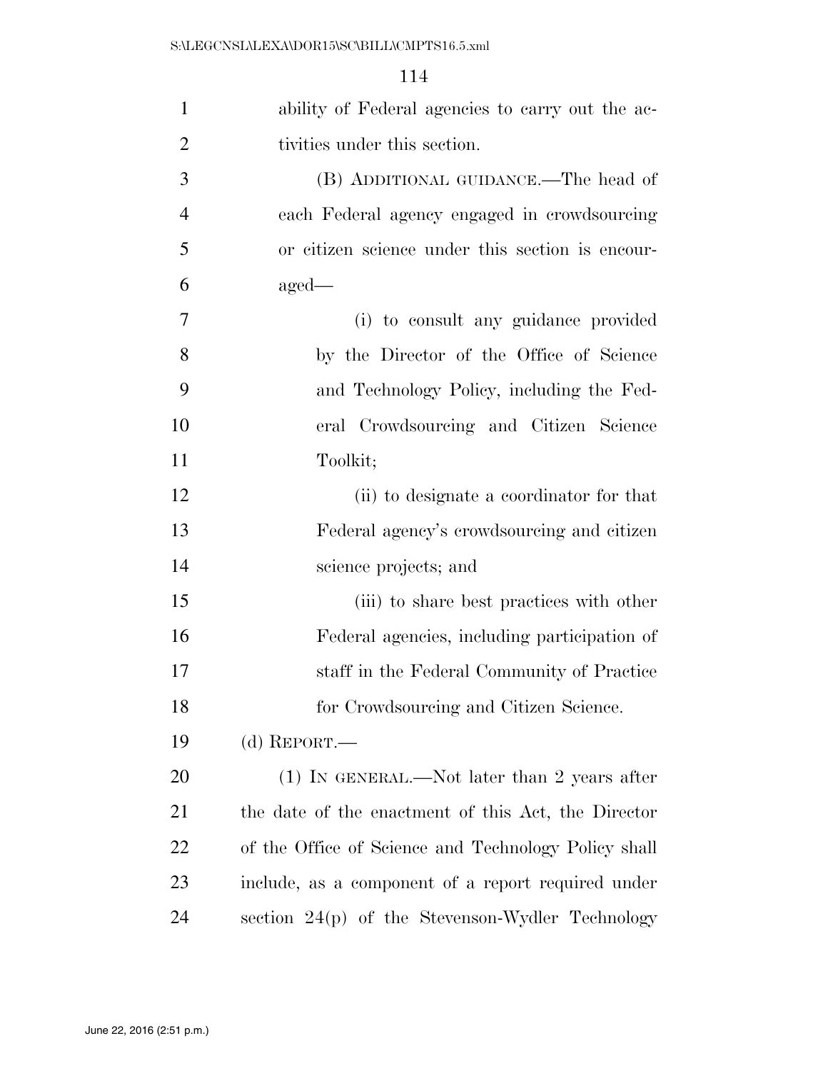ability of Federal agencies to carry out the activities under this section.

(B) ADDITIONAL GUIDANCE.—The head of each Federal agency engaged in crowdsourcing or citizen science under this section is encouraged—

(i) to consult any guidance provided by the Director of the Office of Science and Technology Policy, including the Federal Crowdsourcing and Citizen Science Toolkit;

(ii) to designate a coordinator for that Federal agency's crowdsourcing and citizen science projects; and

(iii) to share best practices with other Federal agencies, including participation of staff in the Federal Community of Practice for Crowdsourcing and Citizen Science.

(d) REPORT.—

(1) IN GENERAL.—Not later than 2 years after the date of the enactment of this Act, the Director of the Office of Science and Technology Policy shall include, as a component of a report required under section 24(p) of the Stevenson-Wydler Technology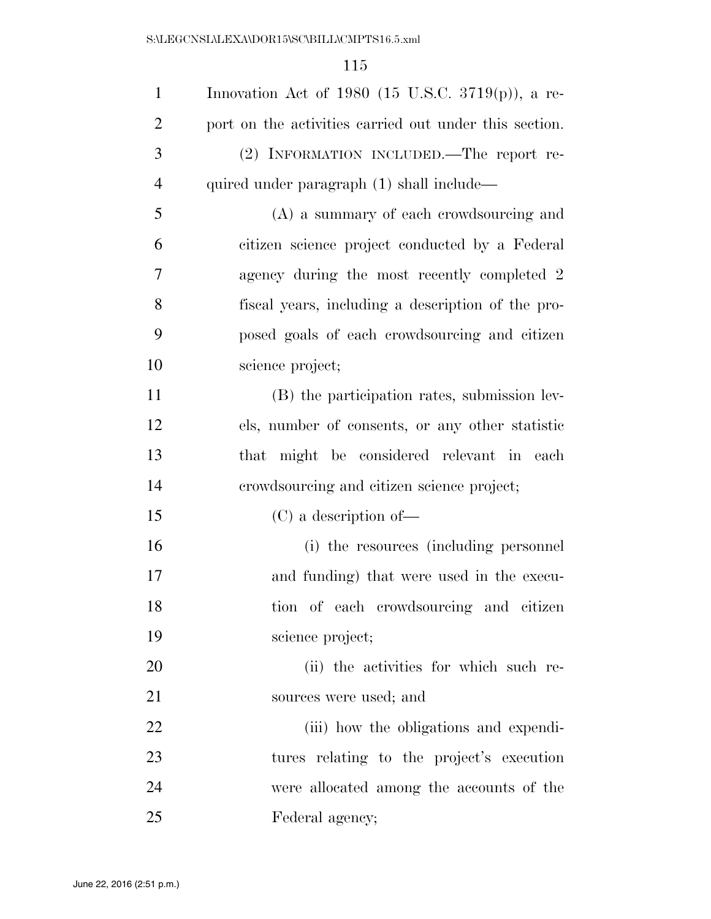Innovation Act of 1980 (15 U.S.C. 3719(p)), a report on the activities carried out under this section.

(2) INFORMATION INCLUDED.—The report required under paragraph (1) shall include—

(A) a summary of each crowdsourcing and citizen science project conducted by a Federal agency during the most recently completed 2 fiscal years, including a description of the proposed goals of each crowdsourcing and citizen science project;

(B) the participation rates, submission levels, number of consents, or any other statistic that might be considered relevant in each crowdsourcing and citizen science project;

(C) a description of—

(i) the resources (including personnel and funding) that were used in the execution of each crowdsourcing and citizen science project;

(ii) the activities for which such resources were used; and

(iii) how the obligations and expenditures relating to the project's execution were allocated among the accounts of the Federal agency;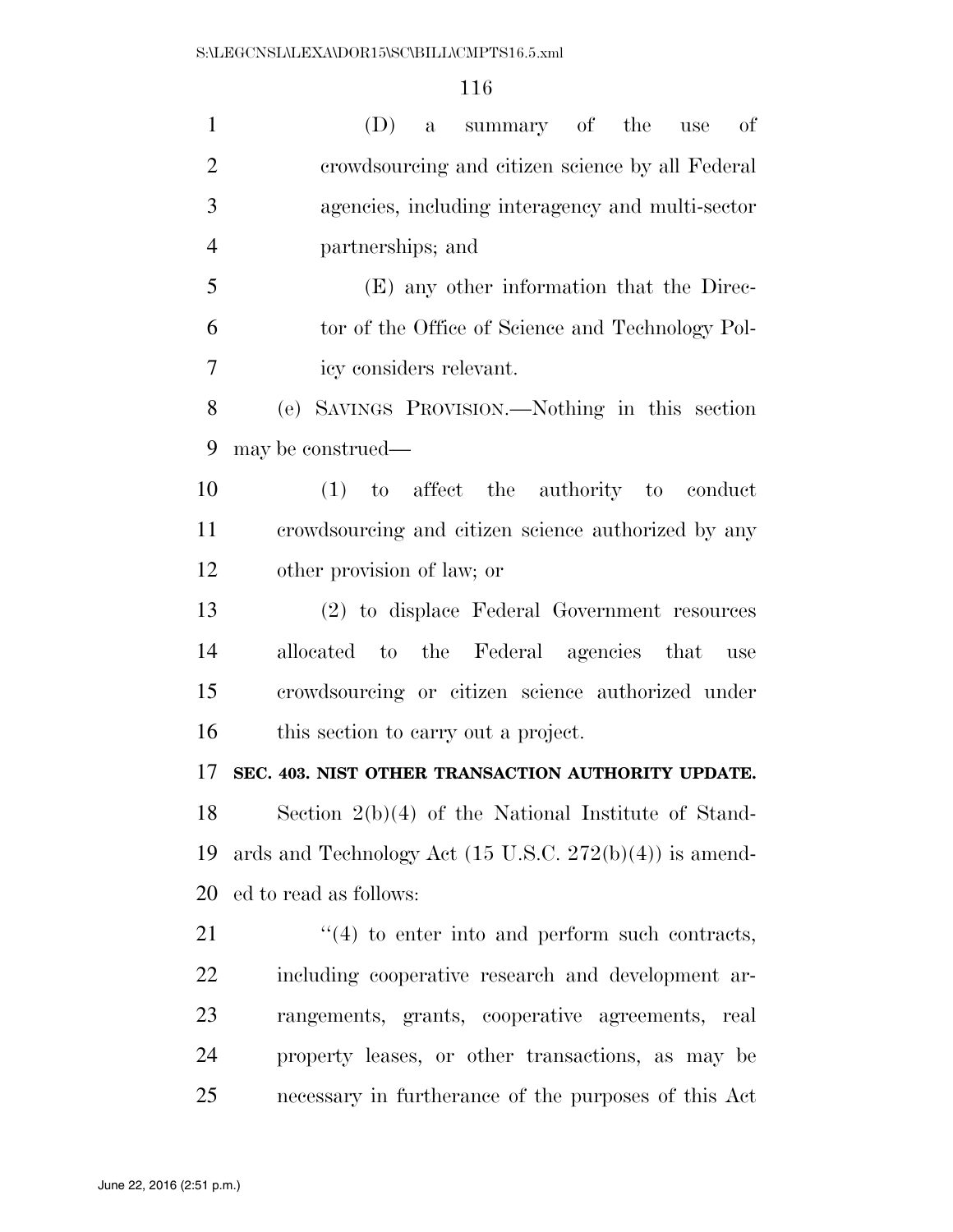(D) a summary of the use of crowdsourcing and citizen science by all Federal agencies, including interagency and multi-sector partnerships; and

(E) any other information that the Director of the Office of Science and Technology Policy considers relevant.

(e) SAVINGS PROVISION.—Nothing in this section may be construed—

(1) to affect the authority to conduct crowdsourcing and citizen science authorized by any other provision of law; or

(2) to displace Federal Government resources allocated to the Federal agencies that use crowdsourcing or citizen science authorized under this section to carry out a project.

**SEC. 403. NIST OTHER TRANSACTION AUTHORITY UPDATE.**

Section 2(b)(4) of the National Institute of Standards and Technology Act (15 U.S.C. 272(b)(4)) is amended to read as follows:

"(4) to enter into and perform such contracts, including cooperative research and development arrangements, grants, cooperative agreements, real property leases, or other transactions, as may be necessary in furtherance of the purposes of this Act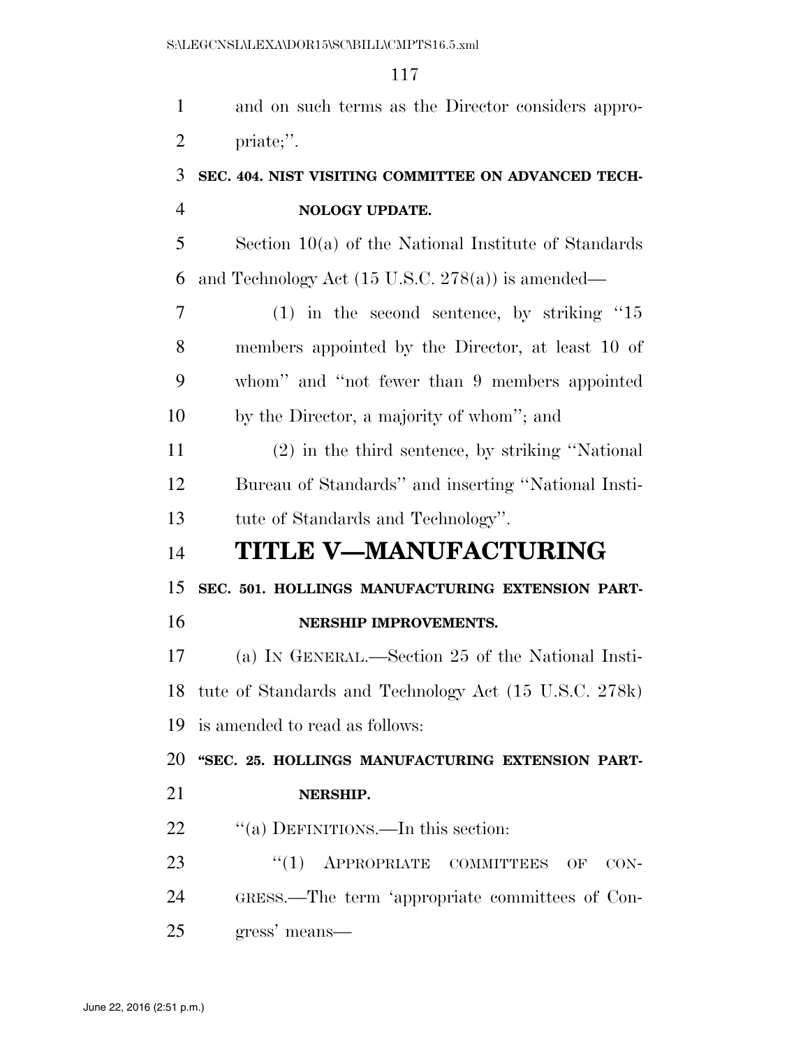and on such terms as the Director considers appropriate;''.

**SEC. 404. NIST VISITING COMMITTEE ON ADVANCED TECHNOLOGY UPDATE.**

Section 10(a) of the National Institute of Standards and Technology Act (15 U.S.C. 278(a)) is amended—

(1) in the second sentence, by striking ''15 members appointed by the Director, at least 10 of whom'' and ''not fewer than 9 members appointed by the Director, a majority of whom''; and

(2) in the third sentence, by striking ''National Bureau of Standards'' and inserting ''National Institute of Standards and Technology''.

# TITLE V—MANUFACTURING

**SEC. 501. HOLLINGS MANUFACTURING EXTENSION PARTNERSHIP IMPROVEMENTS.**

(a) IN GENERAL.—Section 25 of the National Institute of Standards and Technology Act (15 U.S.C. 278k) is amended to read as follows:

**''SEC. 25. HOLLINGS MANUFACTURING EXTENSION PARTNERSHIP.**

''(a) DEFINITIONS.—In this section:

''(1) APPROPRIATE COMMITTEES OF CONGRESS.—The term 'appropriate committees of Congress' means—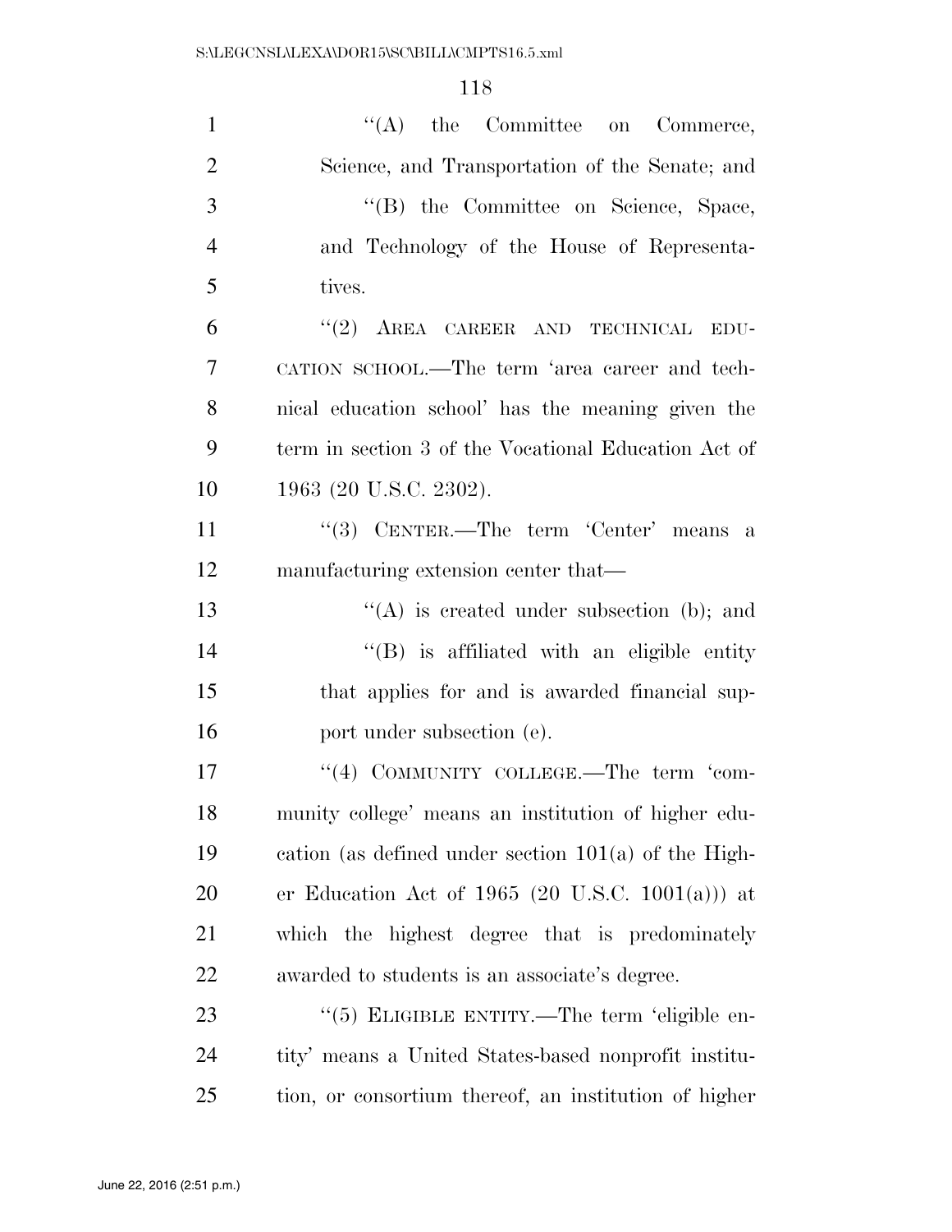''(A) the Committee on Commerce, Science, and Transportation of the Senate; and

''(B) the Committee on Science, Space, and Technology of the House of Representatives.

''(2) AREA CAREER AND TECHNICAL EDUCATION SCHOOL.—The term 'area career and technical education school' has the meaning given the term in section 3 of the Vocational Education Act of 1963 (20 U.S.C. 2302).

''(3) CENTER.—The term 'Center' means a manufacturing extension center that—

''(A) is created under subsection (b); and

''(B) is affiliated with an eligible entity that applies for and is awarded financial support under subsection (e).

''(4) COMMUNITY COLLEGE.—The term 'community college' means an institution of higher education (as defined under section 101(a) of the Higher Education Act of 1965 (20 U.S.C. 1001(a))) at which the highest degree that is predominately awarded to students is an associate's degree.

''(5) ELIGIBLE ENTITY.—The term 'eligible entity' means a United States-based nonprofit institution, or consortium thereof, an institution of higher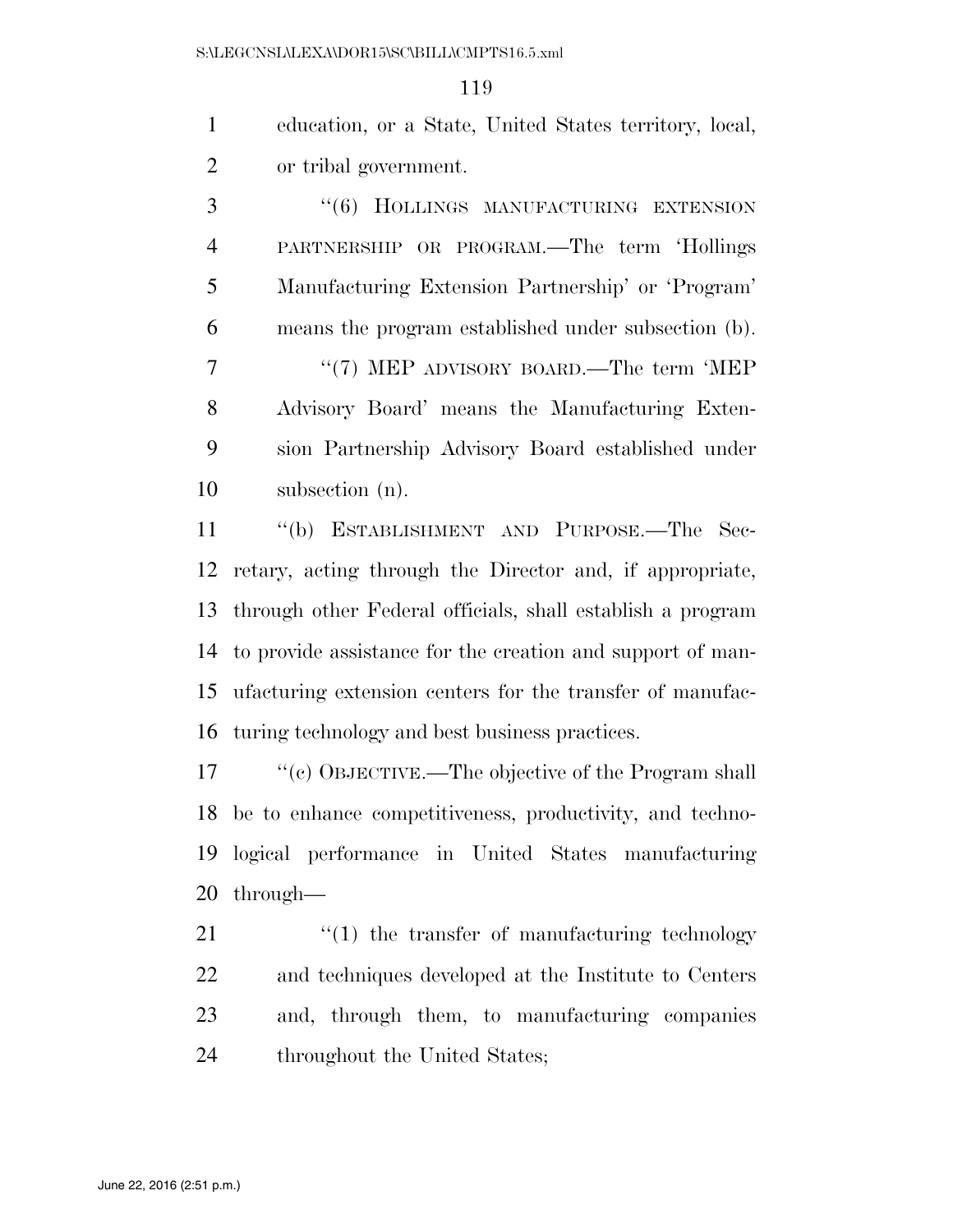education, or a State, United States territory, local, or tribal government.

“(6) HOLLINGS MANUFACTURING EXTENSION PARTNERSHIP OR PROGRAM.—The term ‘Hollings Manufacturing Extension Partnership’ or ‘Program’ means the program established under subsection (b).

“(7) MEP ADVISORY BOARD.—The term ‘MEP Advisory Board’ means the Manufacturing Extension Partnership Advisory Board established under subsection (n).

“(b) ESTABLISHMENT AND PURPOSE.—The Secretary, acting through the Director and, if appropriate, through other Federal officials, shall establish a program to provide assistance for the creation and support of manufacturing extension centers for the transfer of manufacturing technology and best business practices.

“(c) OBJECTIVE.—The objective of the Program shall be to enhance competitiveness, productivity, and technological performance in United States manufacturing through—

“(1) the transfer of manufacturing technology and techniques developed at the Institute to Centers and, through them, to manufacturing companies throughout the United States;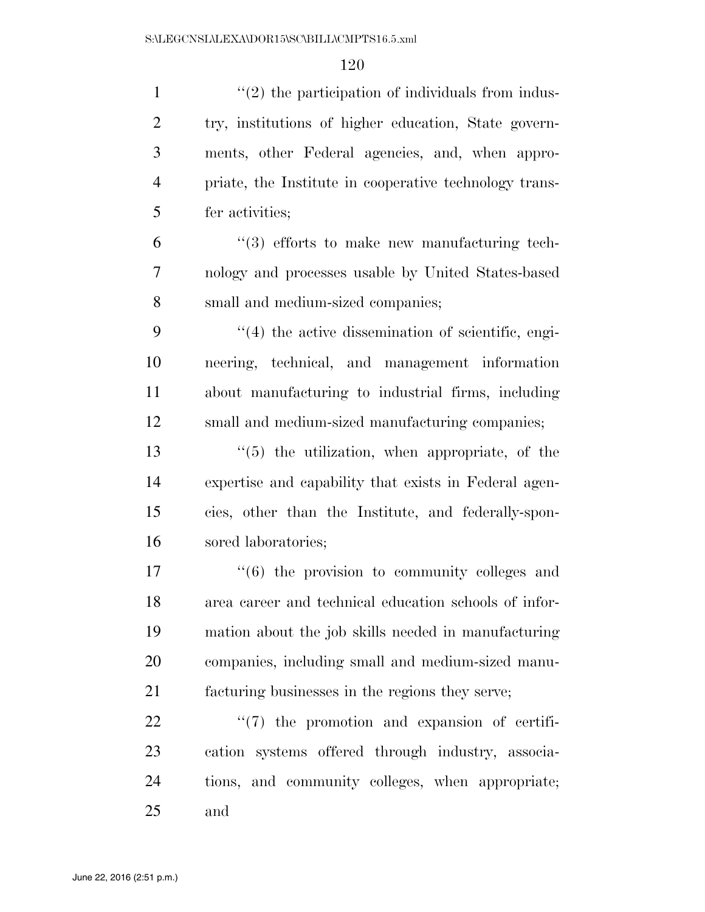''(2) the participation of individuals from industry, institutions of higher education, State governments, other Federal agencies, and, when appropriate, the Institute in cooperative technology transfer activities;

''(3) efforts to make new manufacturing technology and processes usable by United States-based small and medium-sized companies;

''(4) the active dissemination of scientific, engineering, technical, and management information about manufacturing to industrial firms, including small and medium-sized manufacturing companies;

''(5) the utilization, when appropriate, of the expertise and capability that exists in Federal agencies, other than the Institute, and federally-sponsored laboratories;

''(6) the provision to community colleges and area career and technical education schools of information about the job skills needed in manufacturing companies, including small and medium-sized manufacturing businesses in the regions they serve;

''(7) the promotion and expansion of certification systems offered through industry, associations, and community colleges, when appropriate; and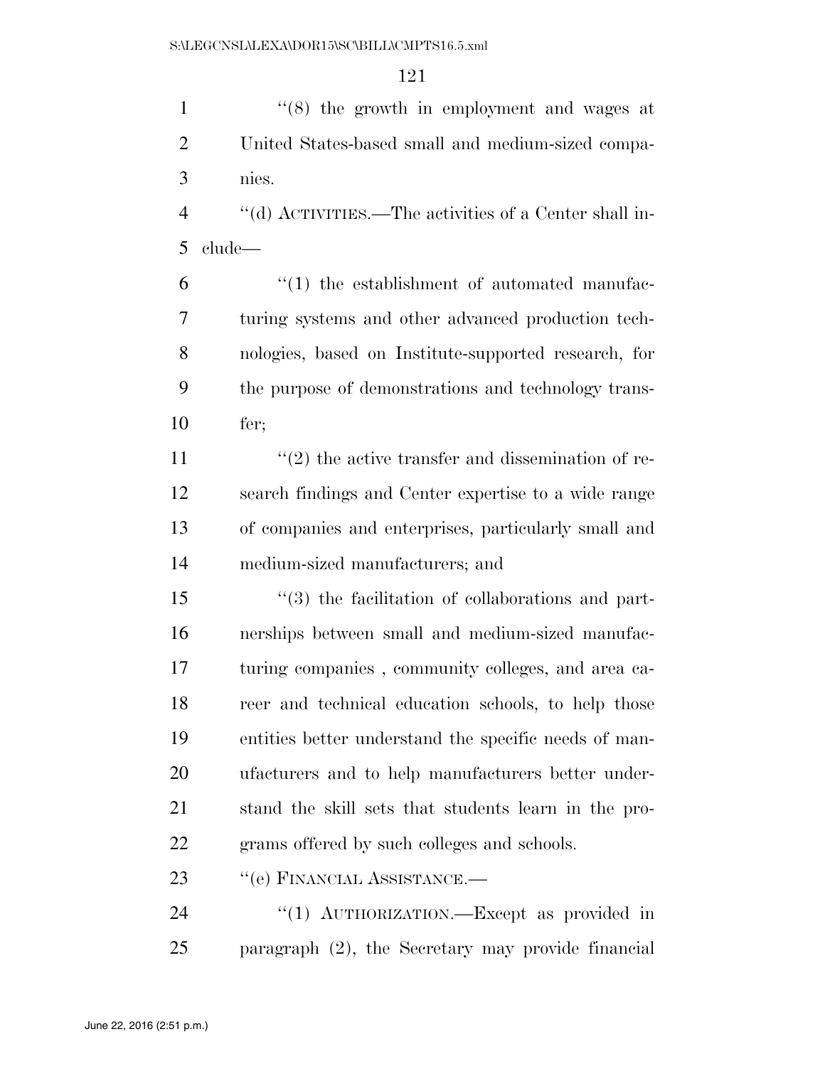''(8) the growth in employment and wages at United States-based small and medium-sized companies.

''(d) ACTIVITIES.—The activities of a Center shall include—

''(1) the establishment of automated manufacturing systems and other advanced production technologies, based on Institute-supported research, for the purpose of demonstrations and technology transfer;

''(2) the active transfer and dissemination of research findings and Center expertise to a wide range of companies and enterprises, particularly small and medium-sized manufacturers; and

''(3) the facilitation of collaborations and partnerships between small and medium-sized manufacturing companies , community colleges, and area career and technical education schools, to help those entities better understand the specific needs of manufacturers and to help manufacturers better understand the skill sets that students learn in the programs offered by such colleges and schools.

''(e) FINANCIAL ASSISTANCE.—

''(1) AUTHORIZATION.—Except as provided in paragraph (2), the Secretary may provide financial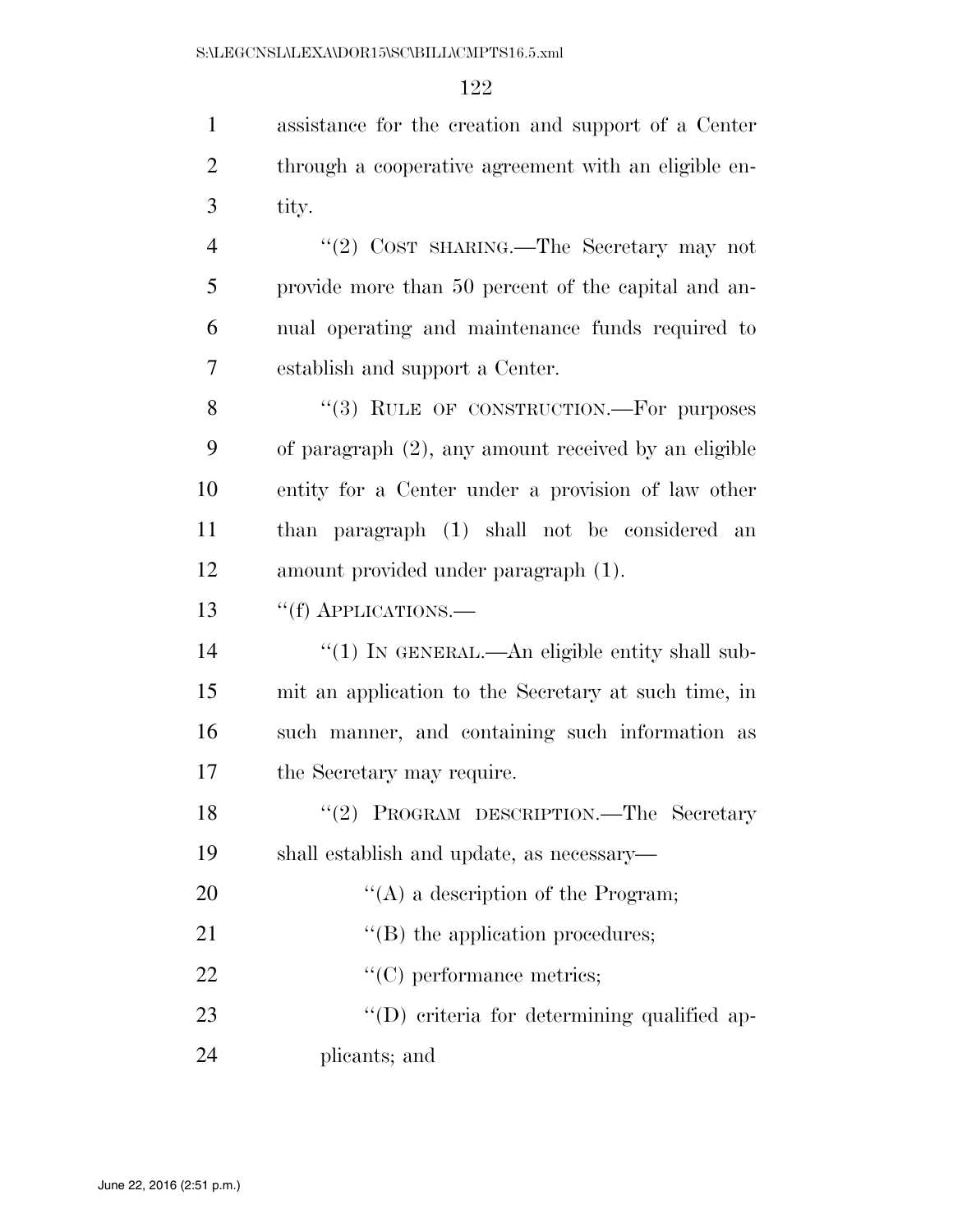assistance for the creation and support of a Center through a cooperative agreement with an eligible entity.

"(2) COST SHARING.—The Secretary may not provide more than 50 percent of the capital and annual operating and maintenance funds required to establish and support a Center.

"(3) RULE OF CONSTRUCTION.—For purposes of paragraph (2), any amount received by an eligible entity for a Center under a provision of law other than paragraph (1) shall not be considered an amount provided under paragraph (1).

"(f) APPLICATIONS.—

"(1) IN GENERAL.—An eligible entity shall submit an application to the Secretary at such time, in such manner, and containing such information as the Secretary may require.

"(2) PROGRAM DESCRIPTION.—The Secretary shall establish and update, as necessary—

"(A) a description of the Program;

"(B) the application procedures;

"(C) performance metrics;

"(D) criteria for determining qualified applicants; and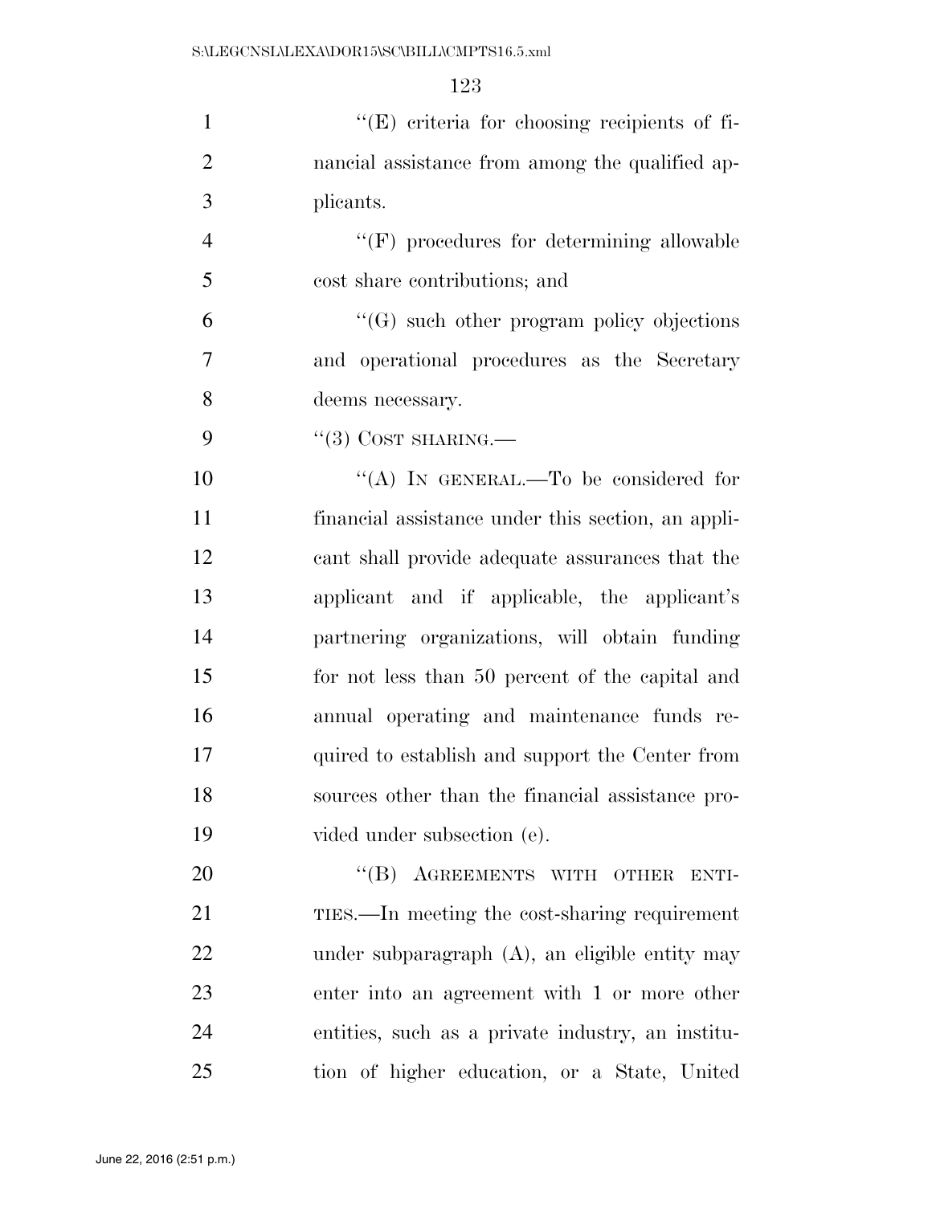''(E) criteria for choosing recipients of financial assistance from among the qualified applicants.

''(F) procedures for determining allowable cost share contributions; and

''(G) such other program policy objections and operational procedures as the Secretary deems necessary.

''(3) COST SHARING.—

''(A) IN GENERAL.—To be considered for financial assistance under this section, an applicant shall provide adequate assurances that the applicant and if applicable, the applicant's partnering organizations, will obtain funding for not less than 50 percent of the capital and annual operating and maintenance funds required to establish and support the Center from sources other than the financial assistance provided under subsection (e).

''(B) AGREEMENTS WITH OTHER ENTITIES.—In meeting the cost-sharing requirement under subparagraph (A), an eligible entity may enter into an agreement with 1 or more other entities, such as a private industry, an institution of higher education, or a State, United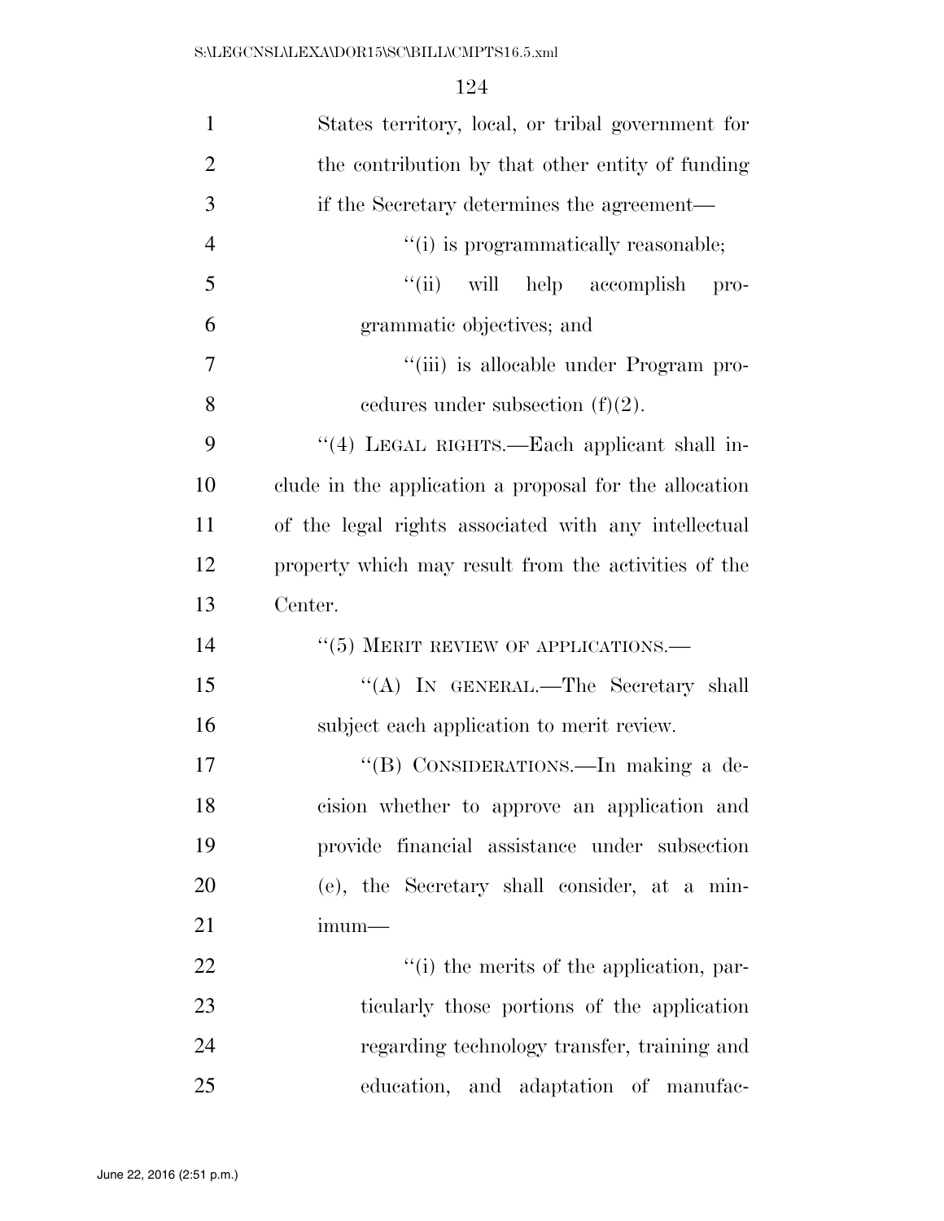States territory, local, or tribal government for the contribution by that other entity of funding if the Secretary determines the agreement—

''(i) is programmatically reasonable;

''(ii) will help accomplish programmatic objectives; and

''(iii) is allocable under Program procedures under subsection (f)(2).

''(4) LEGAL RIGHTS.—Each applicant shall include in the application a proposal for the allocation of the legal rights associated with any intellectual property which may result from the activities of the Center.

''(5) MERIT REVIEW OF APPLICATIONS.—

''(A) IN GENERAL.—The Secretary shall subject each application to merit review.

''(B) CONSIDERATIONS.—In making a decision whether to approve an application and provide financial assistance under subsection (e), the Secretary shall consider, at a minimum—

''(i) the merits of the application, particularly those portions of the application regarding technology transfer, training and education, and adaptation of manufac-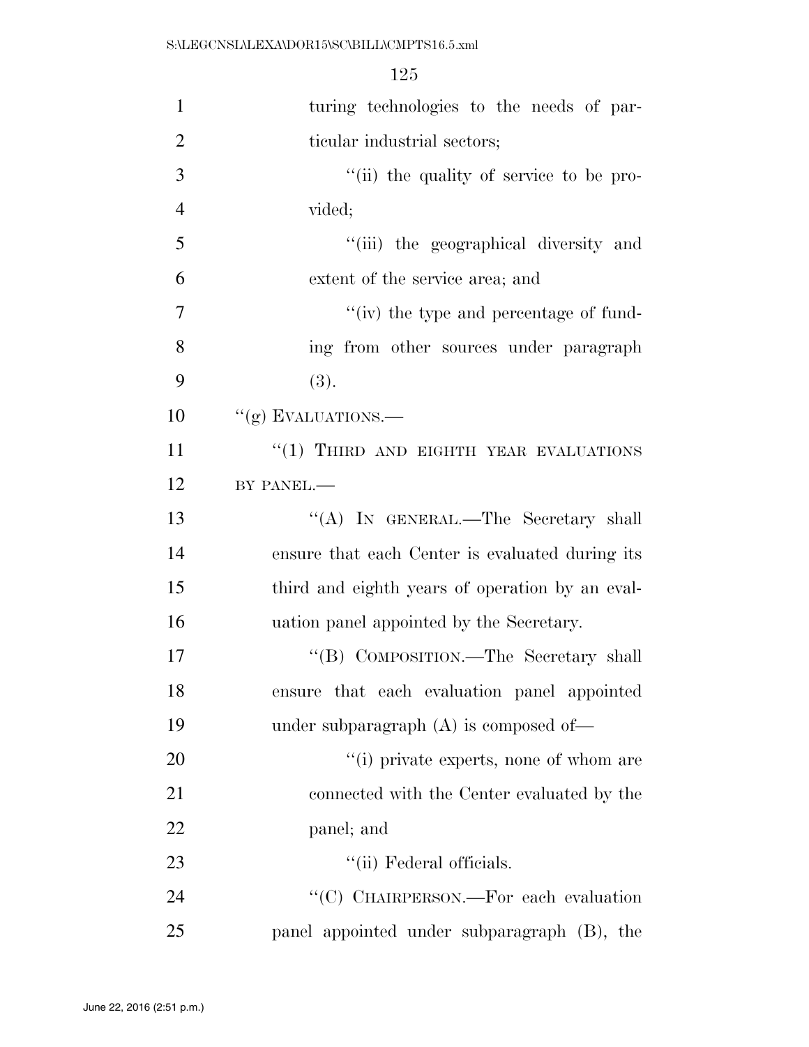turing technologies to the needs of particular industrial sectors;

"(ii) the quality of service to be provided;

"(iii) the geographical diversity and extent of the service area; and

"(iv) the type and percentage of funding from other sources under paragraph (3).

"(g) EVALUATIONS.—

"(1) THIRD AND EIGHTH YEAR EVALUATIONS BY PANEL.—

"(A) IN GENERAL.—The Secretary shall ensure that each Center is evaluated during its third and eighth years of operation by an evaluation panel appointed by the Secretary.

"(B) COMPOSITION.—The Secretary shall ensure that each evaluation panel appointed under subparagraph (A) is composed of—

"(i) private experts, none of whom are connected with the Center evaluated by the panel; and

"(ii) Federal officials.

"(C) CHAIRPERSON.—For each evaluation panel appointed under subparagraph (B), the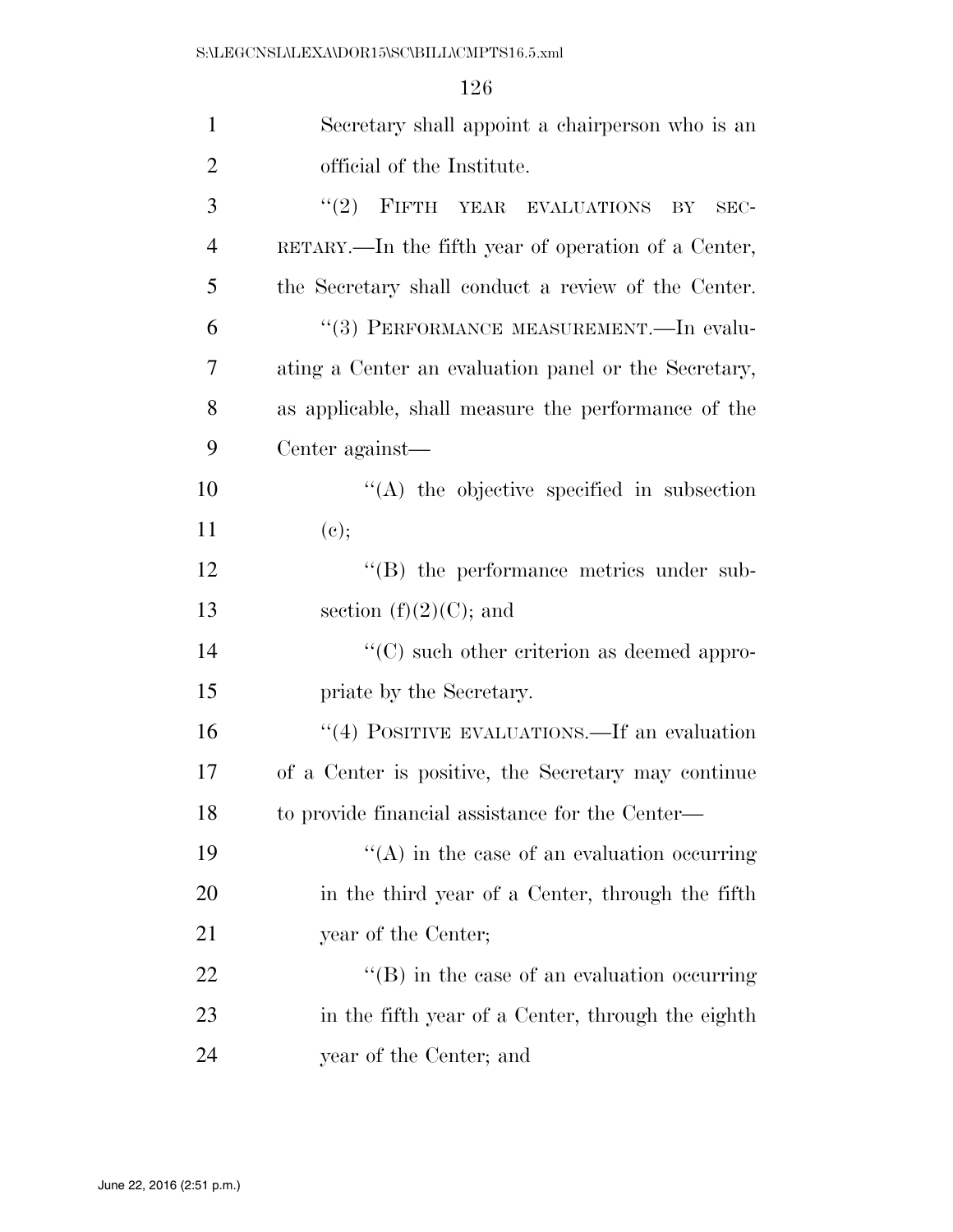Secretary shall appoint a chairperson who is an official of the Institute.

''(2) FIFTH YEAR EVALUATIONS BY SECRETARY.—In the fifth year of operation of a Center, the Secretary shall conduct a review of the Center.

''(3) PERFORMANCE MEASUREMENT.—In evaluating a Center an evaluation panel or the Secretary, as applicable, shall measure the performance of the Center against—

''(A) the objective specified in subsection (c);

''(B) the performance metrics under subsection (f)(2)(C); and

''(C) such other criterion as deemed appropriate by the Secretary.

''(4) POSITIVE EVALUATIONS.—If an evaluation of a Center is positive, the Secretary may continue to provide financial assistance for the Center—

''(A) in the case of an evaluation occurring in the third year of a Center, through the fifth year of the Center;

''(B) in the case of an evaluation occurring in the fifth year of a Center, through the eighth year of the Center; and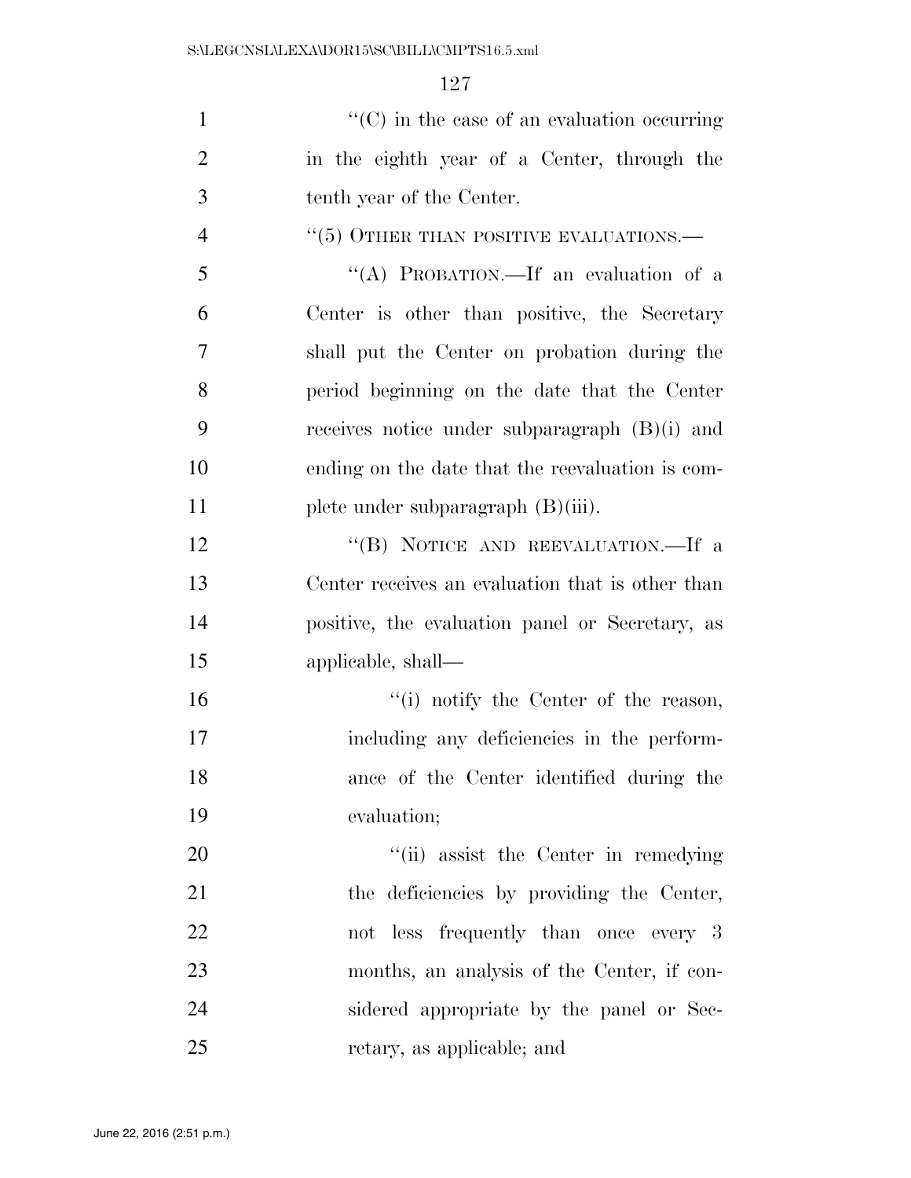"(C) in the case of an evaluation occurring in the eighth year of a Center, through the tenth year of the Center.

"(5) OTHER THAN POSITIVE EVALUATIONS.—

"(A) PROBATION.—If an evaluation of a Center is other than positive, the Secretary shall put the Center on probation during the period beginning on the date that the Center receives notice under subparagraph (B)(i) and ending on the date that the reevaluation is complete under subparagraph (B)(iii).

"(B) NOTICE AND REEVALUATION.—If a Center receives an evaluation that is other than positive, the evaluation panel or Secretary, as applicable, shall—

"(i) notify the Center of the reason, including any deficiencies in the performance of the Center identified during the evaluation;

"(ii) assist the Center in remedying the deficiencies by providing the Center, not less frequently than once every 3 months, an analysis of the Center, if considered appropriate by the panel or Secretary, as applicable; and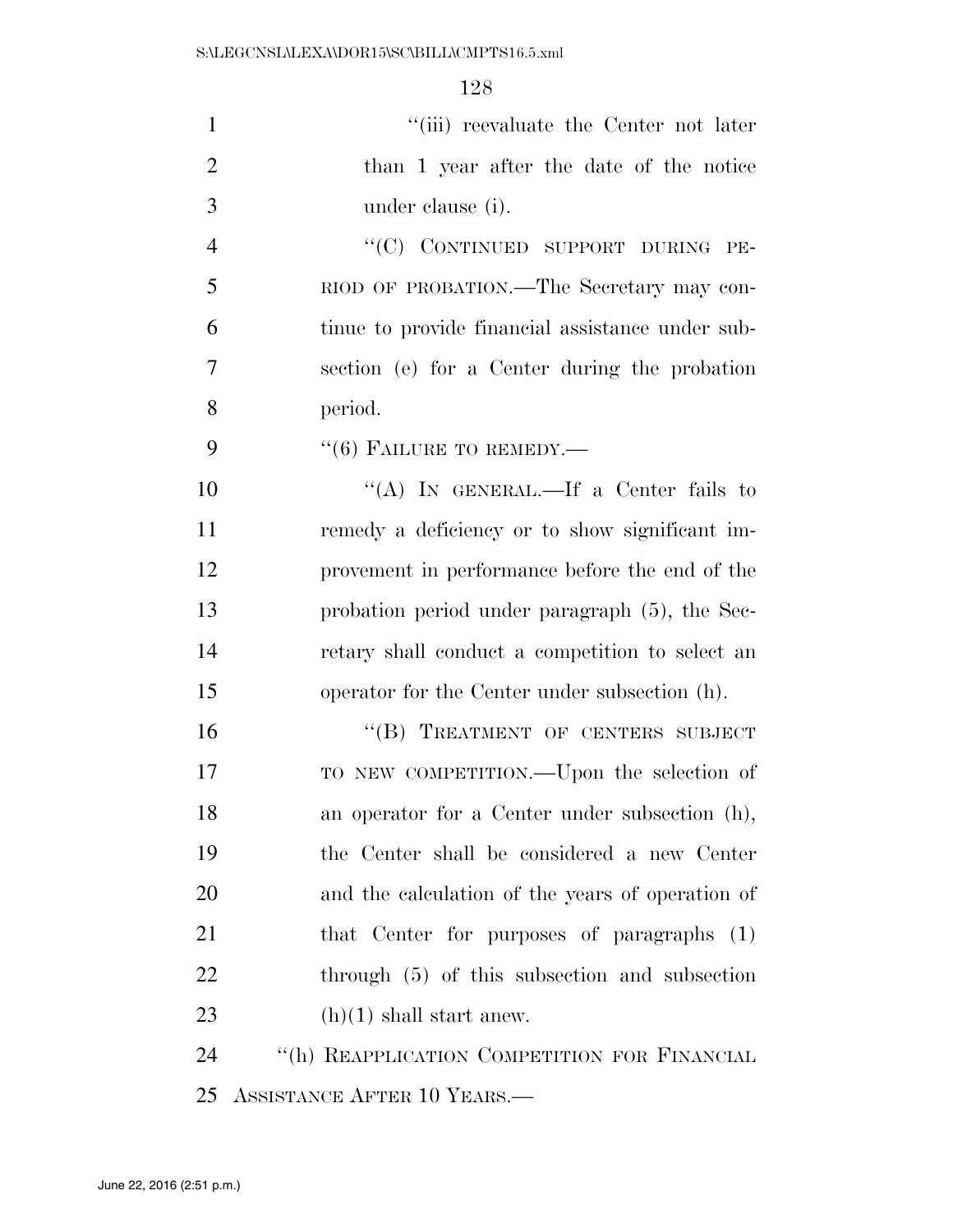"(iii) reevaluate the Center not later than 1 year after the date of the notice under clause (i).

"(C) CONTINUED SUPPORT DURING PERIOD OF PROBATION.—The Secretary may continue to provide financial assistance under subsection (e) for a Center during the probation period.

"(6) FAILURE TO REMEDY.—

"(A) IN GENERAL.—If a Center fails to remedy a deficiency or to show significant improvement in performance before the end of the probation period under paragraph (5), the Secretary shall conduct a competition to select an operator for the Center under subsection (h).

"(B) TREATMENT OF CENTERS SUBJECT TO NEW COMPETITION.—Upon the selection of an operator for a Center under subsection (h), the Center shall be considered a new Center and the calculation of the years of operation of that Center for purposes of paragraphs (1) through (5) of this subsection and subsection (h)(1) shall start anew.

"(h) REAPPLICATION COMPETITION FOR FINANCIAL ASSISTANCE AFTER 10 YEARS.—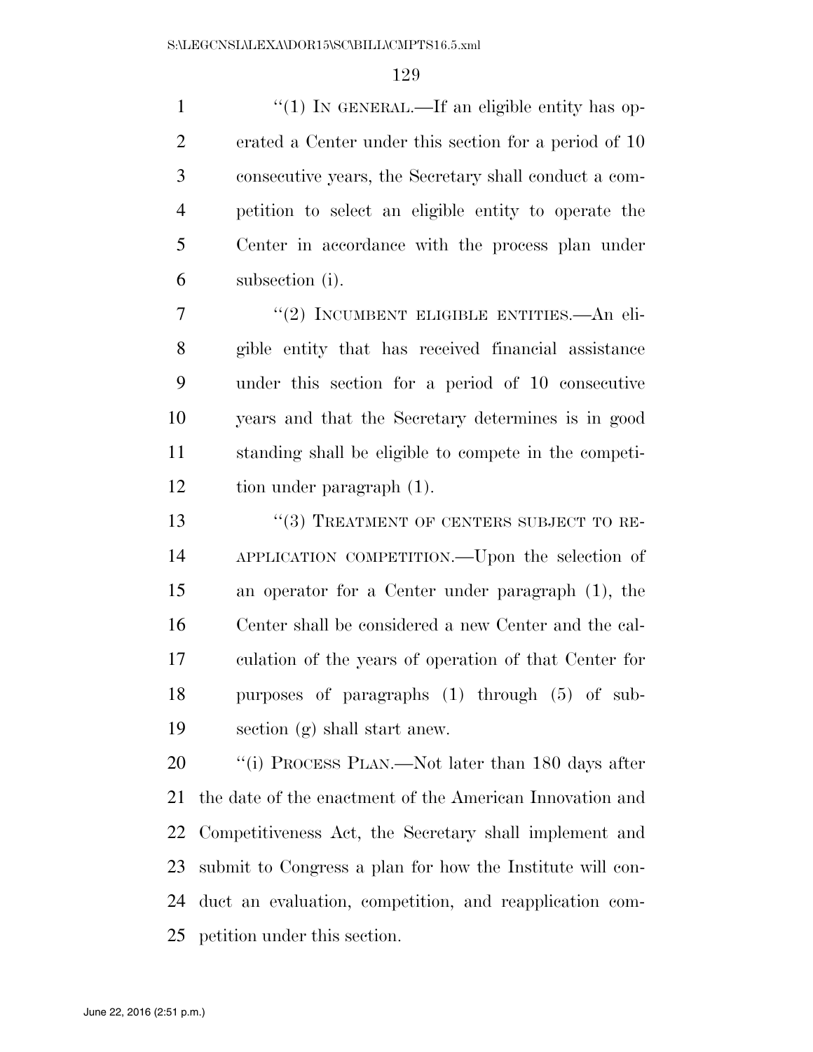"(1) IN GENERAL.—If an eligible entity has operated a Center under this section for a period of 10 consecutive years, the Secretary shall conduct a competition to select an eligible entity to operate the Center in accordance with the process plan under subsection (i).

"(2) INCUMBENT ELIGIBLE ENTITIES.—An eligible entity that has received financial assistance under this section for a period of 10 consecutive years and that the Secretary determines is in good standing shall be eligible to compete in the competition under paragraph (1).

"(3) TREATMENT OF CENTERS SUBJECT TO REAPPLICATION COMPETITION.—Upon the selection of an operator for a Center under paragraph (1), the Center shall be considered a new Center and the calculation of the years of operation of that Center for purposes of paragraphs (1) through (5) of subsection (g) shall start anew.

"(i) PROCESS PLAN.—Not later than 180 days after the date of the enactment of the American Innovation and Competitiveness Act, the Secretary shall implement and submit to Congress a plan for how the Institute will conduct an evaluation, competition, and reapplication competition under this section.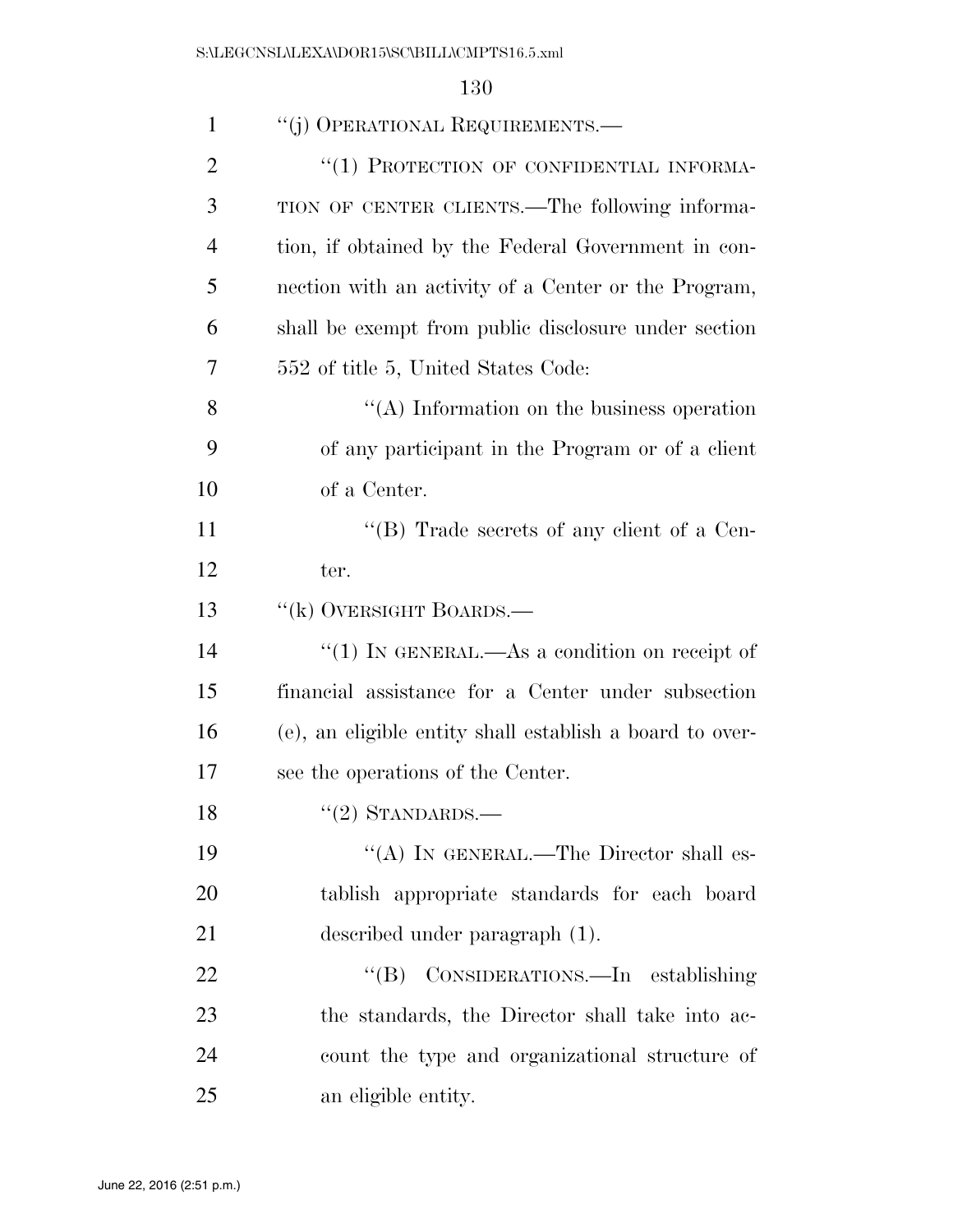"(j) OPERATIONAL REQUIREMENTS.—

"(1) PROTECTION OF CONFIDENTIAL INFORMATION OF CENTER CLIENTS.—The following information, if obtained by the Federal Government in connection with an activity of a Center or the Program, shall be exempt from public disclosure under section 552 of title 5, United States Code:

"(A) Information on the business operation of any participant in the Program or of a client of a Center.

"(B) Trade secrets of any client of a Center.

"(k) OVERSIGHT BOARDS.—

"(1) IN GENERAL.—As a condition on receipt of financial assistance for a Center under subsection (e), an eligible entity shall establish a board to oversee the operations of the Center.

"(2) STANDARDS.—

"(A) IN GENERAL.—The Director shall establish appropriate standards for each board described under paragraph (1).

"(B) CONSIDERATIONS.—In establishing the standards, the Director shall take into account the type and organizational structure of an eligible entity.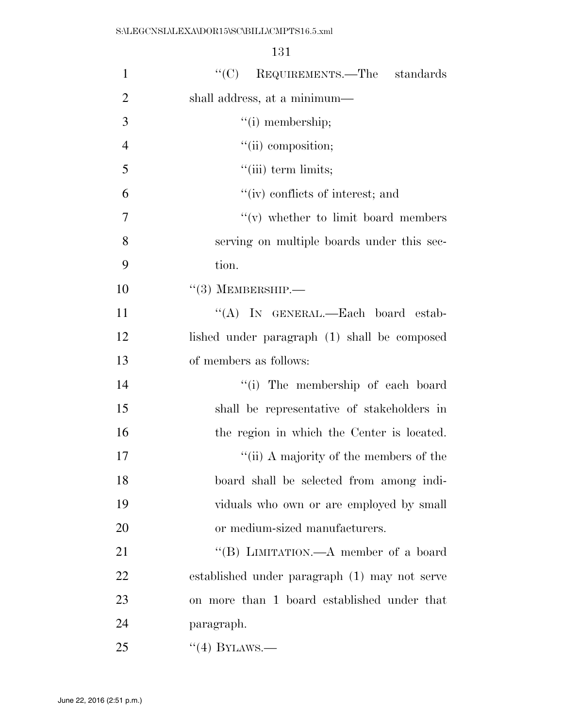"(C) REQUIREMENTS.—The standards shall address, at a minimum—

"(i) membership;

"(ii) composition;

"(iii) term limits;

"(iv) conflicts of interest; and

"(v) whether to limit board members serving on multiple boards under this section.

"(3) MEMBERSHIP.—

"(A) IN GENERAL.—Each board established under paragraph (1) shall be composed of members as follows:

"(i) The membership of each board shall be representative of stakeholders in the region in which the Center is located.

"(ii) A majority of the members of the board shall be selected from among individuals who own or are employed by small or medium-sized manufacturers.

"(B) LIMITATION.—A member of a board established under paragraph (1) may not serve on more than 1 board established under that paragraph.

"(4) BYLAWS.—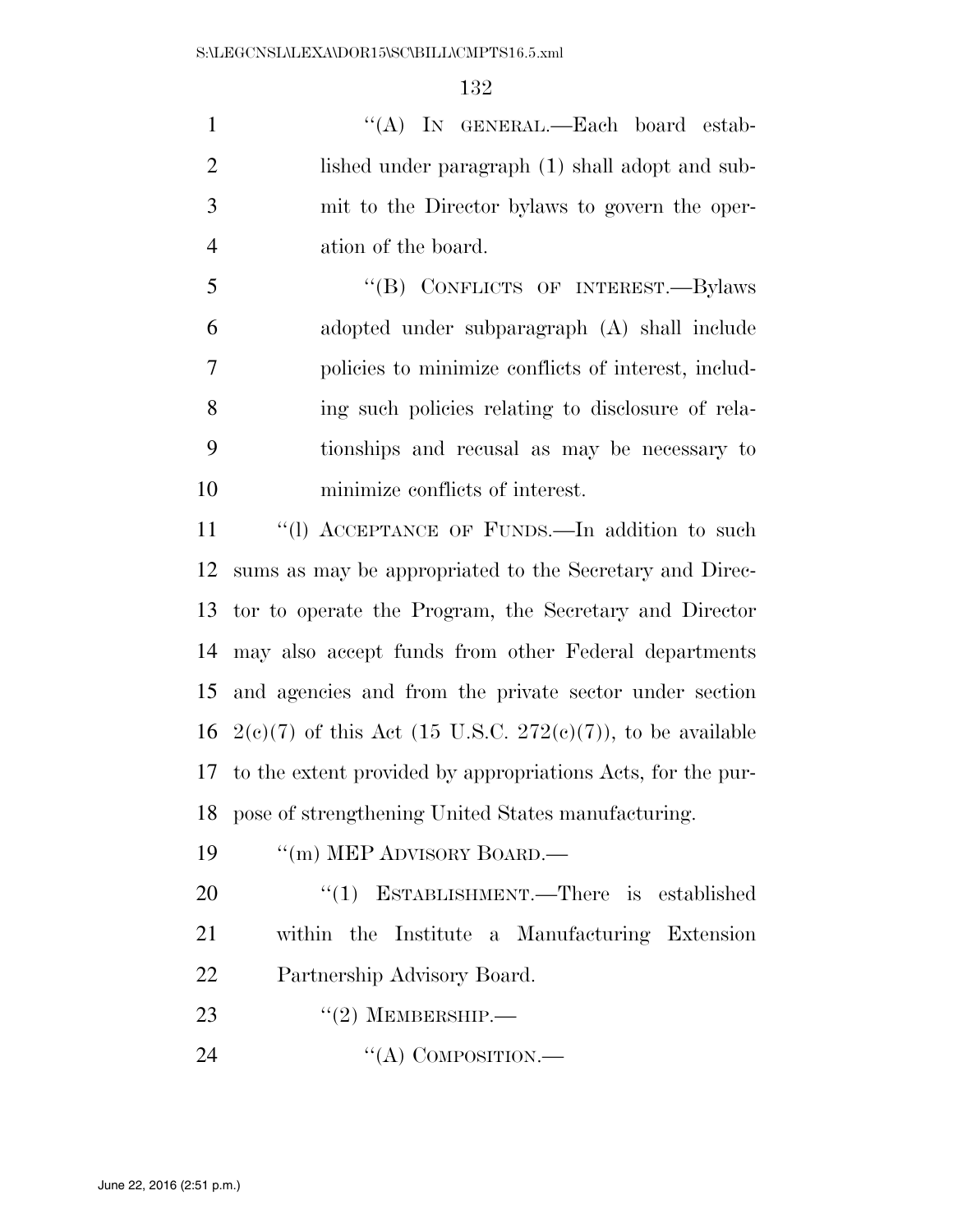"(A) IN GENERAL.—Each board established under paragraph (1) shall adopt and submit to the Director bylaws to govern the operation of the board.

"(B) CONFLICTS OF INTEREST.—Bylaws adopted under subparagraph (A) shall include policies to minimize conflicts of interest, including such policies relating to disclosure of relationships and recusal as may be necessary to minimize conflicts of interest.

"(l) ACCEPTANCE OF FUNDS.—In addition to such sums as may be appropriated to the Secretary and Director to operate the Program, the Secretary and Director may also accept funds from other Federal departments and agencies and from the private sector under section 2(c)(7) of this Act (15 U.S.C. 272(c)(7)), to be available to the extent provided by appropriations Acts, for the purpose of strengthening United States manufacturing.

"(m) MEP ADVISORY BOARD.—

"(1) ESTABLISHMENT.—There is established within the Institute a Manufacturing Extension Partnership Advisory Board.

"(2) MEMBERSHIP.—

"(A) COMPOSITION.—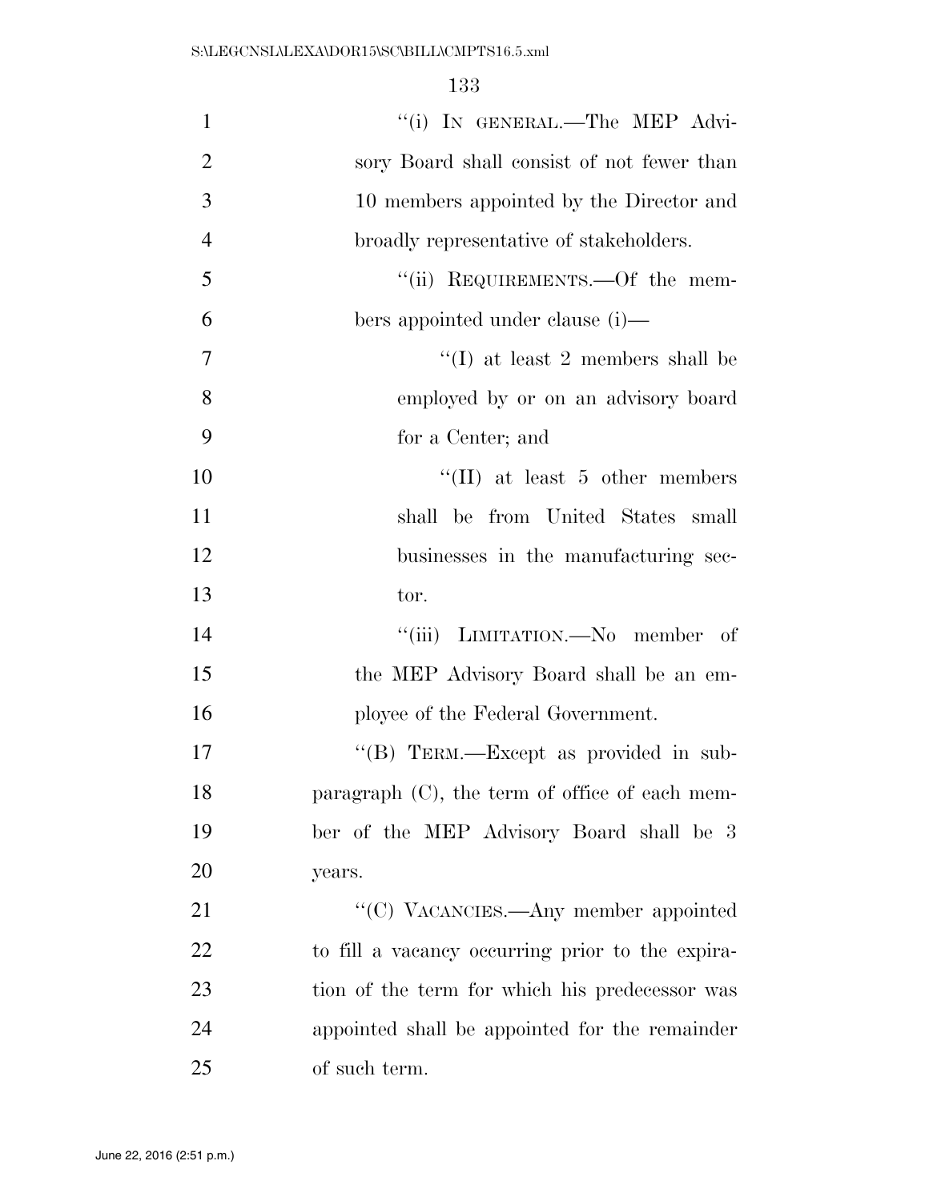"(i) IN GENERAL.—The MEP Advisory Board shall consist of not fewer than 10 members appointed by the Director and broadly representative of stakeholders.

"(ii) REQUIREMENTS.—Of the members appointed under clause (i)—

"(I) at least 2 members shall be employed by or on an advisory board for a Center; and

"(II) at least 5 other members shall be from United States small businesses in the manufacturing sector.

"(iii) LIMITATION.—No member of the MEP Advisory Board shall be an employee of the Federal Government.

"(B) TERM.—Except as provided in subparagraph (C), the term of office of each member of the MEP Advisory Board shall be 3 years.

"(C) VACANCIES.—Any member appointed to fill a vacancy occurring prior to the expiration of the term for which his predecessor was appointed shall be appointed for the remainder of such term.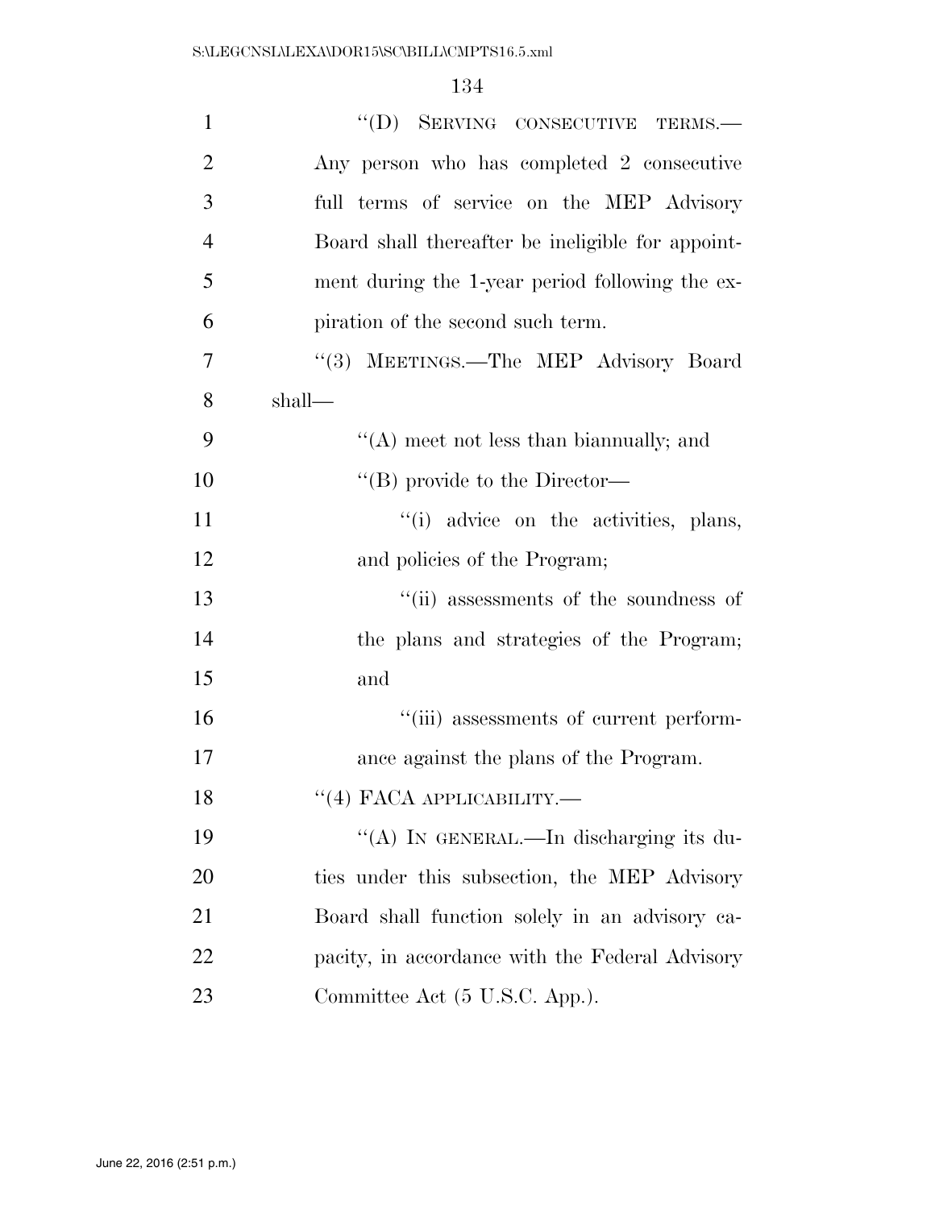''(D) SERVING CONSECUTIVE TERMS.—Any person who has completed 2 consecutive full terms of service on the MEP Advisory Board shall thereafter be ineligible for appointment during the 1-year period following the expiration of the second such term.

''(3) MEETINGS.—The MEP Advisory Board shall—

''(A) meet not less than biannually; and

''(B) provide to the Director—

''(i) advice on the activities, plans, and policies of the Program;

''(ii) assessments of the soundness of the plans and strategies of the Program; and

''(iii) assessments of current performance against the plans of the Program.

''(4) FACA APPLICABILITY.—

''(A) IN GENERAL.—In discharging its duties under this subsection, the MEP Advisory Board shall function solely in an advisory capacity, in accordance with the Federal Advisory Committee Act (5 U.S.C. App.).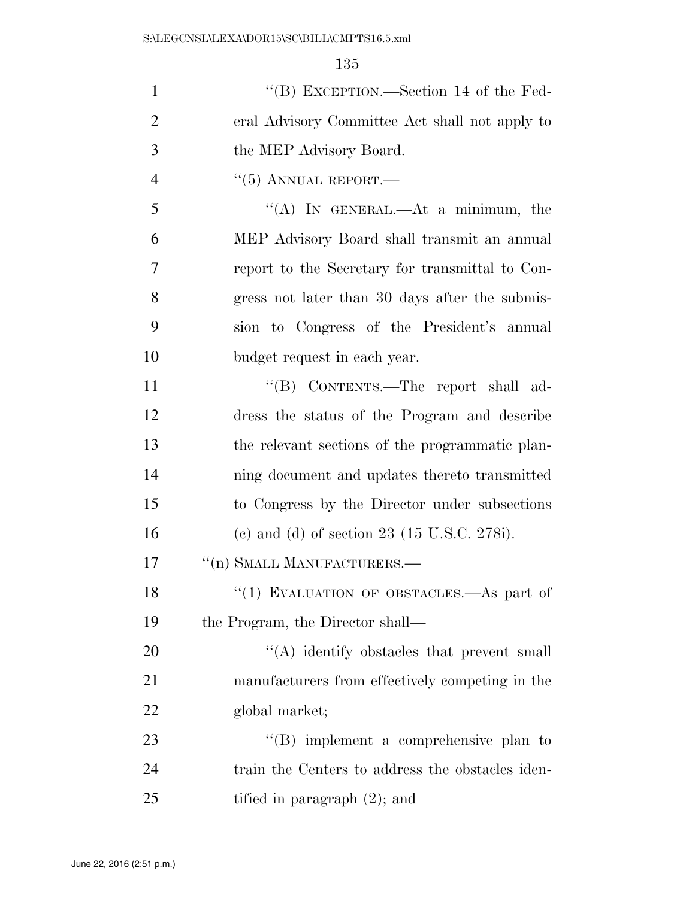"(B) EXCEPTION.—Section 14 of the Federal Advisory Committee Act shall not apply to the MEP Advisory Board.

"(5) ANNUAL REPORT.—

"(A) IN GENERAL.—At a minimum, the MEP Advisory Board shall transmit an annual report to the Secretary for transmittal to Congress not later than 30 days after the submission to Congress of the President's annual budget request in each year.

"(B) CONTENTS.—The report shall address the status of the Program and describe the relevant sections of the programmatic planning document and updates thereto transmitted to Congress by the Director under subsections (c) and (d) of section 23 (15 U.S.C. 278i).

"(n) SMALL MANUFACTURERS.—

"(1) EVALUATION OF OBSTACLES.—As part of the Program, the Director shall—

"(A) identify obstacles that prevent small manufacturers from effectively competing in the global market;

"(B) implement a comprehensive plan to train the Centers to address the obstacles identified in paragraph (2); and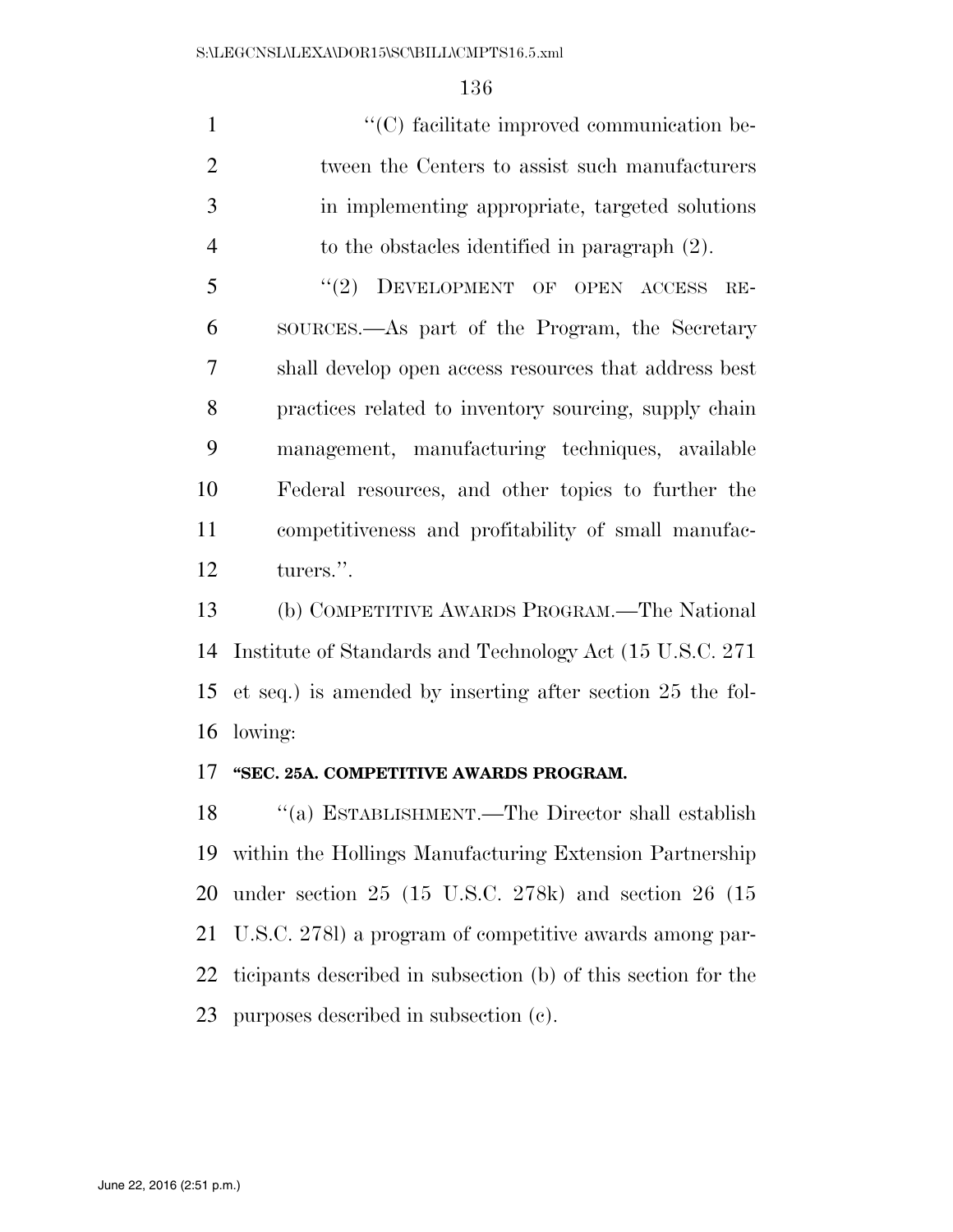"(C) facilitate improved communication between the Centers to assist such manufacturers in implementing appropriate, targeted solutions to the obstacles identified in paragraph (2).

"(2) DEVELOPMENT OF OPEN ACCESS RESOURCES.—As part of the Program, the Secretary shall develop open access resources that address best practices related to inventory sourcing, supply chain management, manufacturing techniques, available Federal resources, and other topics to further the competitiveness and profitability of small manufacturers.".

(b) COMPETITIVE AWARDS PROGRAM.—The National Institute of Standards and Technology Act (15 U.S.C. 271 et seq.) is amended by inserting after section 25 the following:

**"SEC. 25A. COMPETITIVE AWARDS PROGRAM.**

"(a) ESTABLISHMENT.—The Director shall establish within the Hollings Manufacturing Extension Partnership under section 25 (15 U.S.C. 278k) and section 26 (15 U.S.C. 278l) a program of competitive awards among participants described in subsection (b) of this section for the purposes described in subsection (c).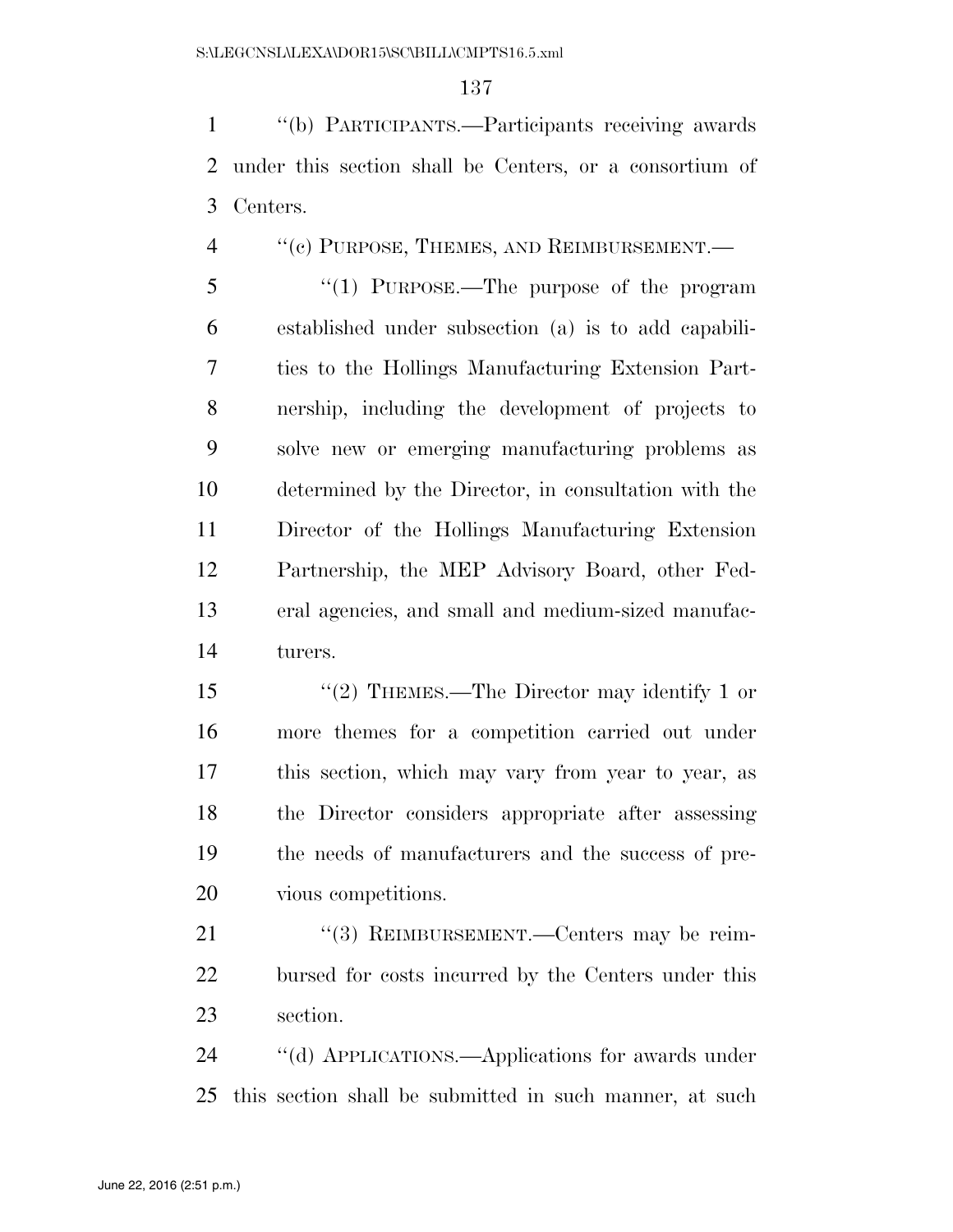"(b) PARTICIPANTS.—Participants receiving awards under this section shall be Centers, or a consortium of Centers.

"(c) PURPOSE, THEMES, AND REIMBURSEMENT.—

"(1) PURPOSE.—The purpose of the program established under subsection (a) is to add capabilities to the Hollings Manufacturing Extension Partnership, including the development of projects to solve new or emerging manufacturing problems as determined by the Director, in consultation with the Director of the Hollings Manufacturing Extension Partnership, the MEP Advisory Board, other Federal agencies, and small and medium-sized manufacturers.

"(2) THEMES.—The Director may identify 1 or more themes for a competition carried out under this section, which may vary from year to year, as the Director considers appropriate after assessing the needs of manufacturers and the success of previous competitions.

"(3) REIMBURSEMENT.—Centers may be reimbursed for costs incurred by the Centers under this section.

"(d) APPLICATIONS.—Applications for awards under this section shall be submitted in such manner, at such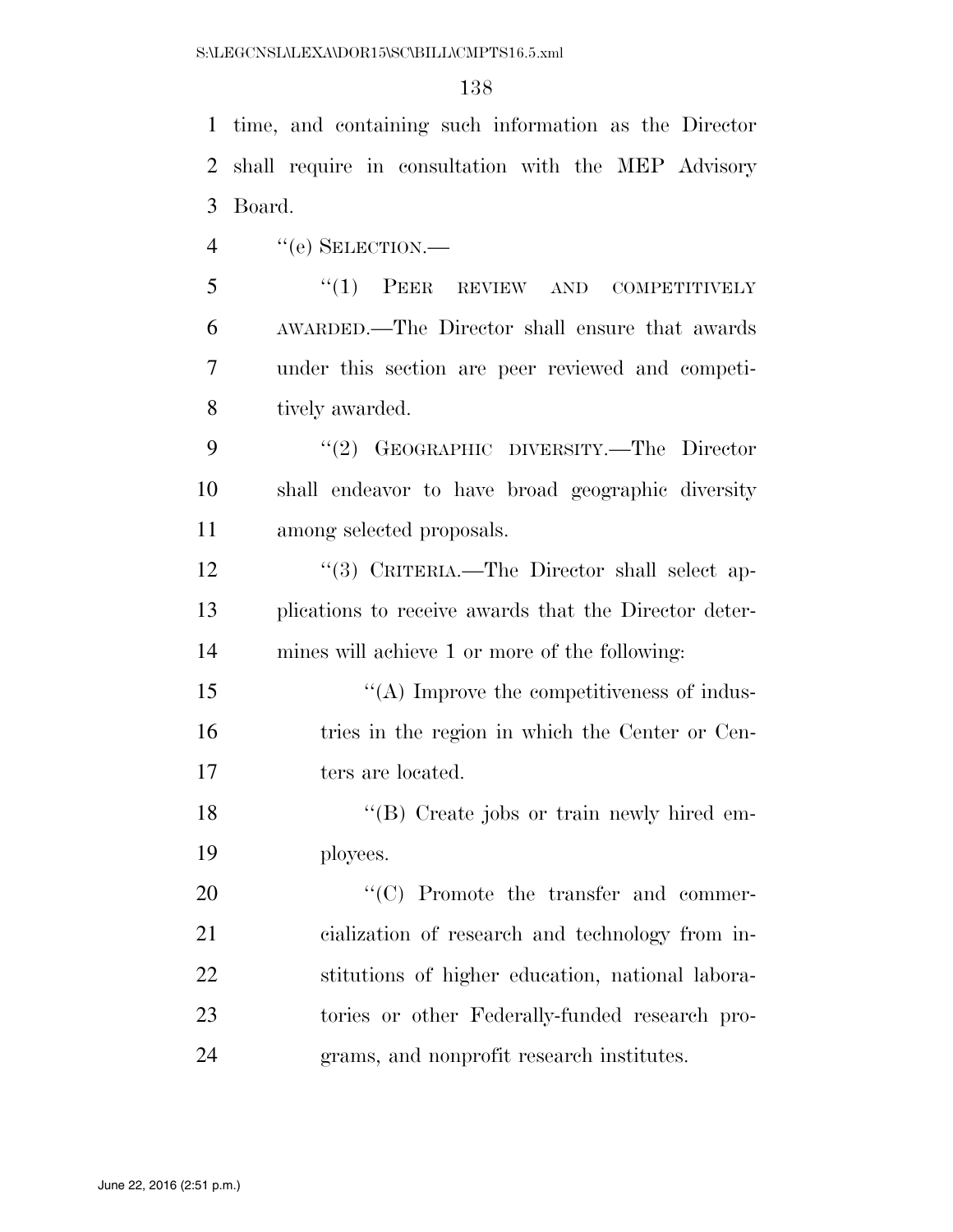time, and containing such information as the Director shall require in consultation with the MEP Advisory Board.

''(e) SELECTION.—

''(1) PEER REVIEW AND COMPETITIVELY AWARDED.—The Director shall ensure that awards under this section are peer reviewed and competitively awarded.

''(2) GEOGRAPHIC DIVERSITY.—The Director shall endeavor to have broad geographic diversity among selected proposals.

''(3) CRITERIA.—The Director shall select applications to receive awards that the Director determines will achieve 1 or more of the following:

''(A) Improve the competitiveness of industries in the region in which the Center or Centers are located.

''(B) Create jobs or train newly hired employees.

''(C) Promote the transfer and commercialization of research and technology from institutions of higher education, national laboratories or other Federally-funded research programs, and nonprofit research institutes.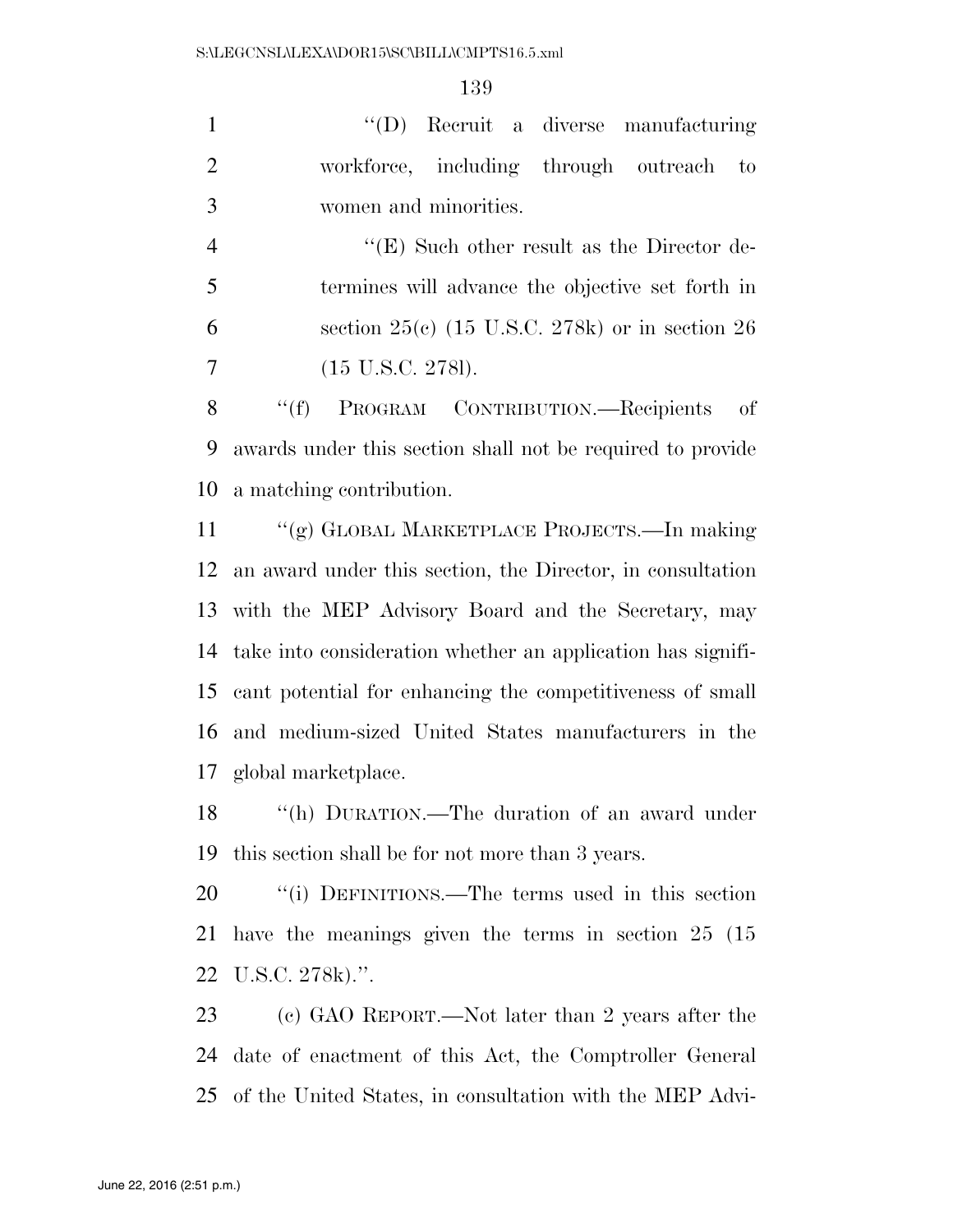"(D) Recruit a diverse manufacturing workforce, including through outreach to women and minorities.

"(E) Such other result as the Director determines will advance the objective set forth in section 25(c) (15 U.S.C. 278k) or in section 26 (15 U.S.C. 278l).

"(f) PROGRAM CONTRIBUTION.—Recipients of awards under this section shall not be required to provide a matching contribution.

"(g) GLOBAL MARKETPLACE PROJECTS.—In making an award under this section, the Director, in consultation with the MEP Advisory Board and the Secretary, may take into consideration whether an application has significant potential for enhancing the competitiveness of small and medium-sized United States manufacturers in the global marketplace.

"(h) DURATION.—The duration of an award under this section shall be for not more than 3 years.

"(i) DEFINITIONS.—The terms used in this section have the meanings given the terms in section 25 (15 U.S.C. 278k).".

(c) GAO REPORT.—Not later than 2 years after the date of enactment of this Act, the Comptroller General of the United States, in consultation with the MEP Advi-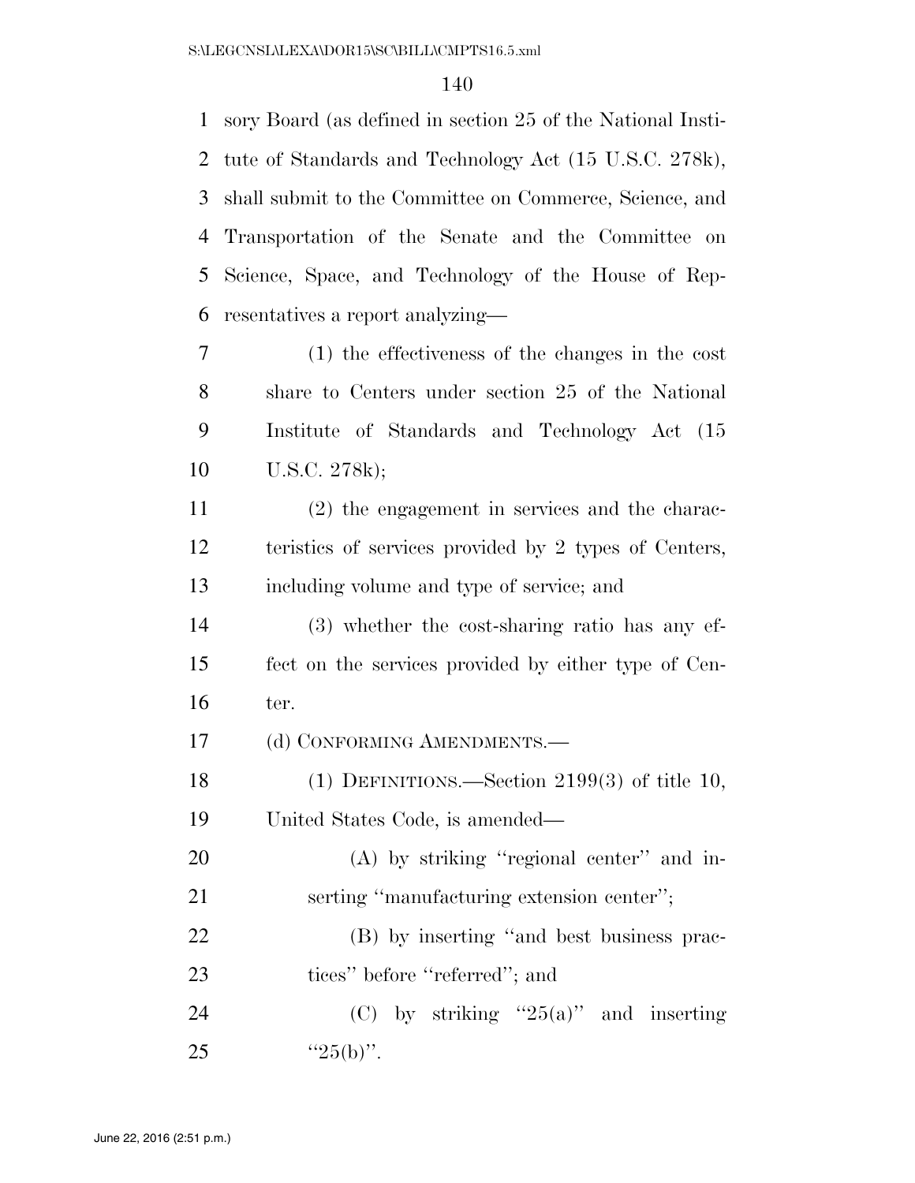sory Board (as defined in section 25 of the National Institute of Standards and Technology Act (15 U.S.C. 278k), shall submit to the Committee on Commerce, Science, and Transportation of the Senate and the Committee on Science, Space, and Technology of the House of Representatives a report analyzing—

(1) the effectiveness of the changes in the cost share to Centers under section 25 of the National Institute of Standards and Technology Act (15 U.S.C. 278k);

(2) the engagement in services and the characteristics of services provided by 2 types of Centers, including volume and type of service; and

(3) whether the cost-sharing ratio has any effect on the services provided by either type of Center.

(d) CONFORMING AMENDMENTS.—

(1) DEFINITIONS.—Section 2199(3) of title 10, United States Code, is amended—

(A) by striking ''regional center'' and inserting ''manufacturing extension center'';

(B) by inserting ''and best business practices'' before ''referred''; and

(C) by striking ''25(a)'' and inserting ''25(b)''.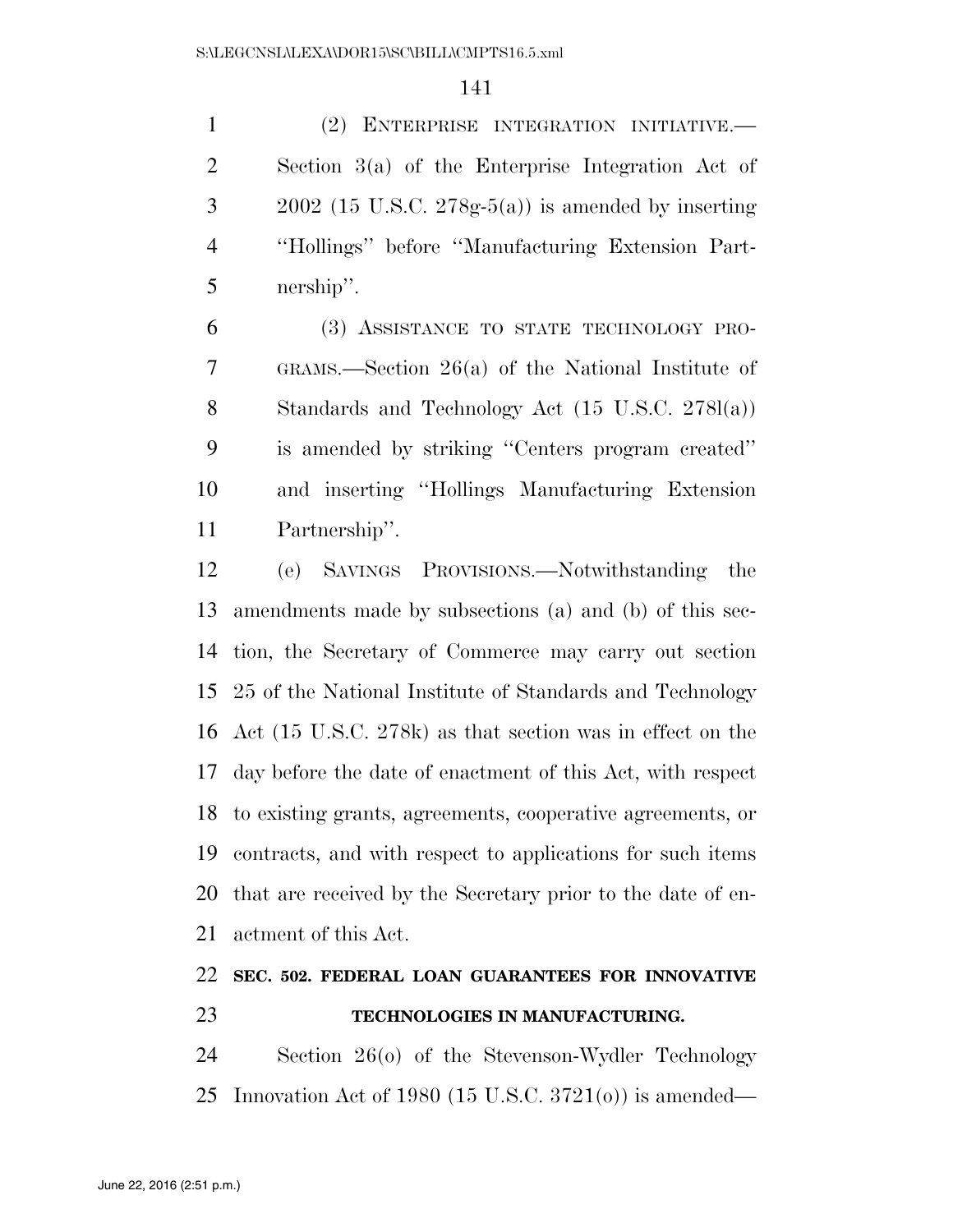(2) ENTERPRISE INTEGRATION INITIATIVE.—Section 3(a) of the Enterprise Integration Act of 2002 (15 U.S.C. 278g-5(a)) is amended by inserting "Hollings" before "Manufacturing Extension Partnership".

(3) ASSISTANCE TO STATE TECHNOLOGY PROGRAMS.—Section 26(a) of the National Institute of Standards and Technology Act (15 U.S.C. 278l(a)) is amended by striking "Centers program created" and inserting "Hollings Manufacturing Extension Partnership".

(e) SAVINGS PROVISIONS.—Notwithstanding the amendments made by subsections (a) and (b) of this section, the Secretary of Commerce may carry out section 25 of the National Institute of Standards and Technology Act (15 U.S.C. 278k) as that section was in effect on the day before the date of enactment of this Act, with respect to existing grants, agreements, cooperative agreements, or contracts, and with respect to applications for such items that are received by the Secretary prior to the date of enactment of this Act.

**SEC. 502. FEDERAL LOAN GUARANTEES FOR INNOVATIVE TECHNOLOGIES IN MANUFACTURING.**

Section 26(o) of the Stevenson-Wydler Technology Innovation Act of 1980 (15 U.S.C. 3721(o)) is amended—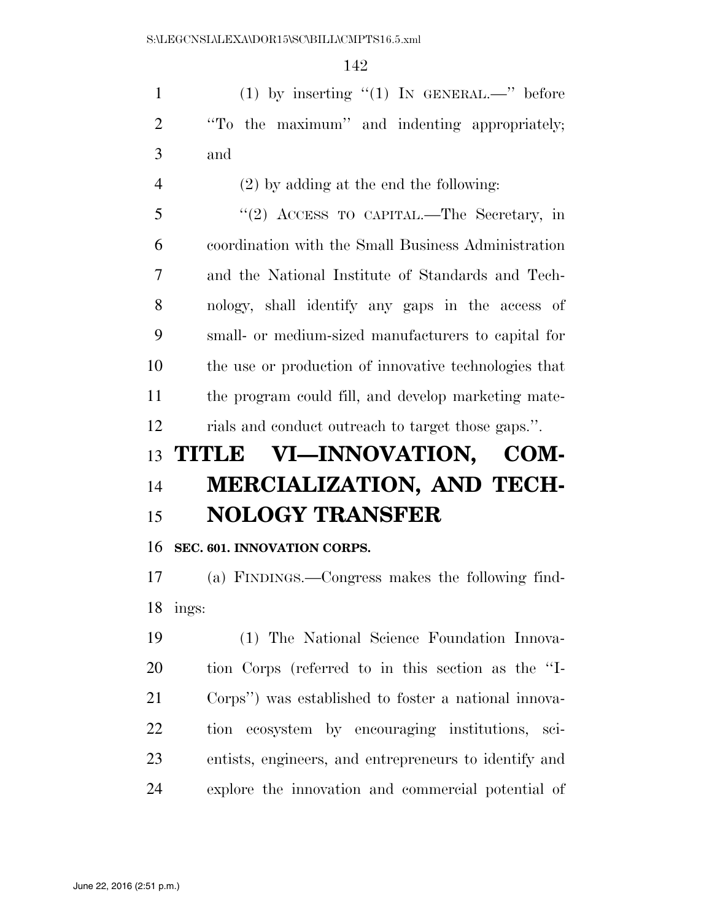(1) by inserting "(1) IN GENERAL.—" before "To the maximum" and indenting appropriately; and

(2) by adding at the end the following:

"(2) ACCESS TO CAPITAL.—The Secretary, in coordination with the Small Business Administration and the National Institute of Standards and Technology, shall identify any gaps in the access of small- or medium-sized manufacturers to capital for the use or production of innovative technologies that the program could fill, and develop marketing materials and conduct outreach to target those gaps.".

# TITLE VI—INNOVATION, COMMERCIALIZATION, AND TECHNOLOGY TRANSFER

**SEC. 601. INNOVATION CORPS.**

(a) FINDINGS.—Congress makes the following findings:

(1) The National Science Foundation Innovation Corps (referred to in this section as the "I-Corps") was established to foster a national innovation ecosystem by encouraging institutions, scientists, engineers, and entrepreneurs to identify and explore the innovation and commercial potential of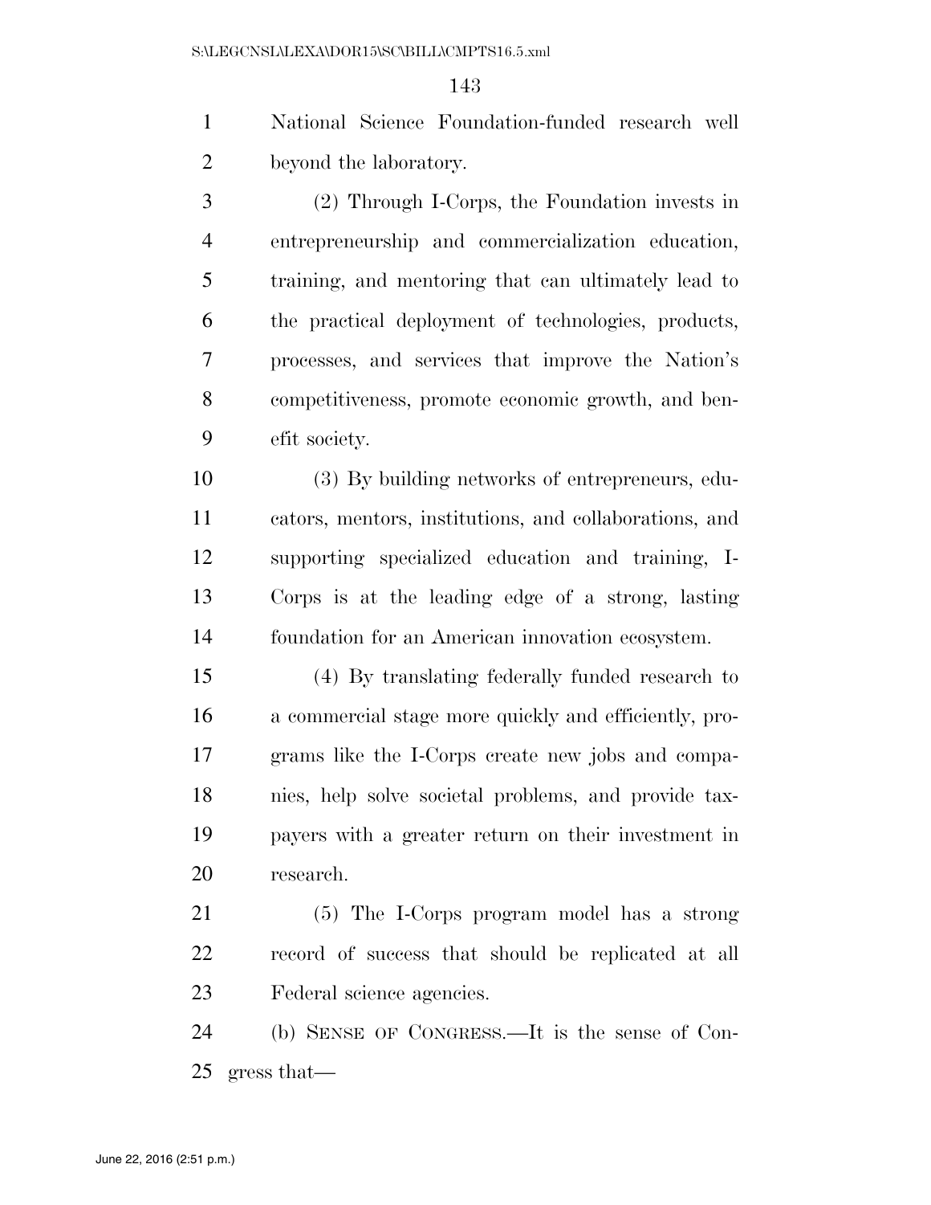National Science Foundation-funded research well beyond the laboratory.

(2) Through I-Corps, the Foundation invests in entrepreneurship and commercialization education, training, and mentoring that can ultimately lead to the practical deployment of technologies, products, processes, and services that improve the Nation's competitiveness, promote economic growth, and benefit society.

(3) By building networks of entrepreneurs, educators, mentors, institutions, and collaborations, and supporting specialized education and training, I-Corps is at the leading edge of a strong, lasting foundation for an American innovation ecosystem.

(4) By translating federally funded research to a commercial stage more quickly and efficiently, programs like the I-Corps create new jobs and companies, help solve societal problems, and provide taxpayers with a greater return on their investment in research.

(5) The I-Corps program model has a strong record of success that should be replicated at all Federal science agencies.

(b) SENSE OF CONGRESS.—It is the sense of Congress that—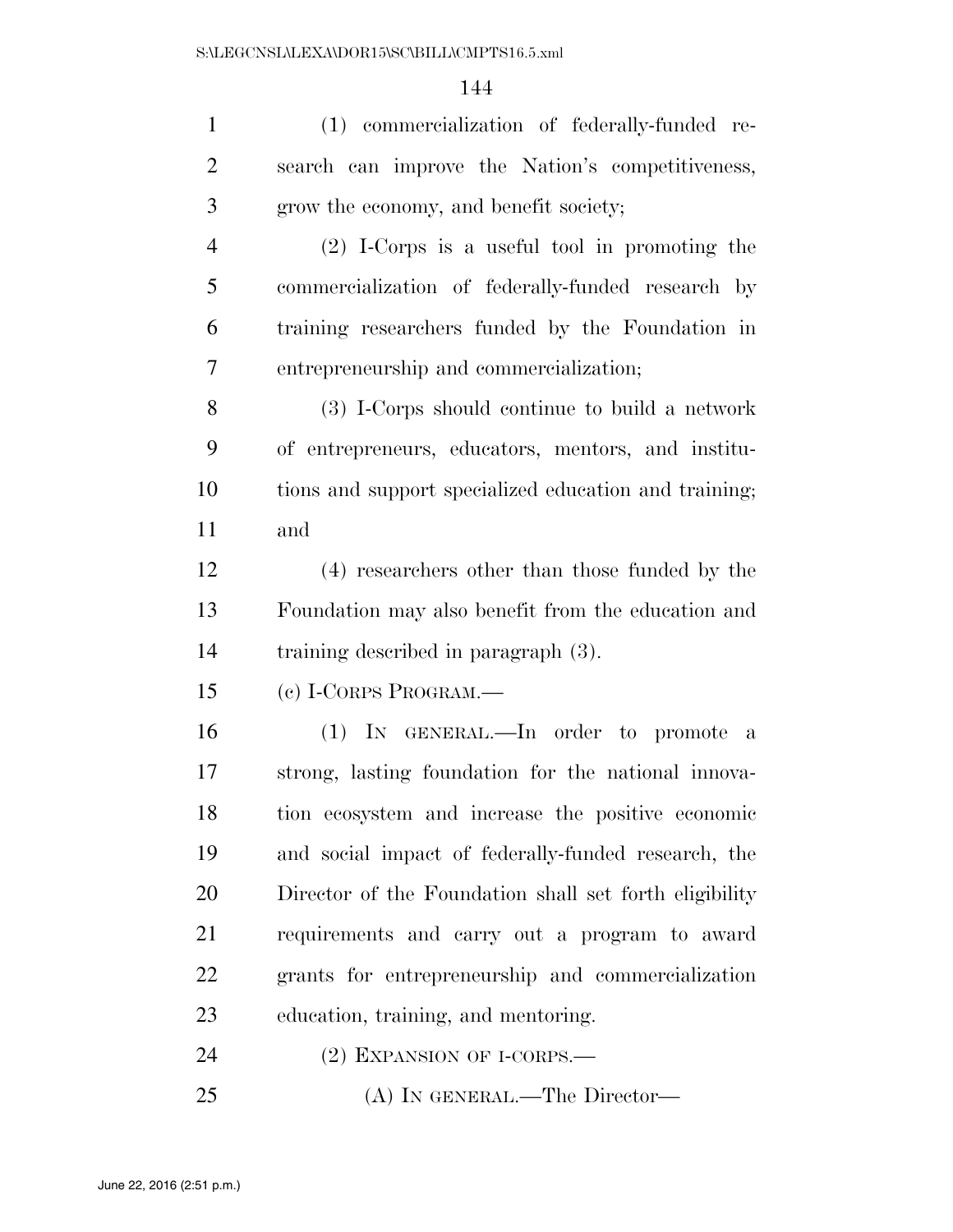(1) commercialization of federally-funded research can improve the Nation's competitiveness, grow the economy, and benefit society;

(2) I-Corps is a useful tool in promoting the commercialization of federally-funded research by training researchers funded by the Foundation in entrepreneurship and commercialization;

(3) I-Corps should continue to build a network of entrepreneurs, educators, mentors, and institutions and support specialized education and training; and

(4) researchers other than those funded by the Foundation may also benefit from the education and training described in paragraph (3).

(c) I-CORPS PROGRAM.—

(1) IN GENERAL.—In order to promote a strong, lasting foundation for the national innovation ecosystem and increase the positive economic and social impact of federally-funded research, the Director of the Foundation shall set forth eligibility requirements and carry out a program to award grants for entrepreneurship and commercialization education, training, and mentoring.

(2) EXPANSION OF I-CORPS.—

(A) IN GENERAL.—The Director—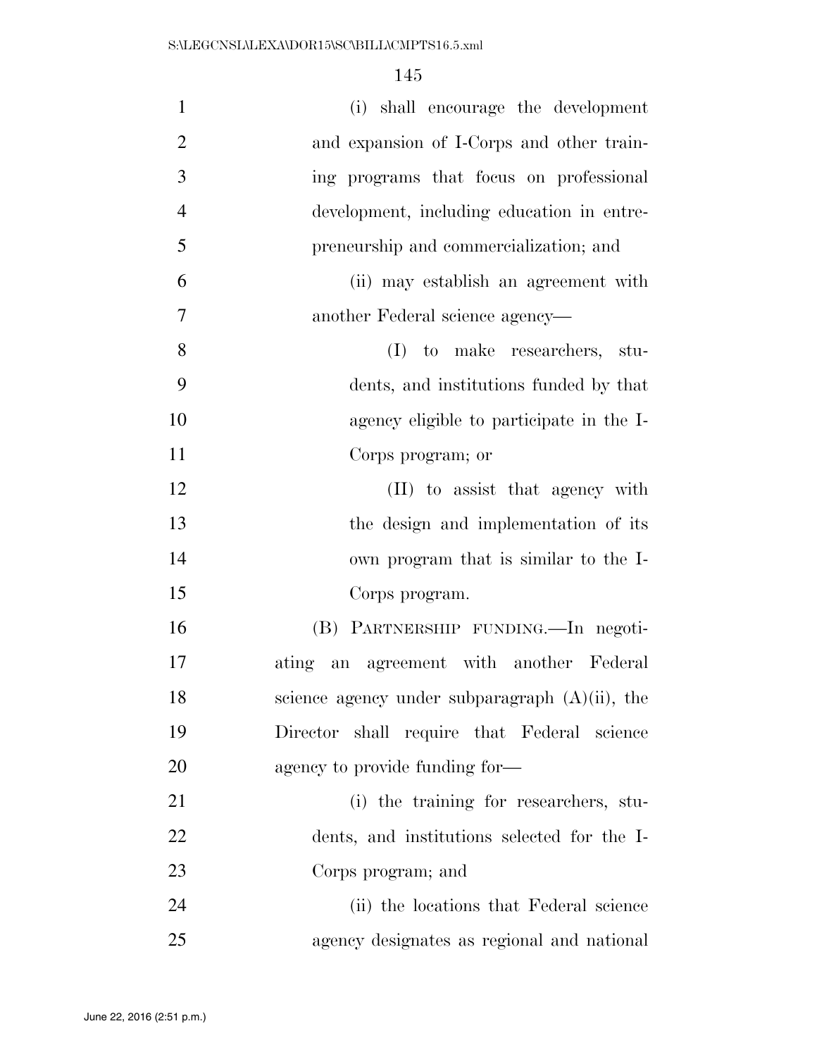(i) shall encourage the development and expansion of I-Corps and other training programs that focus on professional development, including education in entrepreneurship and commercialization; and

(ii) may establish an agreement with another Federal science agency—

(I) to make researchers, students, and institutions funded by that agency eligible to participate in the I-Corps program; or

(II) to assist that agency with the design and implementation of its own program that is similar to the I-Corps program.

(B) PARTNERSHIP FUNDING.—In negotiating an agreement with another Federal science agency under subparagraph (A)(ii), the Director shall require that Federal science agency to provide funding for—

(i) the training for researchers, students, and institutions selected for the I-Corps program; and

(ii) the locations that Federal science agency designates as regional and national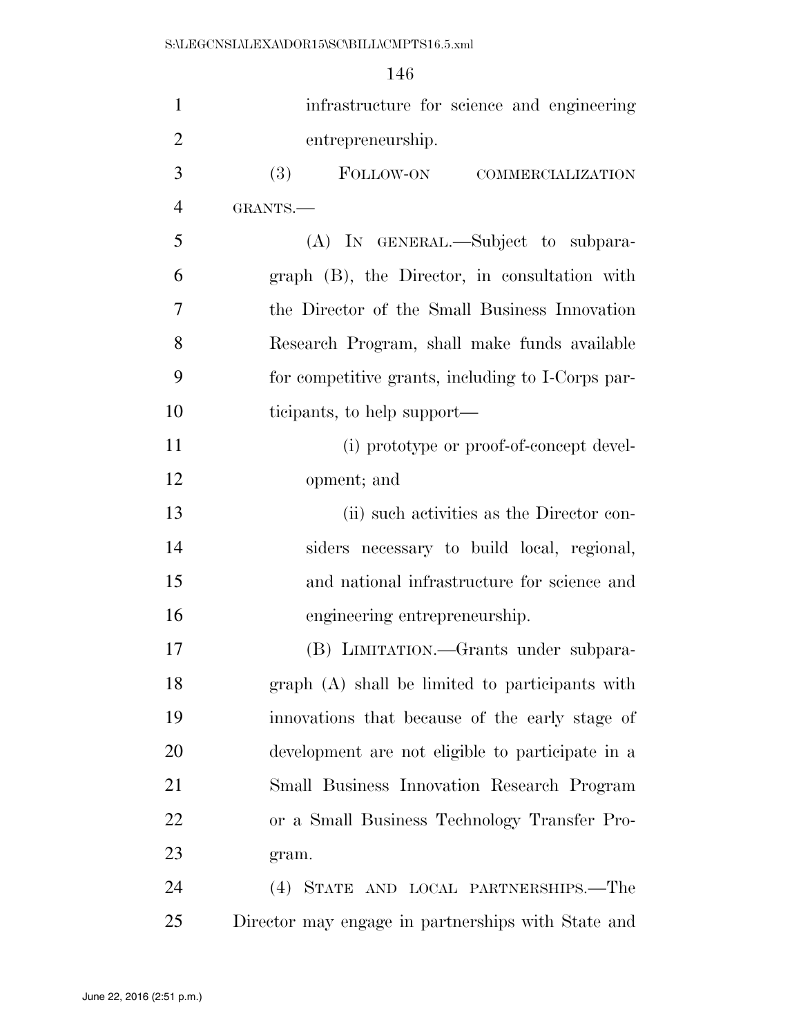infrastructure for science and engineering entrepreneurship.

(3) FOLLOW-ON COMMERCIALIZATION GRANTS.—

(A) IN GENERAL.—Subject to subparagraph (B), the Director, in consultation with the Director of the Small Business Innovation Research Program, shall make funds available for competitive grants, including to I-Corps participants, to help support—

(i) prototype or proof-of-concept development; and

(ii) such activities as the Director considers necessary to build local, regional, and national infrastructure for science and engineering entrepreneurship.

(B) LIMITATION.—Grants under subparagraph (A) shall be limited to participants with innovations that because of the early stage of development are not eligible to participate in a Small Business Innovation Research Program or a Small Business Technology Transfer Program.

(4) STATE AND LOCAL PARTNERSHIPS.—The Director may engage in partnerships with State and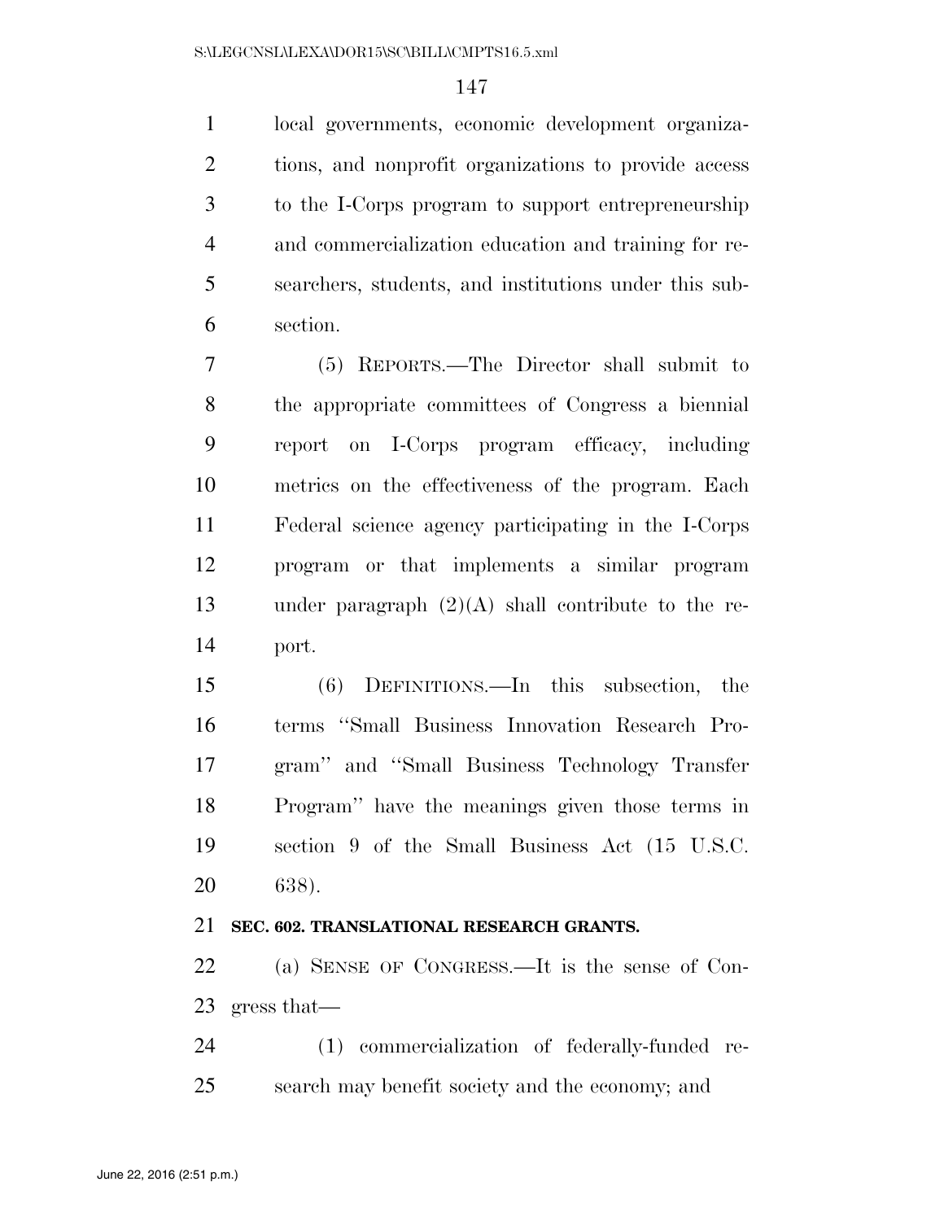local governments, economic development organizations, and nonprofit organizations to provide access to the I-Corps program to support entrepreneurship and commercialization education and training for researchers, students, and institutions under this subsection.

(5) REPORTS.—The Director shall submit to the appropriate committees of Congress a biennial report on I-Corps program efficacy, including metrics on the effectiveness of the program. Each Federal science agency participating in the I-Corps program or that implements a similar program under paragraph (2)(A) shall contribute to the report.

(6) DEFINITIONS.—In this subsection, the terms ''Small Business Innovation Research Program'' and ''Small Business Technology Transfer Program'' have the meanings given those terms in section 9 of the Small Business Act (15 U.S.C. 638).

**SEC. 602. TRANSLATIONAL RESEARCH GRANTS.**

(a) SENSE OF CONGRESS.—It is the sense of Congress that—

(1) commercialization of federally-funded research may benefit society and the economy; and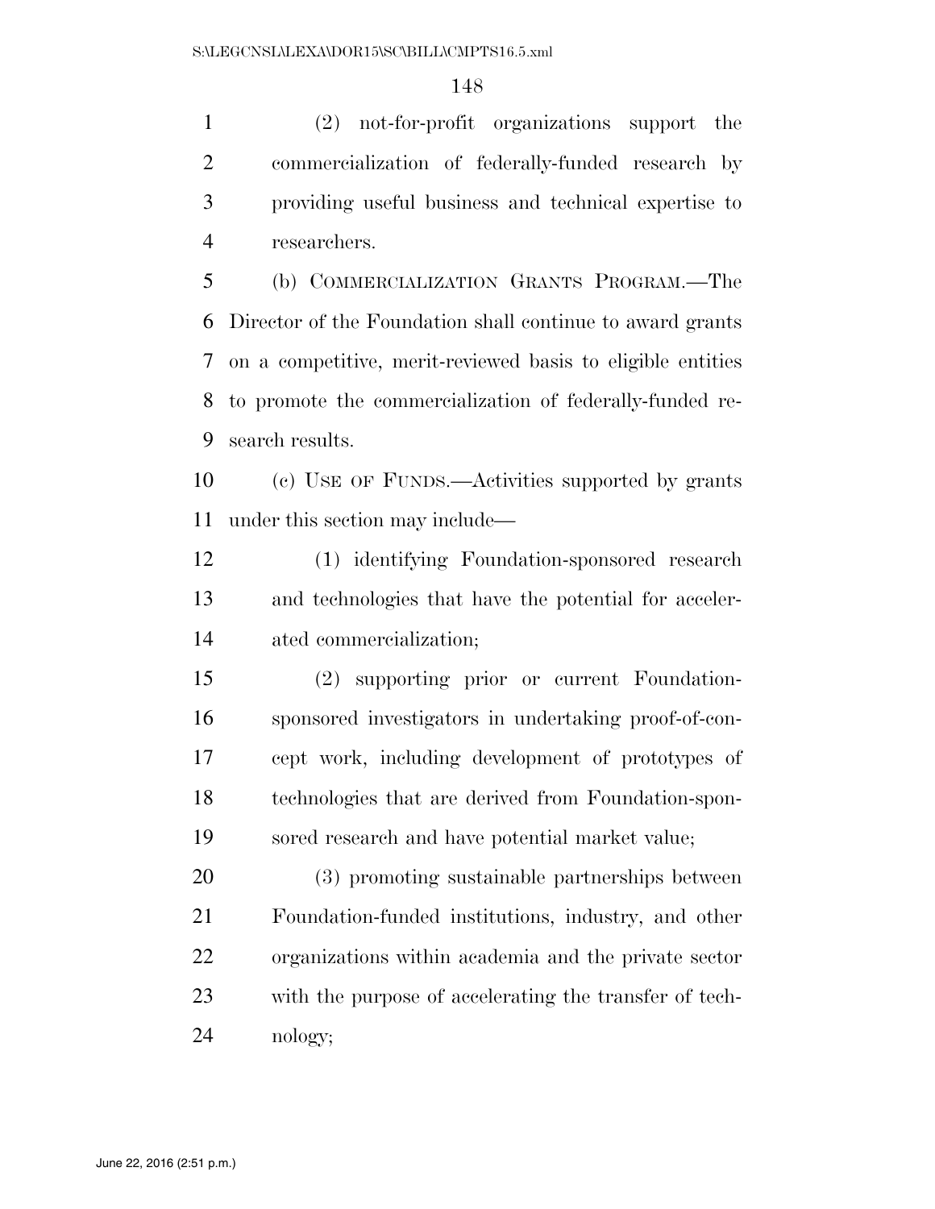(2) not-for-profit organizations support the commercialization of federally-funded research by providing useful business and technical expertise to researchers.

(b) COMMERCIALIZATION GRANTS PROGRAM.—The Director of the Foundation shall continue to award grants on a competitive, merit-reviewed basis to eligible entities to promote the commercialization of federally-funded research results.

(c) USE OF FUNDS.—Activities supported by grants under this section may include—

(1) identifying Foundation-sponsored research and technologies that have the potential for accelerated commercialization;

(2) supporting prior or current Foundation-sponsored investigators in undertaking proof-of-concept work, including development of prototypes of technologies that are derived from Foundation-sponsored research and have potential market value;

(3) promoting sustainable partnerships between Foundation-funded institutions, industry, and other organizations within academia and the private sector with the purpose of accelerating the transfer of technology;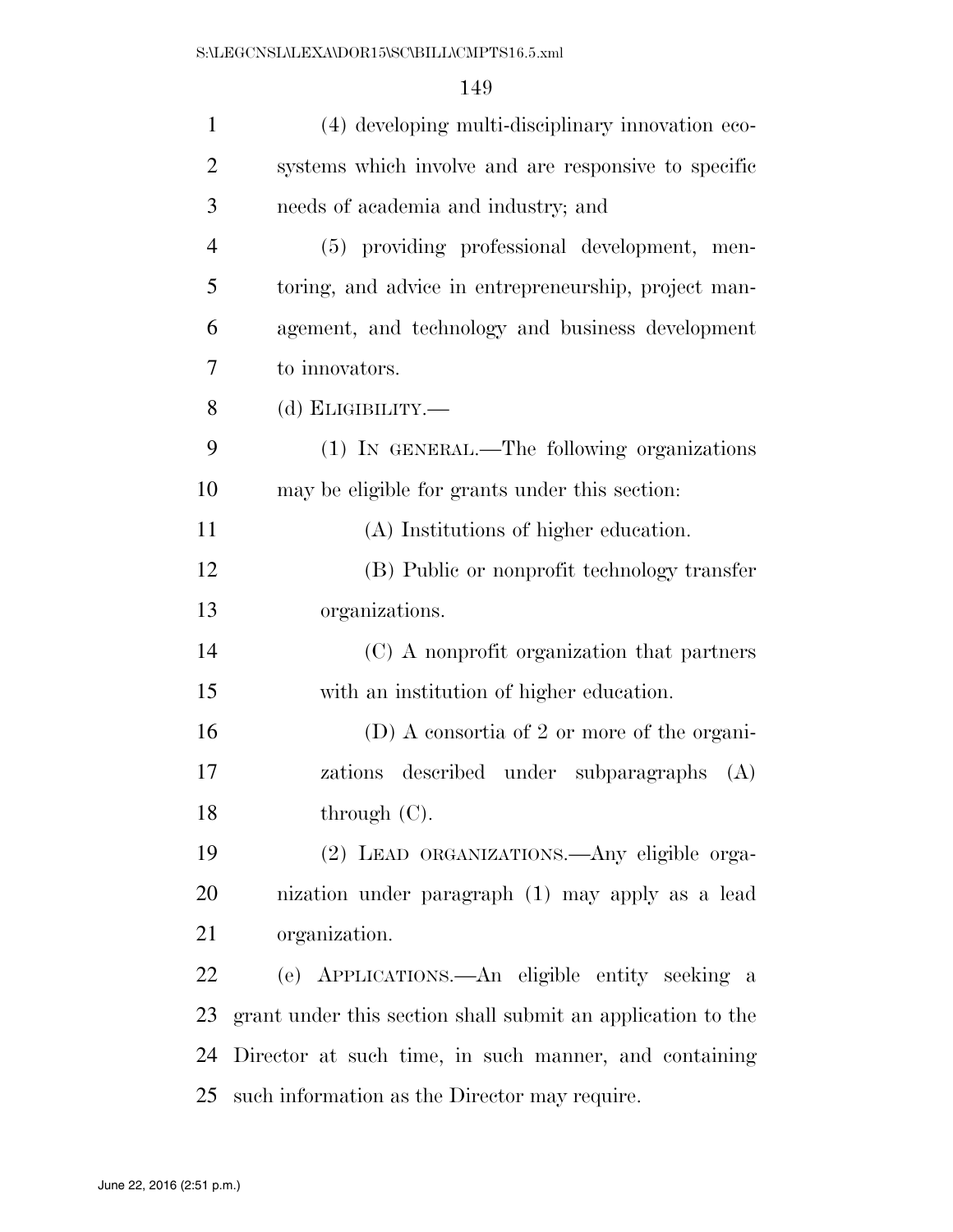(4) developing multi-disciplinary innovation ecosystems which involve and are responsive to specific needs of academia and industry; and

(5) providing professional development, mentoring, and advice in entrepreneurship, project management, and technology and business development to innovators.

(d) ELIGIBILITY.—

(1) IN GENERAL.—The following organizations may be eligible for grants under this section:

(A) Institutions of higher education.

(B) Public or nonprofit technology transfer organizations.

(C) A nonprofit organization that partners with an institution of higher education.

(D) A consortia of 2 or more of the organizations described under subparagraphs (A) through (C).

(2) LEAD ORGANIZATIONS.—Any eligible organization under paragraph (1) may apply as a lead organization.

(e) APPLICATIONS.—An eligible entity seeking a grant under this section shall submit an application to the Director at such time, in such manner, and containing such information as the Director may require.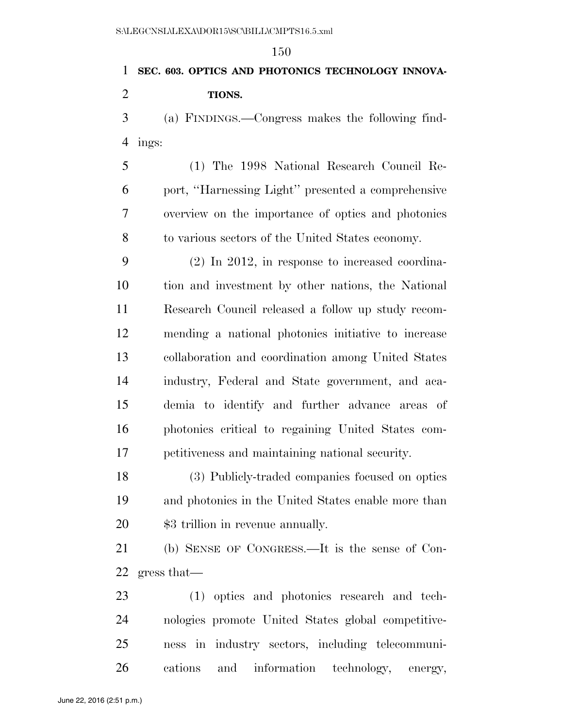**SEC. 603. OPTICS AND PHOTONICS TECHNOLOGY INNOVATIONS.**

(a) FINDINGS.—Congress makes the following findings:

(1) The 1998 National Research Council Report, "Harnessing Light" presented a comprehensive overview on the importance of optics and photonics to various sectors of the United States economy.

(2) In 2012, in response to increased coordination and investment by other nations, the National Research Council released a follow up study recommending a national photonics initiative to increase collaboration and coordination among United States industry, Federal and State government, and academia to identify and further advance areas of photonics critical to regaining United States competitiveness and maintaining national security.

(3) Publicly-traded companies focused on optics and photonics in the United States enable more than $3 trillion in revenue annually.

(b) SENSE OF CONGRESS.—It is the sense of Congress that—

(1) optics and photonics research and technologies promote United States global competitiveness in industry sectors, including telecommunications and information technology, energy,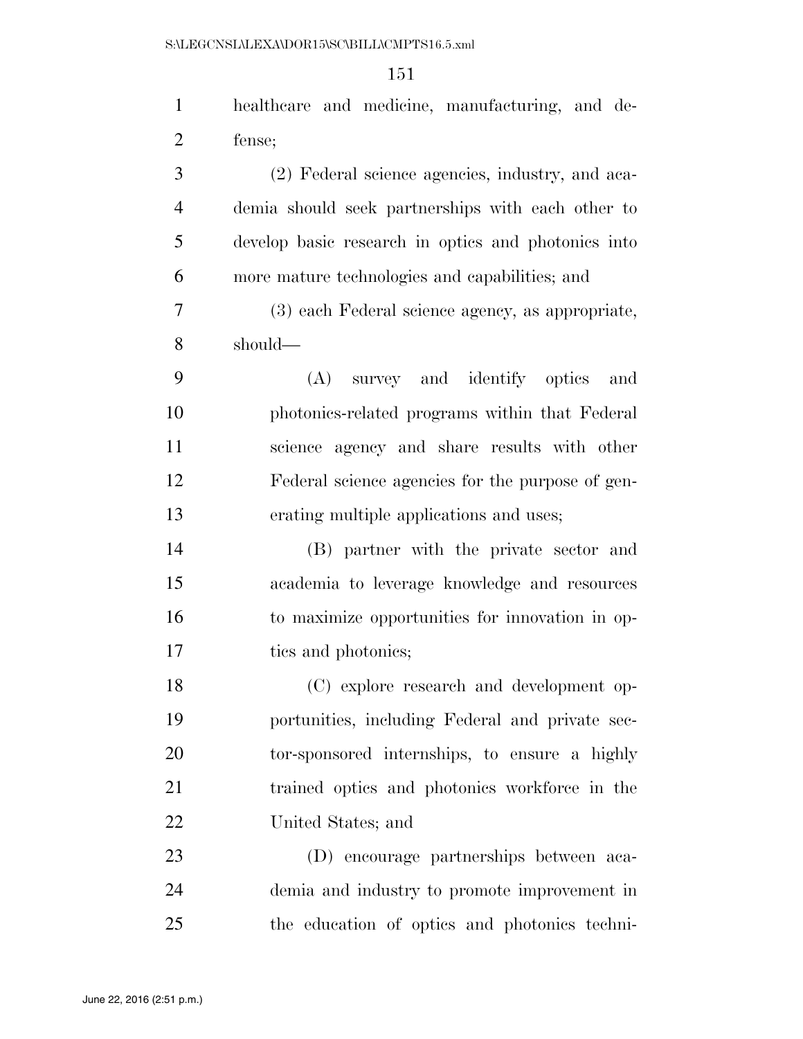healthcare and medicine, manufacturing, and defense;

(2) Federal science agencies, industry, and academia should seek partnerships with each other to develop basic research in optics and photonics into more mature technologies and capabilities; and

(3) each Federal science agency, as appropriate, should—

(A) survey and identify optics and photonics-related programs within that Federal science agency and share results with other Federal science agencies for the purpose of generating multiple applications and uses;

(B) partner with the private sector and academia to leverage knowledge and resources to maximize opportunities for innovation in optics and photonics;

(C) explore research and development opportunities, including Federal and private sector-sponsored internships, to ensure a highly trained optics and photonics workforce in the United States; and

(D) encourage partnerships between academia and industry to promote improvement in the education of optics and photonics techni-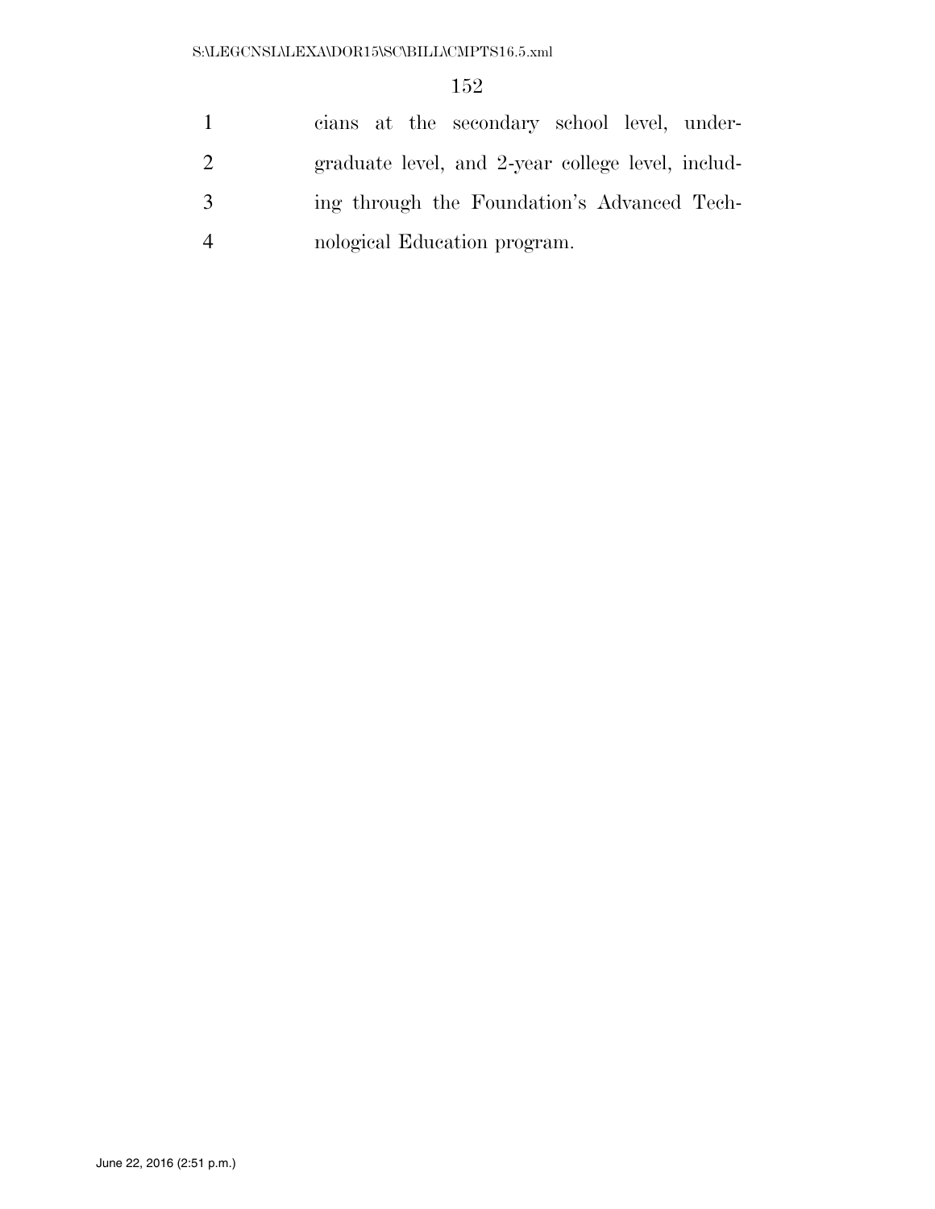cians at the secondary school level, undergraduate level, and 2-year college level, including through the Foundation's Advanced Technological Education program.